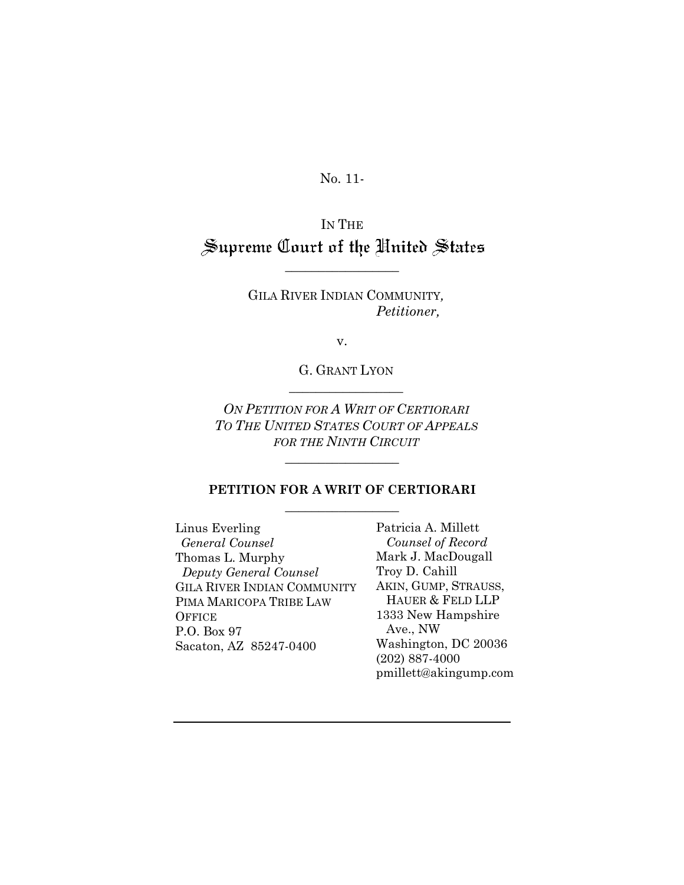No. 11-

IN THE
# Supreme Court of the United States

---

GILA RIVER INDIAN COMMUNITY,
*Petitioner,*

v.

G. GRANT LYON

---

*ON PETITION FOR A WRIT OF CERTIORARI TO THE UNITED STATES COURT OF APPEALS FOR THE NINTH CIRCUIT*

---

**PETITION FOR A WRIT OF CERTIORARI**

---

Linus Everling
*General Counsel*
Thomas L. Murphy
*Deputy General Counsel*
GILA RIVER INDIAN COMMUNITY
PIMA MARICOPA TRIBE LAW OFFICE
P.O. Box 97
Sacaton, AZ 85247-0400

Patricia A. Millett
*Counsel of Record*
Mark J. MacDougall
Troy D. Cahill
AKIN, GUMP, STRAUSS, HAUER & FELD LLP
1333 New Hampshire Ave., NW
Washington, DC 20036
(202) 887-4000
pmillett@akingump.com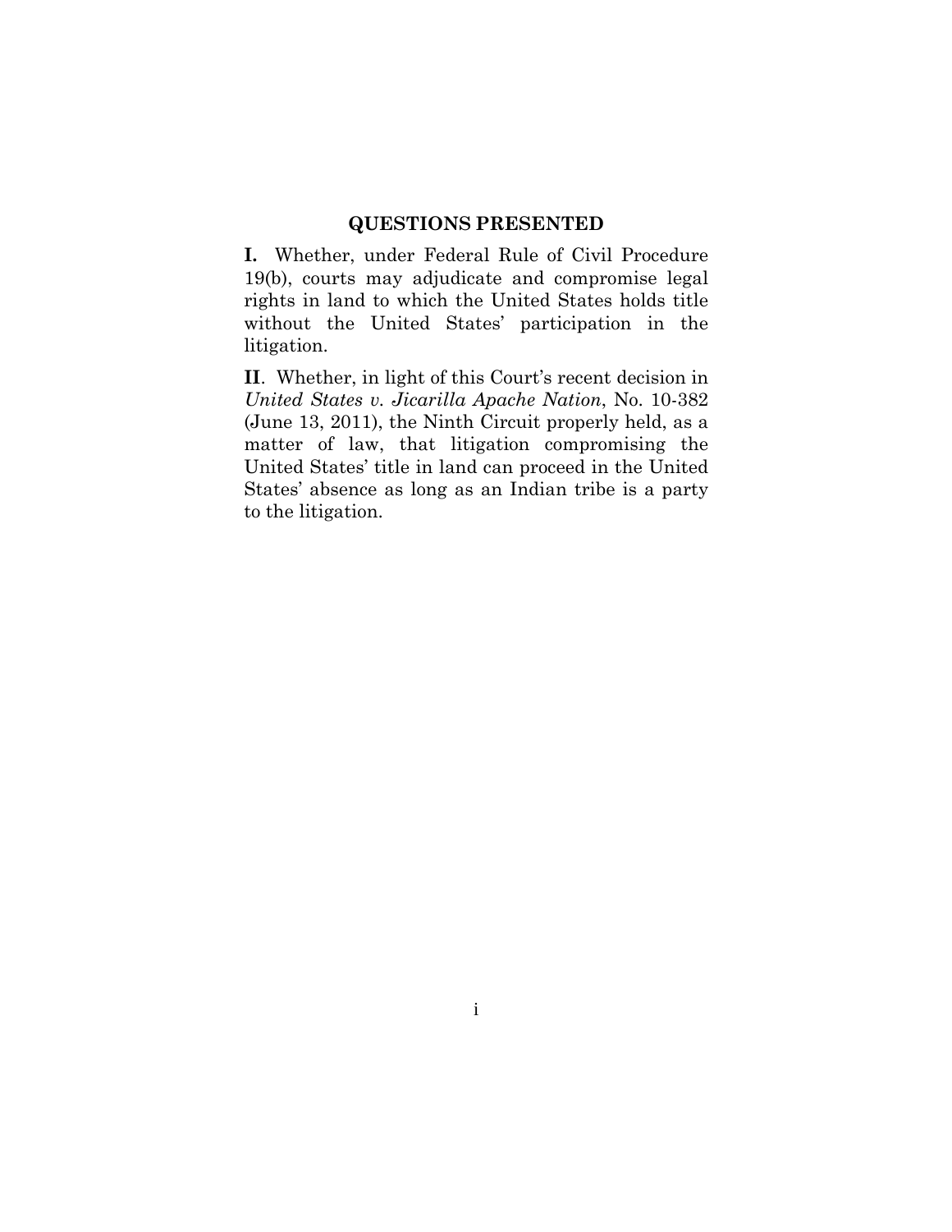## QUESTIONS PRESENTED

**I.** Whether, under Federal Rule of Civil Procedure 19(b), courts may adjudicate and compromise legal rights in land to which the United States holds title without the United States' participation in the litigation.

**II**. Whether, in light of this Court's recent decision in *United States v. Jicarilla Apache Nation*, No. 10-382 (June 13, 2011), the Ninth Circuit properly held, as a matter of law, that litigation compromising the United States' title in land can proceed in the United States' absence as long as an Indian tribe is a party to the litigation.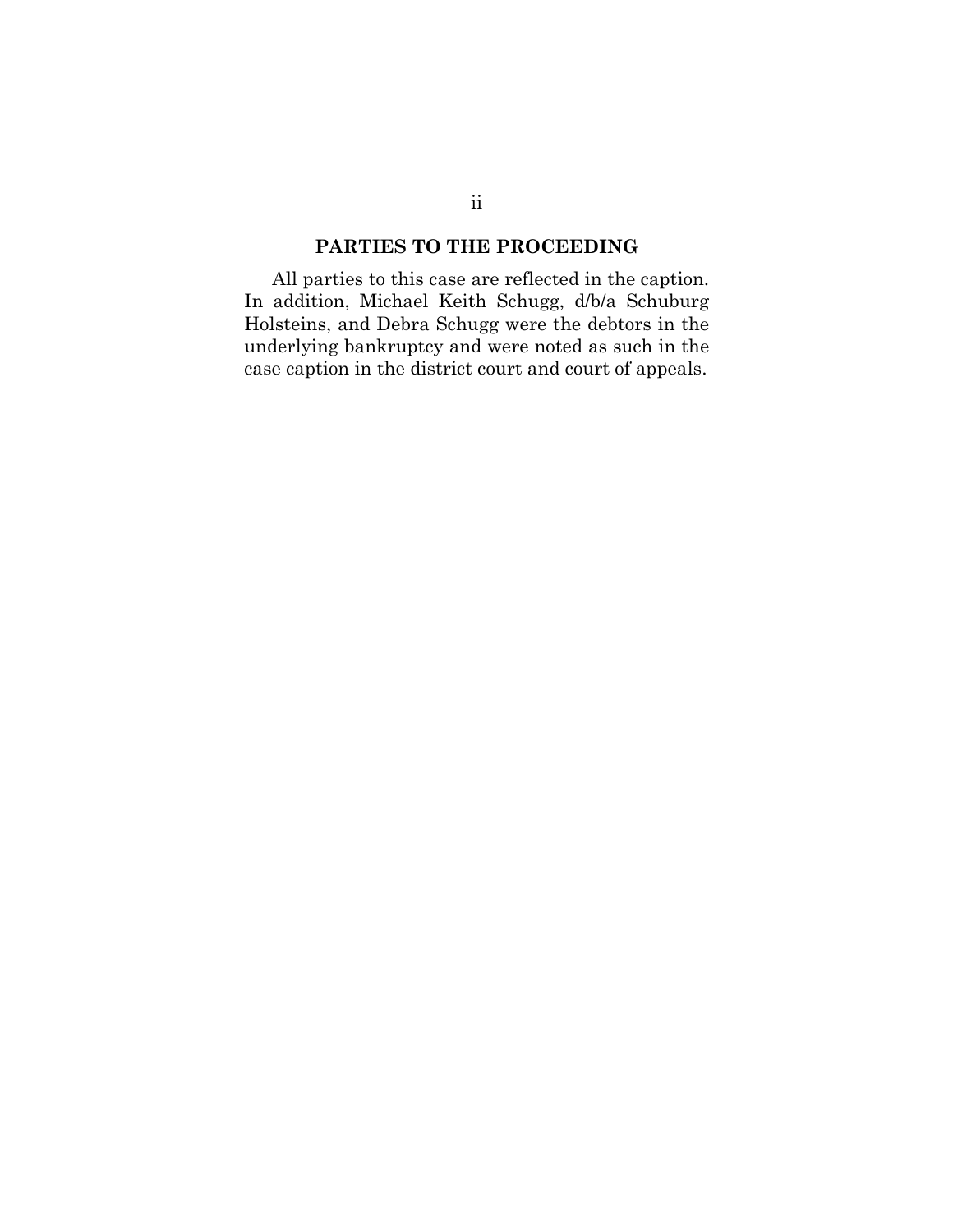## PARTIES TO THE PROCEEDING

All parties to this case are reflected in the caption. In addition, Michael Keith Schugg, d/b/a Schuburg Holsteins, and Debra Schugg were the debtors in the underlying bankruptcy and were noted as such in the case caption in the district court and court of appeals.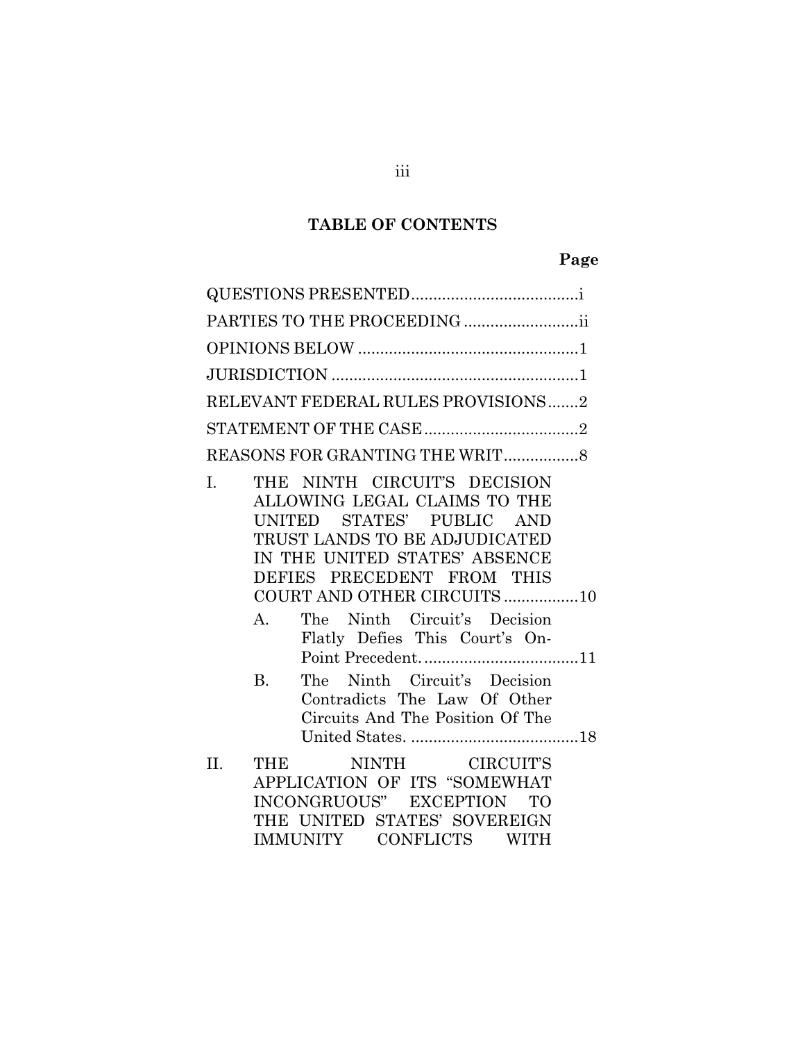## TABLE OF CONTENTS

**Page**

QUESTIONS PRESENTED......................................i

PARTIES TO THE PROCEEDING ..........................ii

OPINIONS BELOW ..................................................1

JURISDICTION ........................................................1

RELEVANT FEDERAL RULES PROVISIONS.......2

STATEMENT OF THE CASE...................................2

REASONS FOR GRANTING THE WRIT.................8

I. THE NINTH CIRCUIT'S DECISION ALLOWING LEGAL CLAIMS TO THE UNITED STATES' PUBLIC AND TRUST LANDS TO BE ADJUDICATED IN THE UNITED STATES' ABSENCE DEFIES PRECEDENT FROM THIS COURT AND OTHER CIRCUITS .................10

   A. The Ninth Circuit's Decision Flatly Defies This Court's On-Point Precedent. ...................................11

   B. The Ninth Circuit's Decision Contradicts The Law Of Other Circuits And The Position Of The United States. ......................................18

II. THE NINTH CIRCUIT'S APPLICATION OF ITS "SOMEWHAT INCONGRUOUS" EXCEPTION TO THE UNITED STATES' SOVEREIGN IMMUNITY CONFLICTS WITH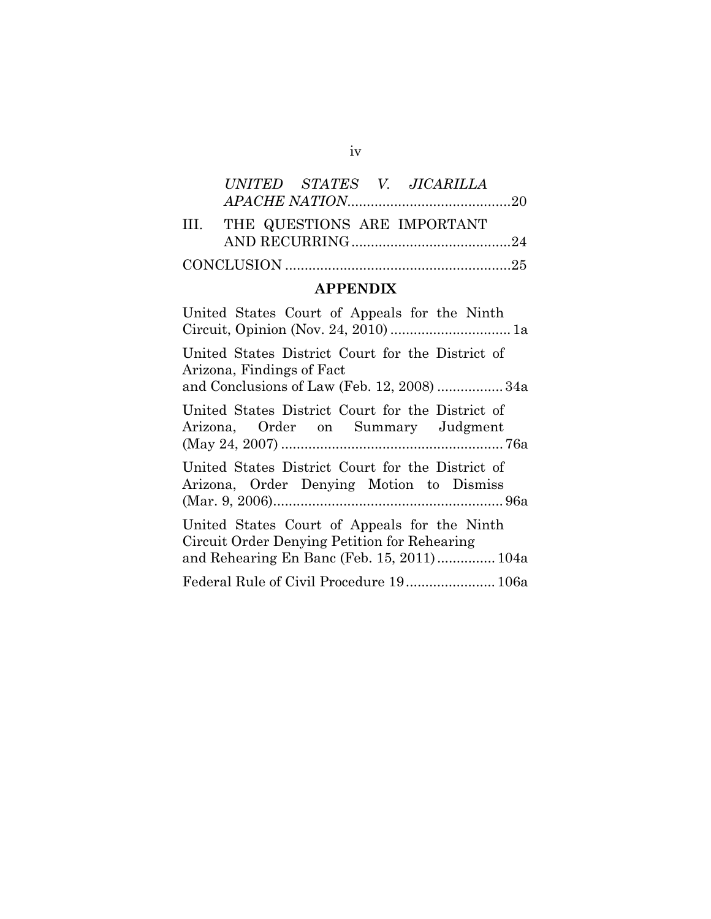*UNITED STATES V. JICARILLA APACHE NATION*..........................................20

III. THE QUESTIONS ARE IMPORTANT AND RECURRING.........................................24

CONCLUSION ..........................................................25

## APPENDIX

United States Court of Appeals for the Ninth Circuit, Opinion (Nov. 24, 2010) ............................... 1a

United States District Court for the District of Arizona, Findings of Fact and Conclusions of Law (Feb. 12, 2008) ................. 34a

United States District Court for the District of Arizona, Order on Summary Judgment (May 24, 2007) ......................................................... 76a

United States District Court for the District of Arizona, Order Denying Motion to Dismiss (Mar. 9, 2006)........................................................... 96a

United States Court of Appeals for the Ninth Circuit Order Denying Petition for Rehearing and Rehearing En Banc (Feb. 15, 2011)............... 104a

Federal Rule of Civil Procedure 19....................... 106a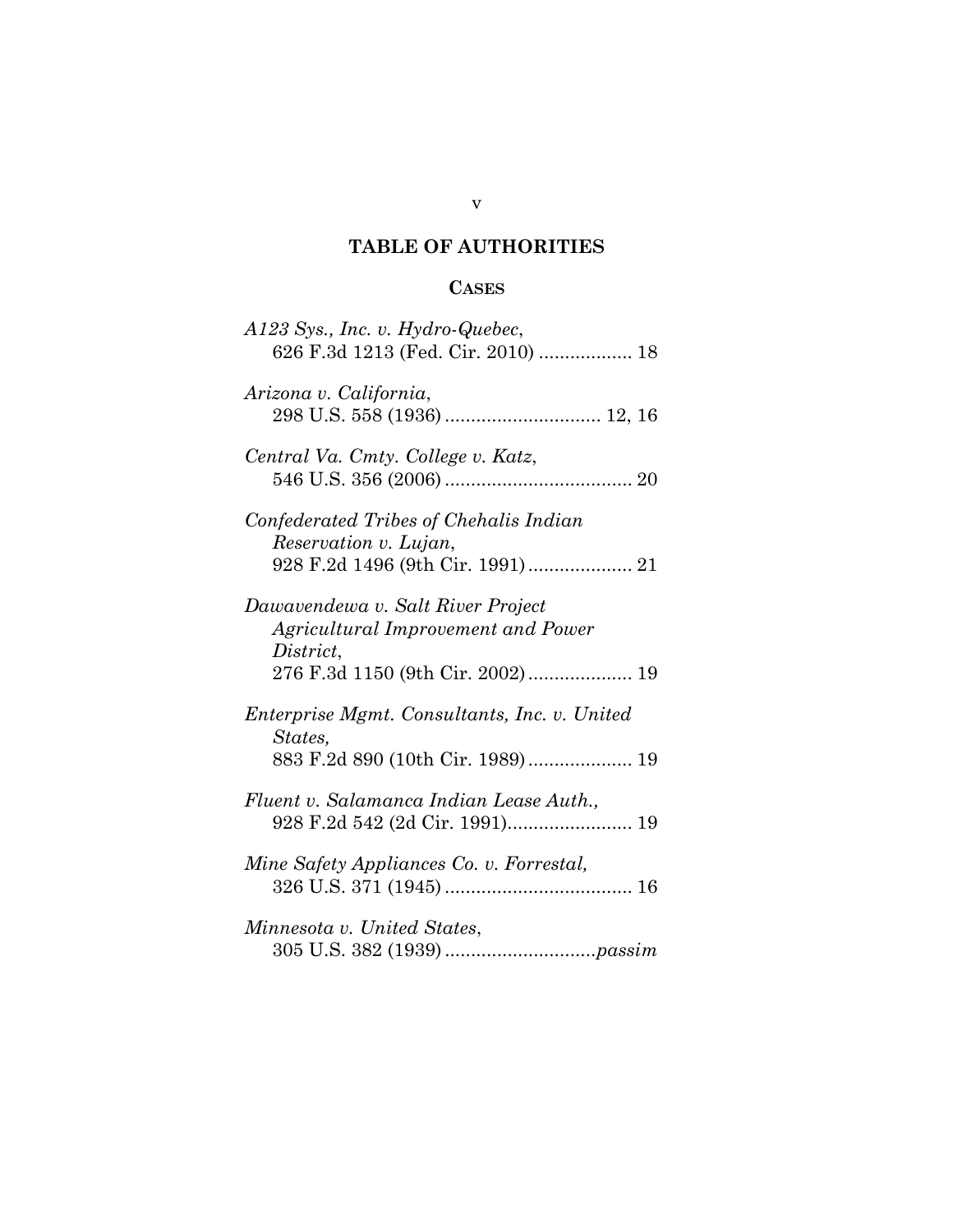# TABLE OF AUTHORITIES

## CASES

*A123 Sys., Inc. v. Hydro-Quebec*, 626 F.3d 1213 (Fed. Cir. 2010) .................. 18

*Arizona v. California*, 298 U.S. 558 (1936) .............................. 12, 16

*Central Va. Cmty. College v. Katz*, 546 U.S. 356 (2006) .................................... 20

*Confederated Tribes of Chehalis Indian Reservation v. Lujan*, 928 F.2d 1496 (9th Cir. 1991) .................... 21

*Dawavendewa v. Salt River Project Agricultural Improvement and Power District*, 276 F.3d 1150 (9th Cir. 2002) .................... 19

*Enterprise Mgmt. Consultants, Inc. v. United States*, 883 F.2d 890 (10th Cir. 1989) .................... 19

*Fluent v. Salamanca Indian Lease Auth.*, 928 F.2d 542 (2d Cir. 1991)........................ 19

*Mine Safety Appliances Co. v. Forrestal*, 326 U.S. 371 (1945) .................................... 16

*Minnesota v. United States*, 305 U.S. 382 (1939) ............................*passim*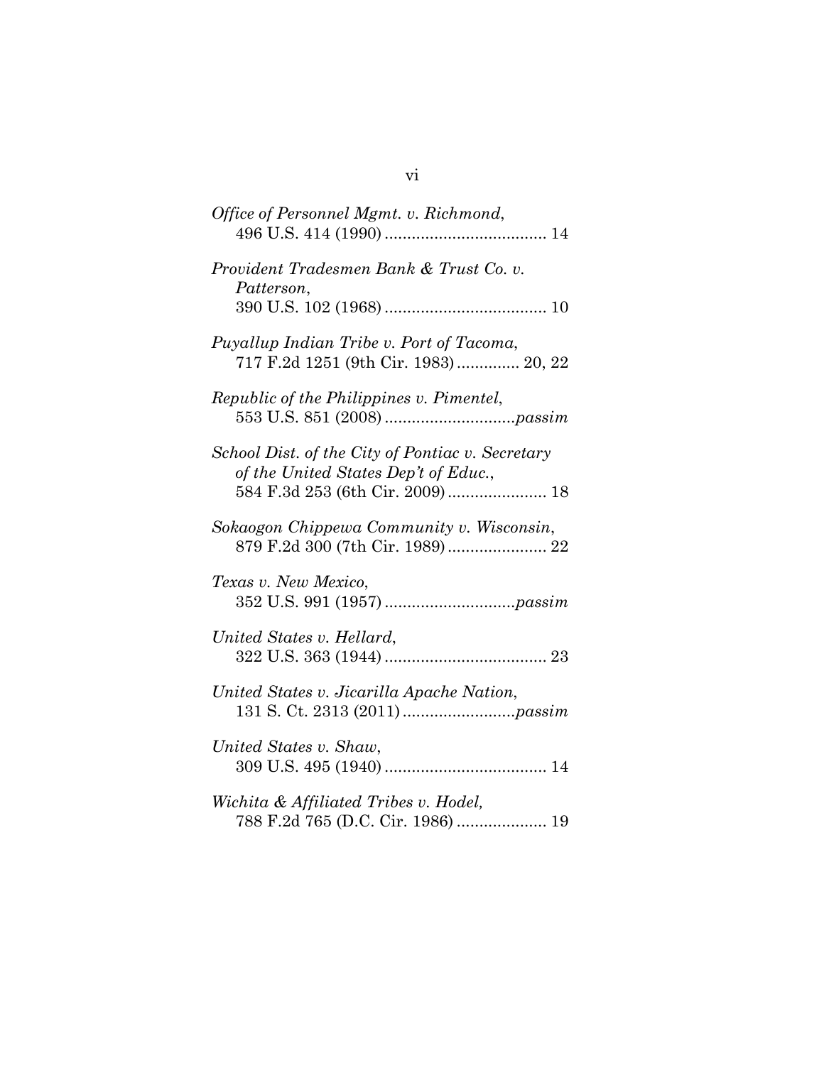*Office of Personnel Mgmt. v. Richmond*,
496 U.S. 414 (1990) .................................... 14

*Provident Tradesmen Bank & Trust Co. v. Patterson*,
390 U.S. 102 (1968) .................................... 10

*Puyallup Indian Tribe v. Port of Tacoma*,
717 F.2d 1251 (9th Cir. 1983) .............. 20, 22

*Republic of the Philippines v. Pimentel*,
553 U.S. 851 (2008) .............................*passim*

*School Dist. of the City of Pontiac v. Secretary of the United States Dep't of Educ.*,
584 F.3d 253 (6th Cir. 2009) ...................... 18

*Sokaogon Chippewa Community v. Wisconsin*,
879 F.2d 300 (7th Cir. 1989) ...................... 22

*Texas v. New Mexico*,
352 U.S. 991 (1957) .............................*passim*

*United States v. Hellard*,
322 U.S. 363 (1944) .................................... 23

*United States v. Jicarilla Apache Nation*,
131 S. Ct. 2313 (2011) .........................*passim*

*United States v. Shaw*,
309 U.S. 495 (1940) .................................... 14

*Wichita & Affiliated Tribes v. Hodel*,
788 F.2d 765 (D.C. Cir. 1986) .................... 19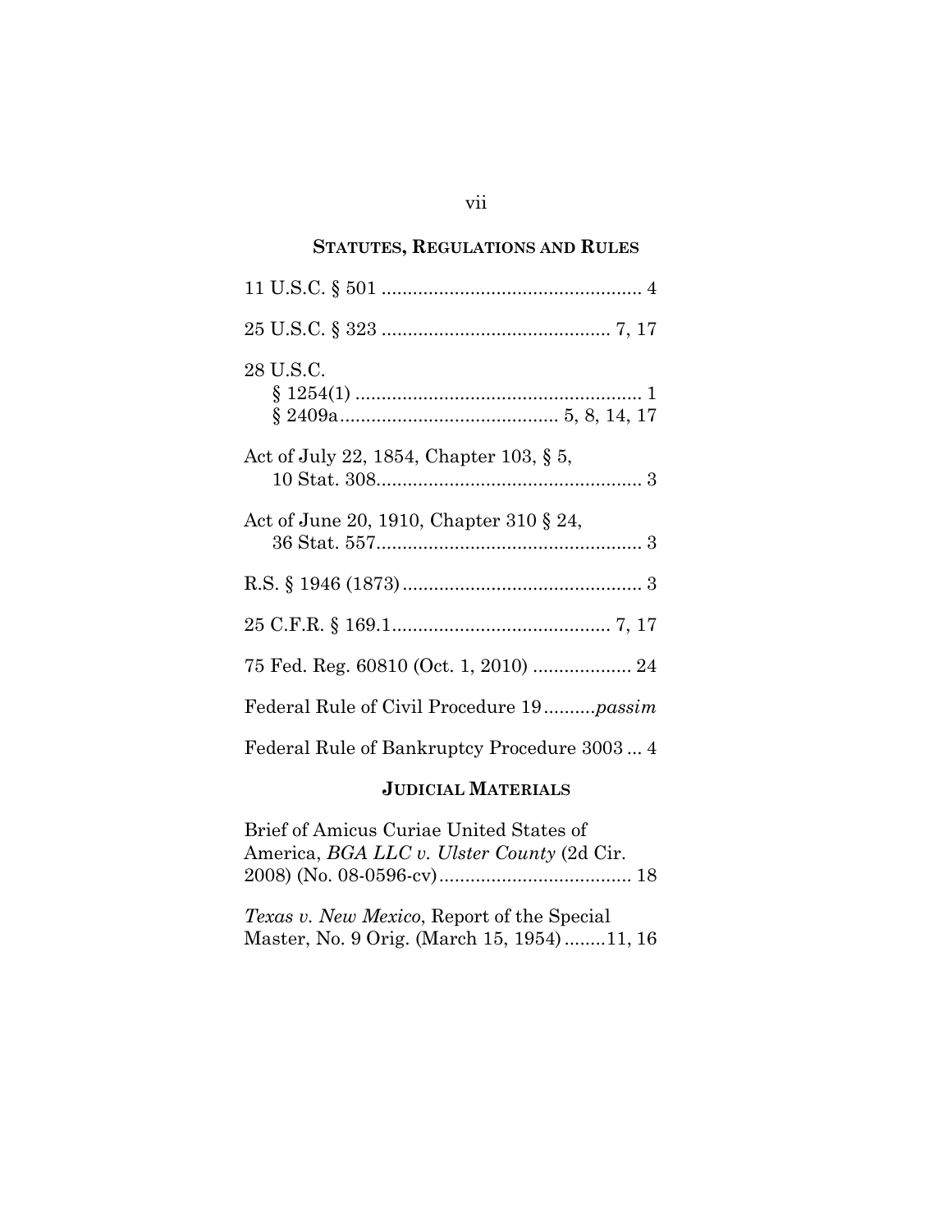## STATUTES, REGULATIONS AND RULES

11 U.S.C. § 501 .................................................. 4

25 U.S.C. § 323 ............................................ 7, 17

28 U.S.C.
  § 1254(1) ........................................................ 1
  § 2409a.......................................... 5, 8, 14, 17

Act of July 22, 1854, Chapter 103, § 5,
  10 Stat. 308.................................................... 3

Act of June 20, 1910, Chapter 310 § 24,
  36 Stat. 557.................................................... 3

R.S. § 1946 (1873).............................................. 3

25 C.F.R. § 169.1.......................................... 7, 17

75 Fed. Reg. 60810 (Oct. 1, 2010) ................... 24

Federal Rule of Civil Procedure 19..........*passim*

Federal Rule of Bankruptcy Procedure 3003 ... 4

## JUDICIAL MATERIALS

Brief of Amicus Curiae United States of America, *BGA LLC v. Ulster County* (2d Cir. 2008) (No. 08-0596-cv)..................................... 18

*Texas v. New Mexico*, Report of the Special Master, No. 9 Orig. (March 15, 1954)........11, 16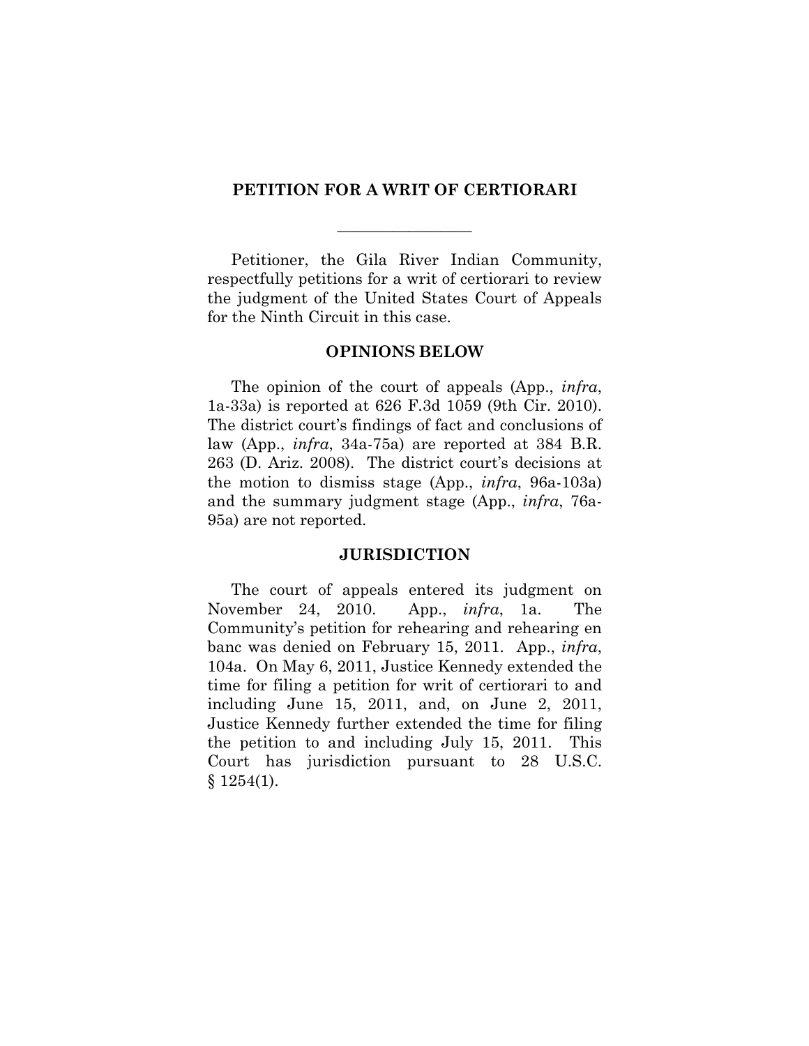## PETITION FOR A WRIT OF CERTIORARI

---

Petitioner, the Gila River Indian Community, respectfully petitions for a writ of certiorari to review the judgment of the United States Court of Appeals for the Ninth Circuit in this case.

### OPINIONS BELOW

The opinion of the court of appeals (App., *infra*, 1a-33a) is reported at 626 F.3d 1059 (9th Cir. 2010). The district court's findings of fact and conclusions of law (App., *infra*, 34a-75a) are reported at 384 B.R. 263 (D. Ariz. 2008). The district court's decisions at the motion to dismiss stage (App., *infra*, 96a-103a) and the summary judgment stage (App., *infra*, 76a-95a) are not reported.

### JURISDICTION

The court of appeals entered its judgment on November 24, 2010. App., *infra*, 1a. The Community's petition for rehearing and rehearing en banc was denied on February 15, 2011. App., *infra*, 104a. On May 6, 2011, Justice Kennedy extended the time for filing a petition for writ of certiorari to and including June 15, 2011, and, on June 2, 2011, Justice Kennedy further extended the time for filing the petition to and including July 15, 2011. This Court has jurisdiction pursuant to 28 U.S.C. § 1254(1).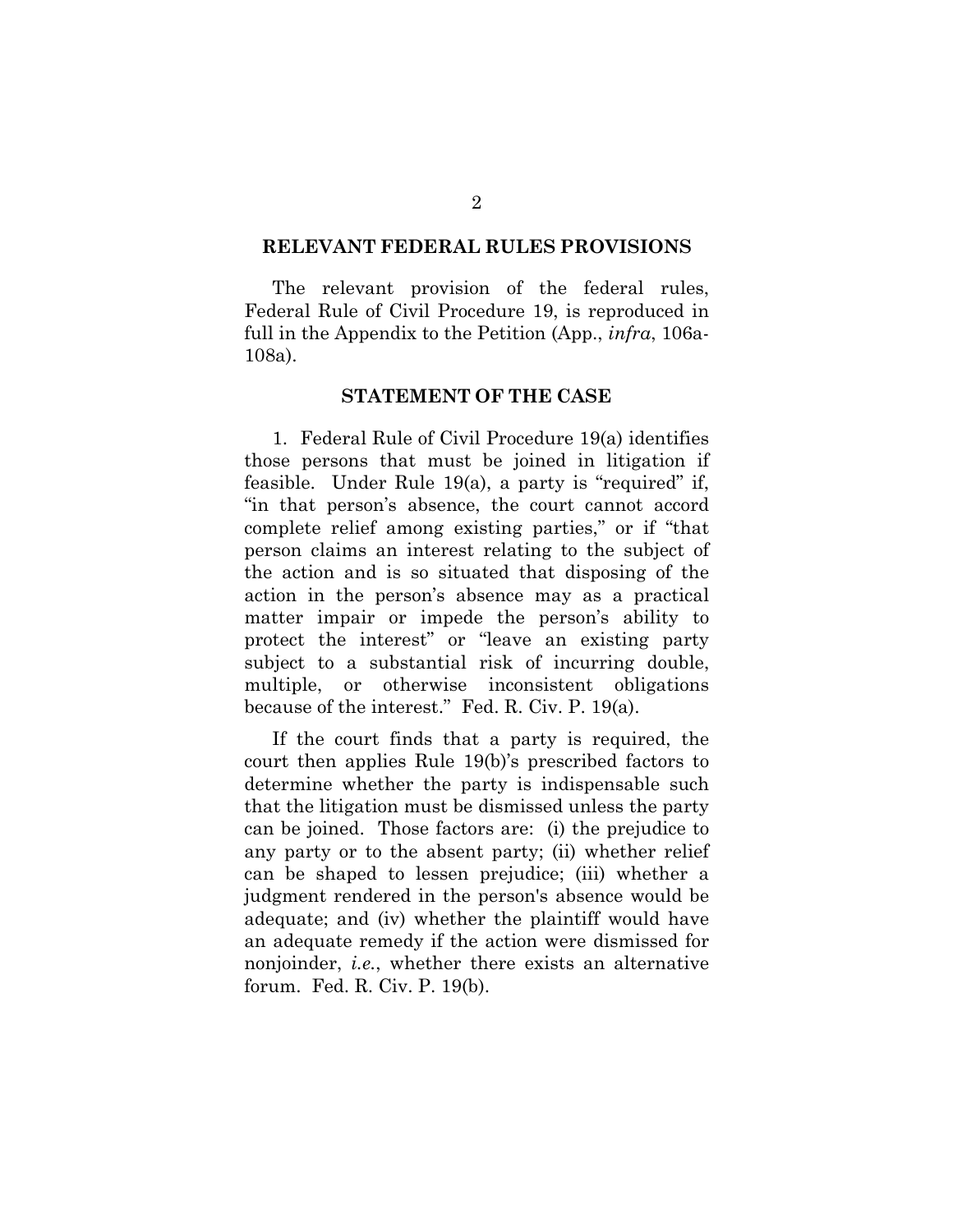## RELEVANT FEDERAL RULES PROVISIONS

The relevant provision of the federal rules, Federal Rule of Civil Procedure 19, is reproduced in full in the Appendix to the Petition (App., *infra*, 106a-108a).

## STATEMENT OF THE CASE

1. Federal Rule of Civil Procedure 19(a) identifies those persons that must be joined in litigation if feasible. Under Rule 19(a), a party is "required" if, "in that person's absence, the court cannot accord complete relief among existing parties," or if "that person claims an interest relating to the subject of the action and is so situated that disposing of the action in the person's absence may as a practical matter impair or impede the person's ability to protect the interest" or "leave an existing party subject to a substantial risk of incurring double, multiple, or otherwise inconsistent obligations because of the interest." Fed. R. Civ. P. 19(a).

If the court finds that a party is required, the court then applies Rule 19(b)'s prescribed factors to determine whether the party is indispensable such that the litigation must be dismissed unless the party can be joined. Those factors are: (i) the prejudice to any party or to the absent party; (ii) whether relief can be shaped to lessen prejudice; (iii) whether a judgment rendered in the person's absence would be adequate; and (iv) whether the plaintiff would have an adequate remedy if the action were dismissed for nonjoinder, *i.e.*, whether there exists an alternative forum. Fed. R. Civ. P. 19(b).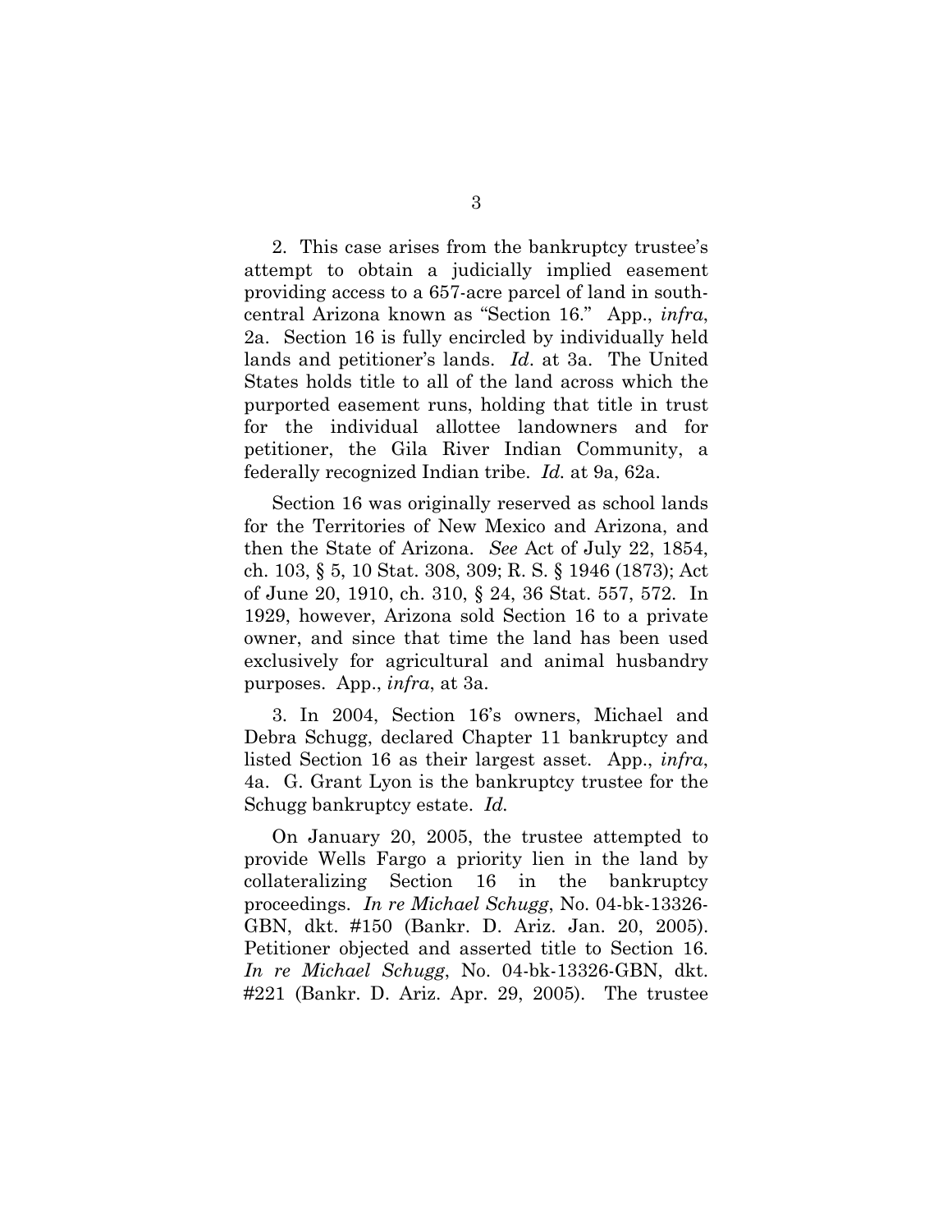2. This case arises from the bankruptcy trustee's attempt to obtain a judicially implied easement providing access to a 657-acre parcel of land in south-central Arizona known as "Section 16." App., *infra*, 2a. Section 16 is fully encircled by individually held lands and petitioner's lands. *Id*. at 3a. The United States holds title to all of the land across which the purported easement runs, holding that title in trust for the individual allottee landowners and for petitioner, the Gila River Indian Community, a federally recognized Indian tribe. *Id.* at 9a, 62a.

Section 16 was originally reserved as school lands for the Territories of New Mexico and Arizona, and then the State of Arizona. *See* Act of July 22, 1854, ch. 103, § 5, 10 Stat. 308, 309; R. S. § 1946 (1873); Act of June 20, 1910, ch. 310, § 24, 36 Stat. 557, 572. In 1929, however, Arizona sold Section 16 to a private owner, and since that time the land has been used exclusively for agricultural and animal husbandry purposes. App., *infra*, at 3a.

3. In 2004, Section 16's owners, Michael and Debra Schugg, declared Chapter 11 bankruptcy and listed Section 16 as their largest asset. App., *infra*, 4a. G. Grant Lyon is the bankruptcy trustee for the Schugg bankruptcy estate. *Id.*

On January 20, 2005, the trustee attempted to provide Wells Fargo a priority lien in the land by collateralizing Section 16 in the bankruptcy proceedings. *In re Michael Schugg*, No. 04-bk-13326-GBN, dkt. #150 (Bankr. D. Ariz. Jan. 20, 2005). Petitioner objected and asserted title to Section 16. *In re Michael Schugg*, No. 04-bk-13326-GBN, dkt. #221 (Bankr. D. Ariz. Apr. 29, 2005). The trustee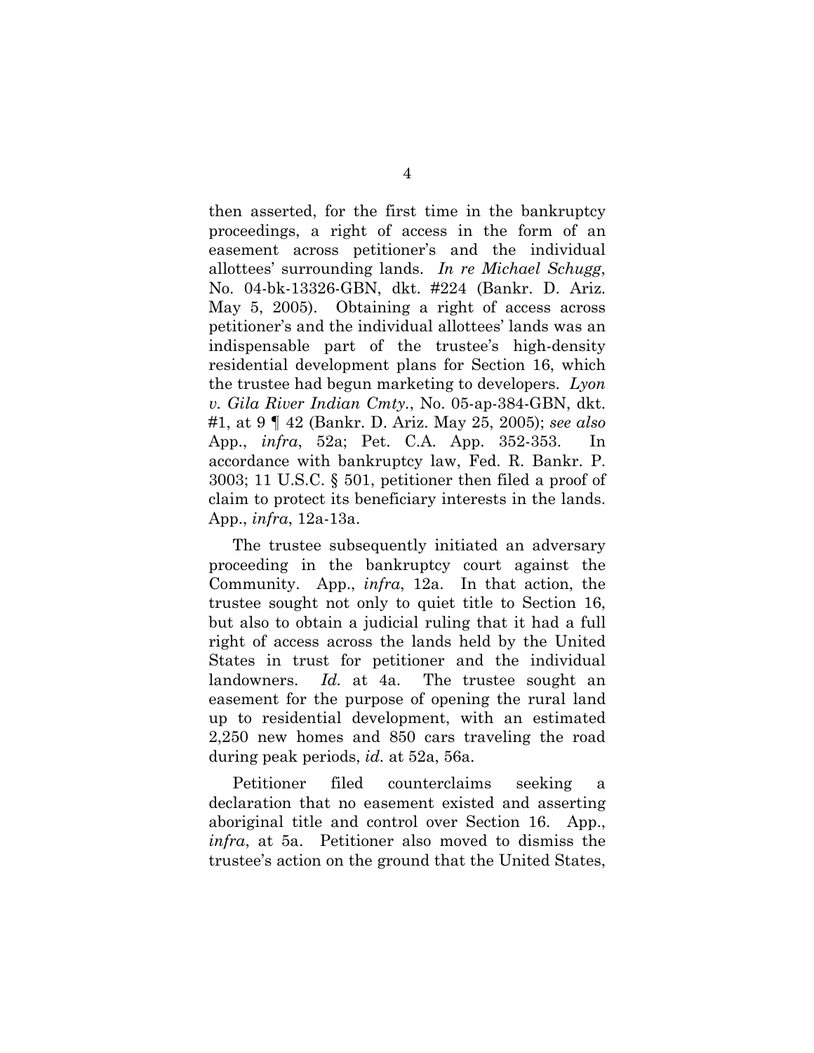then asserted, for the first time in the bankruptcy proceedings, a right of access in the form of an easement across petitioner's and the individual allottees' surrounding lands. *In re Michael Schugg*, No. 04-bk-13326-GBN, dkt. #224 (Bankr. D. Ariz. May 5, 2005). Obtaining a right of access across petitioner's and the individual allottees' lands was an indispensable part of the trustee's high-density residential development plans for Section 16, which the trustee had begun marketing to developers. *Lyon v. Gila River Indian Cmty.*, No. 05-ap-384-GBN, dkt. #1, at 9 ¶ 42 (Bankr. D. Ariz. May 25, 2005); *see also* App., *infra*, 52a; Pet. C.A. App. 352-353. In accordance with bankruptcy law, Fed. R. Bankr. P. 3003; 11 U.S.C. § 501, petitioner then filed a proof of claim to protect its beneficiary interests in the lands. App., *infra*, 12a-13a.

The trustee subsequently initiated an adversary proceeding in the bankruptcy court against the Community. App., *infra*, 12a. In that action, the trustee sought not only to quiet title to Section 16, but also to obtain a judicial ruling that it had a full right of access across the lands held by the United States in trust for petitioner and the individual landowners. *Id.* at 4a. The trustee sought an easement for the purpose of opening the rural land up to residential development, with an estimated 2,250 new homes and 850 cars traveling the road during peak periods, *id.* at 52a, 56a.

Petitioner filed counterclaims seeking a declaration that no easement existed and asserting aboriginal title and control over Section 16. App., *infra*, at 5a. Petitioner also moved to dismiss the trustee's action on the ground that the United States,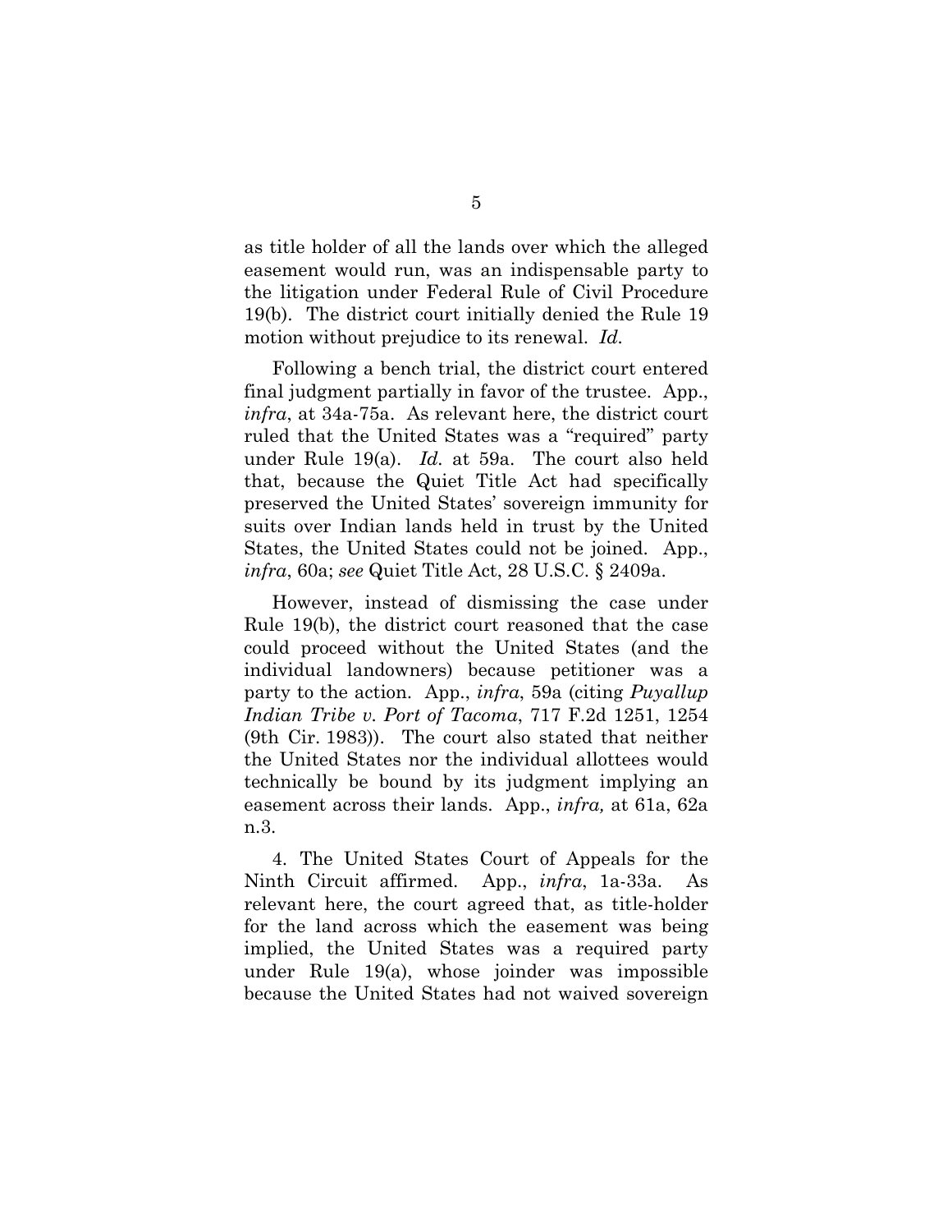as title holder of all the lands over which the alleged easement would run, was an indispensable party to the litigation under Federal Rule of Civil Procedure 19(b). The district court initially denied the Rule 19 motion without prejudice to its renewal. *Id.*

Following a bench trial, the district court entered final judgment partially in favor of the trustee. App., *infra*, at 34a-75a. As relevant here, the district court ruled that the United States was a "required" party under Rule 19(a). *Id.* at 59a. The court also held that, because the Quiet Title Act had specifically preserved the United States' sovereign immunity for suits over Indian lands held in trust by the United States, the United States could not be joined. App., *infra*, 60a; *see* Quiet Title Act, 28 U.S.C. § 2409a.

However, instead of dismissing the case under Rule 19(b), the district court reasoned that the case could proceed without the United States (and the individual landowners) because petitioner was a party to the action. App., *infra*, 59a (citing *Puyallup Indian Tribe v. Port of Tacoma*, 717 F.2d 1251, 1254 (9th Cir. 1983)). The court also stated that neither the United States nor the individual allottees would technically be bound by its judgment implying an easement across their lands. App., *infra,* at 61a, 62a n.3.

4. The United States Court of Appeals for the Ninth Circuit affirmed. App., *infra*, 1a-33a. As relevant here, the court agreed that, as title-holder for the land across which the easement was being implied, the United States was a required party under Rule 19(a), whose joinder was impossible because the United States had not waived sovereign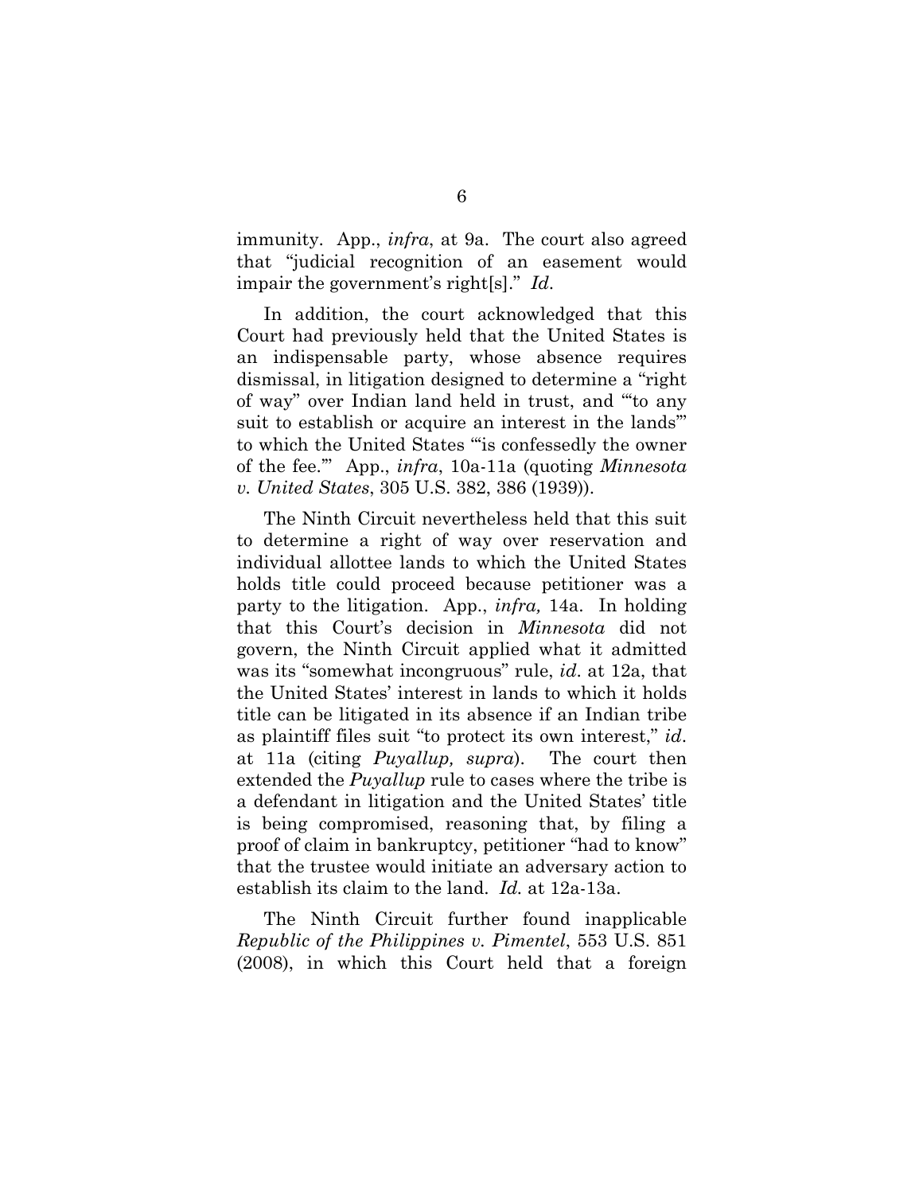immunity. App., *infra*, at 9a. The court also agreed that "judicial recognition of an easement would impair the government's right[s]." *Id*.

In addition, the court acknowledged that this Court had previously held that the United States is an indispensable party, whose absence requires dismissal, in litigation designed to determine a "right of way" over Indian land held in trust, and "'to any suit to establish or acquire an interest in the lands'" to which the United States "'is confessedly the owner of the fee.'" App., *infra*, 10a-11a (quoting *Minnesota v. United States*, 305 U.S. 382, 386 (1939)).

The Ninth Circuit nevertheless held that this suit to determine a right of way over reservation and individual allottee lands to which the United States holds title could proceed because petitioner was a party to the litigation. App., *infra,* 14a. In holding that this Court's decision in *Minnesota* did not govern, the Ninth Circuit applied what it admitted was its "somewhat incongruous" rule, *id*. at 12a, that the United States' interest in lands to which it holds title can be litigated in its absence if an Indian tribe as plaintiff files suit "to protect its own interest," *id*. at 11a (citing *Puyallup, supra*). The court then extended the *Puyallup* rule to cases where the tribe is a defendant in litigation and the United States' title is being compromised, reasoning that, by filing a proof of claim in bankruptcy, petitioner "had to know" that the trustee would initiate an adversary action to establish its claim to the land. *Id.* at 12a-13a.

The Ninth Circuit further found inapplicable *Republic of the Philippines v. Pimentel*, 553 U.S. 851 (2008), in which this Court held that a foreign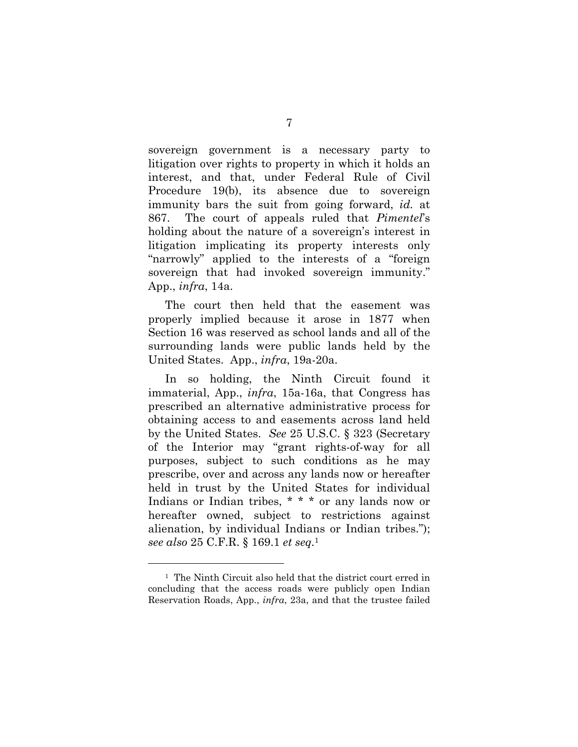sovereign government is a necessary party to litigation over rights to property in which it holds an interest, and that, under Federal Rule of Civil Procedure 19(b), its absence due to sovereign immunity bars the suit from going forward, *id.* at 867. The court of appeals ruled that *Pimentel*'s holding about the nature of a sovereign's interest in litigation implicating its property interests only "narrowly" applied to the interests of a "foreign sovereign that had invoked sovereign immunity." App., *infra*, 14a.

The court then held that the easement was properly implied because it arose in 1877 when Section 16 was reserved as school lands and all of the surrounding lands were public lands held by the United States. App., *infra*, 19a-20a.

In so holding, the Ninth Circuit found it immaterial, App., *infra*, 15a-16a, that Congress has prescribed an alternative administrative process for obtaining access to and easements across land held by the United States. *See* 25 U.S.C. § 323 (Secretary of the Interior may "grant rights-of-way for all purposes, subject to such conditions as he may prescribe, over and across any lands now or hereafter held in trust by the United States for individual Indians or Indian tribes, * * * or any lands now or hereafter owned, subject to restrictions against alienation, by individual Indians or Indian tribes."); *see also* 25 C.F.R. § 169.1 *et seq.*[1]

---

[1] The Ninth Circuit also held that the district court erred in concluding that the access roads were publicly open Indian Reservation Roads, App., *infra*, 23a, and that the trustee failed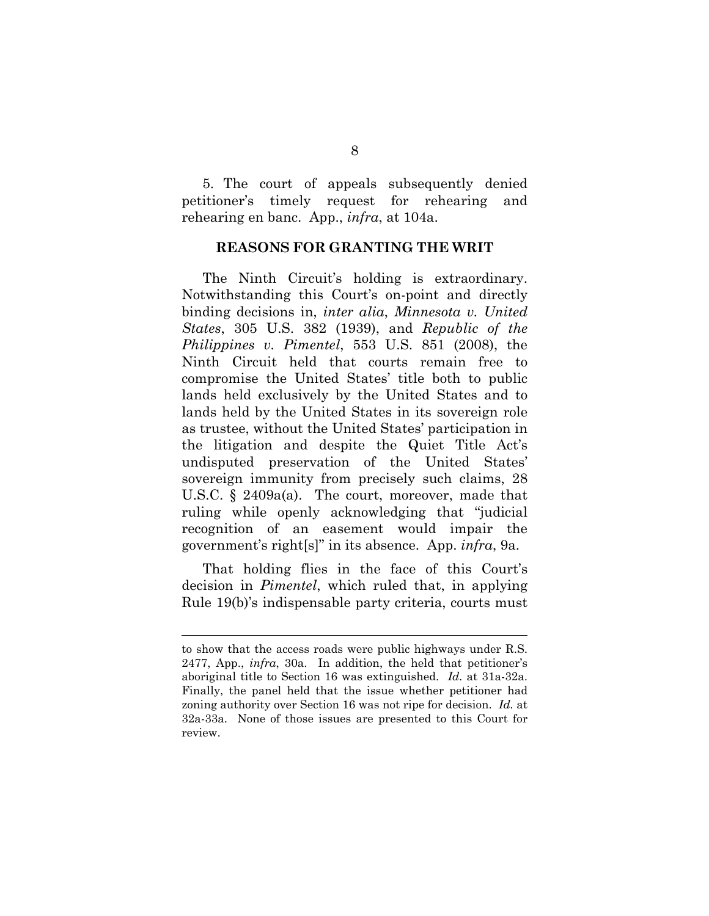5. The court of appeals subsequently denied petitioner's timely request for rehearing and rehearing en banc. App., *infra*, at 104a.

## REASONS FOR GRANTING THE WRIT

The Ninth Circuit's holding is extraordinary. Notwithstanding this Court's on-point and directly binding decisions in, *inter alia*, *Minnesota v. United States*, 305 U.S. 382 (1939), and *Republic of the Philippines v. Pimentel*, 553 U.S. 851 (2008), the Ninth Circuit held that courts remain free to compromise the United States' title both to public lands held exclusively by the United States and to lands held by the United States in its sovereign role as trustee, without the United States' participation in the litigation and despite the Quiet Title Act's undisputed preservation of the United States' sovereign immunity from precisely such claims, 28 U.S.C. § 2409a(a). The court, moreover, made that ruling while openly acknowledging that "judicial recognition of an easement would impair the government's right[s]" in its absence. App. *infra*, 9a.

That holding flies in the face of this Court's decision in *Pimentel*, which ruled that, in applying Rule 19(b)'s indispensable party criteria, courts must

---

to show that the access roads were public highways under R.S. 2477, App., *infra*, 30a. In addition, the held that petitioner's aboriginal title to Section 16 was extinguished. *Id.* at 31a-32a. Finally, the panel held that the issue whether petitioner had zoning authority over Section 16 was not ripe for decision. *Id.* at 32a-33a. None of those issues are presented to this Court for review.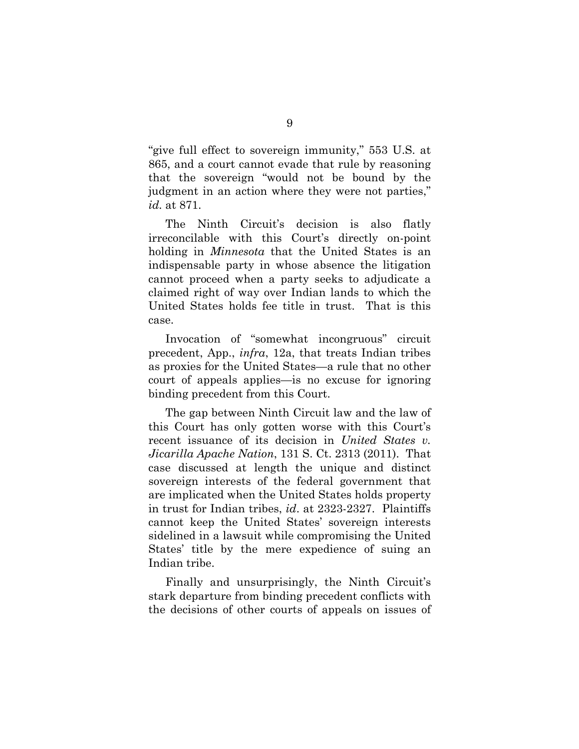"give full effect to sovereign immunity," 553 U.S. at 865, and a court cannot evade that rule by reasoning that the sovereign "would not be bound by the judgment in an action where they were not parties," *id*. at 871.

The Ninth Circuit's decision is also flatly irreconcilable with this Court's directly on-point holding in *Minnesota* that the United States is an indispensable party in whose absence the litigation cannot proceed when a party seeks to adjudicate a claimed right of way over Indian lands to which the United States holds fee title in trust. That is this case.

Invocation of "somewhat incongruous" circuit precedent, App., *infra*, 12a, that treats Indian tribes as proxies for the United States—a rule that no other court of appeals applies—is no excuse for ignoring binding precedent from this Court.

The gap between Ninth Circuit law and the law of this Court has only gotten worse with this Court's recent issuance of its decision in *United States v. Jicarilla Apache Nation*, 131 S. Ct. 2313 (2011). That case discussed at length the unique and distinct sovereign interests of the federal government that are implicated when the United States holds property in trust for Indian tribes, *id*. at 2323-2327. Plaintiffs cannot keep the United States' sovereign interests sidelined in a lawsuit while compromising the United States' title by the mere expedience of suing an Indian tribe.

Finally and unsurprisingly, the Ninth Circuit's stark departure from binding precedent conflicts with the decisions of other courts of appeals on issues of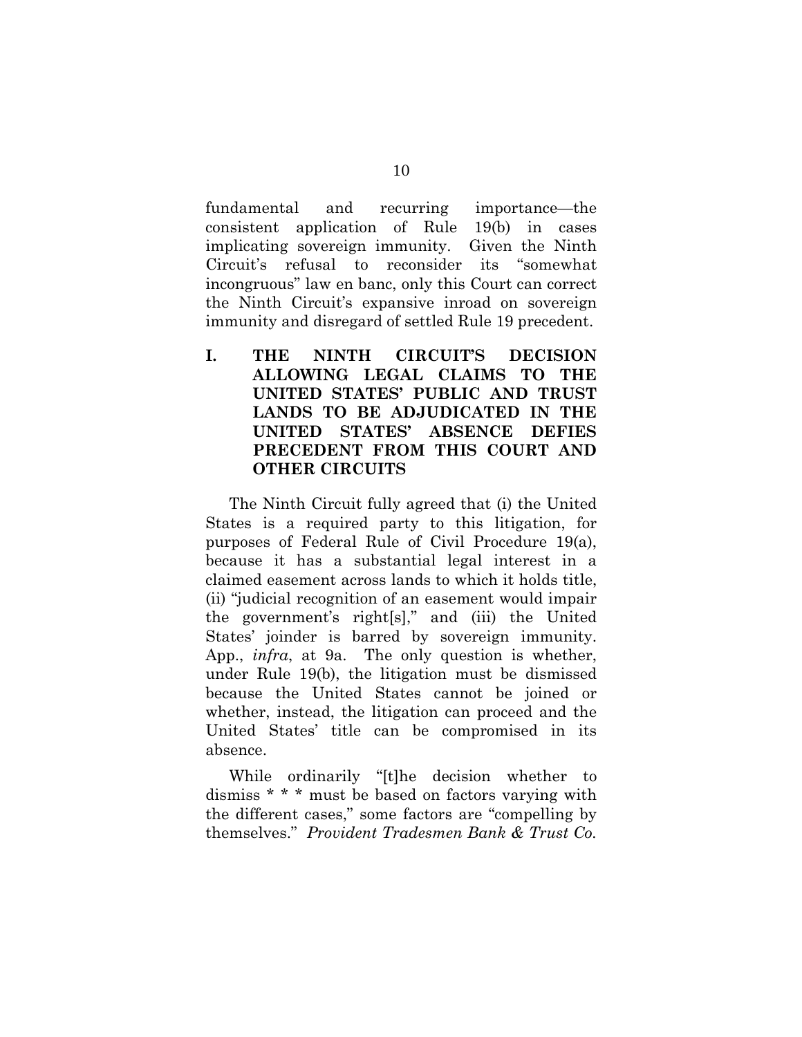fundamental and recurring importance—the consistent application of Rule 19(b) in cases implicating sovereign immunity. Given the Ninth Circuit's refusal to reconsider its "somewhat incongruous" law en banc, only this Court can correct the Ninth Circuit's expansive inroad on sovereign immunity and disregard of settled Rule 19 precedent.

## I. THE NINTH CIRCUIT'S DECISION ALLOWING LEGAL CLAIMS TO THE UNITED STATES' PUBLIC AND TRUST LANDS TO BE ADJUDICATED IN THE UNITED STATES' ABSENCE DEFIES PRECEDENT FROM THIS COURT AND OTHER CIRCUITS

The Ninth Circuit fully agreed that (i) the United States is a required party to this litigation, for purposes of Federal Rule of Civil Procedure 19(a), because it has a substantial legal interest in a claimed easement across lands to which it holds title, (ii) "judicial recognition of an easement would impair the government's right[s]," and (iii) the United States' joinder is barred by sovereign immunity. App., *infra*, at 9a. The only question is whether, under Rule 19(b), the litigation must be dismissed because the United States cannot be joined or whether, instead, the litigation can proceed and the United States' title can be compromised in its absence.

While ordinarily "[t]he decision whether to dismiss * * * must be based on factors varying with the different cases," some factors are "compelling by themselves." *Provident Tradesmen Bank & Trust Co.*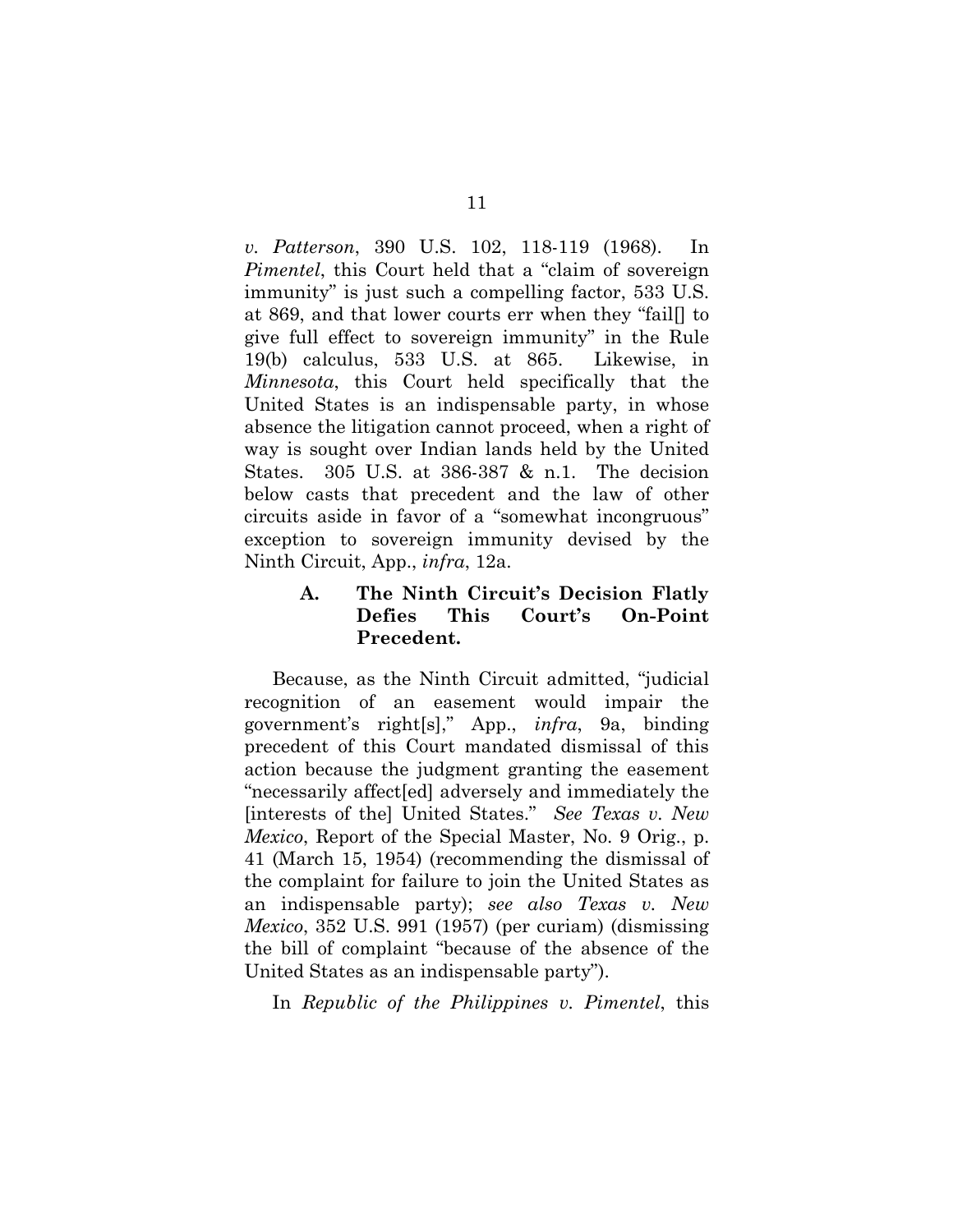*v. Patterson*, 390 U.S. 102, 118-119 (1968). In *Pimentel*, this Court held that a "claim of sovereign immunity" is just such a compelling factor, 533 U.S. at 869, and that lower courts err when they "fail[] to give full effect to sovereign immunity" in the Rule 19(b) calculus, 533 U.S. at 865. Likewise, in *Minnesota*, this Court held specifically that the United States is an indispensable party, in whose absence the litigation cannot proceed, when a right of way is sought over Indian lands held by the United States. 305 U.S. at 386-387 & n.1. The decision below casts that precedent and the law of other circuits aside in favor of a "somewhat incongruous" exception to sovereign immunity devised by the Ninth Circuit, App., *infra*, 12a.

### A. The Ninth Circuit's Decision Flatly Defies This Court's On-Point Precedent.

Because, as the Ninth Circuit admitted, "judicial recognition of an easement would impair the government's right[s]," App., *infra*, 9a, binding precedent of this Court mandated dismissal of this action because the judgment granting the easement "necessarily affect[ed] adversely and immediately the [interests of the] United States." *See Texas v. New Mexico*, Report of the Special Master, No. 9 Orig., p. 41 (March 15, 1954) (recommending the dismissal of the complaint for failure to join the United States as an indispensable party); *see also Texas v. New Mexico*, 352 U.S. 991 (1957) (per curiam) (dismissing the bill of complaint "because of the absence of the United States as an indispensable party").

In *Republic of the Philippines v. Pimentel*, this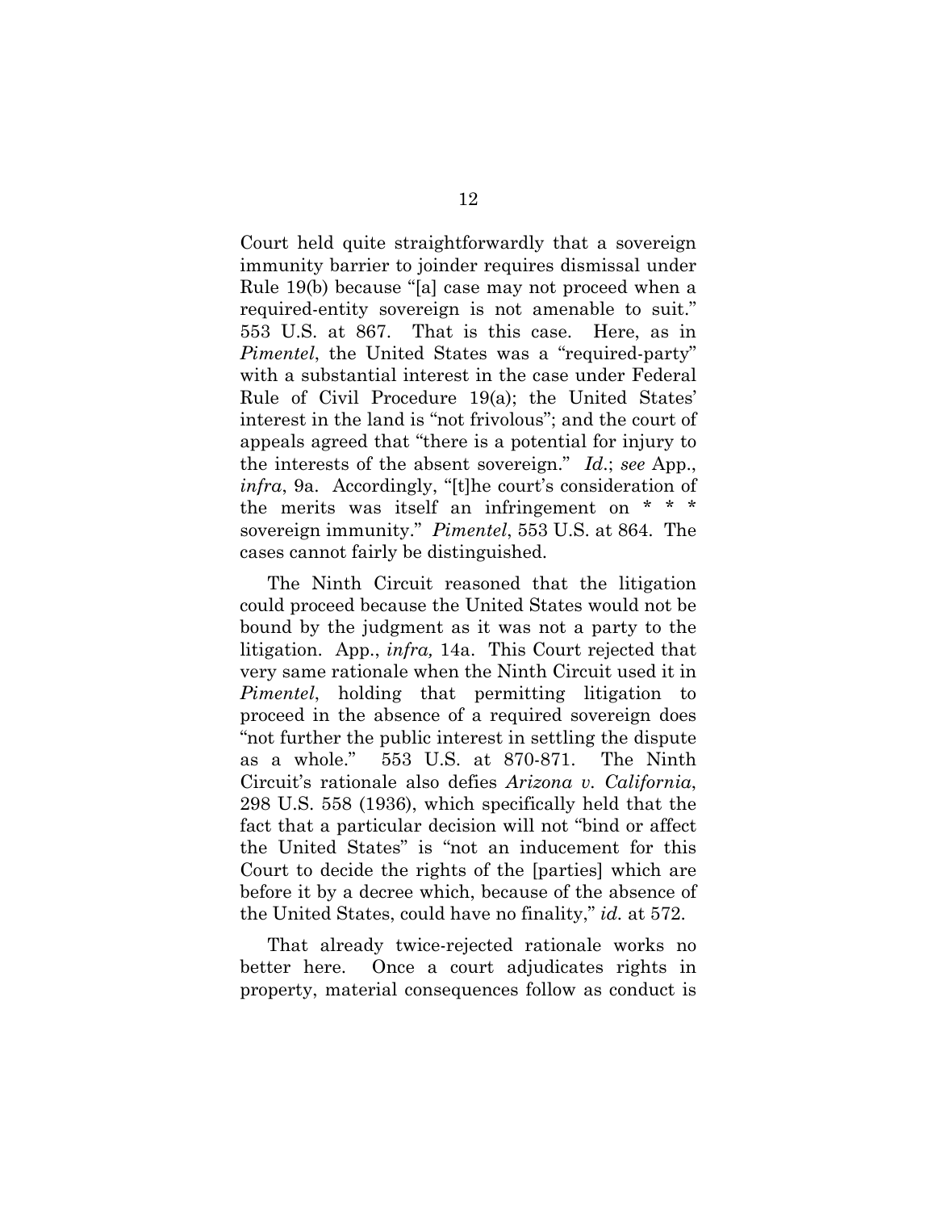Court held quite straightforwardly that a sovereign immunity barrier to joinder requires dismissal under Rule 19(b) because "[a] case may not proceed when a required-entity sovereign is not amenable to suit." 553 U.S. at 867. That is this case. Here, as in *Pimentel*, the United States was a "required-party" with a substantial interest in the case under Federal Rule of Civil Procedure 19(a); the United States' interest in the land is "not frivolous"; and the court of appeals agreed that "there is a potential for injury to the interests of the absent sovereign." *Id*.; *see* App., *infra*, 9a. Accordingly, "[t]he court's consideration of the merits was itself an infringement on * * * sovereign immunity." *Pimentel*, 553 U.S. at 864. The cases cannot fairly be distinguished.

The Ninth Circuit reasoned that the litigation could proceed because the United States would not be bound by the judgment as it was not a party to the litigation. App., *infra,* 14a. This Court rejected that very same rationale when the Ninth Circuit used it in *Pimentel*, holding that permitting litigation to proceed in the absence of a required sovereign does "not further the public interest in settling the dispute as a whole." 553 U.S. at 870-871. The Ninth Circuit's rationale also defies *Arizona v. California*, 298 U.S. 558 (1936), which specifically held that the fact that a particular decision will not "bind or affect the United States" is "not an inducement for this Court to decide the rights of the [parties] which are before it by a decree which, because of the absence of the United States, could have no finality," *id.* at 572.

That already twice-rejected rationale works no better here. Once a court adjudicates rights in property, material consequences follow as conduct is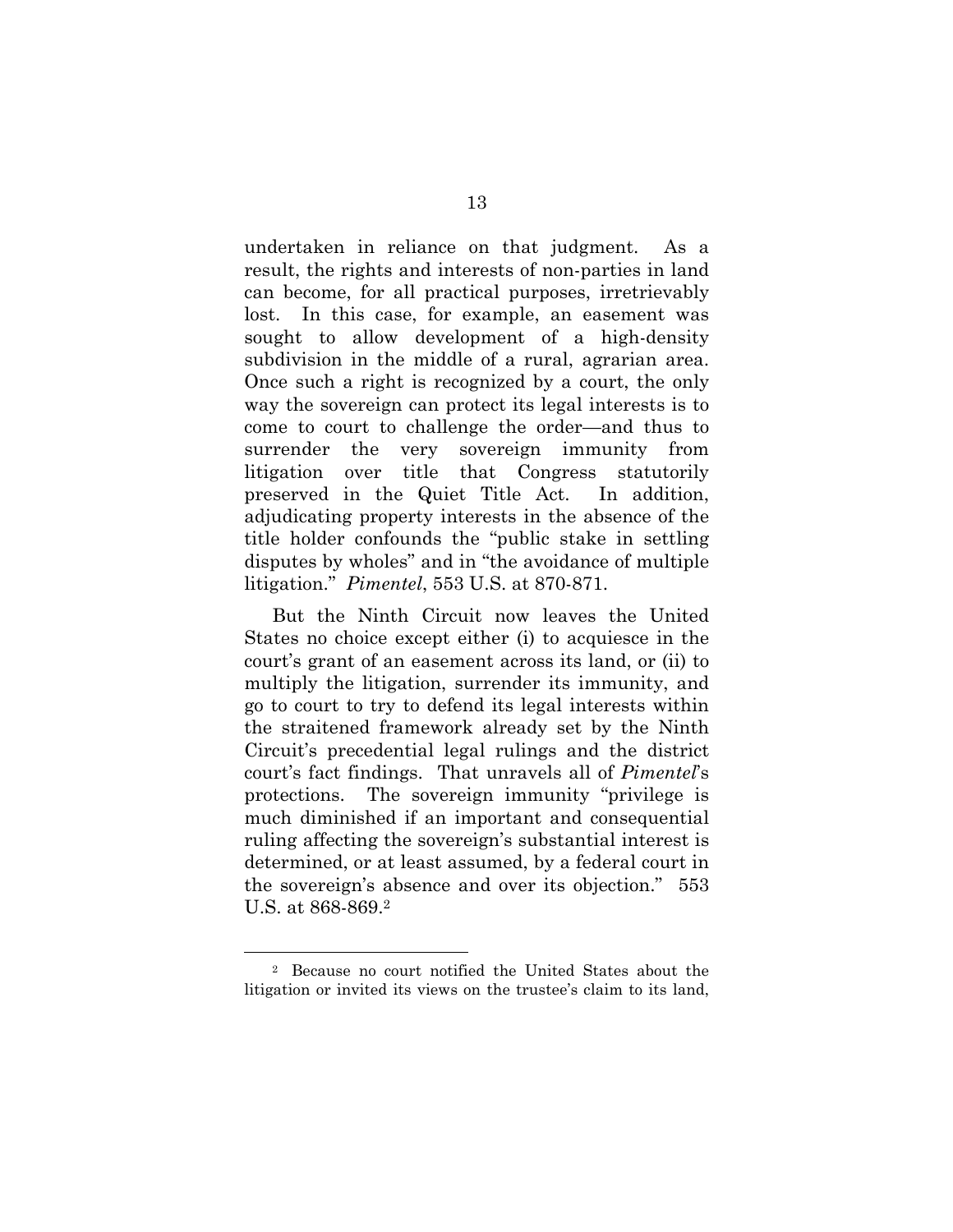undertaken in reliance on that judgment. As a result, the rights and interests of non-parties in land can become, for all practical purposes, irretrievably lost. In this case, for example, an easement was sought to allow development of a high-density subdivision in the middle of a rural, agrarian area. Once such a right is recognized by a court, the only way the sovereign can protect its legal interests is to come to court to challenge the order—and thus to surrender the very sovereign immunity from litigation over title that Congress statutorily preserved in the Quiet Title Act. In addition, adjudicating property interests in the absence of the title holder confounds the "public stake in settling disputes by wholes" and in "the avoidance of multiple litigation." *Pimentel*, 553 U.S. at 870-871.

But the Ninth Circuit now leaves the United States no choice except either (i) to acquiesce in the court's grant of an easement across its land, or (ii) to multiply the litigation, surrender its immunity, and go to court to try to defend its legal interests within the straitened framework already set by the Ninth Circuit's precedential legal rulings and the district court's fact findings. That unravels all of *Pimentel*'s protections. The sovereign immunity "privilege is much diminished if an important and consequential ruling affecting the sovereign's substantial interest is determined, or at least assumed, by a federal court in the sovereign's absence and over its objection." 553 U.S. at 868-869.[2]

[2] Because no court notified the United States about the litigation or invited its views on the trustee's claim to its land,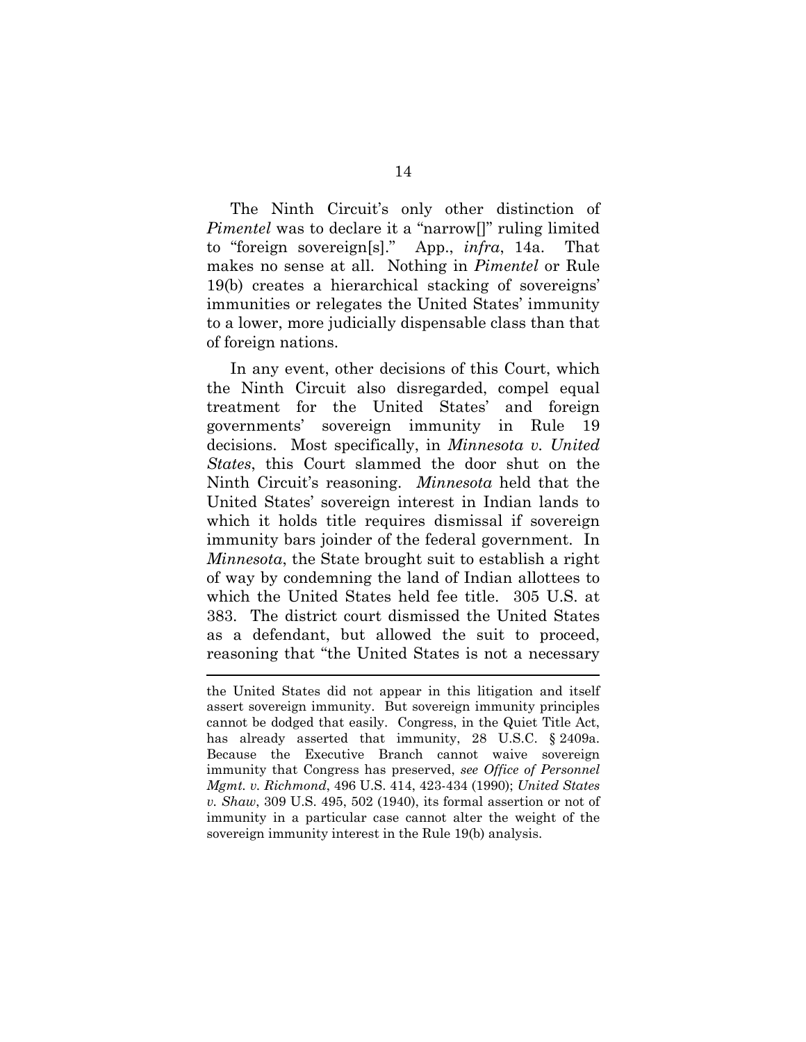The Ninth Circuit's only other distinction of *Pimentel* was to declare it a "narrow[]" ruling limited to "foreign sovereign[s]." App., *infra*, 14a. That makes no sense at all. Nothing in *Pimentel* or Rule 19(b) creates a hierarchical stacking of sovereigns' immunities or relegates the United States' immunity to a lower, more judicially dispensable class than that of foreign nations.

In any event, other decisions of this Court, which the Ninth Circuit also disregarded, compel equal treatment for the United States' and foreign governments' sovereign immunity in Rule 19 decisions. Most specifically, in *Minnesota v. United States*, this Court slammed the door shut on the Ninth Circuit's reasoning. *Minnesota* held that the United States' sovereign interest in Indian lands to which it holds title requires dismissal if sovereign immunity bars joinder of the federal government. In *Minnesota*, the State brought suit to establish a right of way by condemning the land of Indian allottees to which the United States held fee title. 305 U.S. at 383. The district court dismissed the United States as a defendant, but allowed the suit to proceed, reasoning that "the United States is not a necessary

---

the United States did not appear in this litigation and itself assert sovereign immunity. But sovereign immunity principles cannot be dodged that easily. Congress, in the Quiet Title Act, has already asserted that immunity, 28 U.S.C. § 2409a. Because the Executive Branch cannot waive sovereign immunity that Congress has preserved, *see Office of Personnel Mgmt. v. Richmond*, 496 U.S. 414, 423-434 (1990); *United States v. Shaw*, 309 U.S. 495, 502 (1940), its formal assertion or not of immunity in a particular case cannot alter the weight of the sovereign immunity interest in the Rule 19(b) analysis.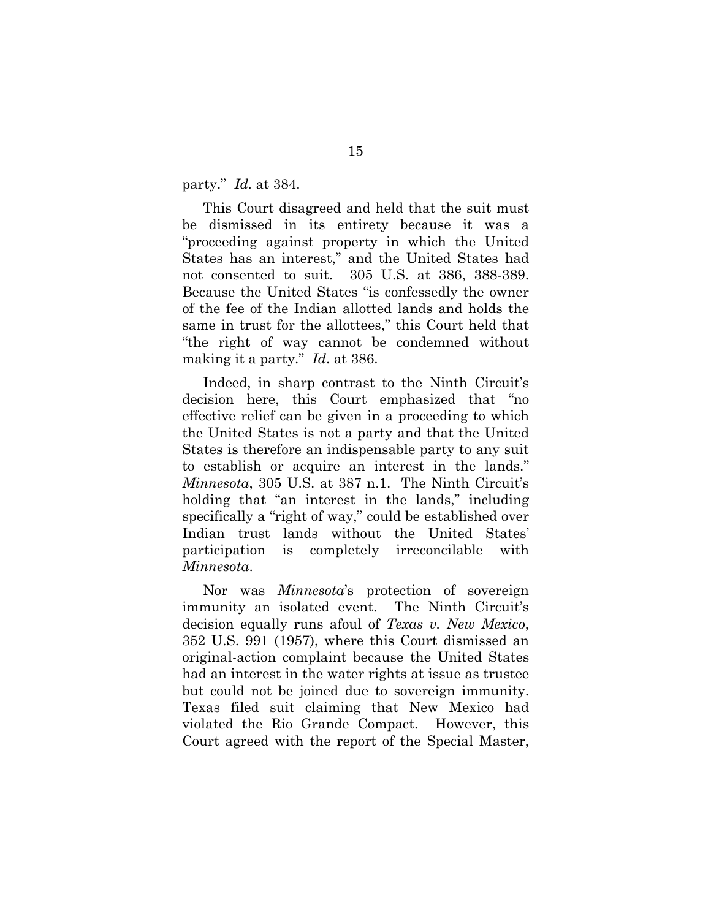party." *Id.* at 384.

This Court disagreed and held that the suit must be dismissed in its entirety because it was a "proceeding against property in which the United States has an interest," and the United States had not consented to suit. 305 U.S. at 386, 388-389. Because the United States "is confessedly the owner of the fee of the Indian allotted lands and holds the same in trust for the allottees," this Court held that "the right of way cannot be condemned without making it a party." *Id*. at 386.

Indeed, in sharp contrast to the Ninth Circuit's decision here, this Court emphasized that "no effective relief can be given in a proceeding to which the United States is not a party and that the United States is therefore an indispensable party to any suit to establish or acquire an interest in the lands." *Minnesota*, 305 U.S. at 387 n.1. The Ninth Circuit's holding that "an interest in the lands," including specifically a "right of way," could be established over Indian trust lands without the United States' participation is completely irreconcilable with *Minnesota*.

Nor was *Minnesota*'s protection of sovereign immunity an isolated event. The Ninth Circuit's decision equally runs afoul of *Texas v. New Mexico*, 352 U.S. 991 (1957), where this Court dismissed an original-action complaint because the United States had an interest in the water rights at issue as trustee but could not be joined due to sovereign immunity. Texas filed suit claiming that New Mexico had violated the Rio Grande Compact. However, this Court agreed with the report of the Special Master,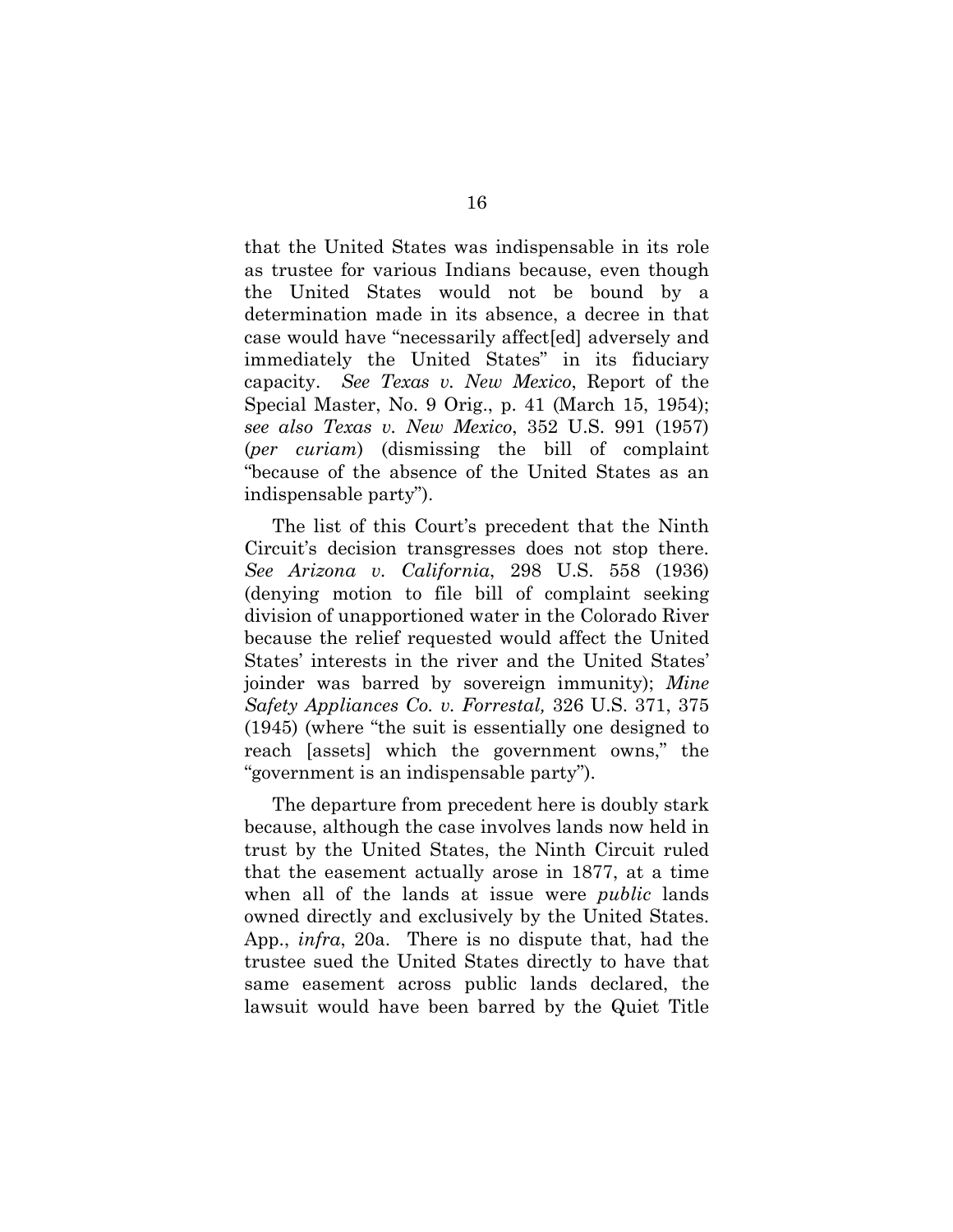that the United States was indispensable in its role as trustee for various Indians because, even though the United States would not be bound by a determination made in its absence, a decree in that case would have "necessarily affect[ed] adversely and immediately the United States" in its fiduciary capacity. *See Texas v. New Mexico*, Report of the Special Master, No. 9 Orig., p. 41 (March 15, 1954); *see also Texas v. New Mexico*, 352 U.S. 991 (1957) (*per curiam*) (dismissing the bill of complaint "because of the absence of the United States as an indispensable party").

The list of this Court's precedent that the Ninth Circuit's decision transgresses does not stop there. *See Arizona v. California*, 298 U.S. 558 (1936) (denying motion to file bill of complaint seeking division of unapportioned water in the Colorado River because the relief requested would affect the United States' interests in the river and the United States' joinder was barred by sovereign immunity); *Mine Safety Appliances Co. v. Forrestal,* 326 U.S. 371, 375 (1945) (where "the suit is essentially one designed to reach [assets] which the government owns," the "government is an indispensable party").

The departure from precedent here is doubly stark because, although the case involves lands now held in trust by the United States, the Ninth Circuit ruled that the easement actually arose in 1877, at a time when all of the lands at issue were *public* lands owned directly and exclusively by the United States. App., *infra*, 20a. There is no dispute that, had the trustee sued the United States directly to have that same easement across public lands declared, the lawsuit would have been barred by the Quiet Title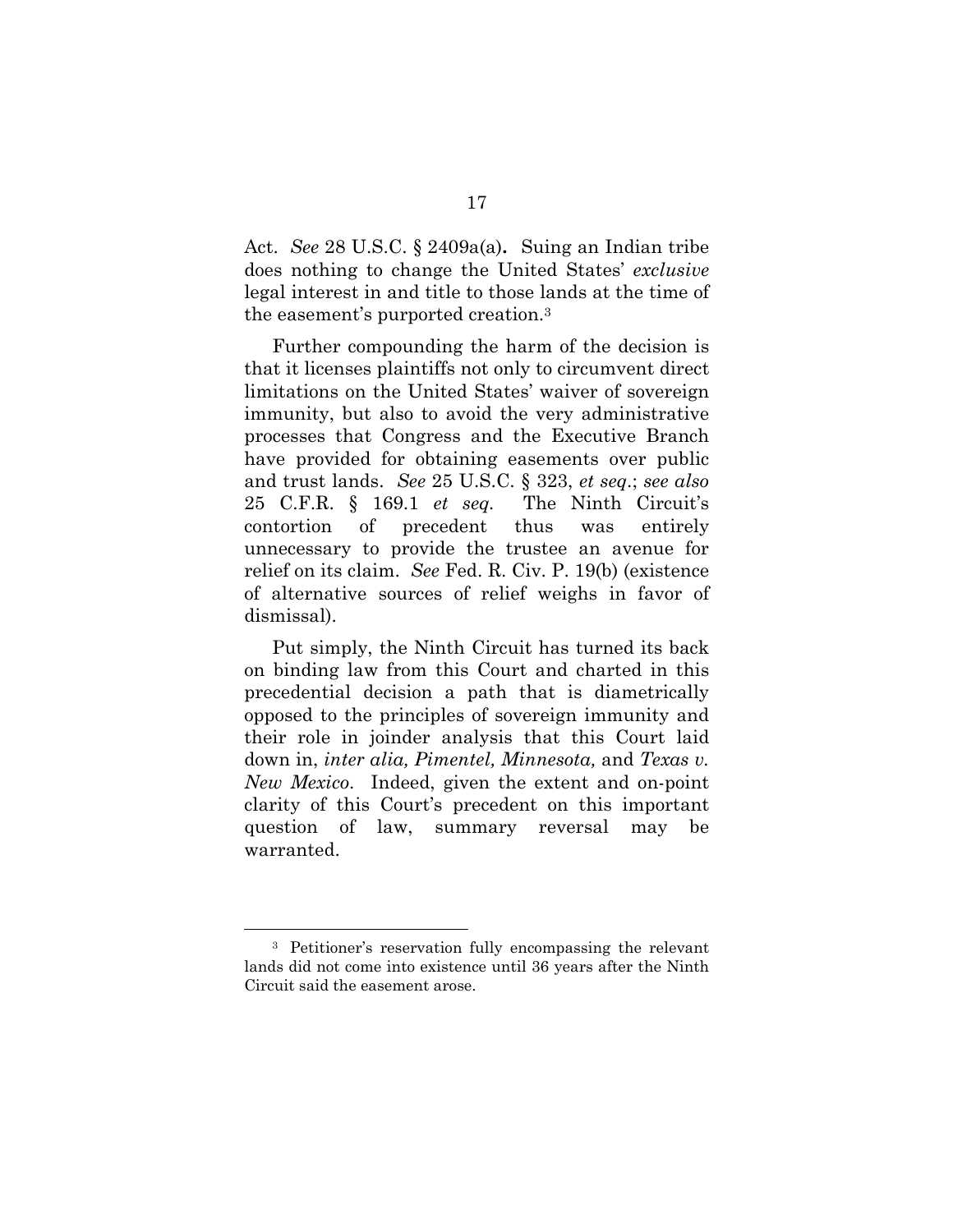Act. *See* 28 U.S.C. § 2409a(a). Suing an Indian tribe does nothing to change the United States' *exclusive* legal interest in and title to those lands at the time of the easement's purported creation.[3]

Further compounding the harm of the decision is that it licenses plaintiffs not only to circumvent direct limitations on the United States' waiver of sovereign immunity, but also to avoid the very administrative processes that Congress and the Executive Branch have provided for obtaining easements over public and trust lands. *See* 25 U.S.C. § 323, *et seq*.; *see also* 25 C.F.R. § 169.1 *et seq.* The Ninth Circuit's contortion of precedent thus was entirely unnecessary to provide the trustee an avenue for relief on its claim. *See* Fed. R. Civ. P. 19(b) (existence of alternative sources of relief weighs in favor of dismissal).

Put simply, the Ninth Circuit has turned its back on binding law from this Court and charted in this precedential decision a path that is diametrically opposed to the principles of sovereign immunity and their role in joinder analysis that this Court laid down in, *inter alia, Pimentel, Minnesota,* and *Texas v. New Mexico*. Indeed, given the extent and on-point clarity of this Court's precedent on this important question of law, summary reversal may be warranted.

---

[3] Petitioner's reservation fully encompassing the relevant lands did not come into existence until 36 years after the Ninth Circuit said the easement arose.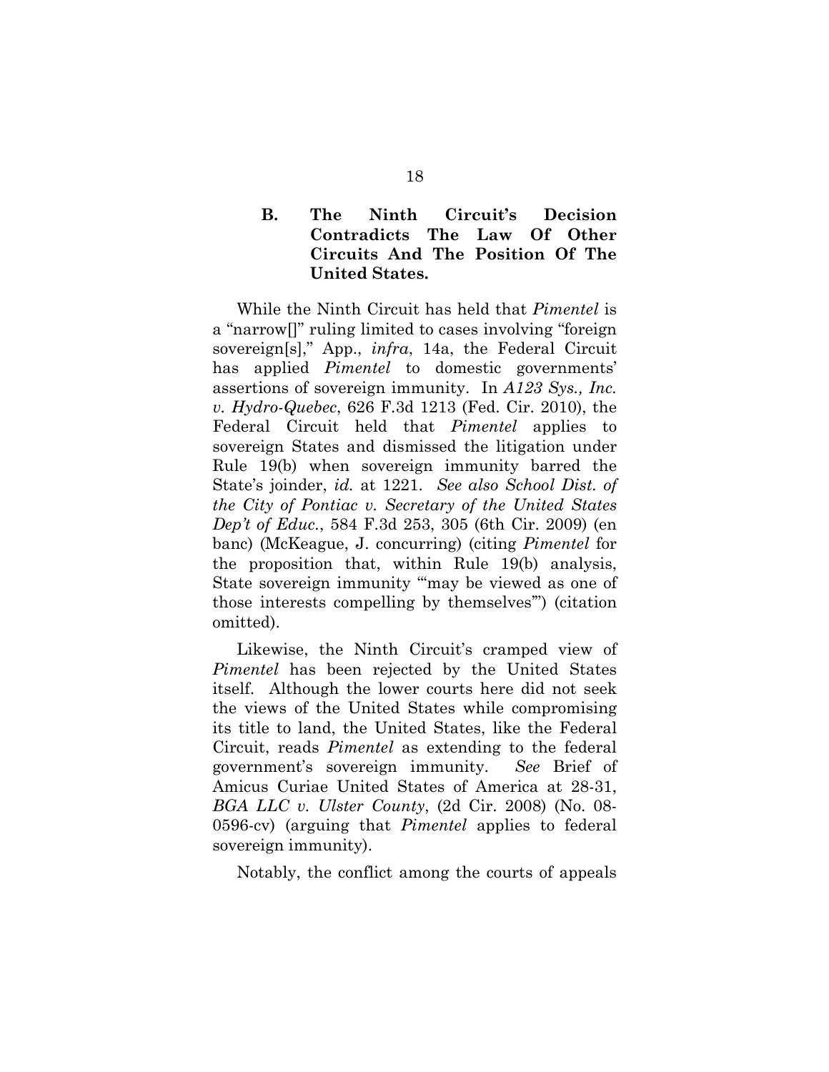### B. The Ninth Circuit's Decision Contradicts The Law Of Other Circuits And The Position Of The United States.

While the Ninth Circuit has held that *Pimentel* is a "narrow[]" ruling limited to cases involving "foreign sovereign[s]," App., *infra*, 14a, the Federal Circuit has applied *Pimentel* to domestic governments' assertions of sovereign immunity. In *A123 Sys., Inc. v. Hydro-Quebec*, 626 F.3d 1213 (Fed. Cir. 2010), the Federal Circuit held that *Pimentel* applies to sovereign States and dismissed the litigation under Rule 19(b) when sovereign immunity barred the State's joinder, *id.* at 1221. *See also School Dist. of the City of Pontiac v. Secretary of the United States Dep't of Educ.*, 584 F.3d 253, 305 (6th Cir. 2009) (en banc) (McKeague, J. concurring) (citing *Pimentel* for the proposition that, within Rule 19(b) analysis, State sovereign immunity "'may be viewed as one of those interests compelling by themselves'") (citation omitted).

Likewise, the Ninth Circuit's cramped view of *Pimentel* has been rejected by the United States itself. Although the lower courts here did not seek the views of the United States while compromising its title to land, the United States, like the Federal Circuit, reads *Pimentel* as extending to the federal government's sovereign immunity. *See* Brief of Amicus Curiae United States of America at 28-31, *BGA LLC v. Ulster County*, (2d Cir. 2008) (No. 08-0596-cv) (arguing that *Pimentel* applies to federal sovereign immunity).

Notably, the conflict among the courts of appeals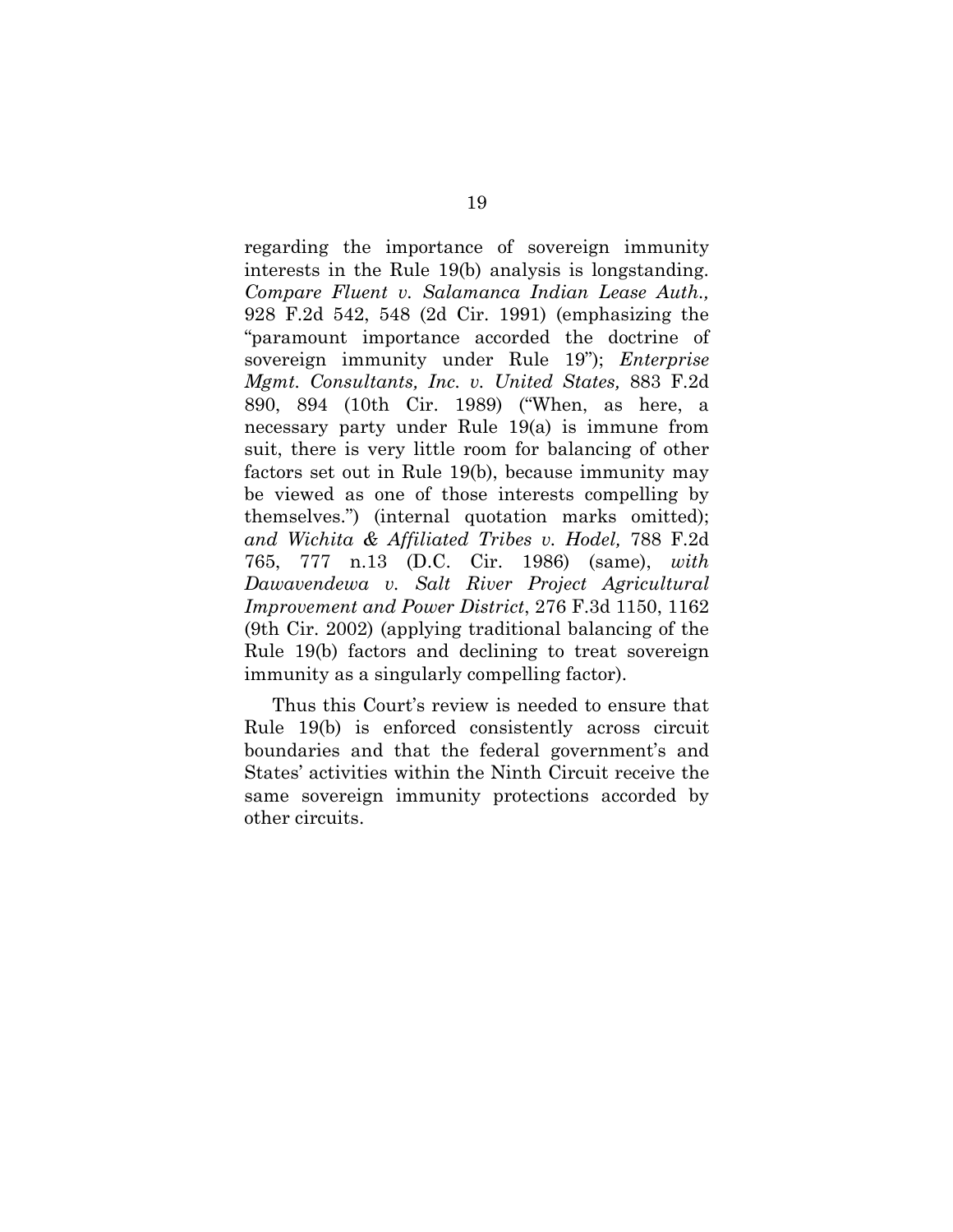regarding the importance of sovereign immunity interests in the Rule 19(b) analysis is longstanding. *Compare Fluent v. Salamanca Indian Lease Auth.,* 928 F.2d 542, 548 (2d Cir. 1991) (emphasizing the "paramount importance accorded the doctrine of sovereign immunity under Rule 19"); *Enterprise Mgmt. Consultants, Inc. v. United States,* 883 F.2d 890, 894 (10th Cir. 1989) ("When, as here, a necessary party under Rule 19(a) is immune from suit, there is very little room for balancing of other factors set out in Rule 19(b), because immunity may be viewed as one of those interests compelling by themselves.") (internal quotation marks omitted); *and Wichita & Affiliated Tribes v. Hodel,* 788 F.2d 765, 777 n.13 (D.C. Cir. 1986) (same), *with Dawavendewa v. Salt River Project Agricultural Improvement and Power District*, 276 F.3d 1150, 1162 (9th Cir. 2002) (applying traditional balancing of the Rule 19(b) factors and declining to treat sovereign immunity as a singularly compelling factor).

Thus this Court's review is needed to ensure that Rule 19(b) is enforced consistently across circuit boundaries and that the federal government's and States' activities within the Ninth Circuit receive the same sovereign immunity protections accorded by other circuits.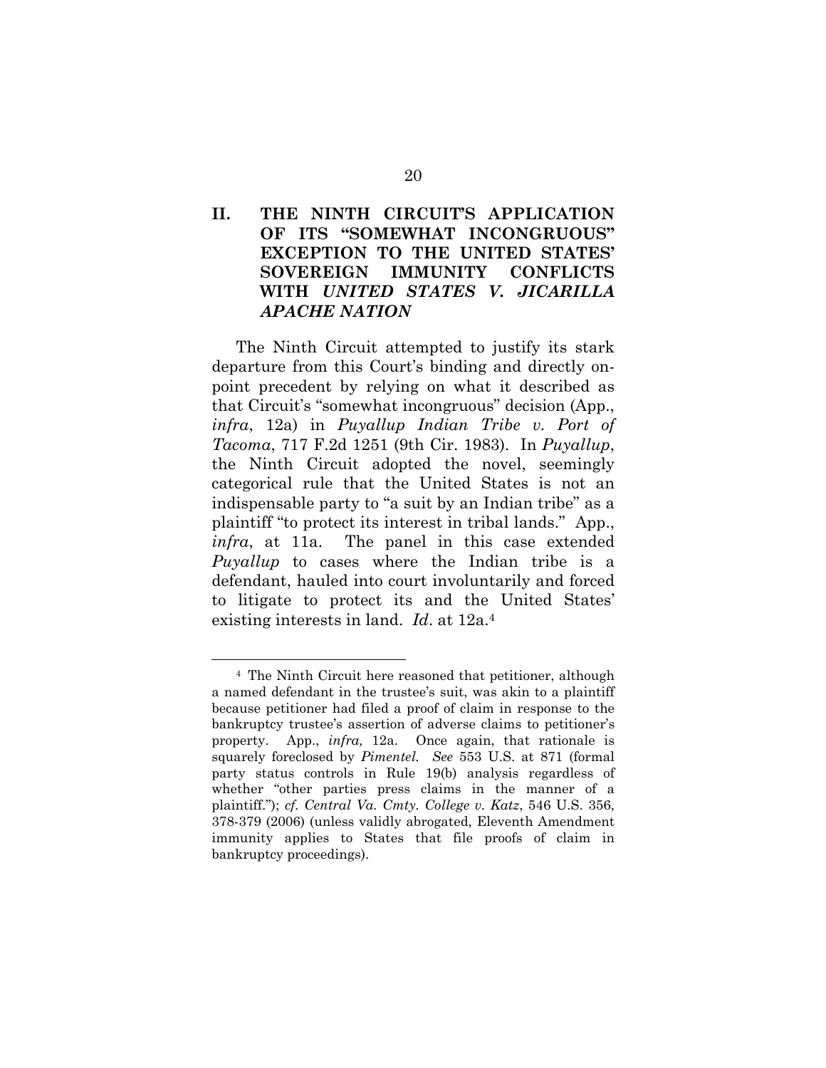## II. THE NINTH CIRCUIT'S APPLICATION OF ITS "SOMEWHAT INCONGRUOUS" EXCEPTION TO THE UNITED STATES' SOVEREIGN IMMUNITY CONFLICTS WITH *UNITED STATES V. JICARILLA APACHE NATION*

The Ninth Circuit attempted to justify its stark departure from this Court's binding and directly on-point precedent by relying on what it described as that Circuit's "somewhat incongruous" decision (App., *infra*, 12a) in *Puyallup Indian Tribe v. Port of Tacoma*, 717 F.2d 1251 (9th Cir. 1983). In *Puyallup*, the Ninth Circuit adopted the novel, seemingly categorical rule that the United States is not an indispensable party to "a suit by an Indian tribe" as a plaintiff "to protect its interest in tribal lands." App., *infra*, at 11a. The panel in this case extended *Puyallup* to cases where the Indian tribe is a defendant, hauled into court involuntarily and forced to litigate to protect its and the United States' existing interests in land. *Id*. at 12a.[4]

---

[4] The Ninth Circuit here reasoned that petitioner, although a named defendant in the trustee's suit, was akin to a plaintiff because petitioner had filed a proof of claim in response to the bankruptcy trustee's assertion of adverse claims to petitioner's property. App., *infra,* 12a. Once again, that rationale is squarely foreclosed by *Pimentel. See* 553 U.S. at 871 (formal party status controls in Rule 19(b) analysis regardless of whether "other parties press claims in the manner of a plaintiff."); *cf. Central Va. Cmty. College v. Katz*, 546 U.S. 356, 378-379 (2006) (unless validly abrogated, Eleventh Amendment immunity applies to States that file proofs of claim in bankruptcy proceedings).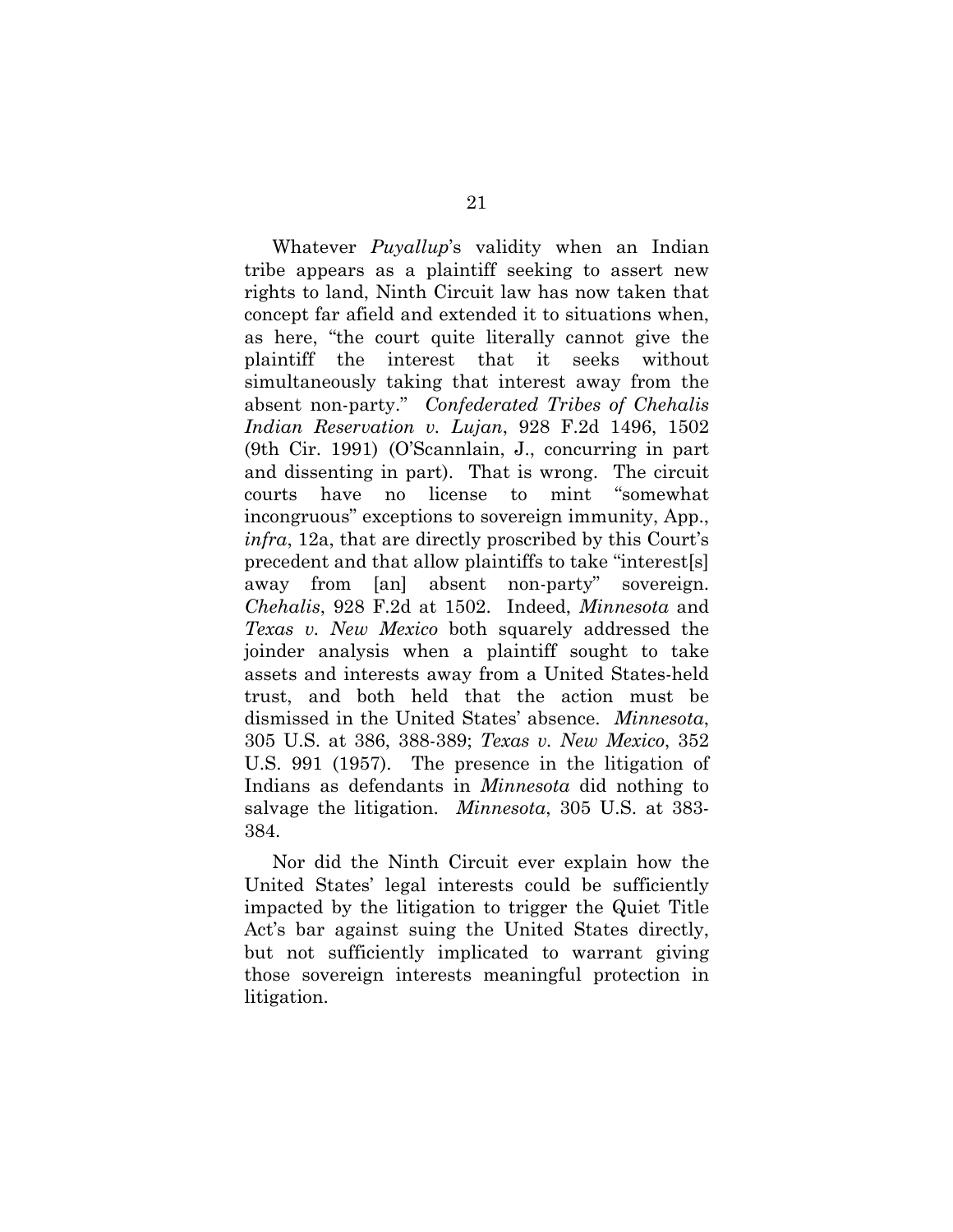Whatever *Puyallup*'s validity when an Indian tribe appears as a plaintiff seeking to assert new rights to land, Ninth Circuit law has now taken that concept far afield and extended it to situations when, as here, "the court quite literally cannot give the plaintiff the interest that it seeks without simultaneously taking that interest away from the absent non-party." *Confederated Tribes of Chehalis Indian Reservation v. Lujan*, 928 F.2d 1496, 1502 (9th Cir. 1991) (O'Scannlain, J., concurring in part and dissenting in part). That is wrong. The circuit courts have no license to mint "somewhat incongruous" exceptions to sovereign immunity, App., *infra*, 12a, that are directly proscribed by this Court's precedent and that allow plaintiffs to take "interest[s] away from [an] absent non-party" sovereign. *Chehalis*, 928 F.2d at 1502. Indeed, *Minnesota* and *Texas v. New Mexico* both squarely addressed the joinder analysis when a plaintiff sought to take assets and interests away from a United States-held trust, and both held that the action must be dismissed in the United States' absence. *Minnesota*, 305 U.S. at 386, 388-389; *Texas v. New Mexico*, 352 U.S. 991 (1957). The presence in the litigation of Indians as defendants in *Minnesota* did nothing to salvage the litigation. *Minnesota*, 305 U.S. at 383-384.

Nor did the Ninth Circuit ever explain how the United States' legal interests could be sufficiently impacted by the litigation to trigger the Quiet Title Act's bar against suing the United States directly, but not sufficiently implicated to warrant giving those sovereign interests meaningful protection in litigation.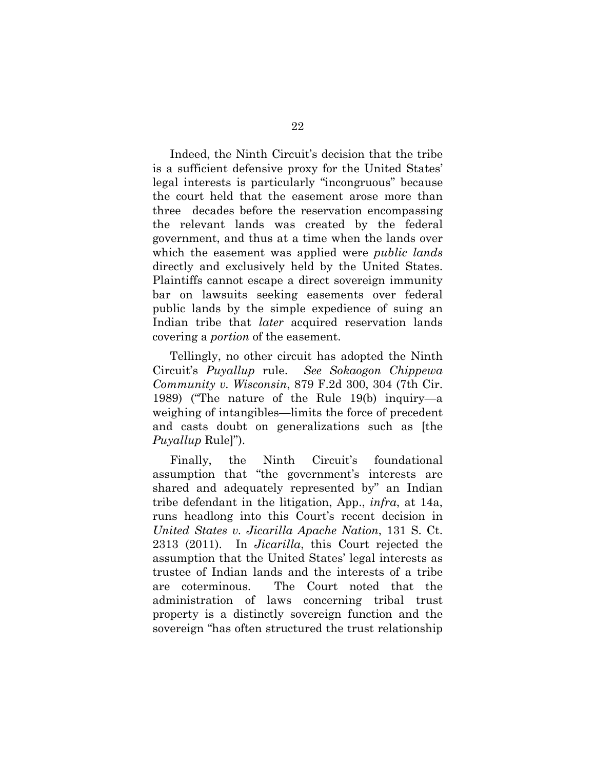Indeed, the Ninth Circuit's decision that the tribe is a sufficient defensive proxy for the United States' legal interests is particularly "incongruous" because the court held that the easement arose more than three decades before the reservation encompassing the relevant lands was created by the federal government, and thus at a time when the lands over which the easement was applied were *public lands* directly and exclusively held by the United States. Plaintiffs cannot escape a direct sovereign immunity bar on lawsuits seeking easements over federal public lands by the simple expedience of suing an Indian tribe that *later* acquired reservation lands covering a *portion* of the easement.

Tellingly, no other circuit has adopted the Ninth Circuit's *Puyallup* rule. *See Sokaogon Chippewa Community v. Wisconsin*, 879 F.2d 300, 304 (7th Cir. 1989) ("The nature of the Rule 19(b) inquiry—a weighing of intangibles—limits the force of precedent and casts doubt on generalizations such as [the *Puyallup* Rule]").

Finally, the Ninth Circuit's foundational assumption that "the government's interests are shared and adequately represented by" an Indian tribe defendant in the litigation, App., *infra*, at 14a, runs headlong into this Court's recent decision in *United States v. Jicarilla Apache Nation*, 131 S. Ct. 2313 (2011). In *Jicarilla*, this Court rejected the assumption that the United States' legal interests as trustee of Indian lands and the interests of a tribe are coterminous. The Court noted that the administration of laws concerning tribal trust property is a distinctly sovereign function and the sovereign "has often structured the trust relationship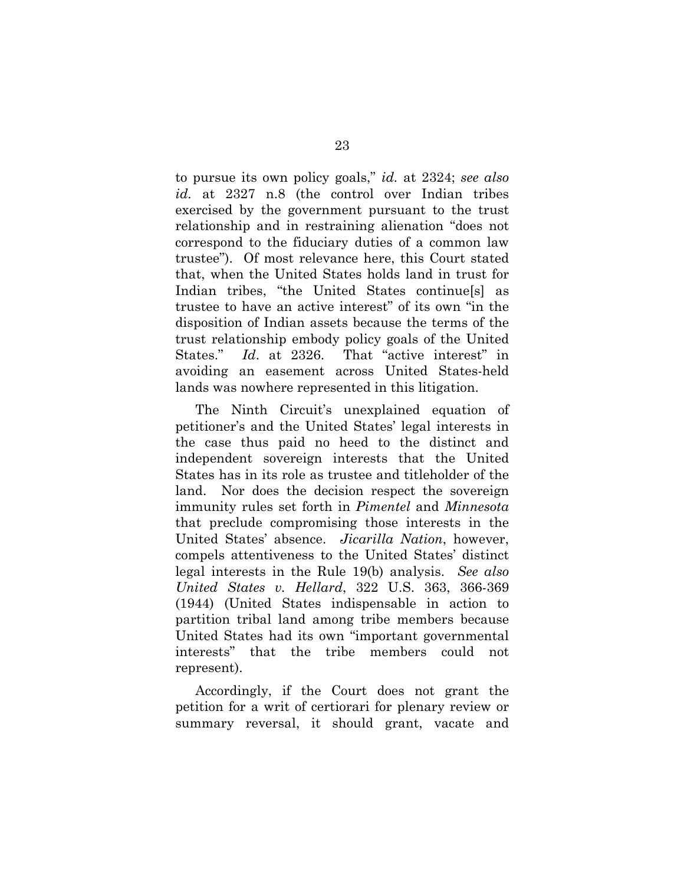to pursue its own policy goals," *id.* at 2324; *see also id.* at 2327 n.8 (the control over Indian tribes exercised by the government pursuant to the trust relationship and in restraining alienation "does not correspond to the fiduciary duties of a common law trustee"). Of most relevance here, this Court stated that, when the United States holds land in trust for Indian tribes, "the United States continue[s] as trustee to have an active interest" of its own "in the disposition of Indian assets because the terms of the trust relationship embody policy goals of the United States." *Id*. at 2326. That "active interest" in avoiding an easement across United States-held lands was nowhere represented in this litigation.

The Ninth Circuit's unexplained equation of petitioner's and the United States' legal interests in the case thus paid no heed to the distinct and independent sovereign interests that the United States has in its role as trustee and titleholder of the land. Nor does the decision respect the sovereign immunity rules set forth in *Pimentel* and *Minnesota* that preclude compromising those interests in the United States' absence. *Jicarilla Nation*, however, compels attentiveness to the United States' distinct legal interests in the Rule 19(b) analysis. *See also United States v. Hellard*, 322 U.S. 363, 366-369 (1944) (United States indispensable in action to partition tribal land among tribe members because United States had its own "important governmental interests" that the tribe members could not represent).

Accordingly, if the Court does not grant the petition for a writ of certiorari for plenary review or summary reversal, it should grant, vacate and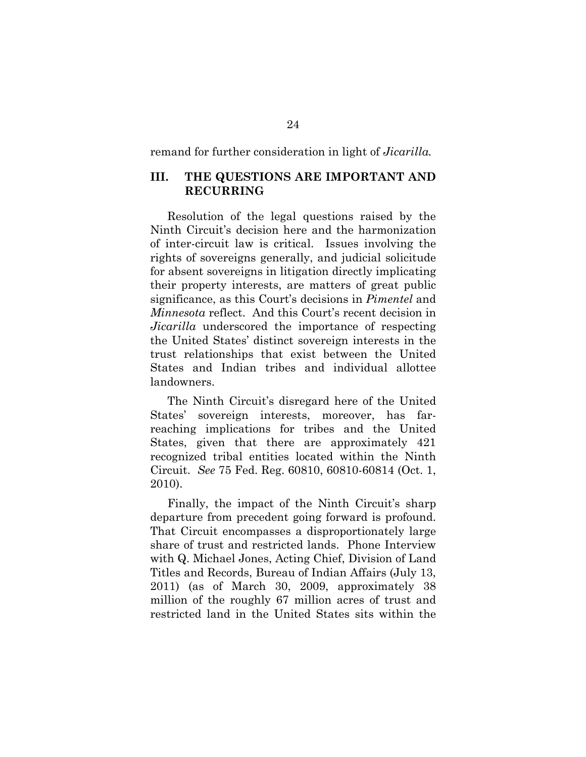remand for further consideration in light of *Jicarilla.*

## III. THE QUESTIONS ARE IMPORTANT AND RECURRING

Resolution of the legal questions raised by the Ninth Circuit's decision here and the harmonization of inter-circuit law is critical. Issues involving the rights of sovereigns generally, and judicial solicitude for absent sovereigns in litigation directly implicating their property interests, are matters of great public significance, as this Court's decisions in *Pimentel* and *Minnesota* reflect. And this Court's recent decision in *Jicarilla* underscored the importance of respecting the United States' distinct sovereign interests in the trust relationships that exist between the United States and Indian tribes and individual allottee landowners.

The Ninth Circuit's disregard here of the United States' sovereign interests, moreover, has far-reaching implications for tribes and the United States, given that there are approximately 421 recognized tribal entities located within the Ninth Circuit. *See* 75 Fed. Reg. 60810, 60810-60814 (Oct. 1, 2010).

Finally, the impact of the Ninth Circuit's sharp departure from precedent going forward is profound. That Circuit encompasses a disproportionately large share of trust and restricted lands. Phone Interview with Q. Michael Jones, Acting Chief, Division of Land Titles and Records, Bureau of Indian Affairs (July 13, 2011) (as of March 30, 2009, approximately 38 million of the roughly 67 million acres of trust and restricted land in the United States sits within the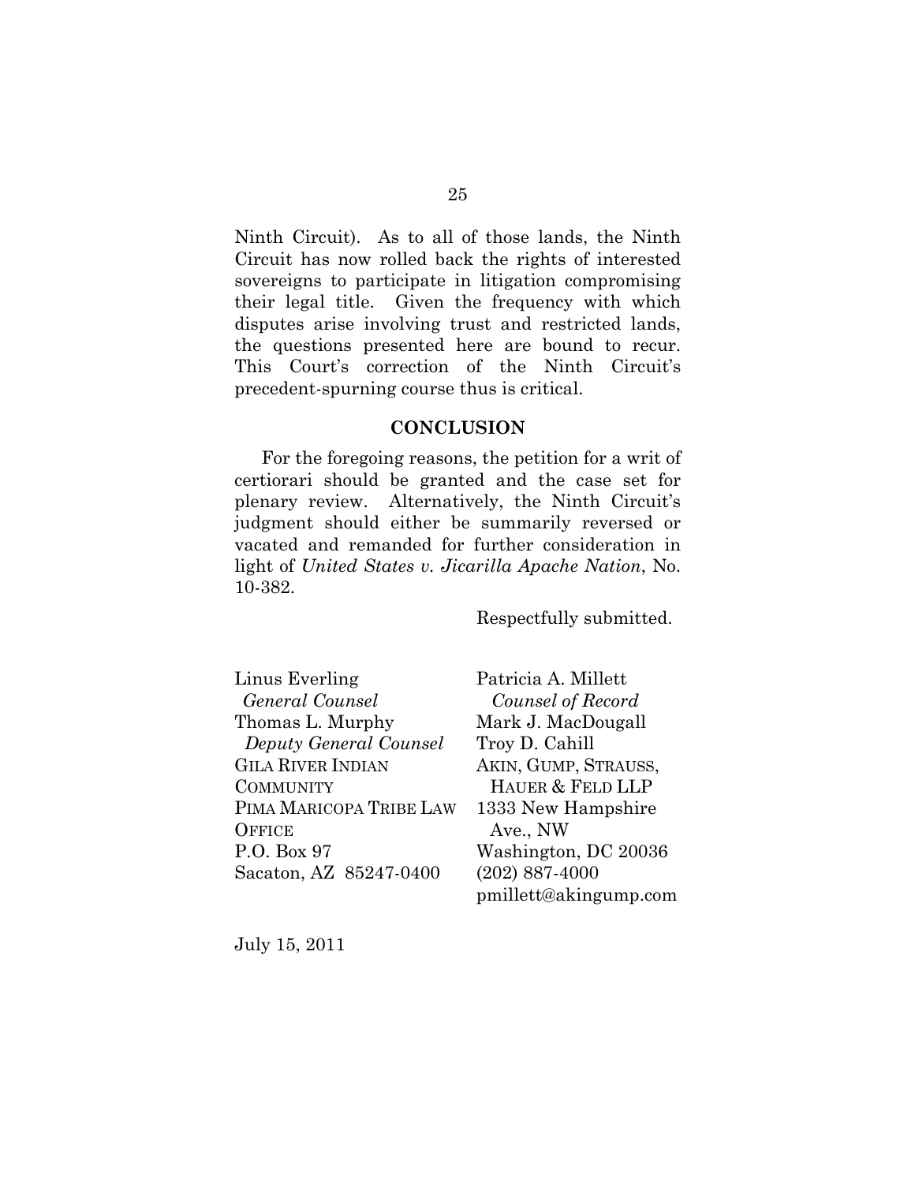Ninth Circuit). As to all of those lands, the Ninth Circuit has now rolled back the rights of interested sovereigns to participate in litigation compromising their legal title. Given the frequency with which disputes arise involving trust and restricted lands, the questions presented here are bound to recur. This Court's correction of the Ninth Circuit's precedent-spurning course thus is critical.

## CONCLUSION

For the foregoing reasons, the petition for a writ of certiorari should be granted and the case set for plenary review. Alternatively, the Ninth Circuit's judgment should either be summarily reversed or vacated and remanded for further consideration in light of *United States v. Jicarilla Apache Nation*, No. 10-382.

Respectfully submitted.

Linus Everling
*General Counsel*
Thomas L. Murphy
*Deputy General Counsel*
GILA RIVER INDIAN COMMUNITY
PIMA MARICOPA TRIBE LAW OFFICE
P.O. Box 97
Sacaton, AZ 85247-0400

Patricia A. Millett
*Counsel of Record*
Mark J. MacDougall
Troy D. Cahill
AKIN, GUMP, STRAUSS, HAUER & FELD LLP
1333 New Hampshire Ave., NW
Washington, DC 20036
(202) 887-4000
pmillett@akingump.com

July 15, 2011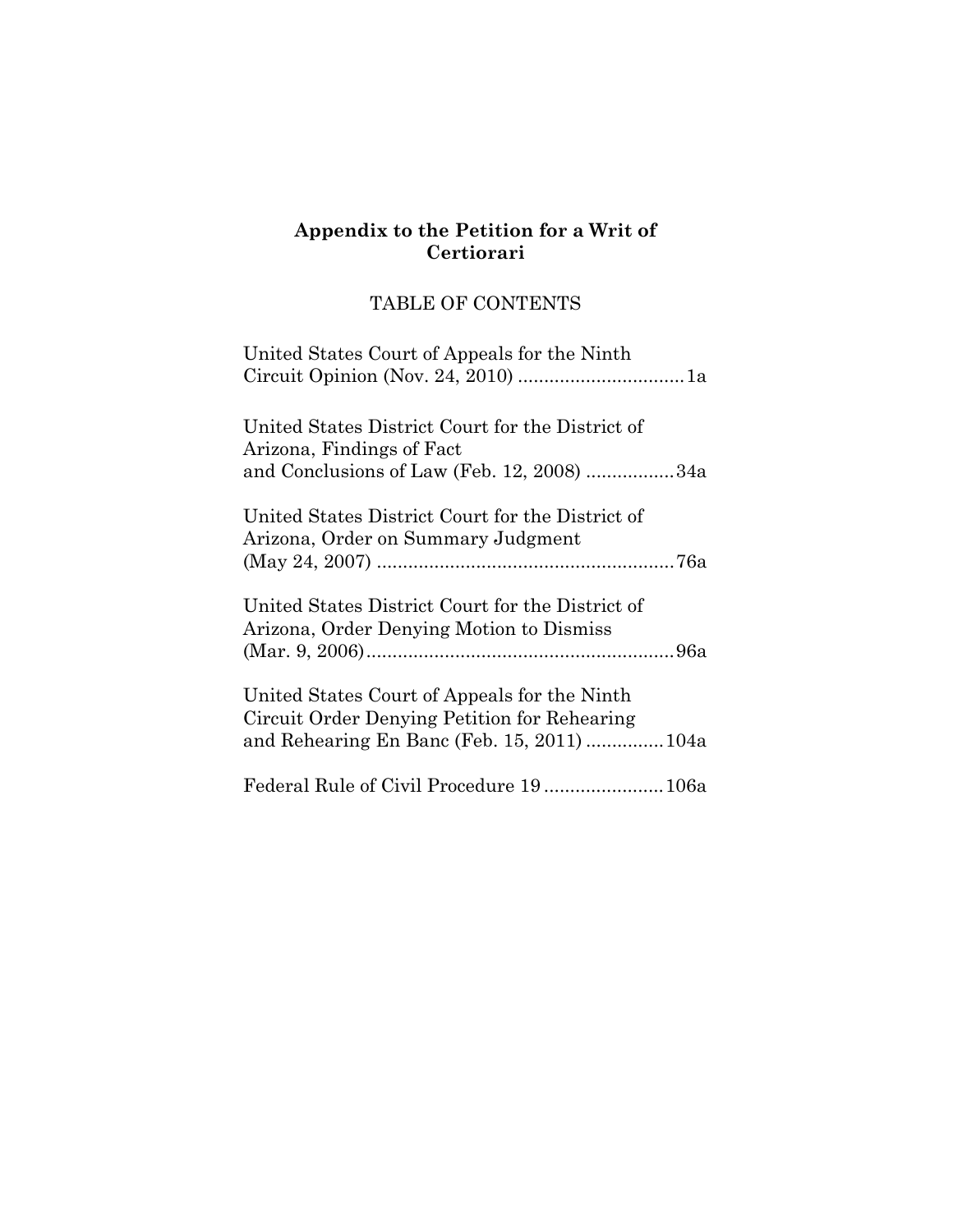**Appendix to the Petition for a Writ of Certiorari**

TABLE OF CONTENTS

United States Court of Appeals for the Ninth Circuit Opinion (Nov. 24, 2010) ................................ 1a

United States District Court for the District of Arizona, Findings of Fact and Conclusions of Law (Feb. 12, 2008) ................. 34a

United States District Court for the District of Arizona, Order on Summary Judgment (May 24, 2007) ......................................................... 76a

United States District Court for the District of Arizona, Order Denying Motion to Dismiss (Mar. 9, 2006)........................................................... 96a

United States Court of Appeals for the Ninth Circuit Order Denying Petition for Rehearing and Rehearing En Banc (Feb. 15, 2011) .............. 104a

Federal Rule of Civil Procedure 19 ...................... 106a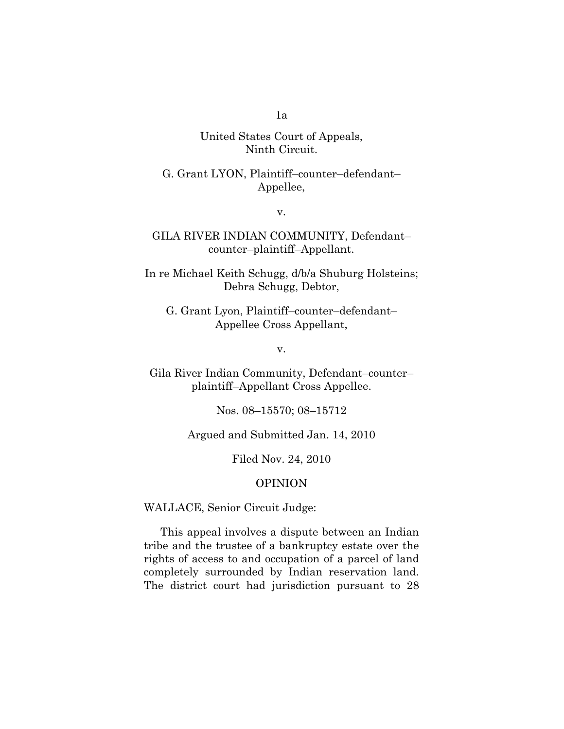United States Court of Appeals,
Ninth Circuit.

G. Grant LYON, Plaintiff–counter–defendant–Appellee,

v.

GILA RIVER INDIAN COMMUNITY, Defendant–counter–plaintiff–Appellant.

In re Michael Keith Schugg, d/b/a Shuburg Holsteins; Debra Schugg, Debtor,

G. Grant Lyon, Plaintiff–counter–defendant–Appellee Cross Appellant,

v.

Gila River Indian Community, Defendant–counter–plaintiff–Appellant Cross Appellee.

Nos. 08–15570; 08–15712

Argued and Submitted Jan. 14, 2010

Filed Nov. 24, 2010

OPINION

WALLACE, Senior Circuit Judge:

This appeal involves a dispute between an Indian tribe and the trustee of a bankruptcy estate over the rights of access to and occupation of a parcel of land completely surrounded by Indian reservation land. The district court had jurisdiction pursuant to 28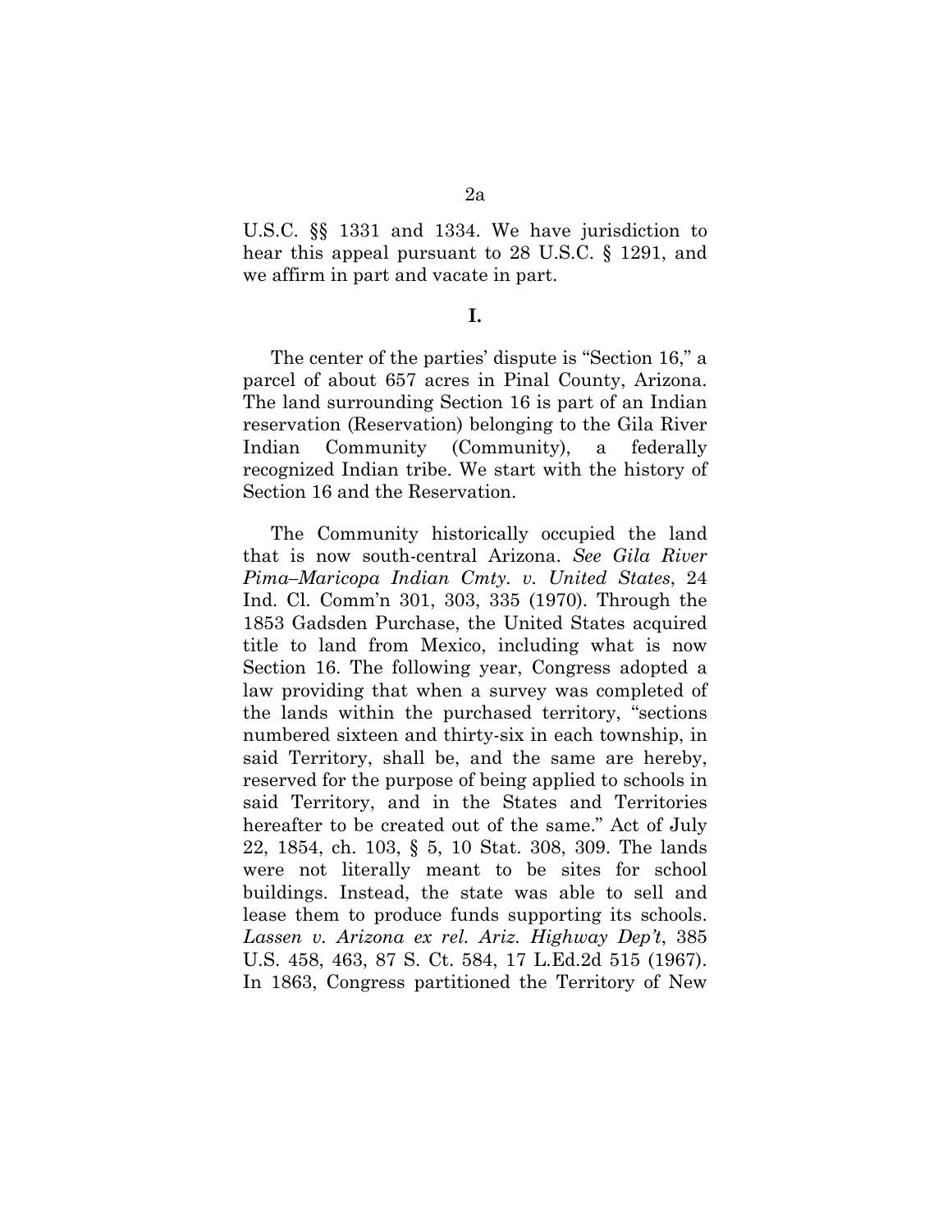U.S.C. §§ 1331 and 1334. We have jurisdiction to hear this appeal pursuant to 28 U.S.C. § 1291, and we affirm in part and vacate in part.

**I.**

The center of the parties' dispute is "Section 16," a parcel of about 657 acres in Pinal County, Arizona. The land surrounding Section 16 is part of an Indian reservation (Reservation) belonging to the Gila River Indian Community (Community), a federally recognized Indian tribe. We start with the history of Section 16 and the Reservation.

The Community historically occupied the land that is now south-central Arizona. *See Gila River Pima–Maricopa Indian Cmty. v. United States*, 24 Ind. Cl. Comm'n 301, 303, 335 (1970). Through the 1853 Gadsden Purchase, the United States acquired title to land from Mexico, including what is now Section 16. The following year, Congress adopted a law providing that when a survey was completed of the lands within the purchased territory, "sections numbered sixteen and thirty-six in each township, in said Territory, shall be, and the same are hereby, reserved for the purpose of being applied to schools in said Territory, and in the States and Territories hereafter to be created out of the same." Act of July 22, 1854, ch. 103, § 5, 10 Stat. 308, 309. The lands were not literally meant to be sites for school buildings. Instead, the state was able to sell and lease them to produce funds supporting its schools. *Lassen v. Arizona ex rel. Ariz. Highway Dep't*, 385 U.S. 458, 463, 87 S. Ct. 584, 17 L.Ed.2d 515 (1967). In 1863, Congress partitioned the Territory of New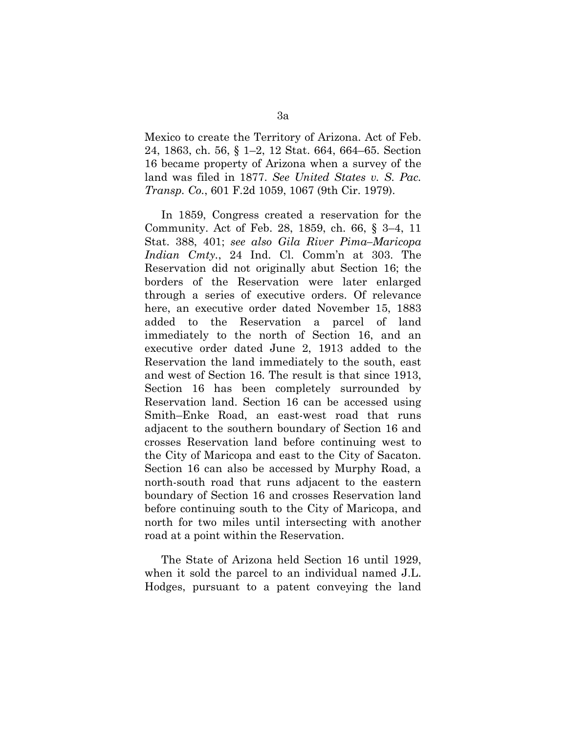Mexico to create the Territory of Arizona. Act of Feb. 24, 1863, ch. 56, § 1–2, 12 Stat. 664, 664–65. Section 16 became property of Arizona when a survey of the land was filed in 1877. *See United States v. S. Pac. Transp. Co.*, 601 F.2d 1059, 1067 (9th Cir. 1979).

In 1859, Congress created a reservation for the Community. Act of Feb. 28, 1859, ch. 66, § 3–4, 11 Stat. 388, 401; *see also Gila River Pima–Maricopa Indian Cmty.*, 24 Ind. Cl. Comm'n at 303. The Reservation did not originally abut Section 16; the borders of the Reservation were later enlarged through a series of executive orders. Of relevance here, an executive order dated November 15, 1883 added to the Reservation a parcel of land immediately to the north of Section 16, and an executive order dated June 2, 1913 added to the Reservation the land immediately to the south, east and west of Section 16. The result is that since 1913, Section 16 has been completely surrounded by Reservation land. Section 16 can be accessed using Smith–Enke Road, an east-west road that runs adjacent to the southern boundary of Section 16 and crosses Reservation land before continuing west to the City of Maricopa and east to the City of Sacaton. Section 16 can also be accessed by Murphy Road, a north-south road that runs adjacent to the eastern boundary of Section 16 and crosses Reservation land before continuing south to the City of Maricopa, and north for two miles until intersecting with another road at a point within the Reservation.

The State of Arizona held Section 16 until 1929, when it sold the parcel to an individual named J.L. Hodges, pursuant to a patent conveying the land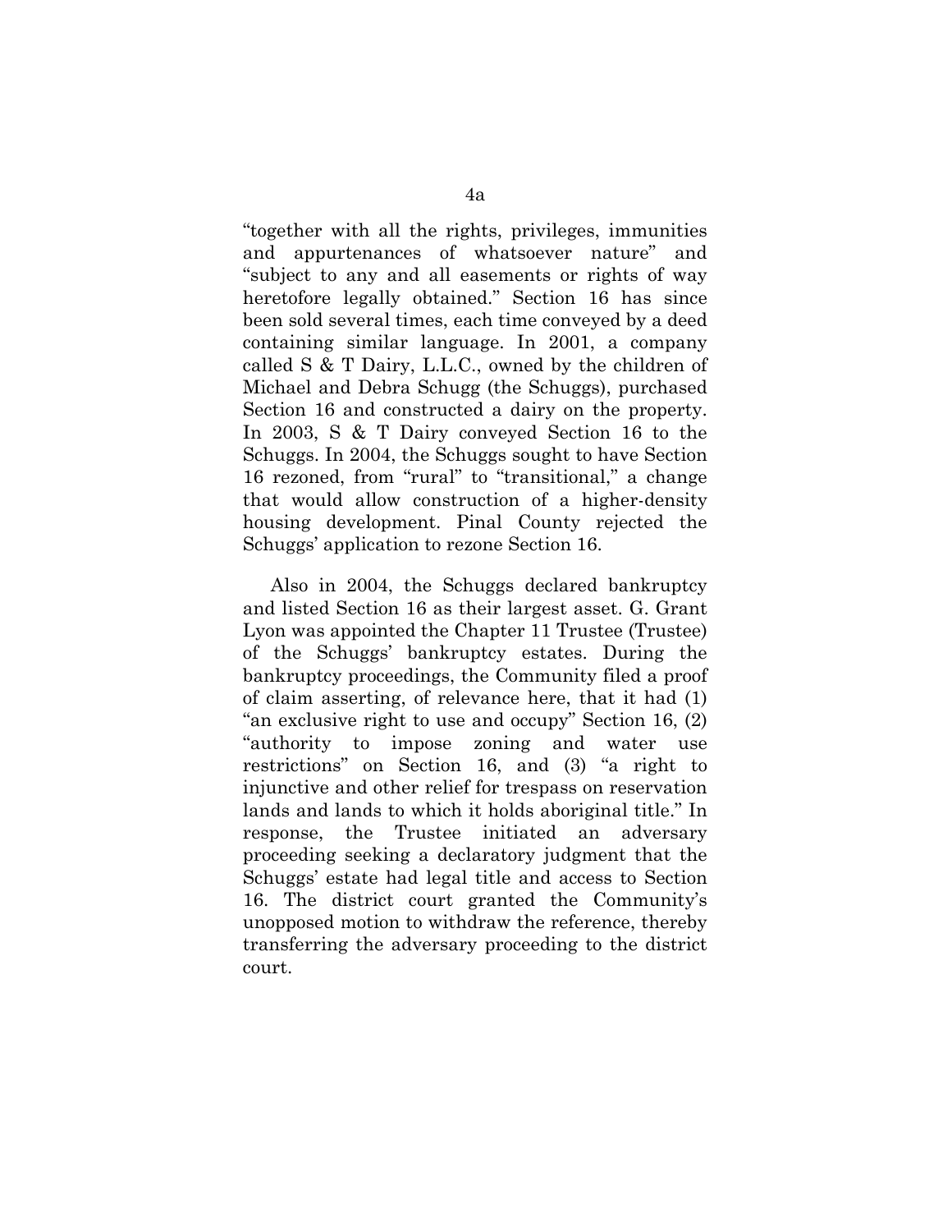"together with all the rights, privileges, immunities and appurtenances of whatsoever nature" and "subject to any and all easements or rights of way heretofore legally obtained." Section 16 has since been sold several times, each time conveyed by a deed containing similar language. In 2001, a company called S & T Dairy, L.L.C., owned by the children of Michael and Debra Schugg (the Schuggs), purchased Section 16 and constructed a dairy on the property. In 2003, S & T Dairy conveyed Section 16 to the Schuggs. In 2004, the Schuggs sought to have Section 16 rezoned, from "rural" to "transitional," a change that would allow construction of a higher-density housing development. Pinal County rejected the Schuggs' application to rezone Section 16.

Also in 2004, the Schuggs declared bankruptcy and listed Section 16 as their largest asset. G. Grant Lyon was appointed the Chapter 11 Trustee (Trustee) of the Schuggs' bankruptcy estates. During the bankruptcy proceedings, the Community filed a proof of claim asserting, of relevance here, that it had (1) "an exclusive right to use and occupy" Section 16, (2) "authority to impose zoning and water use restrictions" on Section 16, and (3) "a right to injunctive and other relief for trespass on reservation lands and lands to which it holds aboriginal title." In response, the Trustee initiated an adversary proceeding seeking a declaratory judgment that the Schuggs' estate had legal title and access to Section 16. The district court granted the Community's unopposed motion to withdraw the reference, thereby transferring the adversary proceeding to the district court.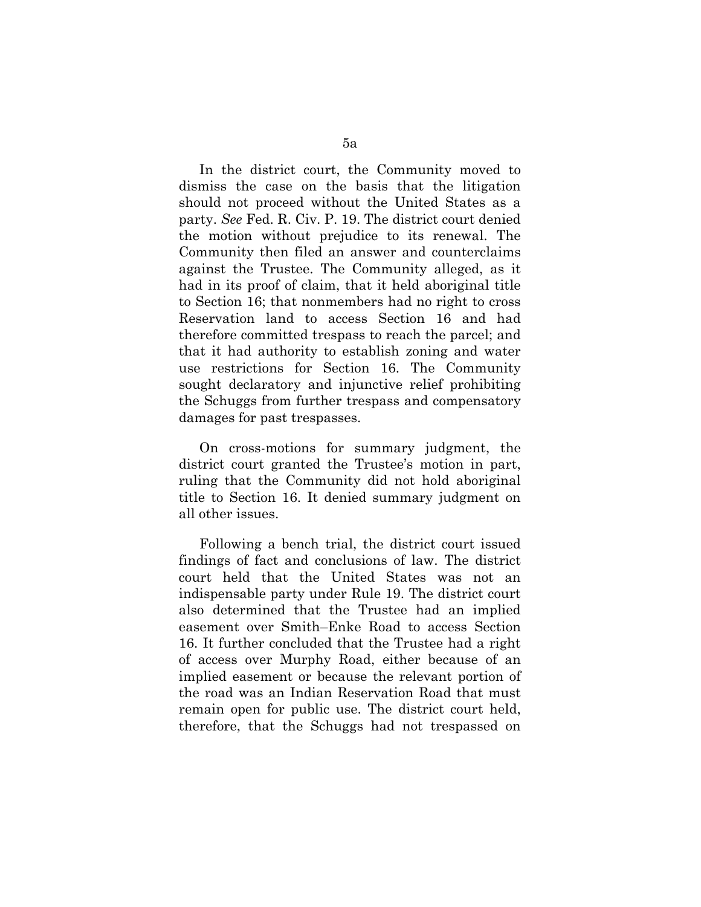In the district court, the Community moved to dismiss the case on the basis that the litigation should not proceed without the United States as a party. *See* Fed. R. Civ. P. 19. The district court denied the motion without prejudice to its renewal. The Community then filed an answer and counterclaims against the Trustee. The Community alleged, as it had in its proof of claim, that it held aboriginal title to Section 16; that nonmembers had no right to cross Reservation land to access Section 16 and had therefore committed trespass to reach the parcel; and that it had authority to establish zoning and water use restrictions for Section 16. The Community sought declaratory and injunctive relief prohibiting the Schuggs from further trespass and compensatory damages for past trespasses.

On cross-motions for summary judgment, the district court granted the Trustee's motion in part, ruling that the Community did not hold aboriginal title to Section 16. It denied summary judgment on all other issues.

Following a bench trial, the district court issued findings of fact and conclusions of law. The district court held that the United States was not an indispensable party under Rule 19. The district court also determined that the Trustee had an implied easement over Smith–Enke Road to access Section 16. It further concluded that the Trustee had a right of access over Murphy Road, either because of an implied easement or because the relevant portion of the road was an Indian Reservation Road that must remain open for public use. The district court held, therefore, that the Schuggs had not trespassed on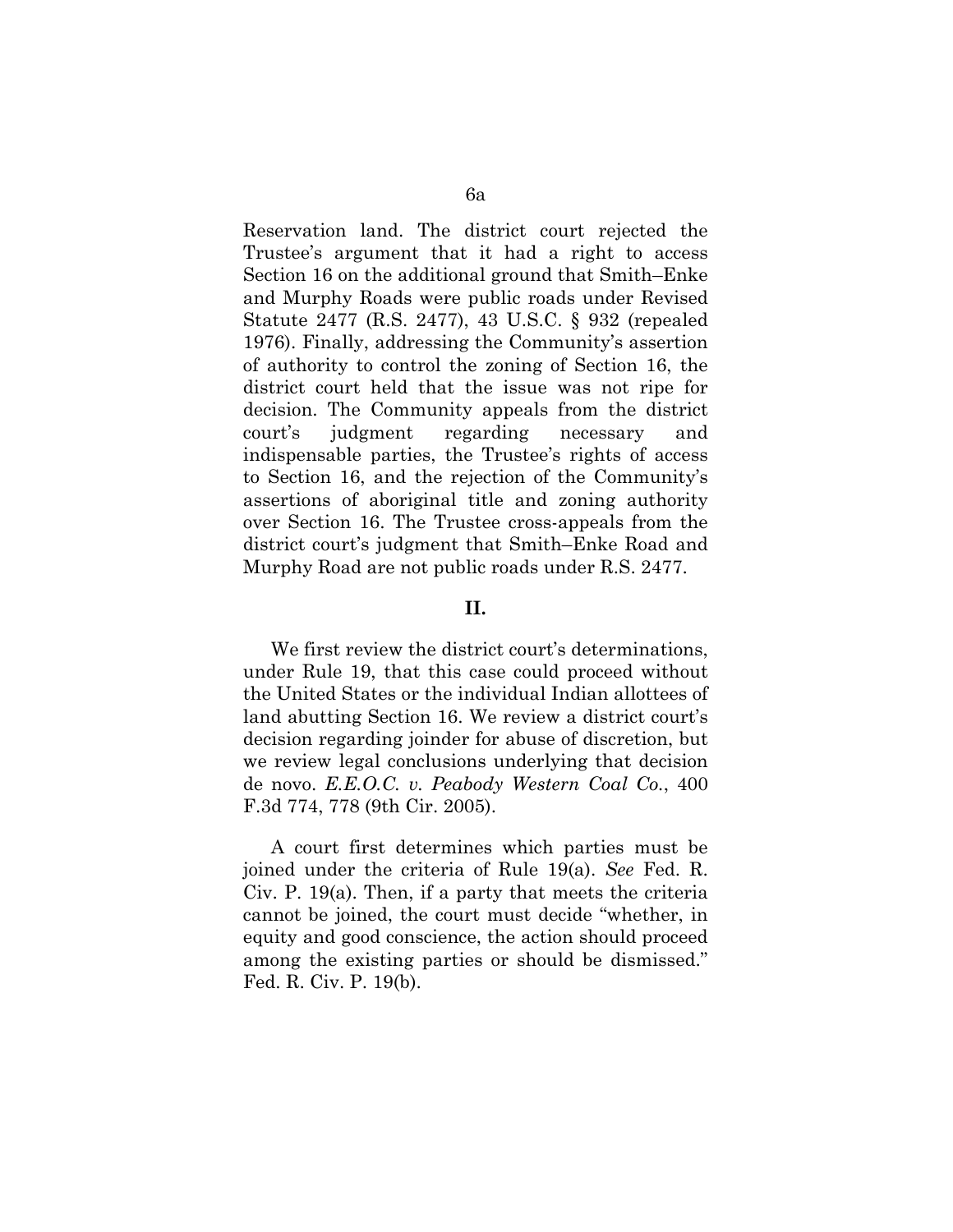Reservation land. The district court rejected the Trustee's argument that it had a right to access Section 16 on the additional ground that Smith–Enke and Murphy Roads were public roads under Revised Statute 2477 (R.S. 2477), 43 U.S.C. § 932 (repealed 1976). Finally, addressing the Community's assertion of authority to control the zoning of Section 16, the district court held that the issue was not ripe for decision. The Community appeals from the district court's judgment regarding necessary and indispensable parties, the Trustee's rights of access to Section 16, and the rejection of the Community's assertions of aboriginal title and zoning authority over Section 16. The Trustee cross-appeals from the district court's judgment that Smith–Enke Road and Murphy Road are not public roads under R.S. 2477.

## II.

We first review the district court's determinations, under Rule 19, that this case could proceed without the United States or the individual Indian allottees of land abutting Section 16. We review a district court's decision regarding joinder for abuse of discretion, but we review legal conclusions underlying that decision de novo. *E.E.O.C. v. Peabody Western Coal Co.*, 400 F.3d 774, 778 (9th Cir. 2005).

A court first determines which parties must be joined under the criteria of Rule 19(a). *See* Fed. R. Civ. P. 19(a). Then, if a party that meets the criteria cannot be joined, the court must decide "whether, in equity and good conscience, the action should proceed among the existing parties or should be dismissed." Fed. R. Civ. P. 19(b).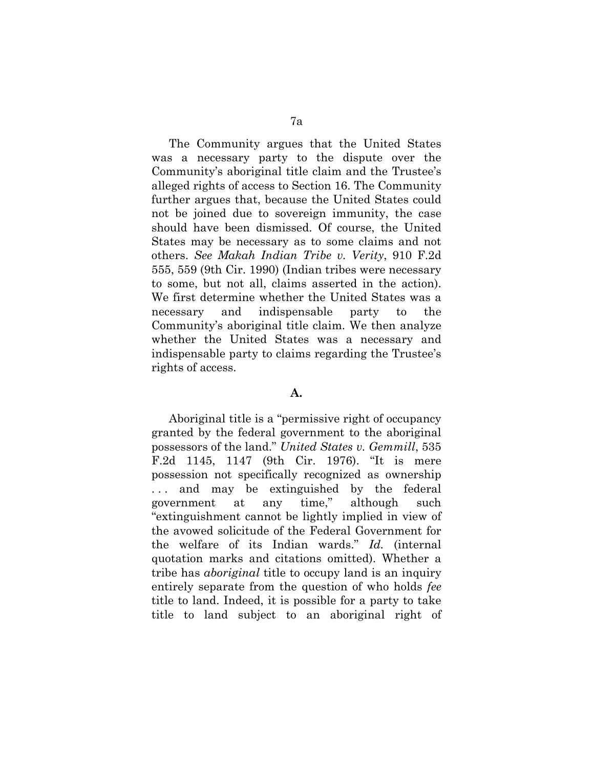The Community argues that the United States was a necessary party to the dispute over the Community's aboriginal title claim and the Trustee's alleged rights of access to Section 16. The Community further argues that, because the United States could not be joined due to sovereign immunity, the case should have been dismissed. Of course, the United States may be necessary as to some claims and not others. *See Makah Indian Tribe v. Verity*, 910 F.2d 555, 559 (9th Cir. 1990) (Indian tribes were necessary to some, but not all, claims asserted in the action). We first determine whether the United States was a necessary and indispensable party to the Community's aboriginal title claim. We then analyze whether the United States was a necessary and indispensable party to claims regarding the Trustee's rights of access.

## A.

Aboriginal title is a "permissive right of occupancy granted by the federal government to the aboriginal possessors of the land." *United States v. Gemmill*, 535 F.2d 1145, 1147 (9th Cir. 1976). "It is mere possession not specifically recognized as ownership . . . and may be extinguished by the federal government at any time," although such "extinguishment cannot be lightly implied in view of the avowed solicitude of the Federal Government for the welfare of its Indian wards." *Id.* (internal quotation marks and citations omitted). Whether a tribe has *aboriginal* title to occupy land is an inquiry entirely separate from the question of who holds *fee* title to land. Indeed, it is possible for a party to take title to land subject to an aboriginal right of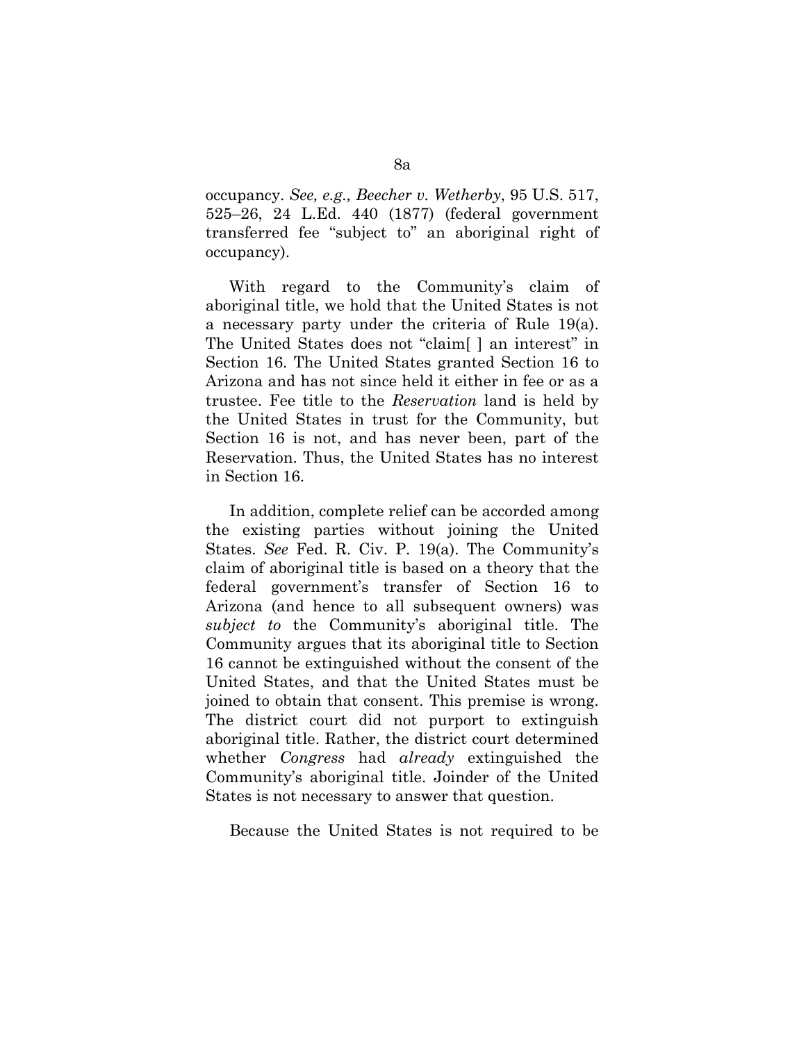occupancy. *See, e.g., Beecher v. Wetherby*, 95 U.S. 517, 525–26, 24 L.Ed. 440 (1877) (federal government transferred fee "subject to" an aboriginal right of occupancy).

With regard to the Community's claim of aboriginal title, we hold that the United States is not a necessary party under the criteria of Rule 19(a). The United States does not "claim[ ] an interest" in Section 16. The United States granted Section 16 to Arizona and has not since held it either in fee or as a trustee. Fee title to the *Reservation* land is held by the United States in trust for the Community, but Section 16 is not, and has never been, part of the Reservation. Thus, the United States has no interest in Section 16.

In addition, complete relief can be accorded among the existing parties without joining the United States. *See* Fed. R. Civ. P. 19(a). The Community's claim of aboriginal title is based on a theory that the federal government's transfer of Section 16 to Arizona (and hence to all subsequent owners) was *subject to* the Community's aboriginal title. The Community argues that its aboriginal title to Section 16 cannot be extinguished without the consent of the United States, and that the United States must be joined to obtain that consent. This premise is wrong. The district court did not purport to extinguish aboriginal title. Rather, the district court determined whether *Congress* had *already* extinguished the Community's aboriginal title. Joinder of the United States is not necessary to answer that question.

Because the United States is not required to be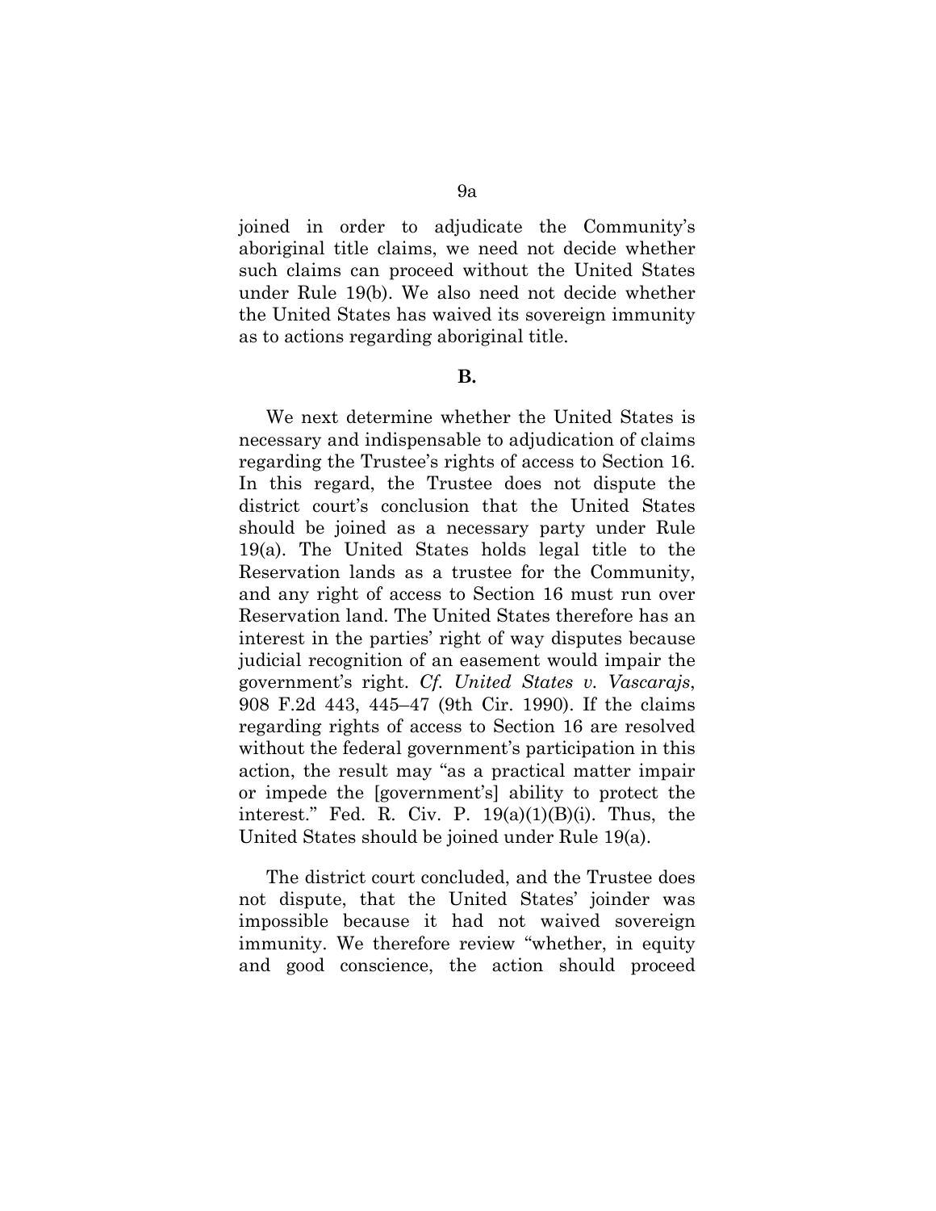joined in order to adjudicate the Community's aboriginal title claims, we need not decide whether such claims can proceed without the United States under Rule 19(b). We also need not decide whether the United States has waived its sovereign immunity as to actions regarding aboriginal title.

**B.**

We next determine whether the United States is necessary and indispensable to adjudication of claims regarding the Trustee's rights of access to Section 16. In this regard, the Trustee does not dispute the district court's conclusion that the United States should be joined as a necessary party under Rule 19(a). The United States holds legal title to the Reservation lands as a trustee for the Community, and any right of access to Section 16 must run over Reservation land. The United States therefore has an interest in the parties' right of way disputes because judicial recognition of an easement would impair the government's right. *Cf. United States v. Vascarajs*, 908 F.2d 443, 445–47 (9th Cir. 1990). If the claims regarding rights of access to Section 16 are resolved without the federal government's participation in this action, the result may "as a practical matter impair or impede the [government's] ability to protect the interest." Fed. R. Civ. P. 19(a)(1)(B)(i). Thus, the United States should be joined under Rule 19(a).

The district court concluded, and the Trustee does not dispute, that the United States' joinder was impossible because it had not waived sovereign immunity. We therefore review "whether, in equity and good conscience, the action should proceed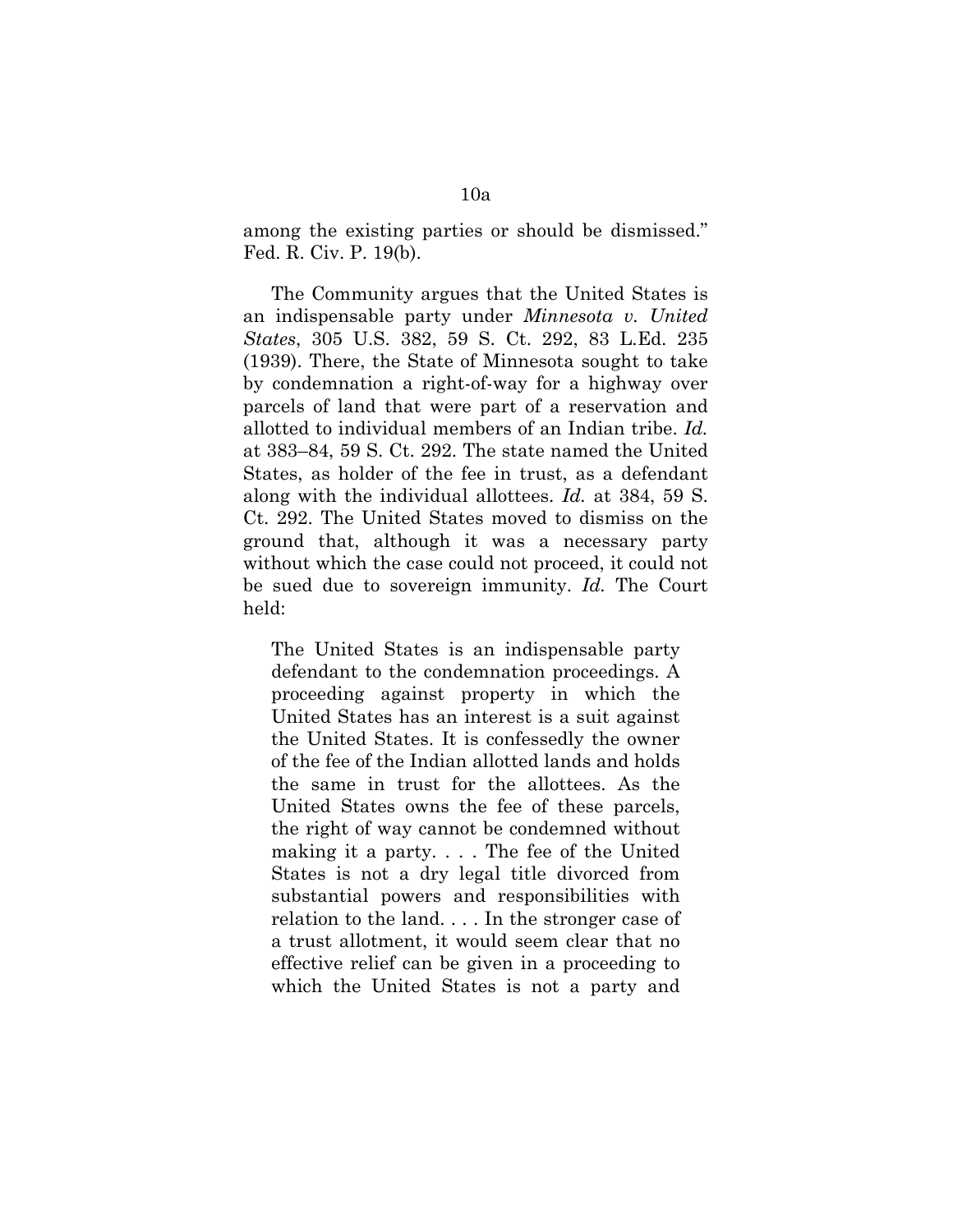among the existing parties or should be dismissed." Fed. R. Civ. P. 19(b).

The Community argues that the United States is an indispensable party under *Minnesota v. United States*, 305 U.S. 382, 59 S. Ct. 292, 83 L.Ed. 235 (1939). There, the State of Minnesota sought to take by condemnation a right-of-way for a highway over parcels of land that were part of a reservation and allotted to individual members of an Indian tribe. *Id.* at 383–84, 59 S. Ct. 292. The state named the United States, as holder of the fee in trust, as a defendant along with the individual allottees. *Id.* at 384, 59 S. Ct. 292. The United States moved to dismiss on the ground that, although it was a necessary party without which the case could not proceed, it could not be sued due to sovereign immunity. *Id.* The Court held:

> The United States is an indispensable party defendant to the condemnation proceedings. A proceeding against property in which the United States has an interest is a suit against the United States. It is confessedly the owner of the fee of the Indian allotted lands and holds the same in trust for the allottees. As the United States owns the fee of these parcels, the right of way cannot be condemned without making it a party. . . . The fee of the United States is not a dry legal title divorced from substantial powers and responsibilities with relation to the land. . . . In the stronger case of a trust allotment, it would seem clear that no effective relief can be given in a proceeding to which the United States is not a party and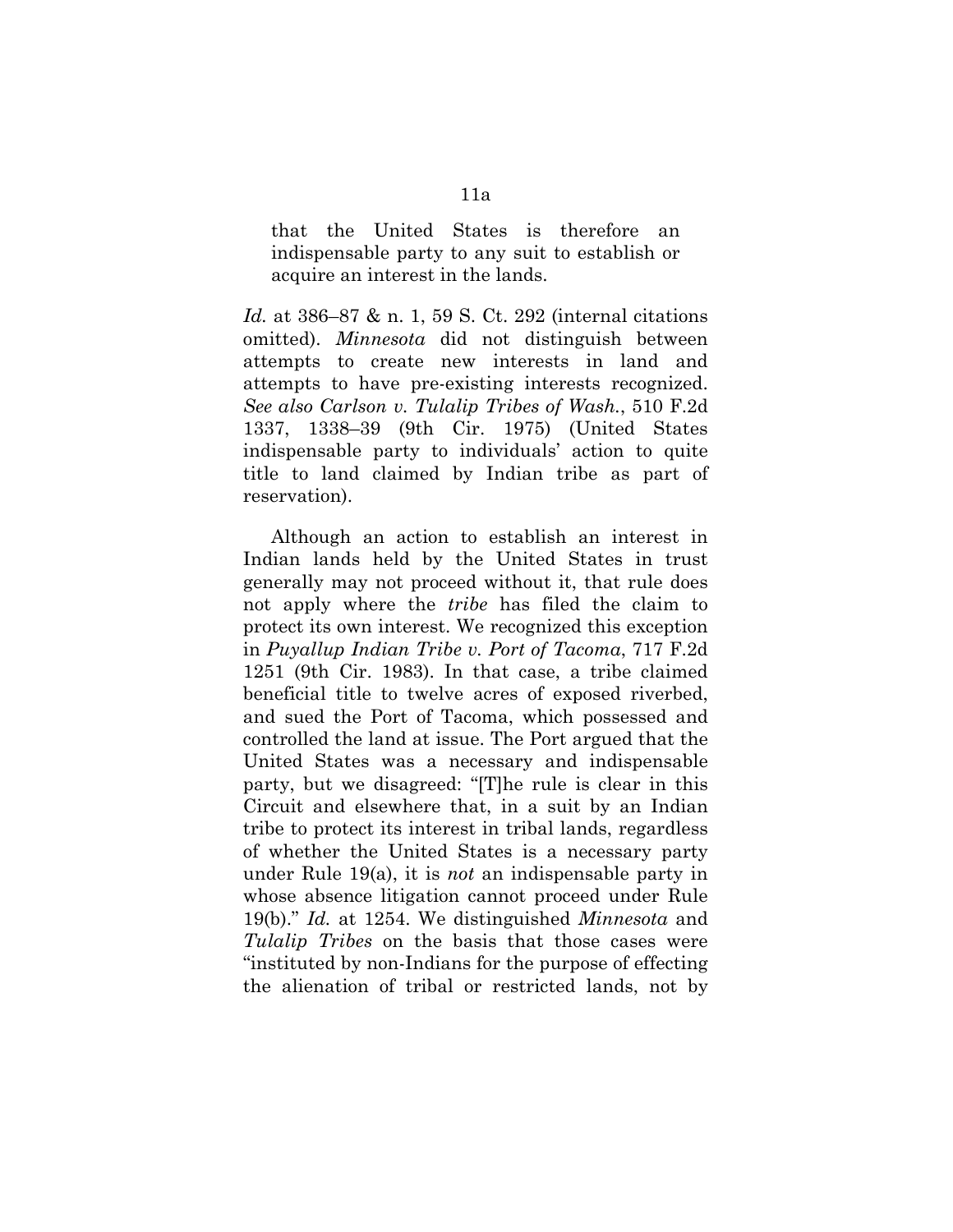> that the United States is therefore an indispensable party to any suit to establish or acquire an interest in the lands.

*Id.* at 386–87 & n. 1, 59 S. Ct. 292 (internal citations omitted). *Minnesota* did not distinguish between attempts to create new interests in land and attempts to have pre-existing interests recognized. *See also Carlson v. Tulalip Tribes of Wash.*, 510 F.2d 1337, 1338–39 (9th Cir. 1975) (United States indispensable party to individuals' action to quite title to land claimed by Indian tribe as part of reservation).

Although an action to establish an interest in Indian lands held by the United States in trust generally may not proceed without it, that rule does not apply where the *tribe* has filed the claim to protect its own interest. We recognized this exception in *Puyallup Indian Tribe v. Port of Tacoma*, 717 F.2d 1251 (9th Cir. 1983). In that case, a tribe claimed beneficial title to twelve acres of exposed riverbed, and sued the Port of Tacoma, which possessed and controlled the land at issue. The Port argued that the United States was a necessary and indispensable party, but we disagreed: "[T]he rule is clear in this Circuit and elsewhere that, in a suit by an Indian tribe to protect its interest in tribal lands, regardless of whether the United States is a necessary party under Rule 19(a), it is *not* an indispensable party in whose absence litigation cannot proceed under Rule 19(b)." *Id.* at 1254. We distinguished *Minnesota* and *Tulalip Tribes* on the basis that those cases were "instituted by non-Indians for the purpose of effecting the alienation of tribal or restricted lands, not by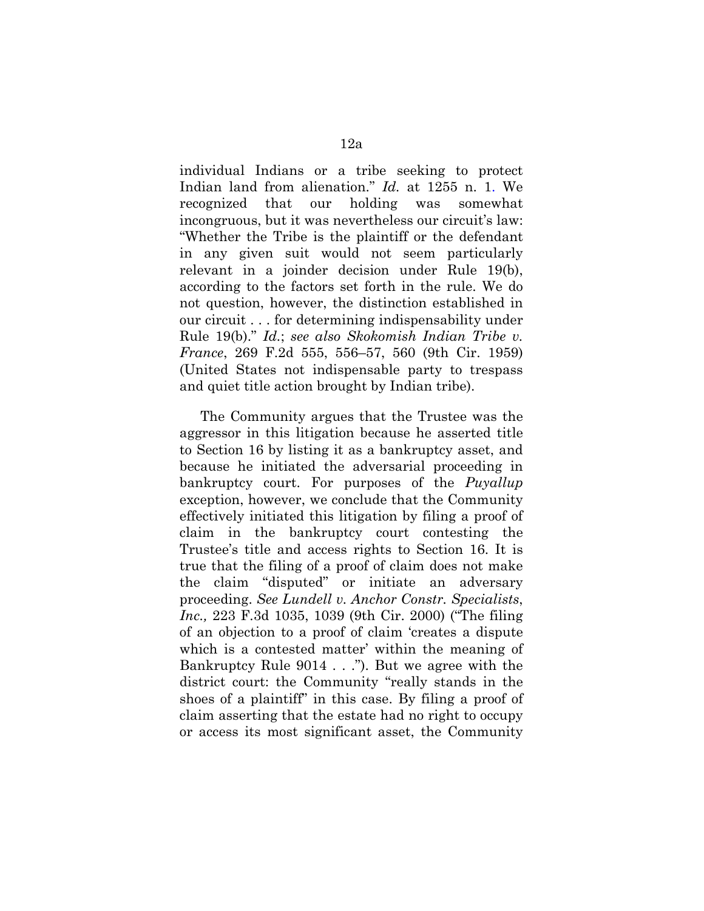individual Indians or a tribe seeking to protect Indian land from alienation." *Id.* at 1255 n. 1. We recognized that our holding was somewhat incongruous, but it was nevertheless our circuit's law: "Whether the Tribe is the plaintiff or the defendant in any given suit would not seem particularly relevant in a joinder decision under Rule 19(b), according to the factors set forth in the rule. We do not question, however, the distinction established in our circuit . . . for determining indispensability under Rule 19(b)." *Id.*; *see also Skokomish Indian Tribe v. France*, 269 F.2d 555, 556–57, 560 (9th Cir. 1959) (United States not indispensable party to trespass and quiet title action brought by Indian tribe).

The Community argues that the Trustee was the aggressor in this litigation because he asserted title to Section 16 by listing it as a bankruptcy asset, and because he initiated the adversarial proceeding in bankruptcy court. For purposes of the *Puyallup* exception, however, we conclude that the Community effectively initiated this litigation by filing a proof of claim in the bankruptcy court contesting the Trustee's title and access rights to Section 16. It is true that the filing of a proof of claim does not make the claim "disputed" or initiate an adversary proceeding. *See Lundell v. Anchor Constr. Specialists, Inc.,* 223 F.3d 1035, 1039 (9th Cir. 2000) ("The filing of an objection to a proof of claim 'creates a dispute which is a contested matter' within the meaning of Bankruptcy Rule 9014 . . ."). But we agree with the district court: the Community "really stands in the shoes of a plaintiff" in this case. By filing a proof of claim asserting that the estate had no right to occupy or access its most significant asset, the Community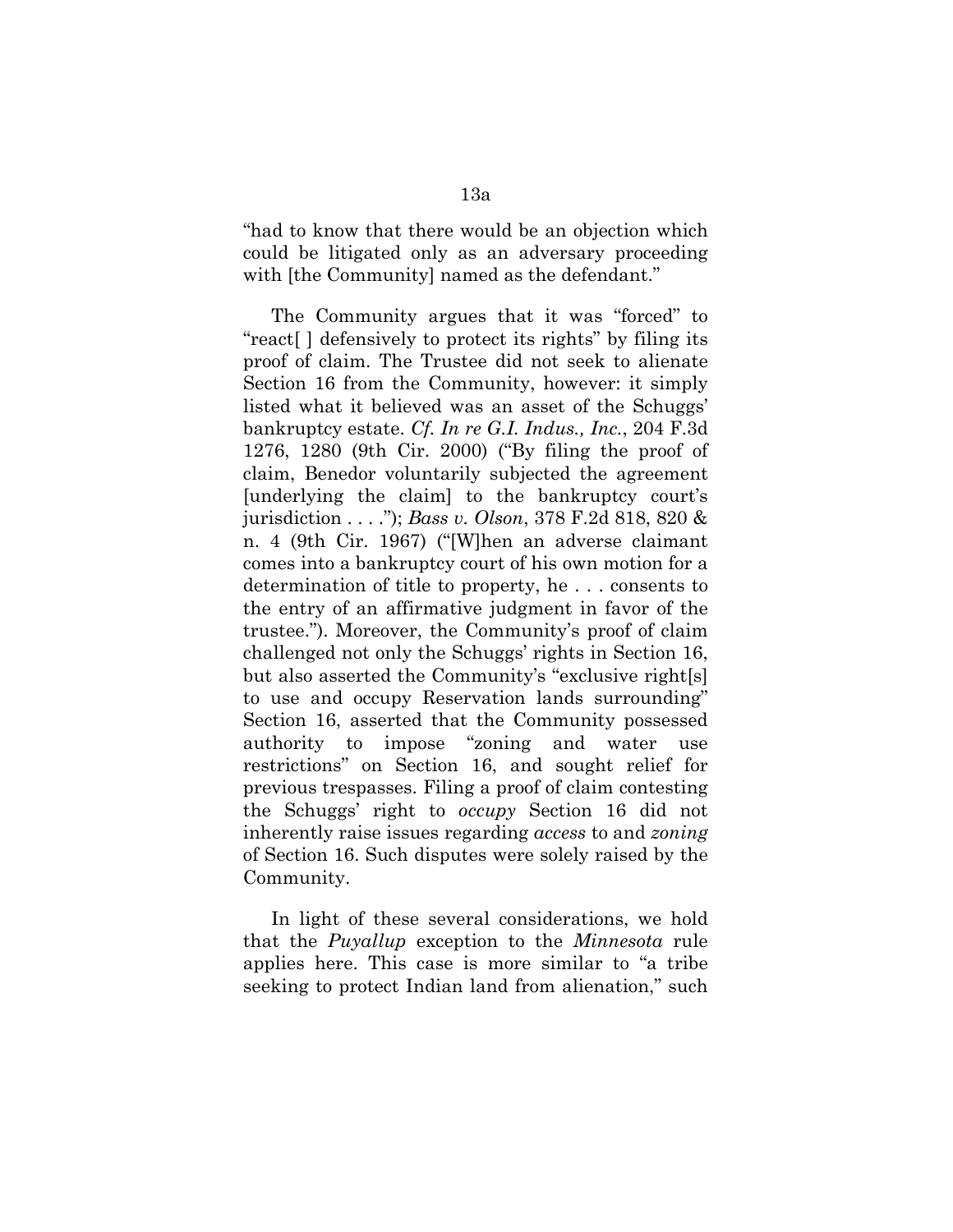"had to know that there would be an objection which could be litigated only as an adversary proceeding with [the Community] named as the defendant."

The Community argues that it was "forced" to "react[ ] defensively to protect its rights" by filing its proof of claim. The Trustee did not seek to alienate Section 16 from the Community, however: it simply listed what it believed was an asset of the Schuggs' bankruptcy estate. *Cf. In re G.I. Indus., Inc.*, 204 F.3d 1276, 1280 (9th Cir. 2000) ("By filing the proof of claim, Benedor voluntarily subjected the agreement [underlying the claim] to the bankruptcy court's jurisdiction . . . ."); *Bass v. Olson*, 378 F.2d 818, 820 & n. 4 (9th Cir. 1967) ("[W]hen an adverse claimant comes into a bankruptcy court of his own motion for a determination of title to property, he . . . consents to the entry of an affirmative judgment in favor of the trustee."). Moreover, the Community's proof of claim challenged not only the Schuggs' rights in Section 16, but also asserted the Community's "exclusive right[s] to use and occupy Reservation lands surrounding" Section 16, asserted that the Community possessed authority to impose "zoning and water use restrictions" on Section 16, and sought relief for previous trespasses. Filing a proof of claim contesting the Schuggs' right to *occupy* Section 16 did not inherently raise issues regarding *access* to and *zoning* of Section 16. Such disputes were solely raised by the Community.

In light of these several considerations, we hold that the *Puyallup* exception to the *Minnesota* rule applies here. This case is more similar to "a tribe seeking to protect Indian land from alienation," such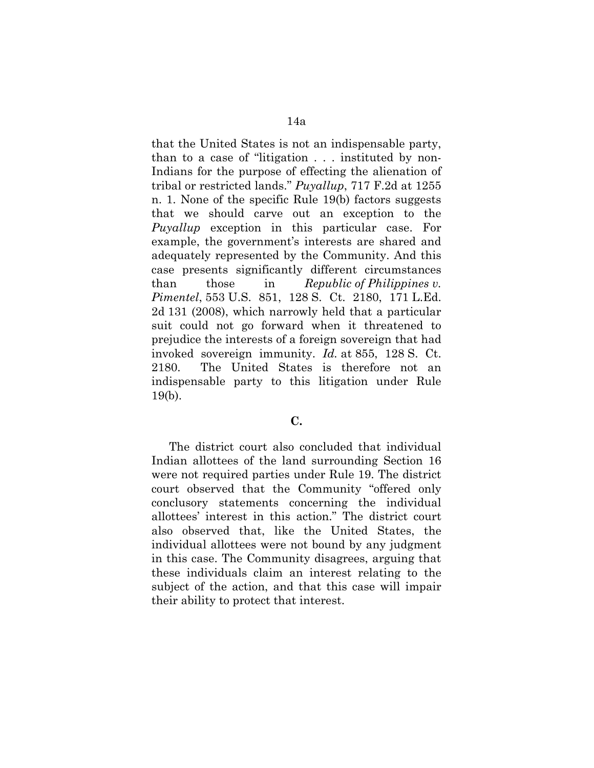that the United States is not an indispensable party, than to a case of "litigation . . . instituted by non-Indians for the purpose of effecting the alienation of tribal or restricted lands." *Puyallup*, 717 F.2d at 1255 n. 1. None of the specific Rule 19(b) factors suggests that we should carve out an exception to the *Puyallup* exception in this particular case. For example, the government's interests are shared and adequately represented by the Community. And this case presents significantly different circumstances than those in *Republic of Philippines v. Pimentel*, 553 U.S. 851, 128 S. Ct. 2180, 171 L.Ed. 2d 131 (2008), which narrowly held that a particular suit could not go forward when it threatened to prejudice the interests of a foreign sovereign that had invoked sovereign immunity. *Id.* at 855, 128 S. Ct. 2180. The United States is therefore not an indispensable party to this litigation under Rule 19(b).

**C.**

The district court also concluded that individual Indian allottees of the land surrounding Section 16 were not required parties under Rule 19. The district court observed that the Community "offered only conclusory statements concerning the individual allottees' interest in this action." The district court also observed that, like the United States, the individual allottees were not bound by any judgment in this case. The Community disagrees, arguing that these individuals claim an interest relating to the subject of the action, and that this case will impair their ability to protect that interest.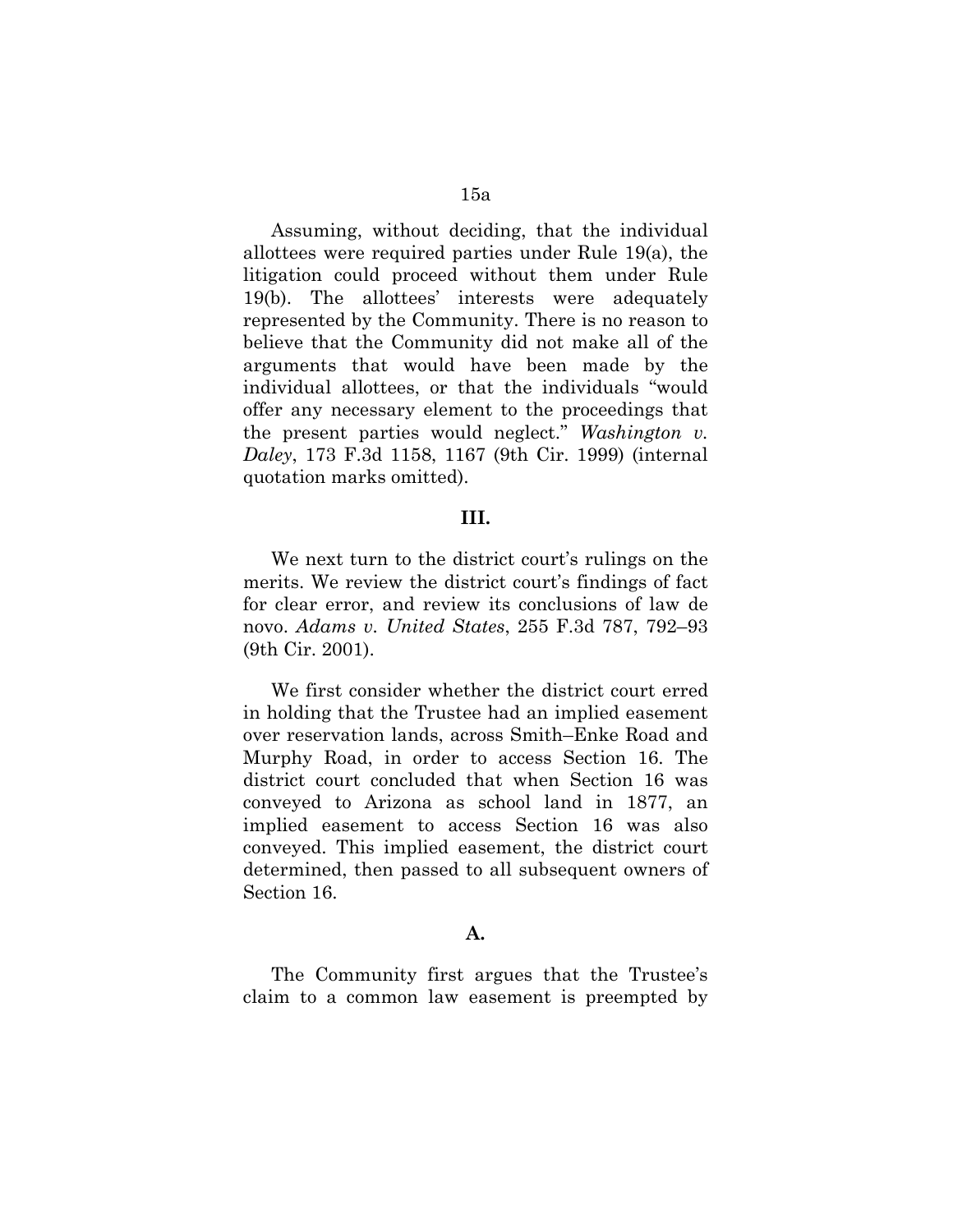Assuming, without deciding, that the individual allottees were required parties under Rule 19(a), the litigation could proceed without them under Rule 19(b). The allottees' interests were adequately represented by the Community. There is no reason to believe that the Community did not make all of the arguments that would have been made by the individual allottees, or that the individuals "would offer any necessary element to the proceedings that the present parties would neglect." *Washington v. Daley*, 173 F.3d 1158, 1167 (9th Cir. 1999) (internal quotation marks omitted).

## III.

We next turn to the district court's rulings on the merits. We review the district court's findings of fact for clear error, and review its conclusions of law de novo. *Adams v. United States*, 255 F.3d 787, 792–93 (9th Cir. 2001).

We first consider whether the district court erred in holding that the Trustee had an implied easement over reservation lands, across Smith–Enke Road and Murphy Road, in order to access Section 16. The district court concluded that when Section 16 was conveyed to Arizona as school land in 1877, an implied easement to access Section 16 was also conveyed. This implied easement, the district court determined, then passed to all subsequent owners of Section 16.

### A.

The Community first argues that the Trustee's claim to a common law easement is preempted by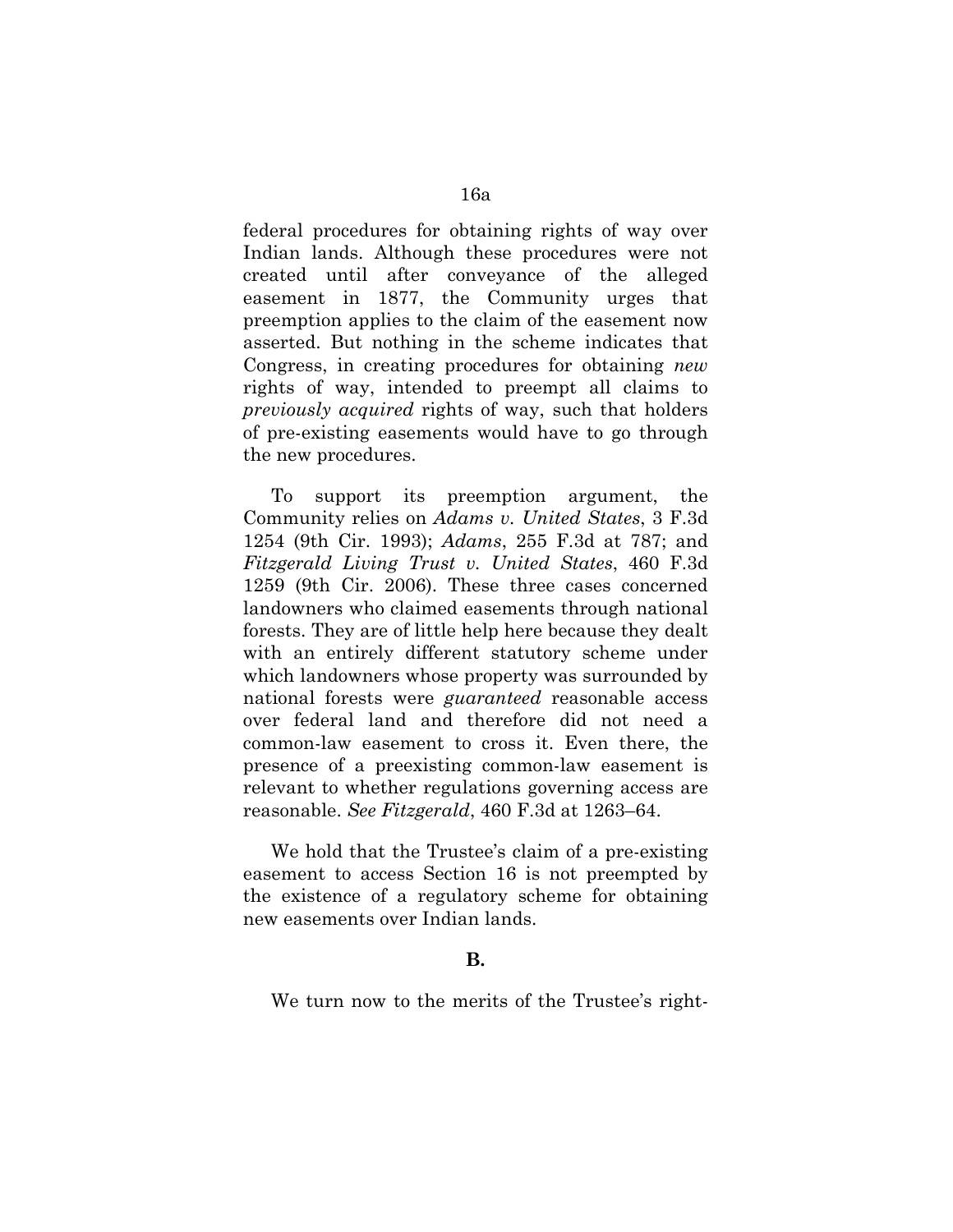federal procedures for obtaining rights of way over Indian lands. Although these procedures were not created until after conveyance of the alleged easement in 1877, the Community urges that preemption applies to the claim of the easement now asserted. But nothing in the scheme indicates that Congress, in creating procedures for obtaining *new* rights of way, intended to preempt all claims to *previously acquired* rights of way, such that holders of pre-existing easements would have to go through the new procedures.

To support its preemption argument, the Community relies on *Adams v. United States*, 3 F.3d 1254 (9th Cir. 1993); *Adams*, 255 F.3d at 787; and *Fitzgerald Living Trust v. United States*, 460 F.3d 1259 (9th Cir. 2006). These three cases concerned landowners who claimed easements through national forests. They are of little help here because they dealt with an entirely different statutory scheme under which landowners whose property was surrounded by national forests were *guaranteed* reasonable access over federal land and therefore did not need a common-law easement to cross it. Even there, the presence of a preexisting common-law easement is relevant to whether regulations governing access are reasonable. *See Fitzgerald*, 460 F.3d at 1263–64.

We hold that the Trustee's claim of a pre-existing easement to access Section 16 is not preempted by the existence of a regulatory scheme for obtaining new easements over Indian lands.

### B.

We turn now to the merits of the Trustee's right-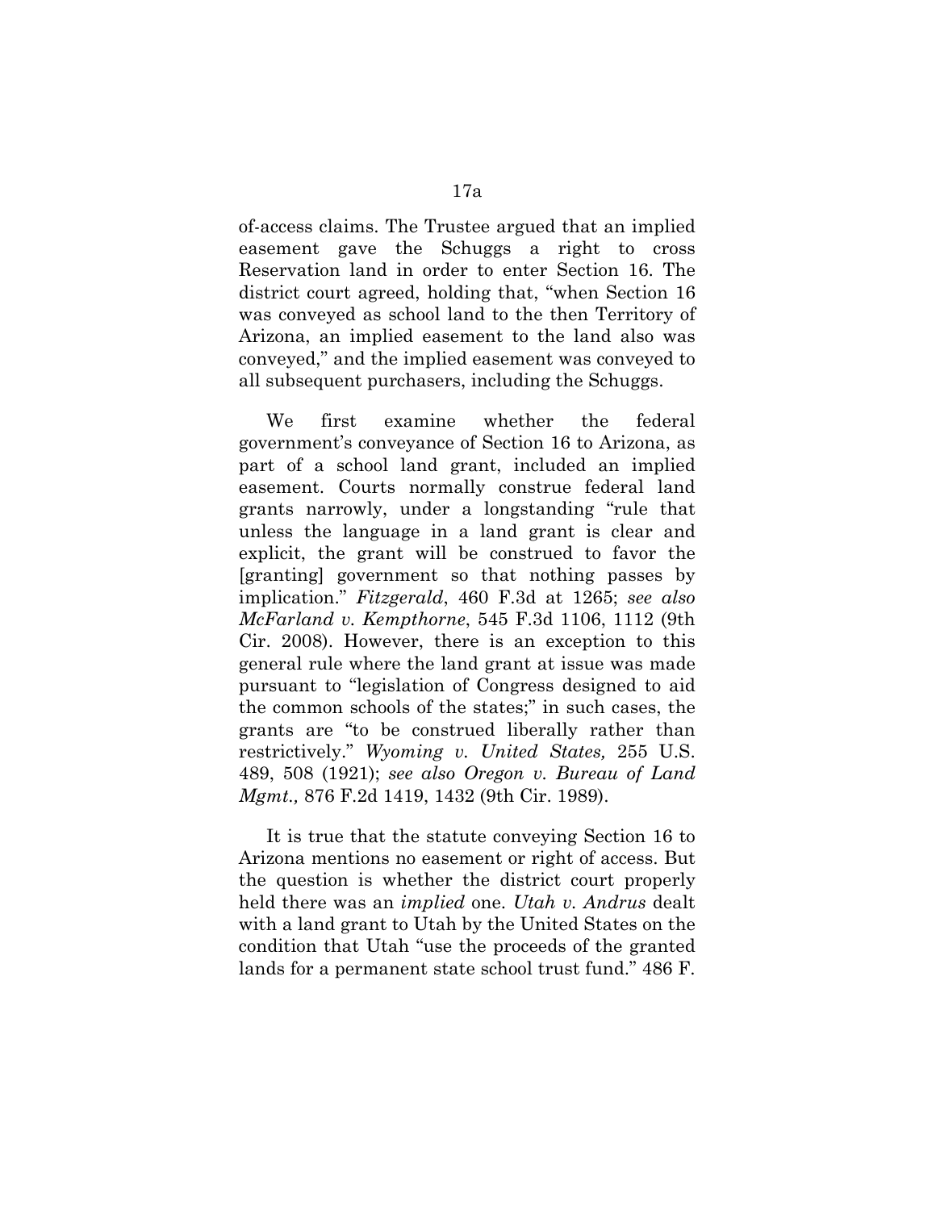of-access claims. The Trustee argued that an implied easement gave the Schuggs a right to cross Reservation land in order to enter Section 16. The district court agreed, holding that, "when Section 16 was conveyed as school land to the then Territory of Arizona, an implied easement to the land also was conveyed," and the implied easement was conveyed to all subsequent purchasers, including the Schuggs.

We first examine whether the federal government's conveyance of Section 16 to Arizona, as part of a school land grant, included an implied easement. Courts normally construe federal land grants narrowly, under a longstanding "rule that unless the language in a land grant is clear and explicit, the grant will be construed to favor the [granting] government so that nothing passes by implication." *Fitzgerald*, 460 F.3d at 1265; *see also McFarland v. Kempthorne*, 545 F.3d 1106, 1112 (9th Cir. 2008). However, there is an exception to this general rule where the land grant at issue was made pursuant to "legislation of Congress designed to aid the common schools of the states;" in such cases, the grants are "to be construed liberally rather than restrictively." *Wyoming v. United States,* 255 U.S. 489, 508 (1921); *see also Oregon v. Bureau of Land Mgmt.,* 876 F.2d 1419, 1432 (9th Cir. 1989).

It is true that the statute conveying Section 16 to Arizona mentions no easement or right of access. But the question is whether the district court properly held there was an *implied* one. *Utah v. Andrus* dealt with a land grant to Utah by the United States on the condition that Utah "use the proceeds of the granted lands for a permanent state school trust fund." 486 F.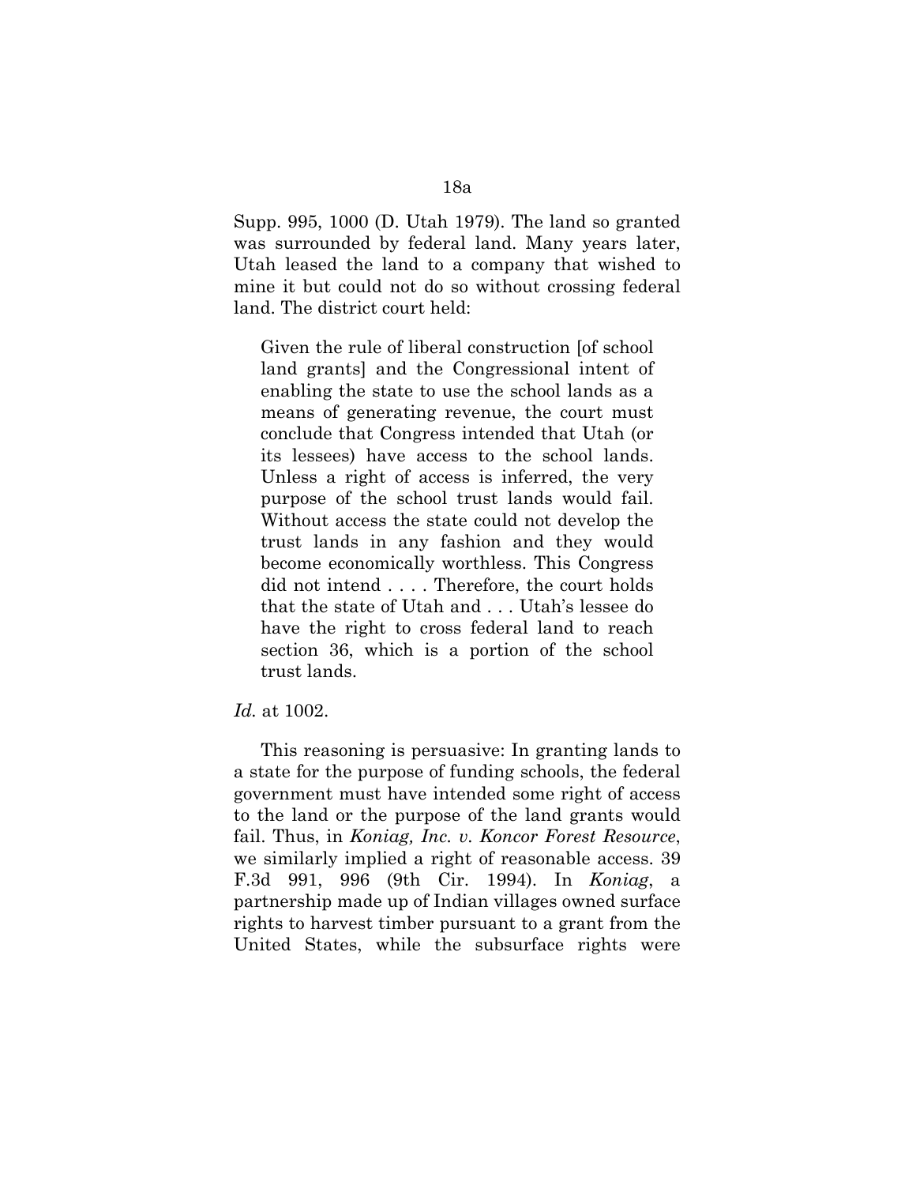Supp. 995, 1000 (D. Utah 1979). The land so granted was surrounded by federal land. Many years later, Utah leased the land to a company that wished to mine it but could not do so without crossing federal land. The district court held:

> Given the rule of liberal construction [of school land grants] and the Congressional intent of enabling the state to use the school lands as a means of generating revenue, the court must conclude that Congress intended that Utah (or its lessees) have access to the school lands. Unless a right of access is inferred, the very purpose of the school trust lands would fail. Without access the state could not develop the trust lands in any fashion and they would become economically worthless. This Congress did not intend . . . . Therefore, the court holds that the state of Utah and . . . Utah's lessee do have the right to cross federal land to reach section 36, which is a portion of the school trust lands.

*Id.* at 1002.

This reasoning is persuasive: In granting lands to a state for the purpose of funding schools, the federal government must have intended some right of access to the land or the purpose of the land grants would fail. Thus, in *Koniag, Inc. v. Koncor Forest Resource*, we similarly implied a right of reasonable access. 39 F.3d 991, 996 (9th Cir. 1994). In *Koniag*, a partnership made up of Indian villages owned surface rights to harvest timber pursuant to a grant from the United States, while the subsurface rights were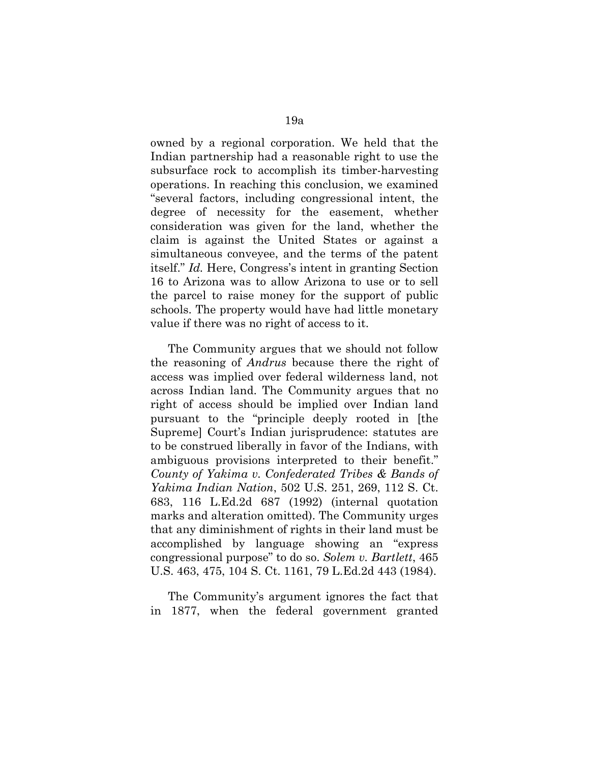owned by a regional corporation. We held that the Indian partnership had a reasonable right to use the subsurface rock to accomplish its timber-harvesting operations. In reaching this conclusion, we examined "several factors, including congressional intent, the degree of necessity for the easement, whether consideration was given for the land, whether the claim is against the United States or against a simultaneous conveyee, and the terms of the patent itself." *Id.* Here, Congress's intent in granting Section 16 to Arizona was to allow Arizona to use or to sell the parcel to raise money for the support of public schools. The property would have had little monetary value if there was no right of access to it.

The Community argues that we should not follow the reasoning of *Andrus* because there the right of access was implied over federal wilderness land, not across Indian land. The Community argues that no right of access should be implied over Indian land pursuant to the "principle deeply rooted in [the Supreme] Court's Indian jurisprudence: statutes are to be construed liberally in favor of the Indians, with ambiguous provisions interpreted to their benefit." *County of Yakima v. Confederated Tribes & Bands of Yakima Indian Nation*, 502 U.S. 251, 269, 112 S. Ct. 683, 116 L.Ed.2d 687 (1992) (internal quotation marks and alteration omitted). The Community urges that any diminishment of rights in their land must be accomplished by language showing an "express congressional purpose" to do so. *Solem v. Bartlett*, 465 U.S. 463, 475, 104 S. Ct. 1161, 79 L.Ed.2d 443 (1984).

The Community's argument ignores the fact that in 1877, when the federal government granted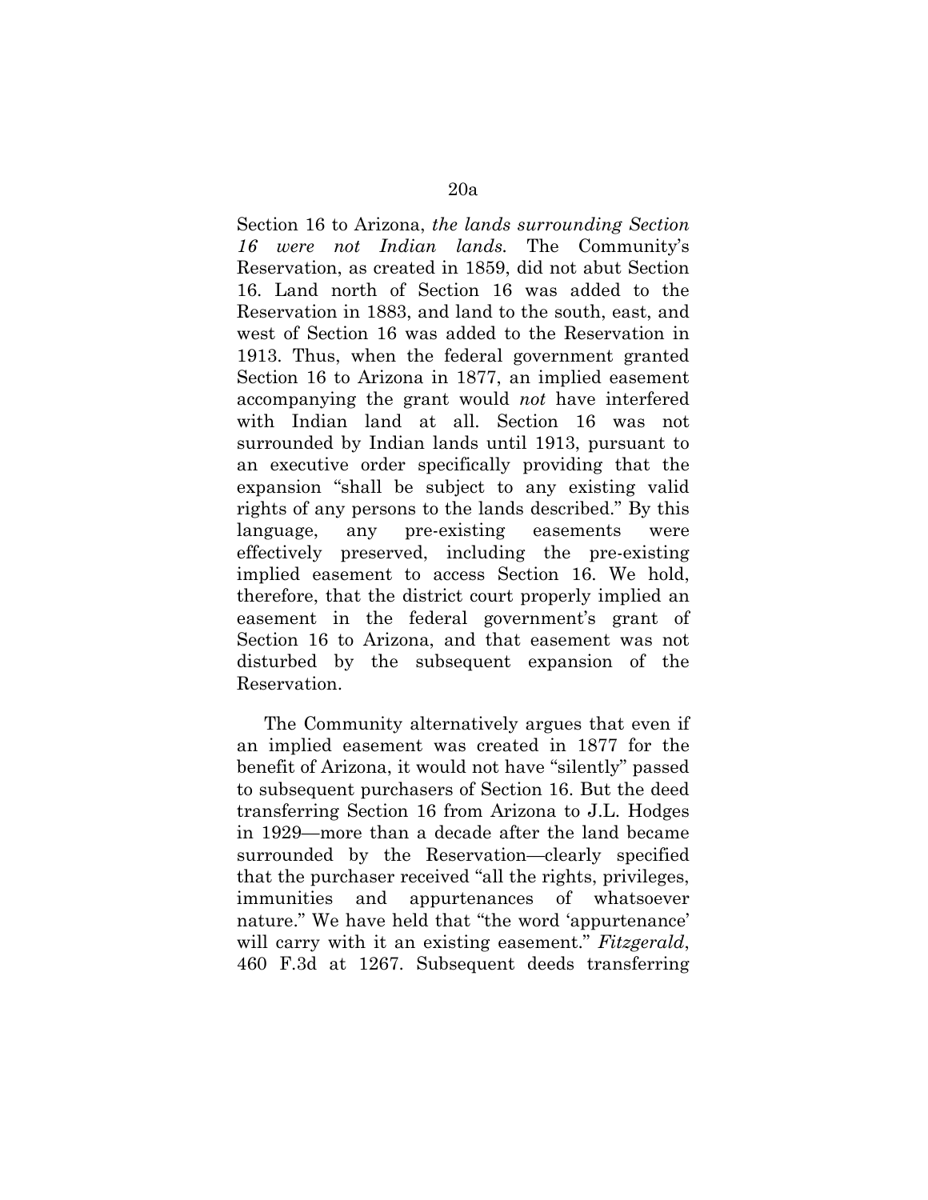Section 16 to Arizona, *the lands surrounding Section 16 were not Indian lands.* The Community's Reservation, as created in 1859, did not abut Section 16. Land north of Section 16 was added to the Reservation in 1883, and land to the south, east, and west of Section 16 was added to the Reservation in 1913. Thus, when the federal government granted Section 16 to Arizona in 1877, an implied easement accompanying the grant would *not* have interfered with Indian land at all. Section 16 was not surrounded by Indian lands until 1913, pursuant to an executive order specifically providing that the expansion "shall be subject to any existing valid rights of any persons to the lands described." By this language, any pre-existing easements were effectively preserved, including the pre-existing implied easement to access Section 16. We hold, therefore, that the district court properly implied an easement in the federal government's grant of Section 16 to Arizona, and that easement was not disturbed by the subsequent expansion of the Reservation.

The Community alternatively argues that even if an implied easement was created in 1877 for the benefit of Arizona, it would not have "silently" passed to subsequent purchasers of Section 16. But the deed transferring Section 16 from Arizona to J.L. Hodges in 1929—more than a decade after the land became surrounded by the Reservation—clearly specified that the purchaser received "all the rights, privileges, immunities and appurtenances of whatsoever nature." We have held that "the word 'appurtenance' will carry with it an existing easement." *Fitzgerald*, 460 F.3d at 1267. Subsequent deeds transferring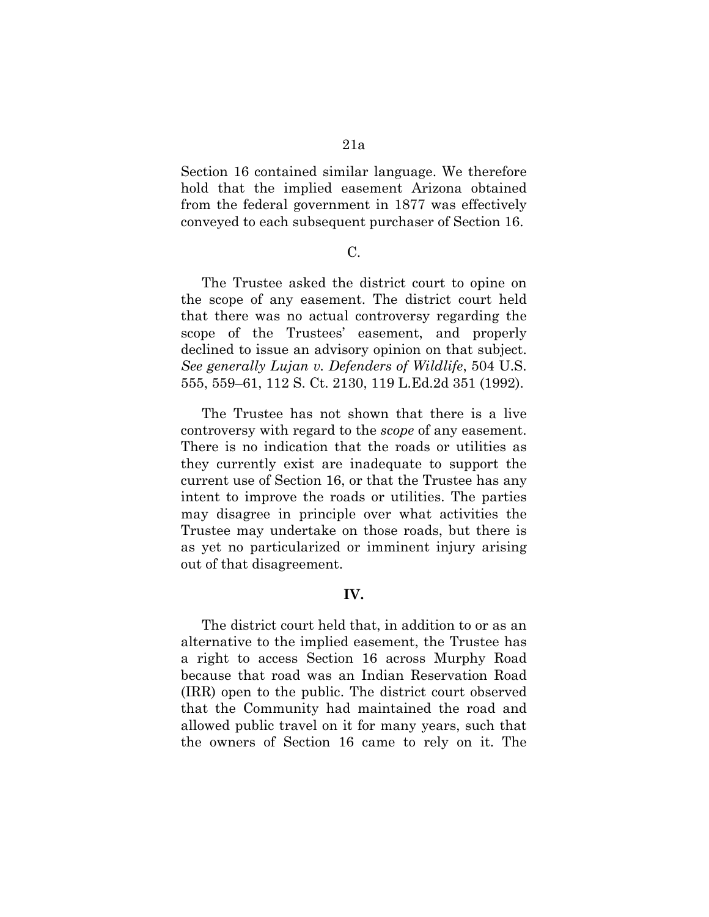Section 16 contained similar language. We therefore hold that the implied easement Arizona obtained from the federal government in 1877 was effectively conveyed to each subsequent purchaser of Section 16.

C.

The Trustee asked the district court to opine on the scope of any easement. The district court held that there was no actual controversy regarding the scope of the Trustees' easement, and properly declined to issue an advisory opinion on that subject. *See generally Lujan v. Defenders of Wildlife*, 504 U.S. 555, 559–61, 112 S. Ct. 2130, 119 L.Ed.2d 351 (1992).

The Trustee has not shown that there is a live controversy with regard to the *scope* of any easement. There is no indication that the roads or utilities as they currently exist are inadequate to support the current use of Section 16, or that the Trustee has any intent to improve the roads or utilities. The parties may disagree in principle over what activities the Trustee may undertake on those roads, but there is as yet no particularized or imminent injury arising out of that disagreement.

**IV.**

The district court held that, in addition to or as an alternative to the implied easement, the Trustee has a right to access Section 16 across Murphy Road because that road was an Indian Reservation Road (IRR) open to the public. The district court observed that the Community had maintained the road and allowed public travel on it for many years, such that the owners of Section 16 came to rely on it. The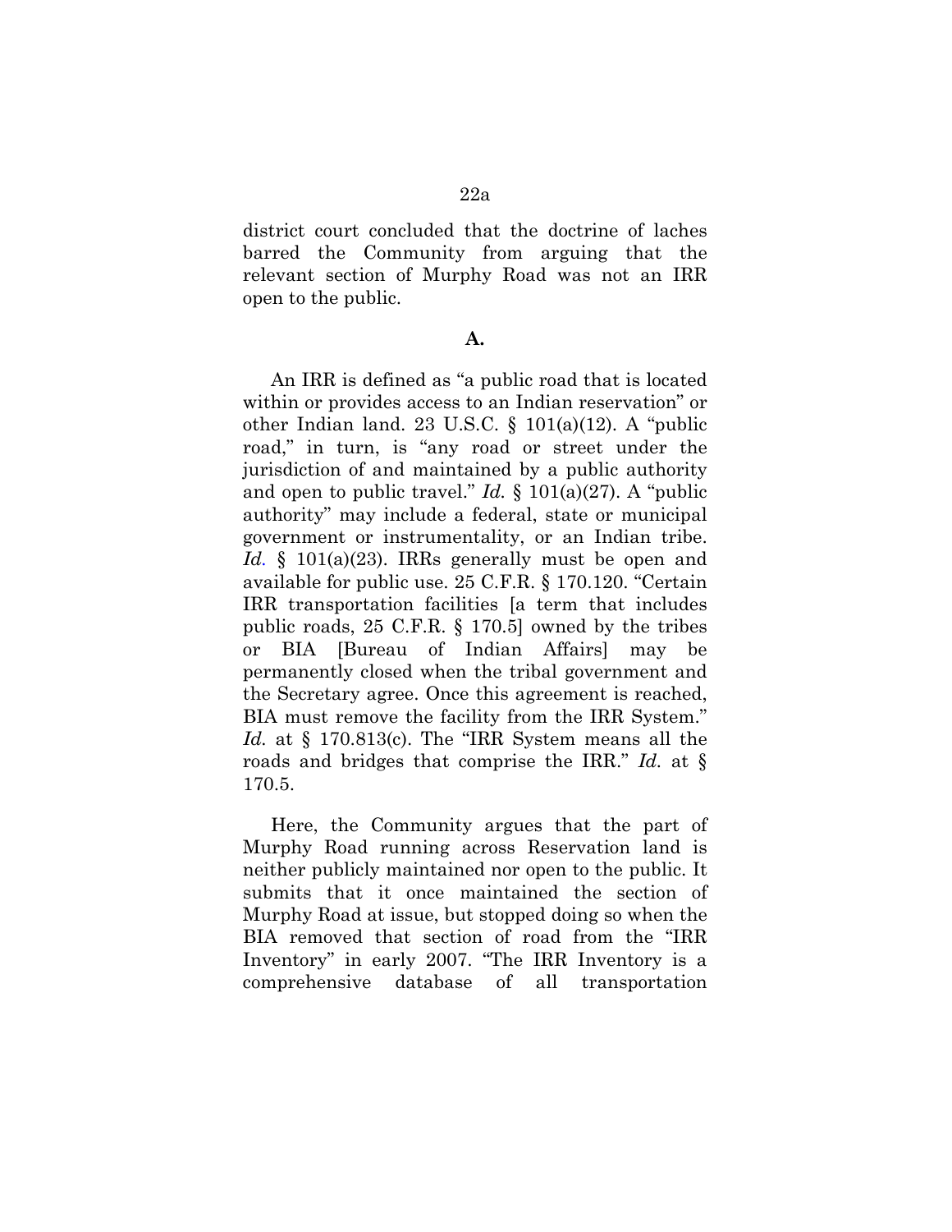district court concluded that the doctrine of laches barred the Community from arguing that the relevant section of Murphy Road was not an IRR open to the public.

**A.**

An IRR is defined as "a public road that is located within or provides access to an Indian reservation" or other Indian land. 23 U.S.C. § 101(a)(12). A "public road," in turn, is "any road or street under the jurisdiction of and maintained by a public authority and open to public travel." *Id.* § 101(a)(27). A "public authority" may include a federal, state or municipal government or instrumentality, or an Indian tribe. *Id.* § 101(a)(23). IRRs generally must be open and available for public use. 25 C.F.R. § 170.120. "Certain IRR transportation facilities [a term that includes public roads, 25 C.F.R. § 170.5] owned by the tribes or BIA [Bureau of Indian Affairs] may be permanently closed when the tribal government and the Secretary agree. Once this agreement is reached, BIA must remove the facility from the IRR System." *Id.* at § 170.813(c). The "IRR System means all the roads and bridges that comprise the IRR." *Id.* at § 170.5.

Here, the Community argues that the part of Murphy Road running across Reservation land is neither publicly maintained nor open to the public. It submits that it once maintained the section of Murphy Road at issue, but stopped doing so when the BIA removed that section of road from the "IRR Inventory" in early 2007. "The IRR Inventory is a comprehensive database of all transportation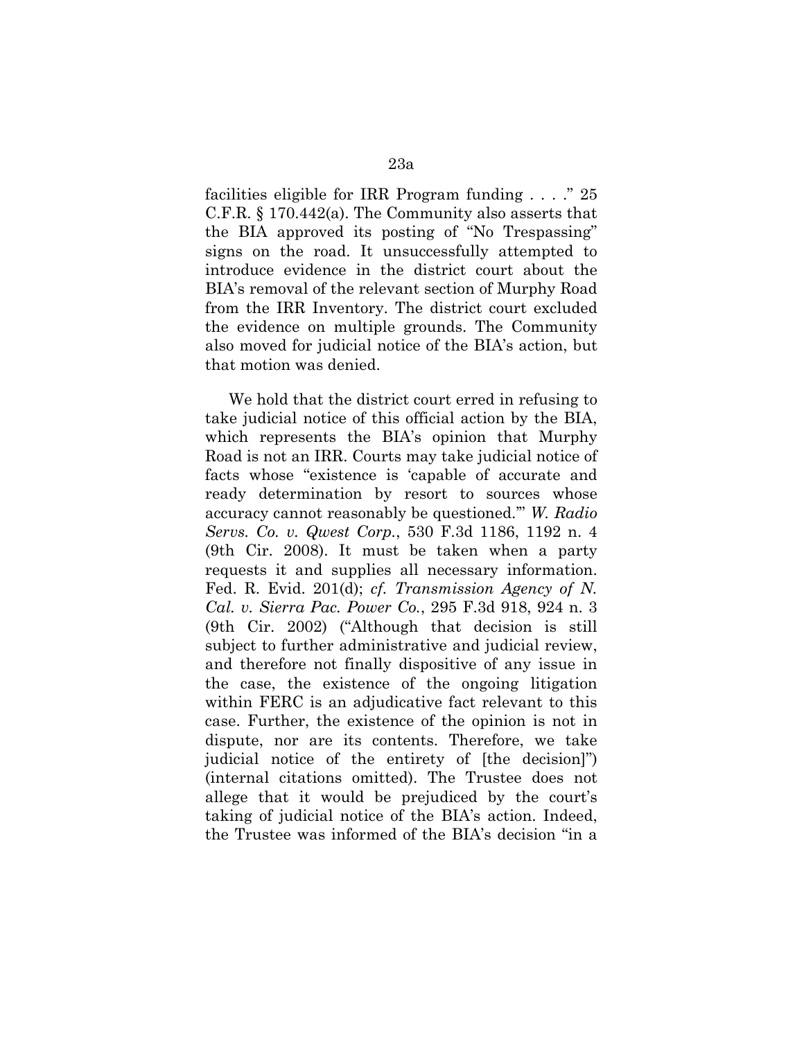facilities eligible for IRR Program funding . . . ." 25 C.F.R. § 170.442(a). The Community also asserts that the BIA approved its posting of "No Trespassing" signs on the road. It unsuccessfully attempted to introduce evidence in the district court about the BIA's removal of the relevant section of Murphy Road from the IRR Inventory. The district court excluded the evidence on multiple grounds. The Community also moved for judicial notice of the BIA's action, but that motion was denied.

We hold that the district court erred in refusing to take judicial notice of this official action by the BIA, which represents the BIA's opinion that Murphy Road is not an IRR. Courts may take judicial notice of facts whose "existence is 'capable of accurate and ready determination by resort to sources whose accuracy cannot reasonably be questioned.'" *W. Radio Servs. Co. v. Qwest Corp.*, 530 F.3d 1186, 1192 n. 4 (9th Cir. 2008). It must be taken when a party requests it and supplies all necessary information. Fed. R. Evid. 201(d); *cf. Transmission Agency of N. Cal. v. Sierra Pac. Power Co.*, 295 F.3d 918, 924 n. 3 (9th Cir. 2002) ("Although that decision is still subject to further administrative and judicial review, and therefore not finally dispositive of any issue in the case, the existence of the ongoing litigation within FERC is an adjudicative fact relevant to this case. Further, the existence of the opinion is not in dispute, nor are its contents. Therefore, we take judicial notice of the entirety of [the decision]") (internal citations omitted). The Trustee does not allege that it would be prejudiced by the court's taking of judicial notice of the BIA's action. Indeed, the Trustee was informed of the BIA's decision "in a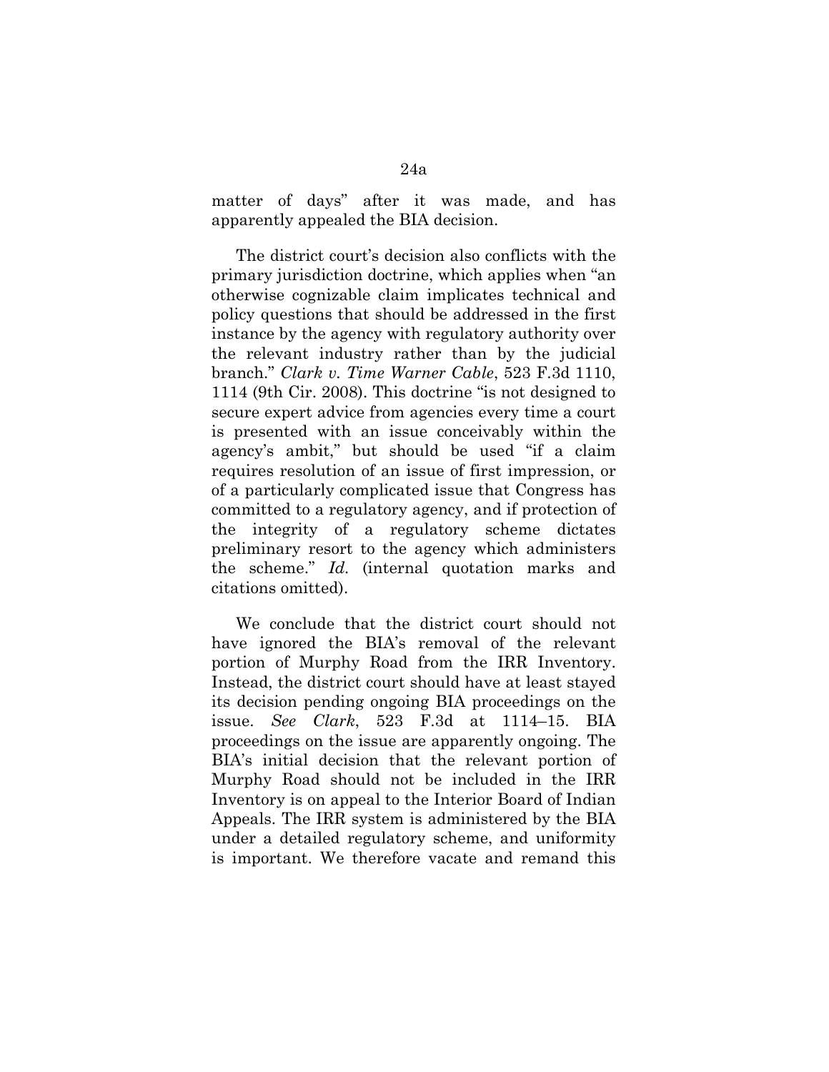matter of days" after it was made, and has apparently appealed the BIA decision.

The district court's decision also conflicts with the primary jurisdiction doctrine, which applies when "an otherwise cognizable claim implicates technical and policy questions that should be addressed in the first instance by the agency with regulatory authority over the relevant industry rather than by the judicial branch." *Clark v. Time Warner Cable*, 523 F.3d 1110, 1114 (9th Cir. 2008). This doctrine "is not designed to secure expert advice from agencies every time a court is presented with an issue conceivably within the agency's ambit," but should be used "if a claim requires resolution of an issue of first impression, or of a particularly complicated issue that Congress has committed to a regulatory agency, and if protection of the integrity of a regulatory scheme dictates preliminary resort to the agency which administers the scheme." *Id.* (internal quotation marks and citations omitted).

We conclude that the district court should not have ignored the BIA's removal of the relevant portion of Murphy Road from the IRR Inventory. Instead, the district court should have at least stayed its decision pending ongoing BIA proceedings on the issue. *See Clark*, 523 F.3d at 1114–15. BIA proceedings on the issue are apparently ongoing. The BIA's initial decision that the relevant portion of Murphy Road should not be included in the IRR Inventory is on appeal to the Interior Board of Indian Appeals. The IRR system is administered by the BIA under a detailed regulatory scheme, and uniformity is important. We therefore vacate and remand this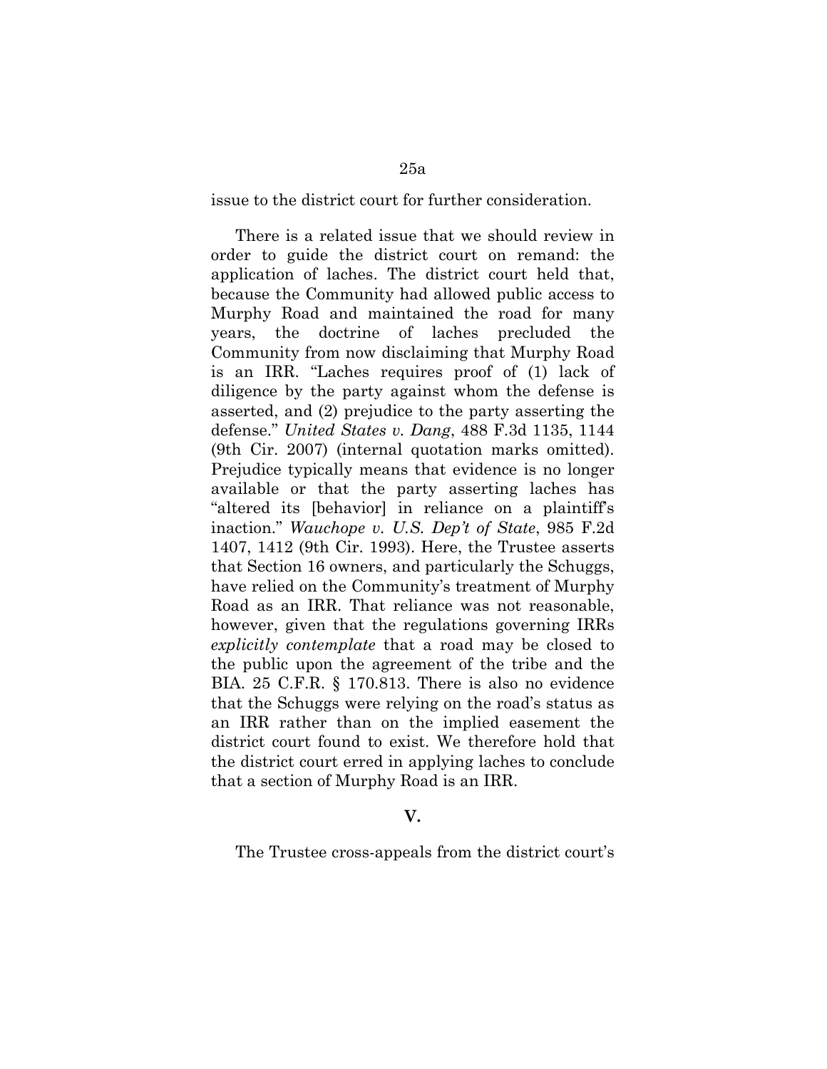issue to the district court for further consideration.

There is a related issue that we should review in order to guide the district court on remand: the application of laches. The district court held that, because the Community had allowed public access to Murphy Road and maintained the road for many years, the doctrine of laches precluded the Community from now disclaiming that Murphy Road is an IRR. "Laches requires proof of (1) lack of diligence by the party against whom the defense is asserted, and (2) prejudice to the party asserting the defense." *United States v. Dang*, 488 F.3d 1135, 1144 (9th Cir. 2007) (internal quotation marks omitted). Prejudice typically means that evidence is no longer available or that the party asserting laches has "altered its [behavior] in reliance on a plaintiff's inaction." *Wauchope v. U.S. Dep't of State*, 985 F.2d 1407, 1412 (9th Cir. 1993). Here, the Trustee asserts that Section 16 owners, and particularly the Schuggs, have relied on the Community's treatment of Murphy Road as an IRR. That reliance was not reasonable, however, given that the regulations governing IRRs *explicitly contemplate* that a road may be closed to the public upon the agreement of the tribe and the BIA. 25 C.F.R. § 170.813. There is also no evidence that the Schuggs were relying on the road's status as an IRR rather than on the implied easement the district court found to exist. We therefore hold that the district court erred in applying laches to conclude that a section of Murphy Road is an IRR.

## V.

The Trustee cross-appeals from the district court's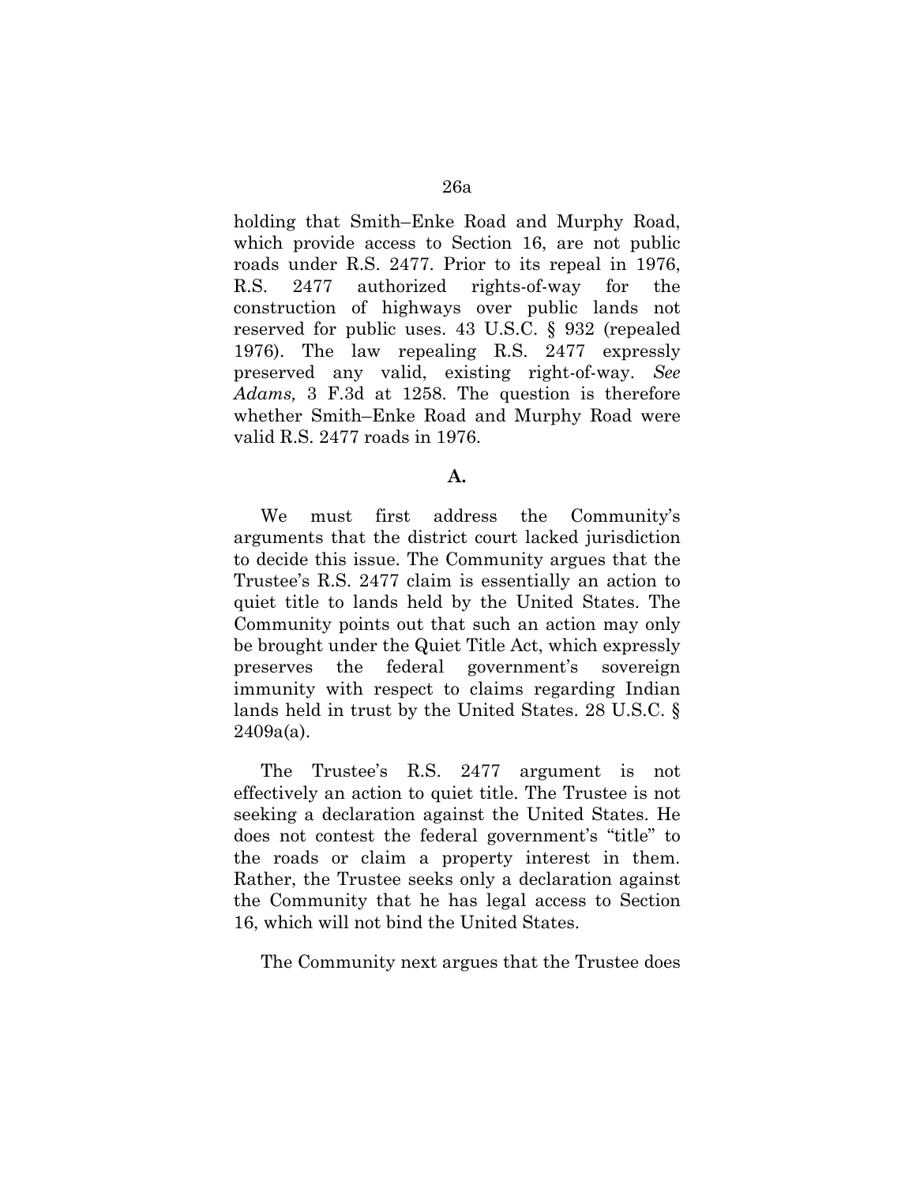holding that Smith–Enke Road and Murphy Road, which provide access to Section 16, are not public roads under R.S. 2477. Prior to its repeal in 1976, R.S. 2477 authorized rights-of-way for the construction of highways over public lands not reserved for public uses. 43 U.S.C. § 932 (repealed 1976). The law repealing R.S. 2477 expressly preserved any valid, existing right-of-way. *See Adams,* 3 F.3d at 1258. The question is therefore whether Smith–Enke Road and Murphy Road were valid R.S. 2477 roads in 1976.

**A.**

We must first address the Community's arguments that the district court lacked jurisdiction to decide this issue. The Community argues that the Trustee's R.S. 2477 claim is essentially an action to quiet title to lands held by the United States. The Community points out that such an action may only be brought under the Quiet Title Act, which expressly preserves the federal government's sovereign immunity with respect to claims regarding Indian lands held in trust by the United States. 28 U.S.C. § 2409a(a).

The Trustee's R.S. 2477 argument is not effectively an action to quiet title. The Trustee is not seeking a declaration against the United States. He does not contest the federal government's "title" to the roads or claim a property interest in them. Rather, the Trustee seeks only a declaration against the Community that he has legal access to Section 16, which will not bind the United States.

The Community next argues that the Trustee does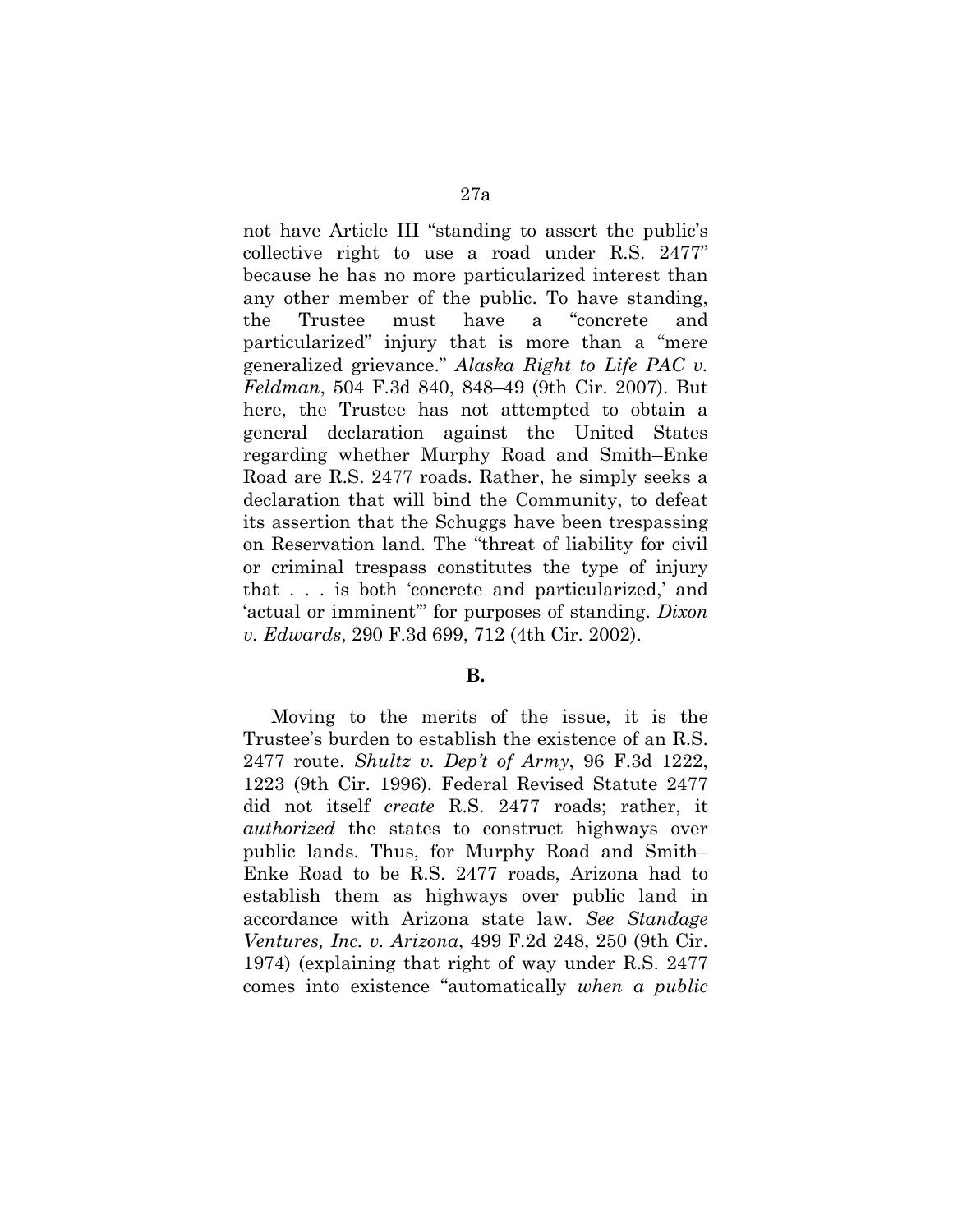not have Article III "standing to assert the public's collective right to use a road under R.S. 2477" because he has no more particularized interest than any other member of the public. To have standing, the Trustee must have a "concrete and particularized" injury that is more than a "mere generalized grievance." *Alaska Right to Life PAC v. Feldman*, 504 F.3d 840, 848–49 (9th Cir. 2007). But here, the Trustee has not attempted to obtain a general declaration against the United States regarding whether Murphy Road and Smith–Enke Road are R.S. 2477 roads. Rather, he simply seeks a declaration that will bind the Community, to defeat its assertion that the Schuggs have been trespassing on Reservation land. The "threat of liability for civil or criminal trespass constitutes the type of injury that . . . is both 'concrete and particularized,' and 'actual or imminent'" for purposes of standing. *Dixon v. Edwards*, 290 F.3d 699, 712 (4th Cir. 2002).

**B.**

Moving to the merits of the issue, it is the Trustee's burden to establish the existence of an R.S. 2477 route. *Shultz v. Dep't of Army*, 96 F.3d 1222, 1223 (9th Cir. 1996). Federal Revised Statute 2477 did not itself *create* R.S. 2477 roads; rather, it *authorized* the states to construct highways over public lands. Thus, for Murphy Road and Smith–Enke Road to be R.S. 2477 roads, Arizona had to establish them as highways over public land in accordance with Arizona state law. *See Standage Ventures, Inc. v. Arizona*, 499 F.2d 248, 250 (9th Cir. 1974) (explaining that right of way under R.S. 2477 comes into existence "automatically *when a public*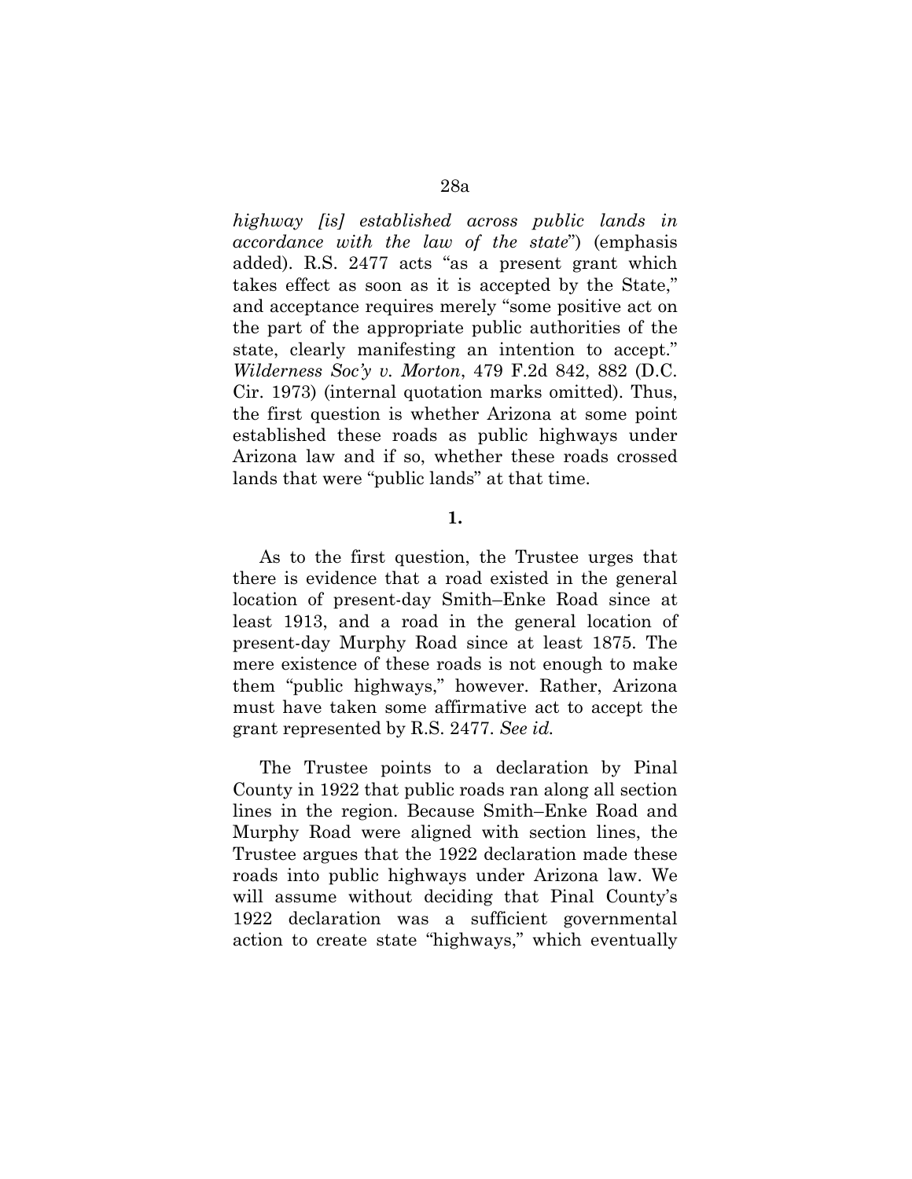*highway [is] established across public lands in accordance with the law of the state*") (emphasis added). R.S. 2477 acts "as a present grant which takes effect as soon as it is accepted by the State," and acceptance requires merely "some positive act on the part of the appropriate public authorities of the state, clearly manifesting an intention to accept." *Wilderness Soc'y v. Morton*, 479 F.2d 842, 882 (D.C. Cir. 1973) (internal quotation marks omitted). Thus, the first question is whether Arizona at some point established these roads as public highways under Arizona law and if so, whether these roads crossed lands that were "public lands" at that time.

**1.**

As to the first question, the Trustee urges that there is evidence that a road existed in the general location of present-day Smith–Enke Road since at least 1913, and a road in the general location of present-day Murphy Road since at least 1875. The mere existence of these roads is not enough to make them "public highways," however. Rather, Arizona must have taken some affirmative act to accept the grant represented by R.S. 2477. *See id.*

The Trustee points to a declaration by Pinal County in 1922 that public roads ran along all section lines in the region. Because Smith–Enke Road and Murphy Road were aligned with section lines, the Trustee argues that the 1922 declaration made these roads into public highways under Arizona law. We will assume without deciding that Pinal County's 1922 declaration was a sufficient governmental action to create state "highways," which eventually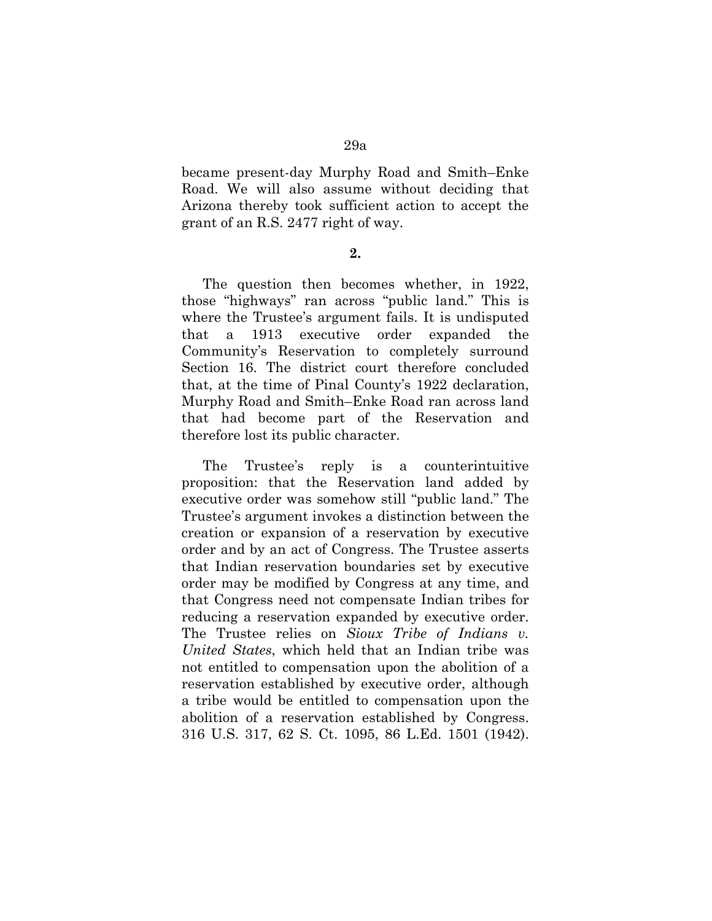became present-day Murphy Road and Smith–Enke Road. We will also assume without deciding that Arizona thereby took sufficient action to accept the grant of an R.S. 2477 right of way.

**2.**

The question then becomes whether, in 1922, those "highways" ran across "public land." This is where the Trustee's argument fails. It is undisputed that a 1913 executive order expanded the Community's Reservation to completely surround Section 16. The district court therefore concluded that, at the time of Pinal County's 1922 declaration, Murphy Road and Smith–Enke Road ran across land that had become part of the Reservation and therefore lost its public character.

The Trustee's reply is a counterintuitive proposition: that the Reservation land added by executive order was somehow still "public land." The Trustee's argument invokes a distinction between the creation or expansion of a reservation by executive order and by an act of Congress. The Trustee asserts that Indian reservation boundaries set by executive order may be modified by Congress at any time, and that Congress need not compensate Indian tribes for reducing a reservation expanded by executive order. The Trustee relies on *Sioux Tribe of Indians v. United States*, which held that an Indian tribe was not entitled to compensation upon the abolition of a reservation established by executive order, although a tribe would be entitled to compensation upon the abolition of a reservation established by Congress. 316 U.S. 317, 62 S. Ct. 1095, 86 L.Ed. 1501 (1942).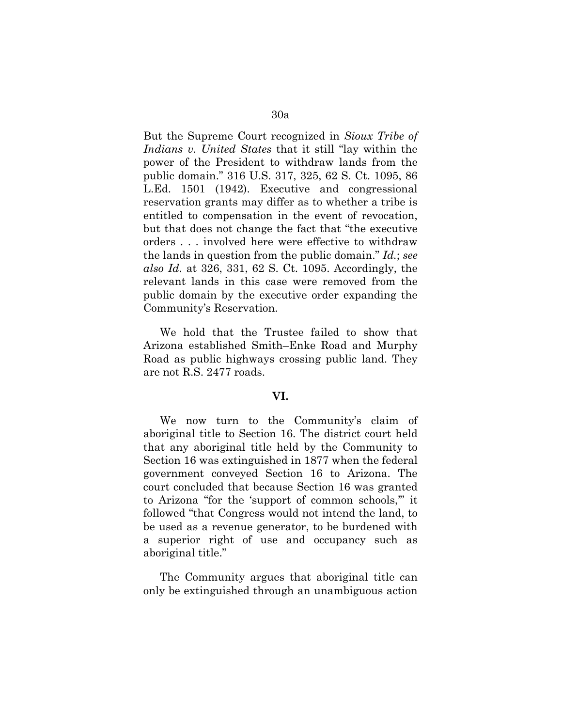But the Supreme Court recognized in *Sioux Tribe of Indians v. United States* that it still "lay within the power of the President to withdraw lands from the public domain." 316 U.S. 317, 325, 62 S. Ct. 1095, 86 L.Ed. 1501 (1942). Executive and congressional reservation grants may differ as to whether a tribe is entitled to compensation in the event of revocation, but that does not change the fact that "the executive orders . . . involved here were effective to withdraw the lands in question from the public domain." *Id.*; *see also Id.* at 326, 331, 62 S. Ct. 1095. Accordingly, the relevant lands in this case were removed from the public domain by the executive order expanding the Community's Reservation.

We hold that the Trustee failed to show that Arizona established Smith–Enke Road and Murphy Road as public highways crossing public land. They are not R.S. 2477 roads.

## VI.

We now turn to the Community's claim of aboriginal title to Section 16. The district court held that any aboriginal title held by the Community to Section 16 was extinguished in 1877 when the federal government conveyed Section 16 to Arizona. The court concluded that because Section 16 was granted to Arizona "for the 'support of common schools,'" it followed "that Congress would not intend the land, to be used as a revenue generator, to be burdened with a superior right of use and occupancy such as aboriginal title."

The Community argues that aboriginal title can only be extinguished through an unambiguous action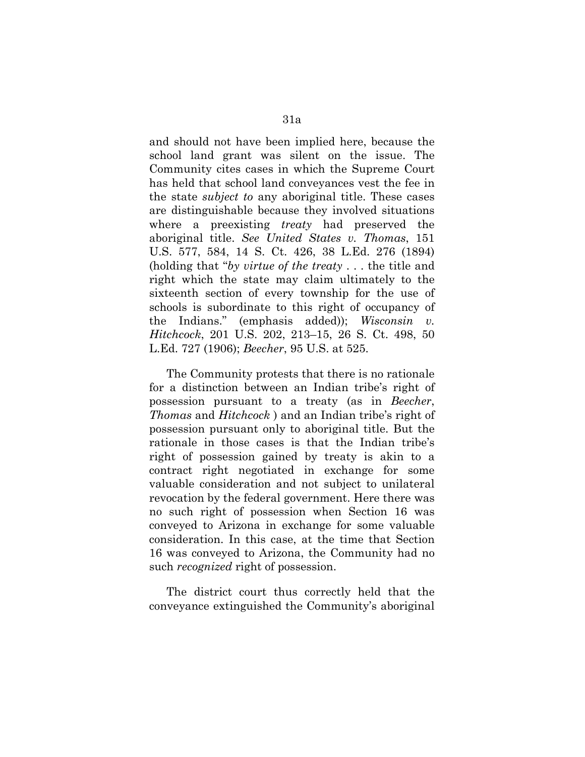and should not have been implied here, because the school land grant was silent on the issue. The Community cites cases in which the Supreme Court has held that school land conveyances vest the fee in the state *subject to* any aboriginal title. These cases are distinguishable because they involved situations where a preexisting *treaty* had preserved the aboriginal title. *See United States v. Thomas*, 151 U.S. 577, 584, 14 S. Ct. 426, 38 L.Ed. 276 (1894) (holding that "*by virtue of the treaty* . . . the title and right which the state may claim ultimately to the sixteenth section of every township for the use of schools is subordinate to this right of occupancy of the Indians." (emphasis added)); *Wisconsin v. Hitchcock*, 201 U.S. 202, 213–15, 26 S. Ct. 498, 50 L.Ed. 727 (1906); *Beecher*, 95 U.S. at 525.

The Community protests that there is no rationale for a distinction between an Indian tribe's right of possession pursuant to a treaty (as in *Beecher*, *Thomas* and *Hitchcock* ) and an Indian tribe's right of possession pursuant only to aboriginal title. But the rationale in those cases is that the Indian tribe's right of possession gained by treaty is akin to a contract right negotiated in exchange for some valuable consideration and not subject to unilateral revocation by the federal government. Here there was no such right of possession when Section 16 was conveyed to Arizona in exchange for some valuable consideration. In this case, at the time that Section 16 was conveyed to Arizona, the Community had no such *recognized* right of possession.

The district court thus correctly held that the conveyance extinguished the Community's aboriginal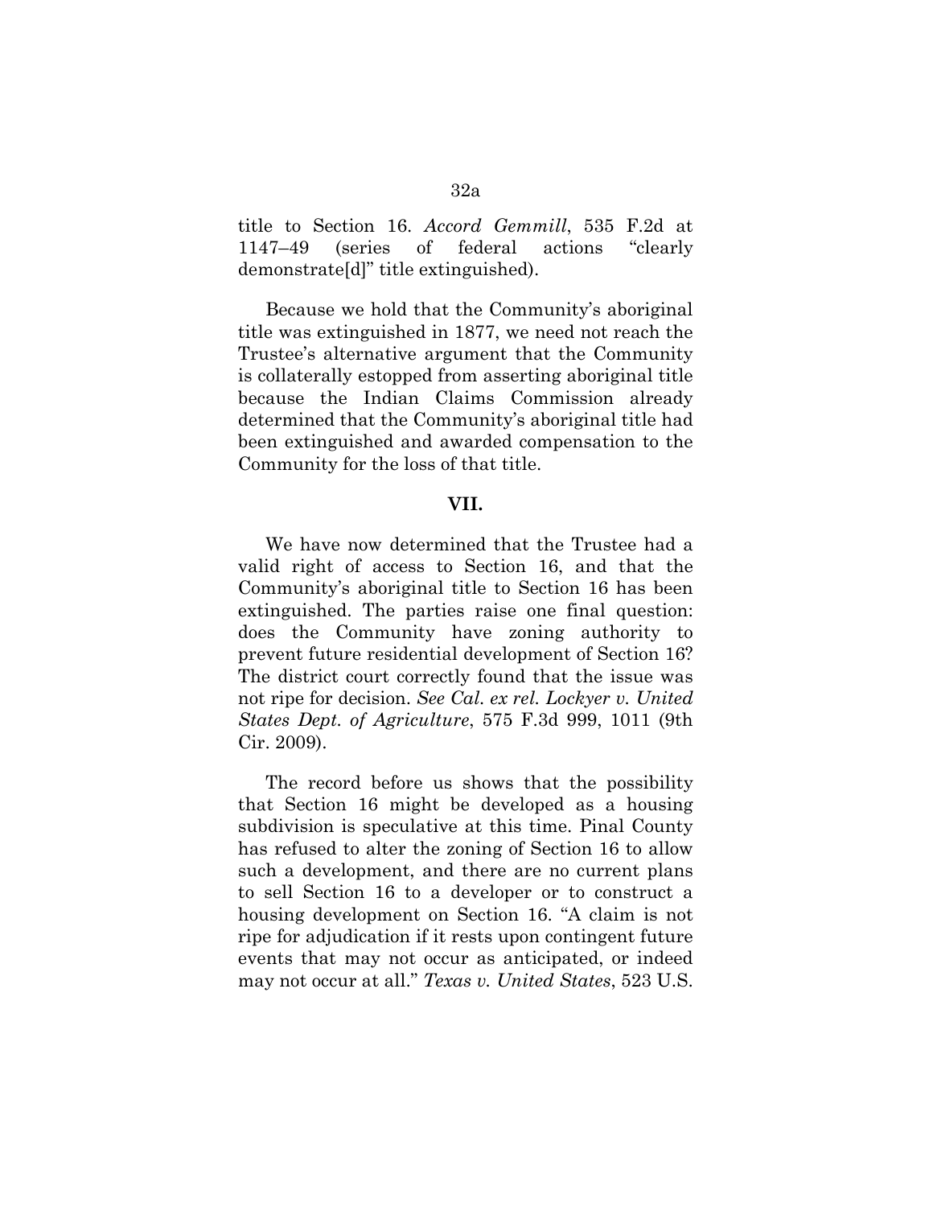title to Section 16. *Accord Gemmill*, 535 F.2d at 1147–49 (series of federal actions "clearly demonstrate[d]" title extinguished).

Because we hold that the Community's aboriginal title was extinguished in 1877, we need not reach the Trustee's alternative argument that the Community is collaterally estopped from asserting aboriginal title because the Indian Claims Commission already determined that the Community's aboriginal title had been extinguished and awarded compensation to the Community for the loss of that title.

## VII.

We have now determined that the Trustee had a valid right of access to Section 16, and that the Community's aboriginal title to Section 16 has been extinguished. The parties raise one final question: does the Community have zoning authority to prevent future residential development of Section 16? The district court correctly found that the issue was not ripe for decision. *See Cal. ex rel. Lockyer v. United States Dept. of Agriculture*, 575 F.3d 999, 1011 (9th Cir. 2009).

The record before us shows that the possibility that Section 16 might be developed as a housing subdivision is speculative at this time. Pinal County has refused to alter the zoning of Section 16 to allow such a development, and there are no current plans to sell Section 16 to a developer or to construct a housing development on Section 16. "A claim is not ripe for adjudication if it rests upon contingent future events that may not occur as anticipated, or indeed may not occur at all." *Texas v. United States*, 523 U.S.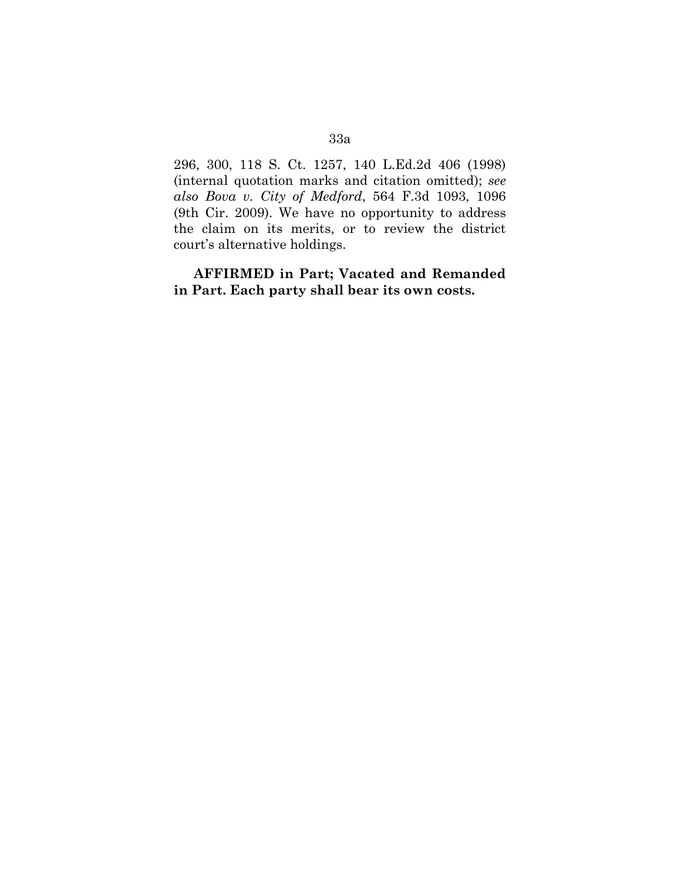296, 300, 118 S. Ct. 1257, 140 L.Ed.2d 406 (1998) (internal quotation marks and citation omitted); *see also Bova v. City of Medford*, 564 F.3d 1093, 1096 (9th Cir. 2009). We have no opportunity to address the claim on its merits, or to review the district court's alternative holdings.

**AFFIRMED in Part; Vacated and Remanded in Part. Each party shall bear its own costs.**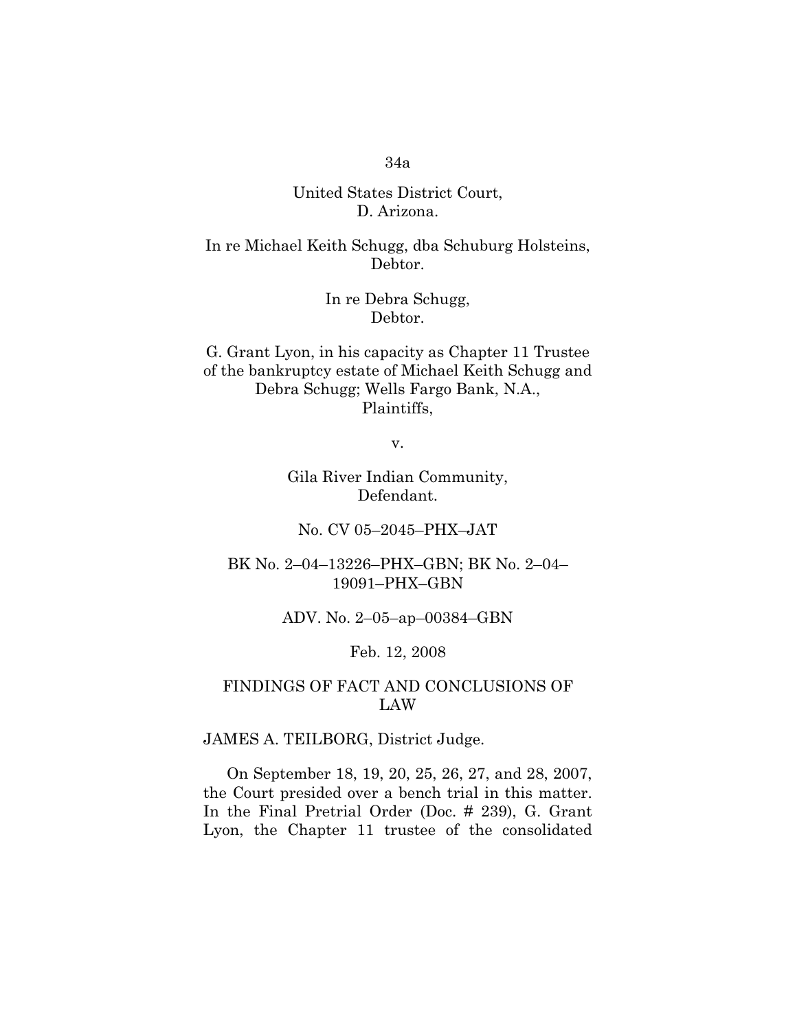United States District Court,
D. Arizona.

In re Michael Keith Schugg, dba Schuburg Holsteins,
Debtor.

In re Debra Schugg,
Debtor.

G. Grant Lyon, in his capacity as Chapter 11 Trustee of the bankruptcy estate of Michael Keith Schugg and Debra Schugg; Wells Fargo Bank, N.A.,
Plaintiffs,

v.

Gila River Indian Community,
Defendant.

No. CV 05–2045–PHX–JAT

BK No. 2–04–13226–PHX–GBN; BK No. 2–04–19091–PHX–GBN

ADV. No. 2–05–ap–00384–GBN

Feb. 12, 2008

## FINDINGS OF FACT AND CONCLUSIONS OF LAW

JAMES A. TEILBORG, District Judge.

On September 18, 19, 20, 25, 26, 27, and 28, 2007, the Court presided over a bench trial in this matter. In the Final Pretrial Order (Doc. # 239), G. Grant Lyon, the Chapter 11 trustee of the consolidated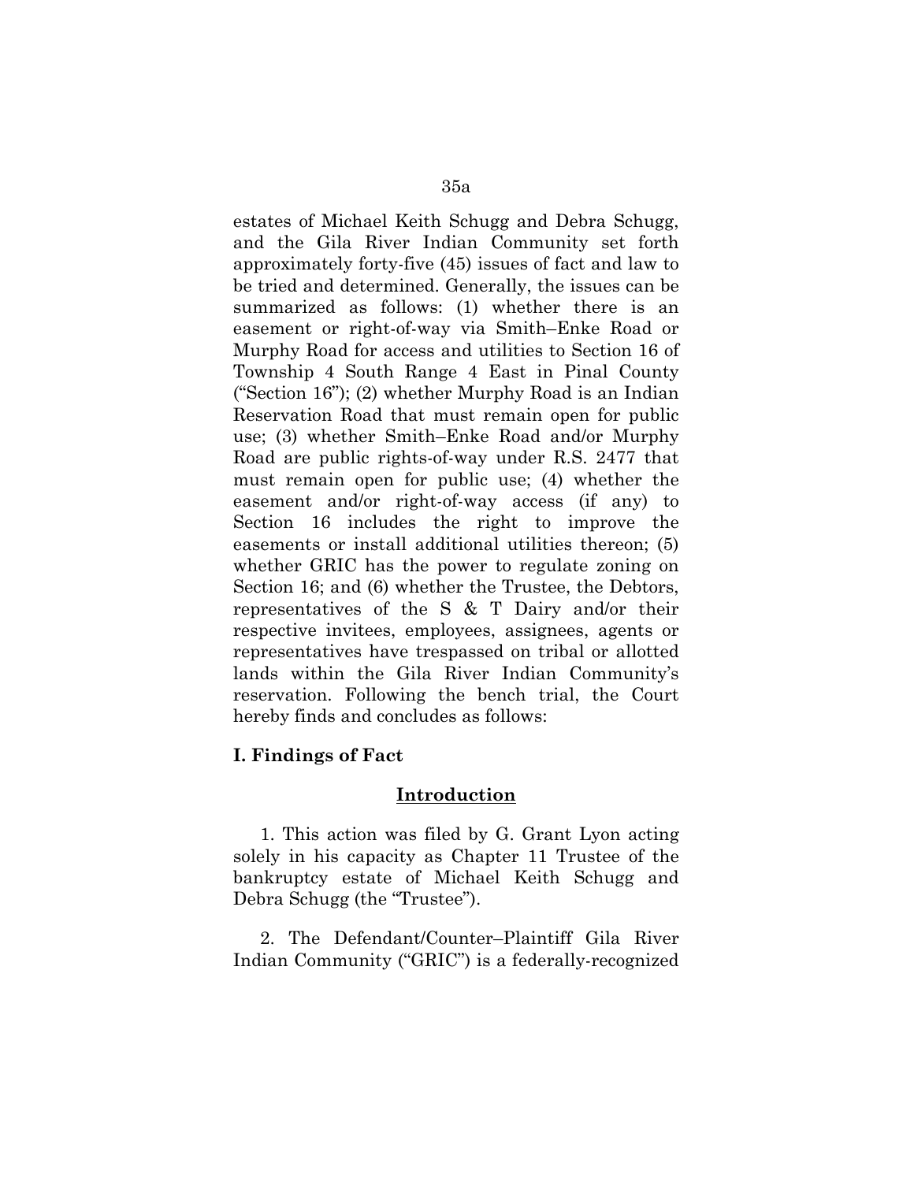estates of Michael Keith Schugg and Debra Schugg, and the Gila River Indian Community set forth approximately forty-five (45) issues of fact and law to be tried and determined. Generally, the issues can be summarized as follows: (1) whether there is an easement or right-of-way via Smith–Enke Road or Murphy Road for access and utilities to Section 16 of Township 4 South Range 4 East in Pinal County ("Section 16"); (2) whether Murphy Road is an Indian Reservation Road that must remain open for public use; (3) whether Smith–Enke Road and/or Murphy Road are public rights-of-way under R.S. 2477 that must remain open for public use; (4) whether the easement and/or right-of-way access (if any) to Section 16 includes the right to improve the easements or install additional utilities thereon; (5) whether GRIC has the power to regulate zoning on Section 16; and (6) whether the Trustee, the Debtors, representatives of the S & T Dairy and/or their respective invitees, employees, assignees, agents or representatives have trespassed on tribal or allotted lands within the Gila River Indian Community's reservation. Following the bench trial, the Court hereby finds and concludes as follows:

## I. Findings of Fact

### Introduction

1. This action was filed by G. Grant Lyon acting solely in his capacity as Chapter 11 Trustee of the bankruptcy estate of Michael Keith Schugg and Debra Schugg (the "Trustee").

2. The Defendant/Counter–Plaintiff Gila River Indian Community ("GRIC") is a federally-recognized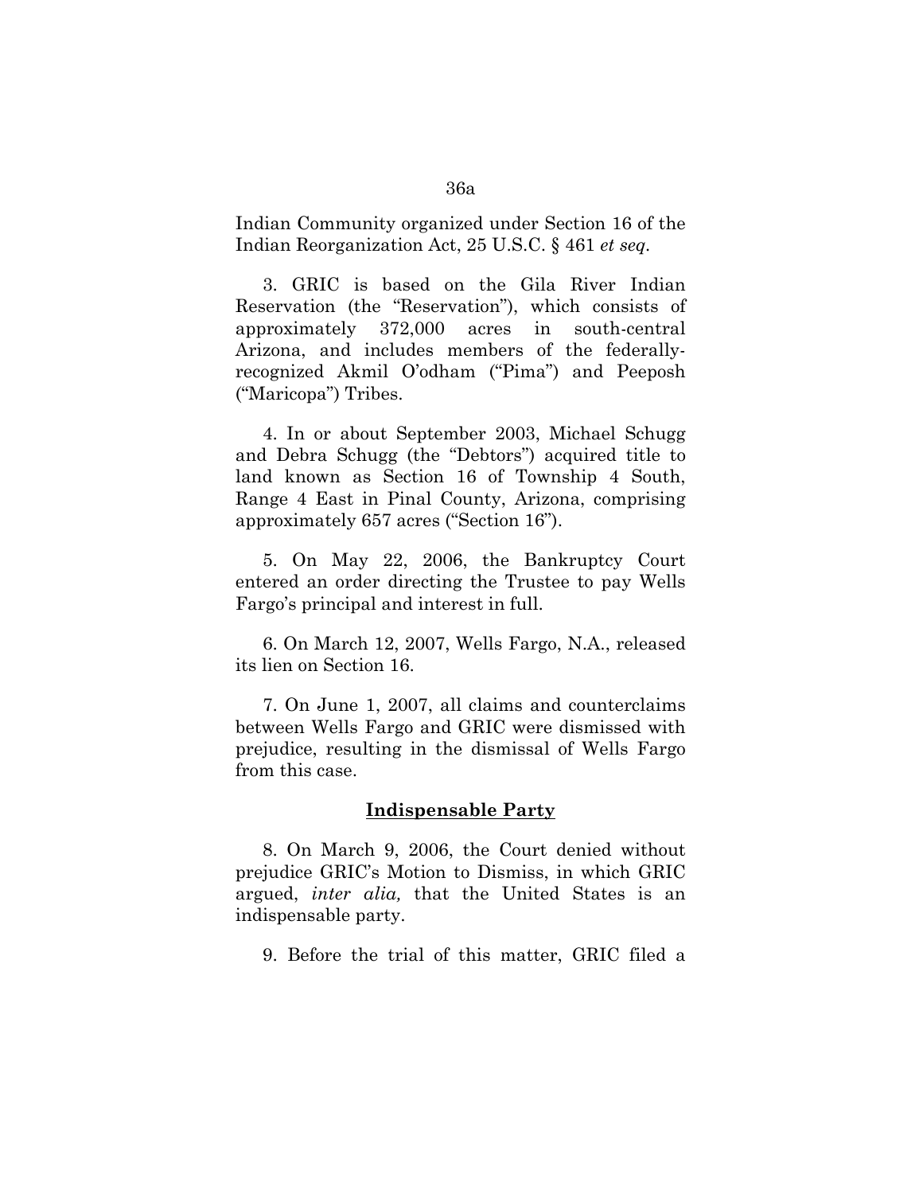Indian Community organized under Section 16 of the Indian Reorganization Act, 25 U.S.C. § 461 *et seq*.

3. GRIC is based on the Gila River Indian Reservation (the "Reservation"), which consists of approximately 372,000 acres in south-central Arizona, and includes members of the federally-recognized Akmil O'odham ("Pima") and Peeposh ("Maricopa") Tribes.

4. In or about September 2003, Michael Schugg and Debra Schugg (the "Debtors") acquired title to land known as Section 16 of Township 4 South, Range 4 East in Pinal County, Arizona, comprising approximately 657 acres ("Section 16").

5. On May 22, 2006, the Bankruptcy Court entered an order directing the Trustee to pay Wells Fargo's principal and interest in full.

6. On March 12, 2007, Wells Fargo, N.A., released its lien on Section 16.

7. On June 1, 2007, all claims and counterclaims between Wells Fargo and GRIC were dismissed with prejudice, resulting in the dismissal of Wells Fargo from this case.

**Indispensable Party**

8. On March 9, 2006, the Court denied without prejudice GRIC's Motion to Dismiss, in which GRIC argued, *inter alia,* that the United States is an indispensable party.

9. Before the trial of this matter, GRIC filed a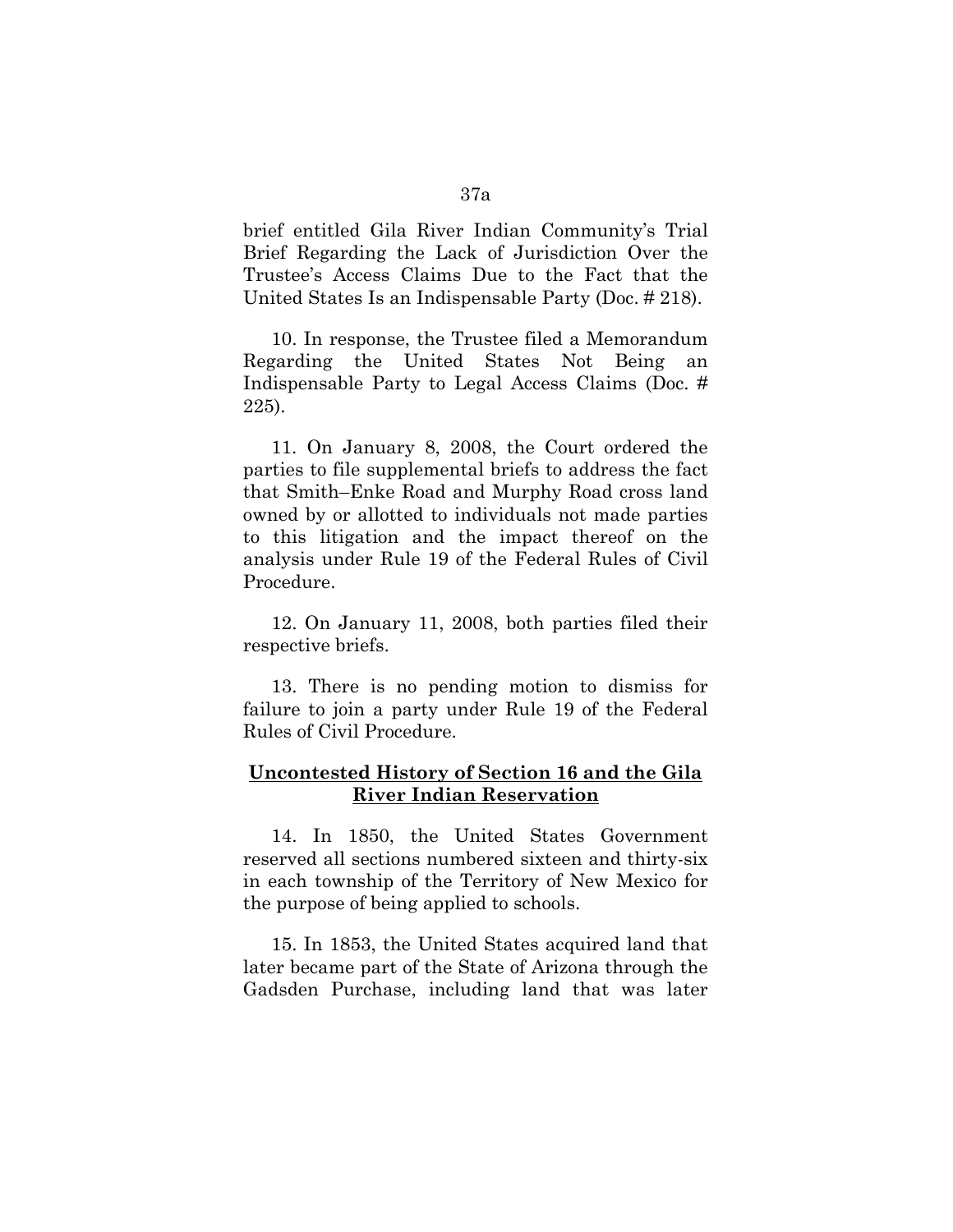brief entitled Gila River Indian Community's Trial Brief Regarding the Lack of Jurisdiction Over the Trustee's Access Claims Due to the Fact that the United States Is an Indispensable Party (Doc. # 218).

10. In response, the Trustee filed a Memorandum Regarding the United States Not Being an Indispensable Party to Legal Access Claims (Doc. # 225).

11. On January 8, 2008, the Court ordered the parties to file supplemental briefs to address the fact that Smith–Enke Road and Murphy Road cross land owned by or allotted to individuals not made parties to this litigation and the impact thereof on the analysis under Rule 19 of the Federal Rules of Civil Procedure.

12. On January 11, 2008, both parties filed their respective briefs.

13. There is no pending motion to dismiss for failure to join a party under Rule 19 of the Federal Rules of Civil Procedure.

**Uncontested History of Section 16 and the Gila River Indian Reservation**

14. In 1850, the United States Government reserved all sections numbered sixteen and thirty-six in each township of the Territory of New Mexico for the purpose of being applied to schools.

15. In 1853, the United States acquired land that later became part of the State of Arizona through the Gadsden Purchase, including land that was later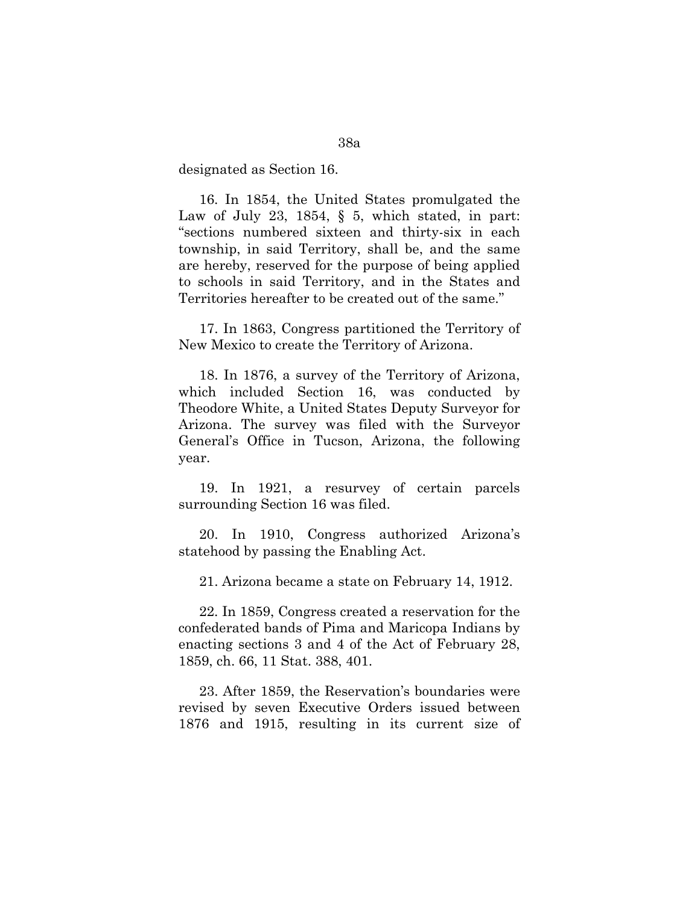designated as Section 16.

16. In 1854, the United States promulgated the Law of July 23, 1854, § 5, which stated, in part: "sections numbered sixteen and thirty-six in each township, in said Territory, shall be, and the same are hereby, reserved for the purpose of being applied to schools in said Territory, and in the States and Territories hereafter to be created out of the same."

17. In 1863, Congress partitioned the Territory of New Mexico to create the Territory of Arizona.

18. In 1876, a survey of the Territory of Arizona, which included Section 16, was conducted by Theodore White, a United States Deputy Surveyor for Arizona. The survey was filed with the Surveyor General's Office in Tucson, Arizona, the following year.

19. In 1921, a resurvey of certain parcels surrounding Section 16 was filed.

20. In 1910, Congress authorized Arizona's statehood by passing the Enabling Act.

21. Arizona became a state on February 14, 1912.

22. In 1859, Congress created a reservation for the confederated bands of Pima and Maricopa Indians by enacting sections 3 and 4 of the Act of February 28, 1859, ch. 66, 11 Stat. 388, 401.

23. After 1859, the Reservation's boundaries were revised by seven Executive Orders issued between 1876 and 1915, resulting in its current size of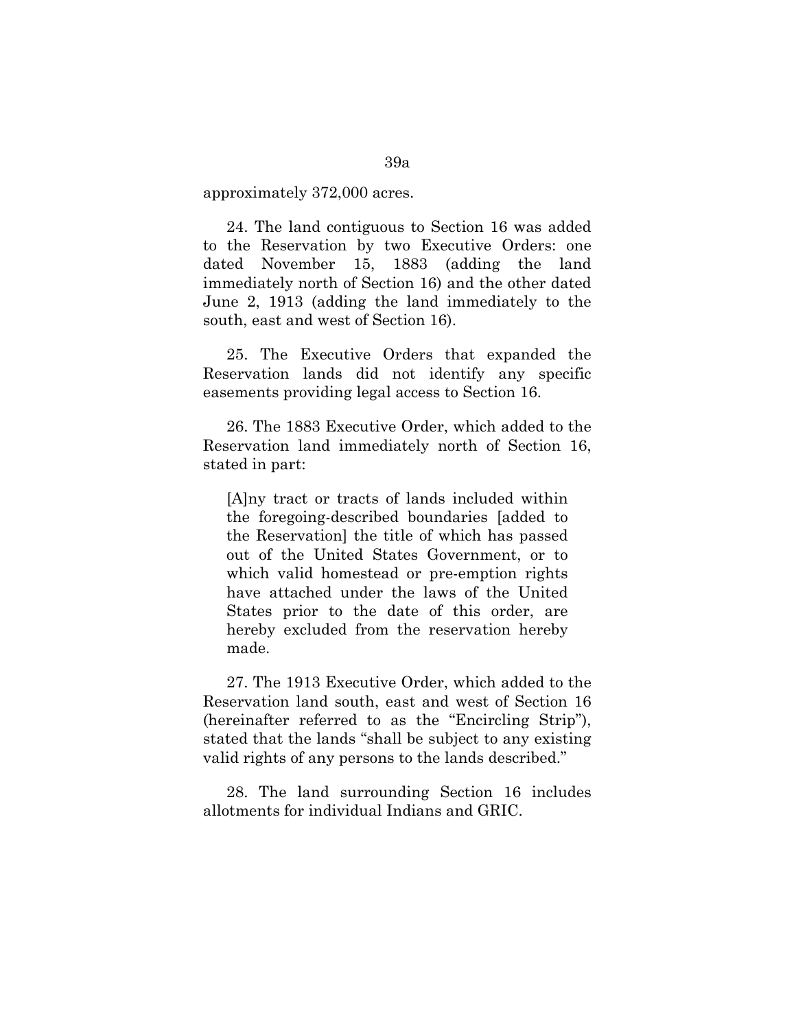approximately 372,000 acres.

24. The land contiguous to Section 16 was added to the Reservation by two Executive Orders: one dated November 15, 1883 (adding the land immediately north of Section 16) and the other dated June 2, 1913 (adding the land immediately to the south, east and west of Section 16).

25. The Executive Orders that expanded the Reservation lands did not identify any specific easements providing legal access to Section 16.

26. The 1883 Executive Order, which added to the Reservation land immediately north of Section 16, stated in part:

> [A]ny tract or tracts of lands included within the foregoing-described boundaries [added to the Reservation] the title of which has passed out of the United States Government, or to which valid homestead or pre-emption rights have attached under the laws of the United States prior to the date of this order, are hereby excluded from the reservation hereby made.

27. The 1913 Executive Order, which added to the Reservation land south, east and west of Section 16 (hereinafter referred to as the "Encircling Strip"), stated that the lands "shall be subject to any existing valid rights of any persons to the lands described."

28. The land surrounding Section 16 includes allotments for individual Indians and GRIC.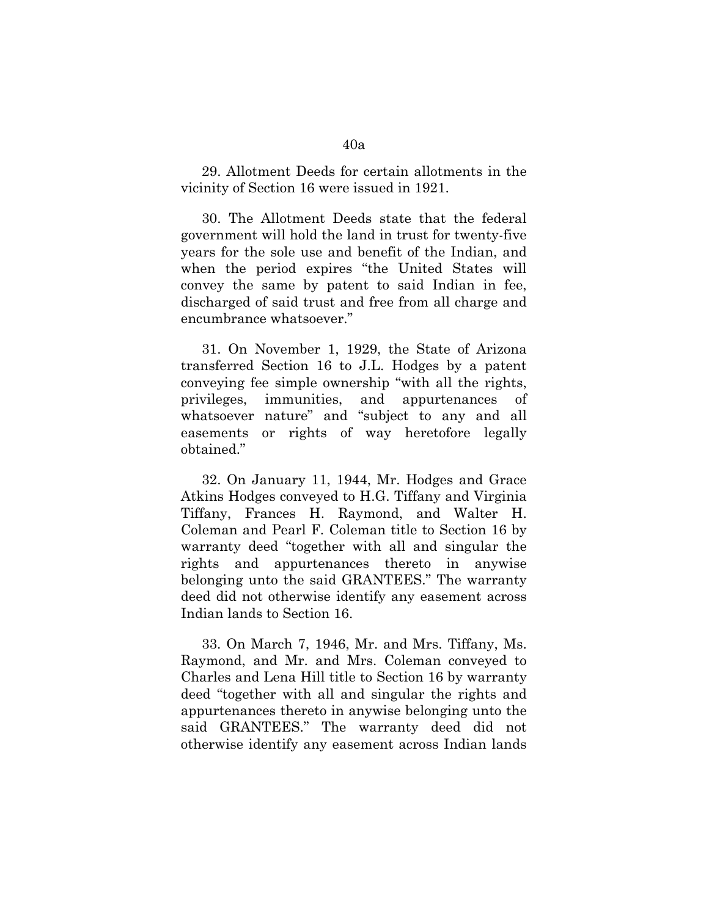29. Allotment Deeds for certain allotments in the vicinity of Section 16 were issued in 1921.

30. The Allotment Deeds state that the federal government will hold the land in trust for twenty-five years for the sole use and benefit of the Indian, and when the period expires "the United States will convey the same by patent to said Indian in fee, discharged of said trust and free from all charge and encumbrance whatsoever."

31. On November 1, 1929, the State of Arizona transferred Section 16 to J.L. Hodges by a patent conveying fee simple ownership "with all the rights, privileges, immunities, and appurtenances of whatsoever nature" and "subject to any and all easements or rights of way heretofore legally obtained."

32. On January 11, 1944, Mr. Hodges and Grace Atkins Hodges conveyed to H.G. Tiffany and Virginia Tiffany, Frances H. Raymond, and Walter H. Coleman and Pearl F. Coleman title to Section 16 by warranty deed "together with all and singular the rights and appurtenances thereto in anywise belonging unto the said GRANTEES." The warranty deed did not otherwise identify any easement across Indian lands to Section 16.

33. On March 7, 1946, Mr. and Mrs. Tiffany, Ms. Raymond, and Mr. and Mrs. Coleman conveyed to Charles and Lena Hill title to Section 16 by warranty deed "together with all and singular the rights and appurtenances thereto in anywise belonging unto the said GRANTEES." The warranty deed did not otherwise identify any easement across Indian lands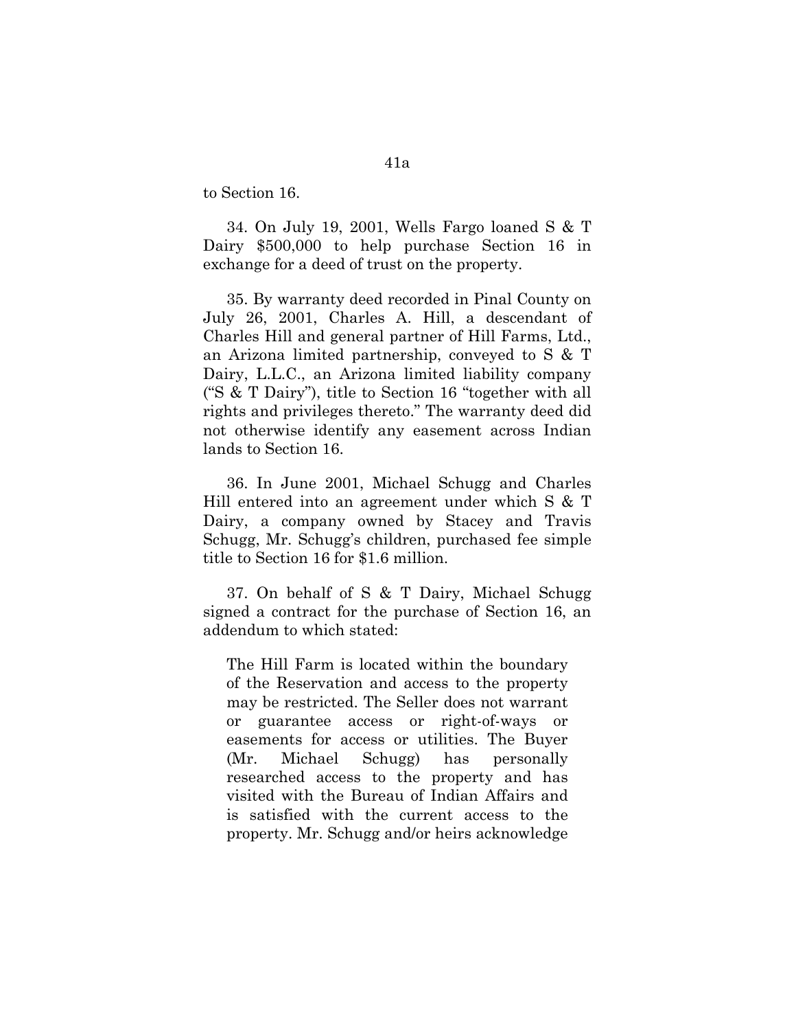to Section 16.

34. On July 19, 2001, Wells Fargo loaned S & T Dairy $500,000 to help purchase Section 16 in exchange for a deed of trust on the property.

35. By warranty deed recorded in Pinal County on July 26, 2001, Charles A. Hill, a descendant of Charles Hill and general partner of Hill Farms, Ltd., an Arizona limited partnership, conveyed to S & T Dairy, L.L.C., an Arizona limited liability company ("S & T Dairy"), title to Section 16 "together with all rights and privileges thereto." The warranty deed did not otherwise identify any easement across Indian lands to Section 16.

36. In June 2001, Michael Schugg and Charles Hill entered into an agreement under which S & T Dairy, a company owned by Stacey and Travis Schugg, Mr. Schugg's children, purchased fee simple title to Section 16 for $1.6 million.

37. On behalf of S & T Dairy, Michael Schugg signed a contract for the purchase of Section 16, an addendum to which stated:

> The Hill Farm is located within the boundary of the Reservation and access to the property may be restricted. The Seller does not warrant or guarantee access or right-of-ways or easements for access or utilities. The Buyer (Mr. Michael Schugg) has personally researched access to the property and has visited with the Bureau of Indian Affairs and is satisfied with the current access to the property. Mr. Schugg and/or heirs acknowledge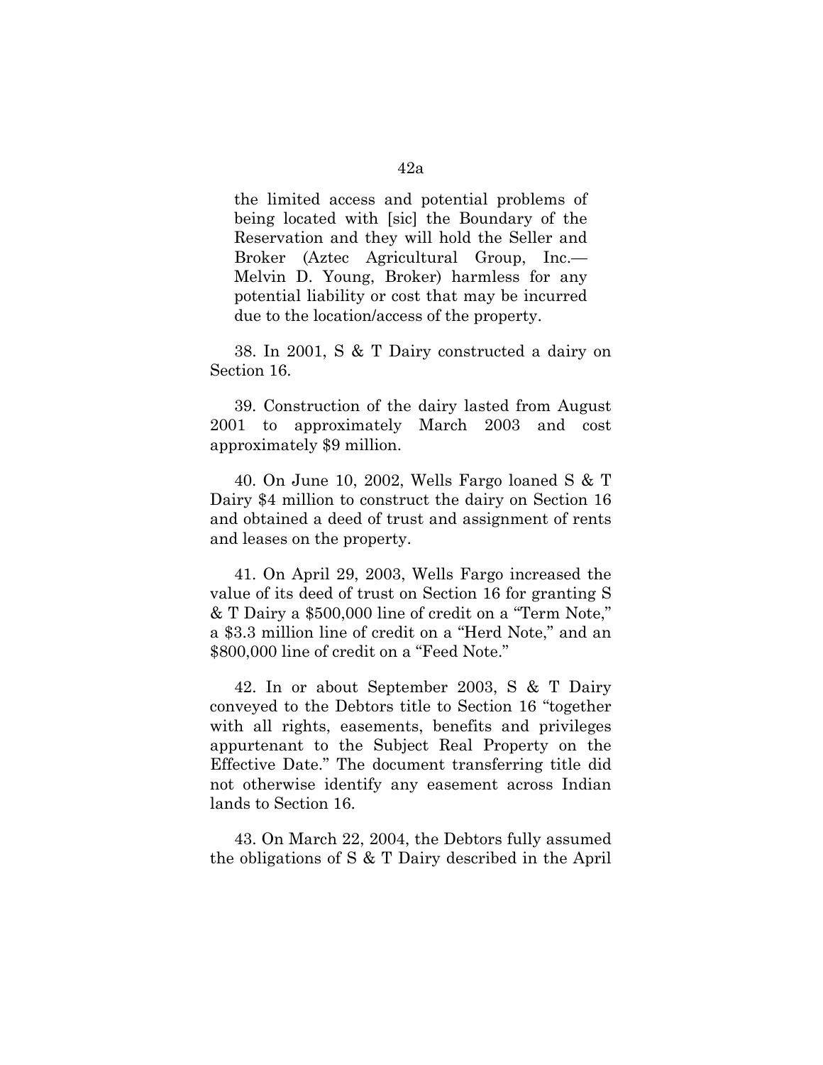> the limited access and potential problems of being located with [sic] the Boundary of the Reservation and they will hold the Seller and Broker (Aztec Agricultural Group, Inc.—Melvin D. Young, Broker) harmless for any potential liability or cost that may be incurred due to the location/access of the property.

38. In 2001, S & T Dairy constructed a dairy on Section 16.

39. Construction of the dairy lasted from August 2001 to approximately March 2003 and cost approximately $9 million.

40. On June 10, 2002, Wells Fargo loaned S & T Dairy $4 million to construct the dairy on Section 16 and obtained a deed of trust and assignment of rents and leases on the property.

41. On April 29, 2003, Wells Fargo increased the value of its deed of trust on Section 16 for granting S & T Dairy a $500,000 line of credit on a "Term Note," a $3.3 million line of credit on a "Herd Note," and an $800,000 line of credit on a "Feed Note."

42. In or about September 2003, S & T Dairy conveyed to the Debtors title to Section 16 "together with all rights, easements, benefits and privileges appurtenant to the Subject Real Property on the Effective Date." The document transferring title did not otherwise identify any easement across Indian lands to Section 16.

43. On March 22, 2004, the Debtors fully assumed the obligations of S & T Dairy described in the April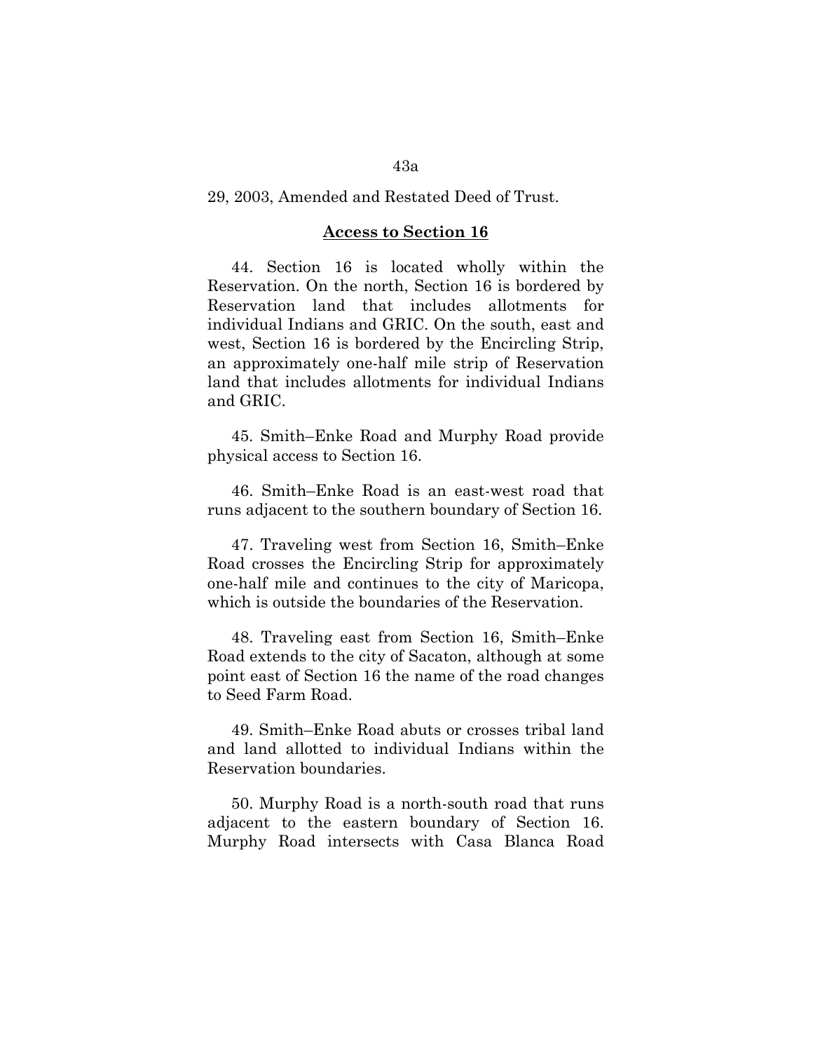29, 2003, Amended and Restated Deed of Trust.

**Access to Section 16**

44. Section 16 is located wholly within the Reservation. On the north, Section 16 is bordered by Reservation land that includes allotments for individual Indians and GRIC. On the south, east and west, Section 16 is bordered by the Encircling Strip, an approximately one-half mile strip of Reservation land that includes allotments for individual Indians and GRIC.

45. Smith–Enke Road and Murphy Road provide physical access to Section 16.

46. Smith–Enke Road is an east-west road that runs adjacent to the southern boundary of Section 16.

47. Traveling west from Section 16, Smith–Enke Road crosses the Encircling Strip for approximately one-half mile and continues to the city of Maricopa, which is outside the boundaries of the Reservation.

48. Traveling east from Section 16, Smith–Enke Road extends to the city of Sacaton, although at some point east of Section 16 the name of the road changes to Seed Farm Road.

49. Smith–Enke Road abuts or crosses tribal land and land allotted to individual Indians within the Reservation boundaries.

50. Murphy Road is a north-south road that runs adjacent to the eastern boundary of Section 16. Murphy Road intersects with Casa Blanca Road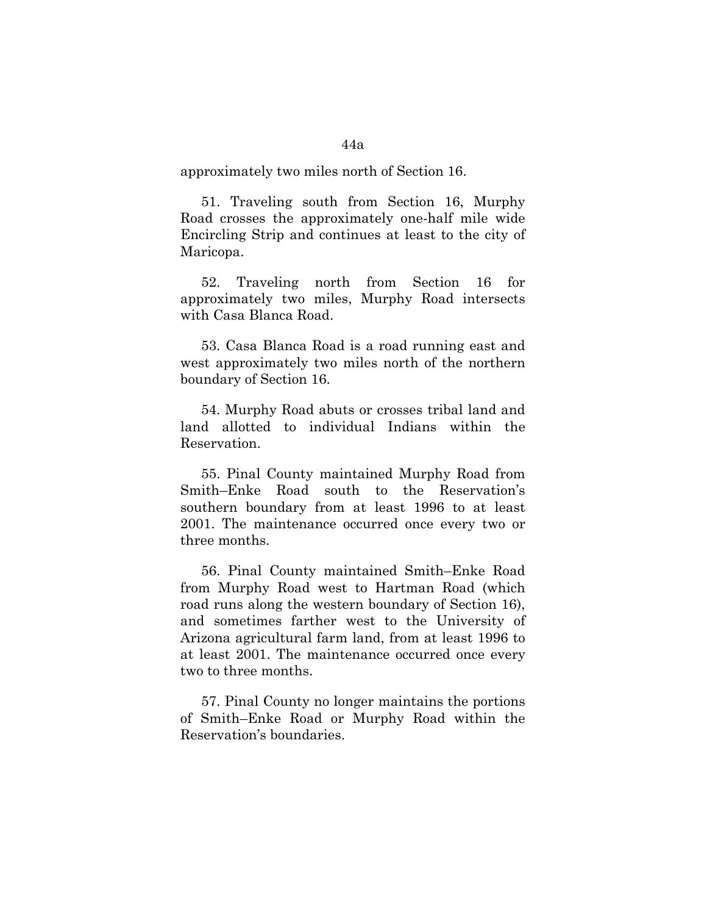approximately two miles north of Section 16.

51. Traveling south from Section 16, Murphy Road crosses the approximately one-half mile wide Encircling Strip and continues at least to the city of Maricopa.

52. Traveling north from Section 16 for approximately two miles, Murphy Road intersects with Casa Blanca Road.

53. Casa Blanca Road is a road running east and west approximately two miles north of the northern boundary of Section 16.

54. Murphy Road abuts or crosses tribal land and land allotted to individual Indians within the Reservation.

55. Pinal County maintained Murphy Road from Smith–Enke Road south to the Reservation's southern boundary from at least 1996 to at least 2001. The maintenance occurred once every two or three months.

56. Pinal County maintained Smith–Enke Road from Murphy Road west to Hartman Road (which road runs along the western boundary of Section 16), and sometimes farther west to the University of Arizona agricultural farm land, from at least 1996 to at least 2001. The maintenance occurred once every two to three months.

57. Pinal County no longer maintains the portions of Smith–Enke Road or Murphy Road within the Reservation's boundaries.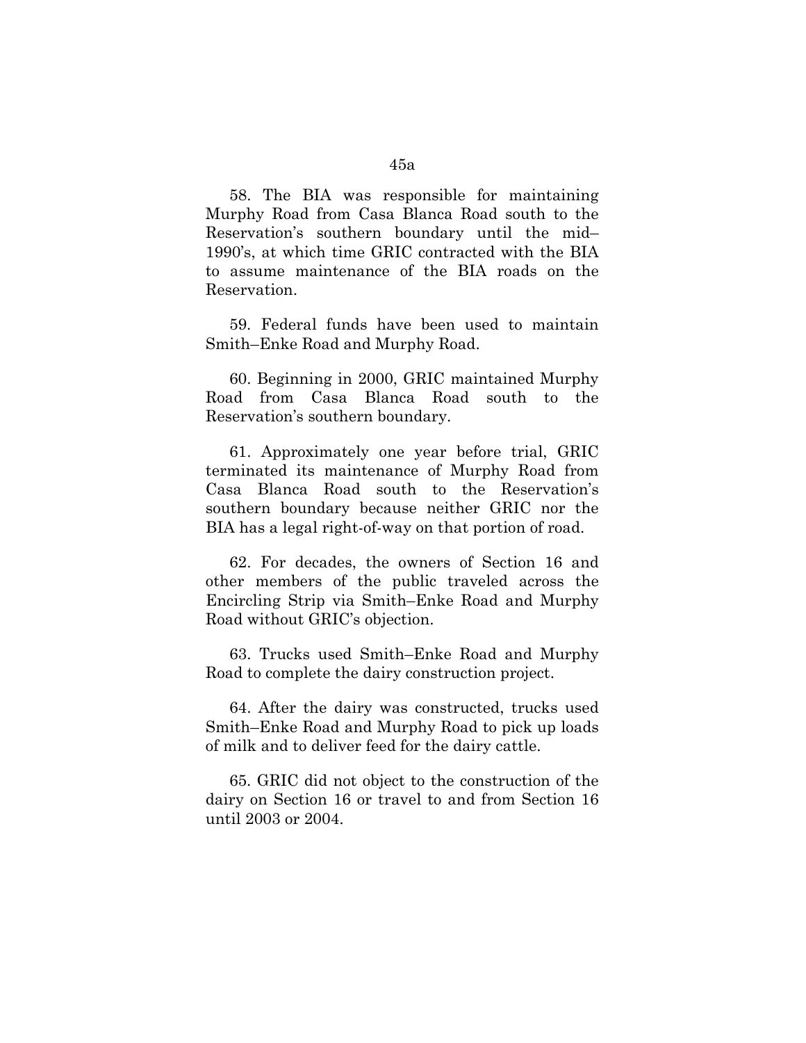58. The BIA was responsible for maintaining Murphy Road from Casa Blanca Road south to the Reservation's southern boundary until the mid–1990's, at which time GRIC contracted with the BIA to assume maintenance of the BIA roads on the Reservation.

59. Federal funds have been used to maintain Smith–Enke Road and Murphy Road.

60. Beginning in 2000, GRIC maintained Murphy Road from Casa Blanca Road south to the Reservation's southern boundary.

61. Approximately one year before trial, GRIC terminated its maintenance of Murphy Road from Casa Blanca Road south to the Reservation's southern boundary because neither GRIC nor the BIA has a legal right-of-way on that portion of road.

62. For decades, the owners of Section 16 and other members of the public traveled across the Encircling Strip via Smith–Enke Road and Murphy Road without GRIC's objection.

63. Trucks used Smith–Enke Road and Murphy Road to complete the dairy construction project.

64. After the dairy was constructed, trucks used Smith–Enke Road and Murphy Road to pick up loads of milk and to deliver feed for the dairy cattle.

65. GRIC did not object to the construction of the dairy on Section 16 or travel to and from Section 16 until 2003 or 2004.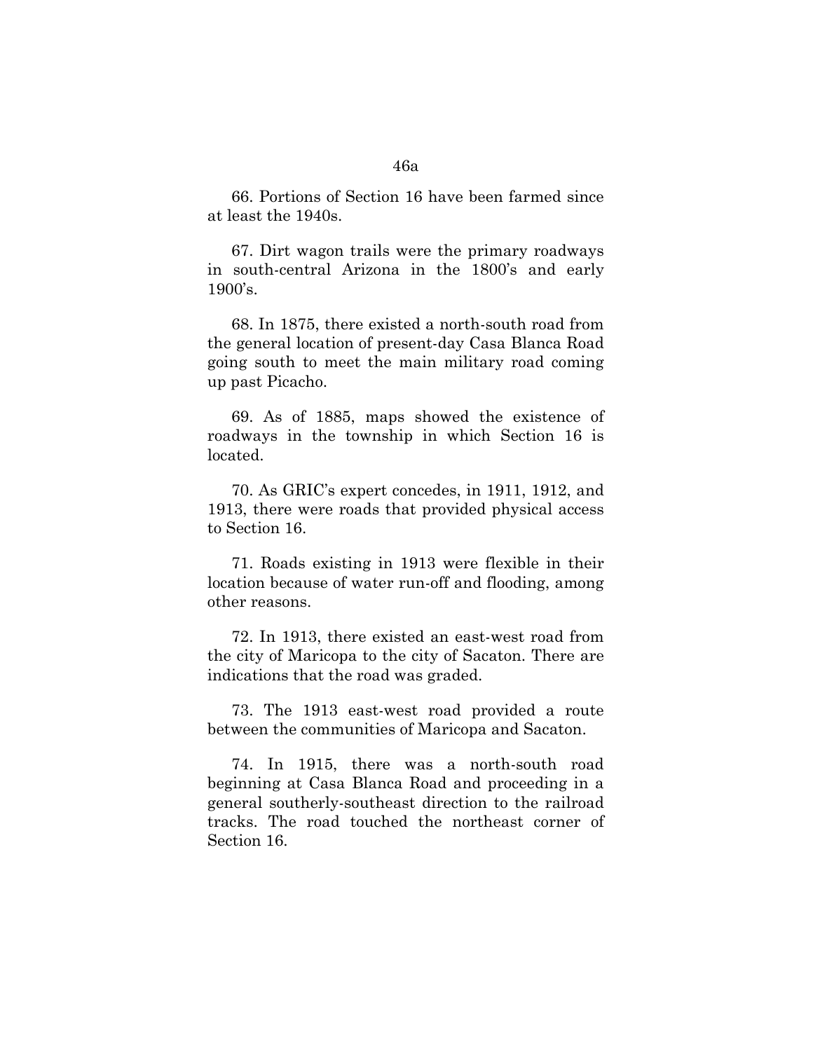66. Portions of Section 16 have been farmed since at least the 1940s.

67. Dirt wagon trails were the primary roadways in south-central Arizona in the 1800's and early 1900's.

68. In 1875, there existed a north-south road from the general location of present-day Casa Blanca Road going south to meet the main military road coming up past Picacho.

69. As of 1885, maps showed the existence of roadways in the township in which Section 16 is located.

70. As GRIC's expert concedes, in 1911, 1912, and 1913, there were roads that provided physical access to Section 16.

71. Roads existing in 1913 were flexible in their location because of water run-off and flooding, among other reasons.

72. In 1913, there existed an east-west road from the city of Maricopa to the city of Sacaton. There are indications that the road was graded.

73. The 1913 east-west road provided a route between the communities of Maricopa and Sacaton.

74. In 1915, there was a north-south road beginning at Casa Blanca Road and proceeding in a general southerly-southeast direction to the railroad tracks. The road touched the northeast corner of Section 16.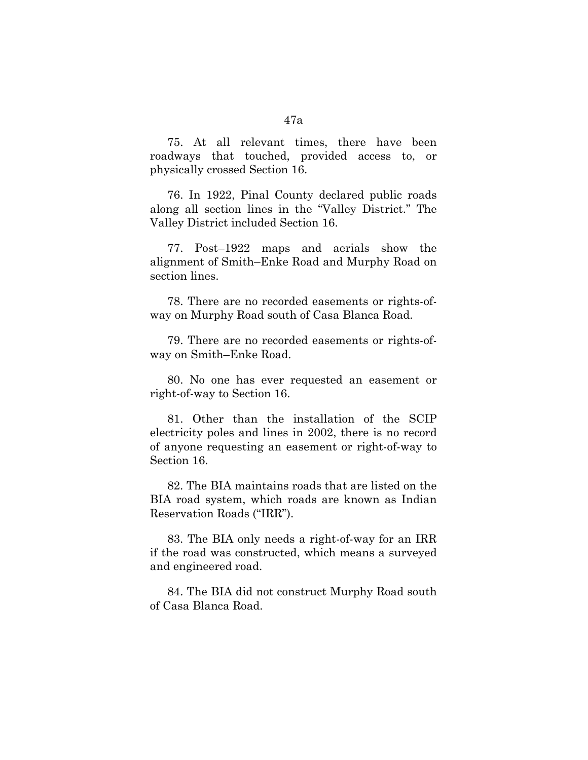75. At all relevant times, there have been roadways that touched, provided access to, or physically crossed Section 16.

76. In 1922, Pinal County declared public roads along all section lines in the "Valley District." The Valley District included Section 16.

77. Post–1922 maps and aerials show the alignment of Smith–Enke Road and Murphy Road on section lines.

78. There are no recorded easements or rights-of-way on Murphy Road south of Casa Blanca Road.

79. There are no recorded easements or rights-of-way on Smith–Enke Road.

80. No one has ever requested an easement or right-of-way to Section 16.

81. Other than the installation of the SCIP electricity poles and lines in 2002, there is no record of anyone requesting an easement or right-of-way to Section 16.

82. The BIA maintains roads that are listed on the BIA road system, which roads are known as Indian Reservation Roads ("IRR").

83. The BIA only needs a right-of-way for an IRR if the road was constructed, which means a surveyed and engineered road.

84. The BIA did not construct Murphy Road south of Casa Blanca Road.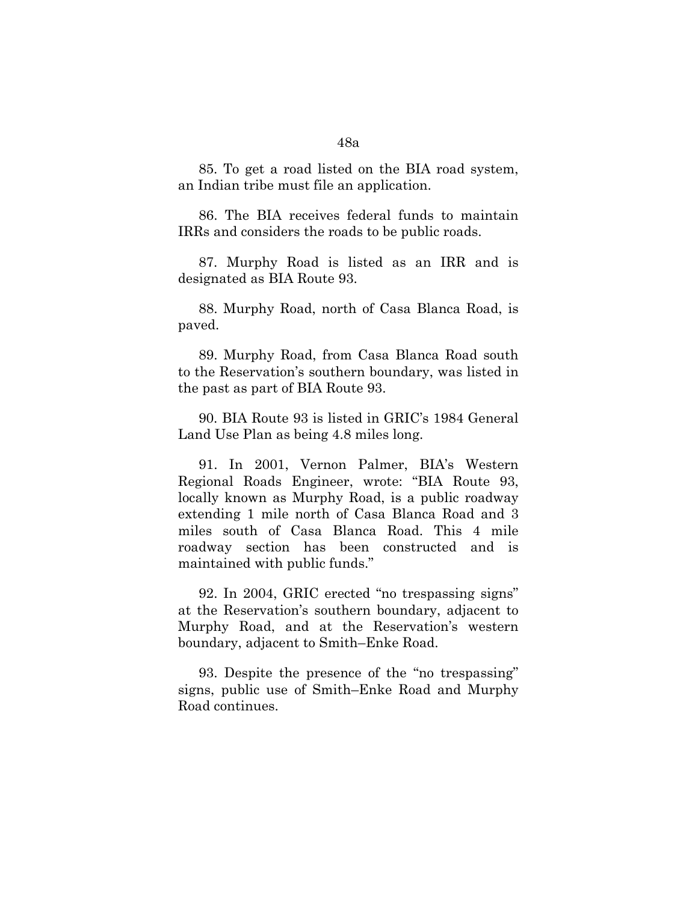85. To get a road listed on the BIA road system, an Indian tribe must file an application.

86. The BIA receives federal funds to maintain IRRs and considers the roads to be public roads.

87. Murphy Road is listed as an IRR and is designated as BIA Route 93.

88. Murphy Road, north of Casa Blanca Road, is paved.

89. Murphy Road, from Casa Blanca Road south to the Reservation's southern boundary, was listed in the past as part of BIA Route 93.

90. BIA Route 93 is listed in GRIC's 1984 General Land Use Plan as being 4.8 miles long.

91. In 2001, Vernon Palmer, BIA's Western Regional Roads Engineer, wrote: "BIA Route 93, locally known as Murphy Road, is a public roadway extending 1 mile north of Casa Blanca Road and 3 miles south of Casa Blanca Road. This 4 mile roadway section has been constructed and is maintained with public funds."

92. In 2004, GRIC erected "no trespassing signs" at the Reservation's southern boundary, adjacent to Murphy Road, and at the Reservation's western boundary, adjacent to Smith–Enke Road.

93. Despite the presence of the "no trespassing" signs, public use of Smith–Enke Road and Murphy Road continues.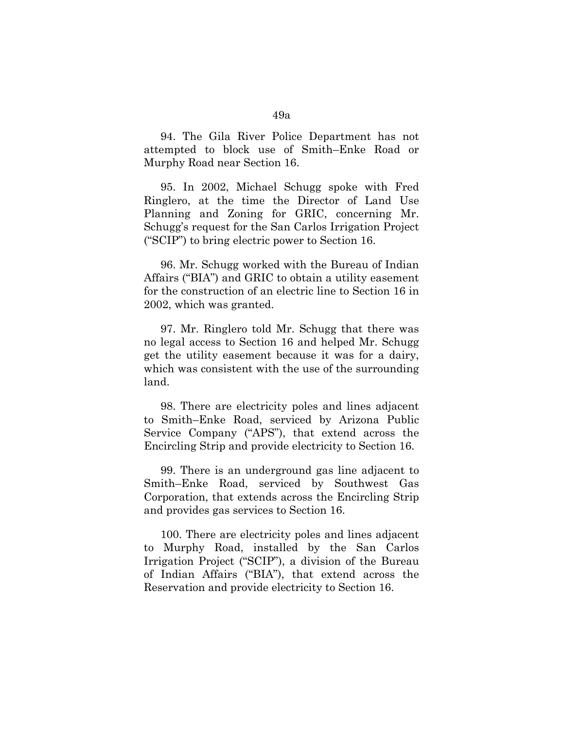94. The Gila River Police Department has not attempted to block use of Smith–Enke Road or Murphy Road near Section 16.

95. In 2002, Michael Schugg spoke with Fred Ringlero, at the time the Director of Land Use Planning and Zoning for GRIC, concerning Mr. Schugg's request for the San Carlos Irrigation Project ("SCIP") to bring electric power to Section 16.

96. Mr. Schugg worked with the Bureau of Indian Affairs ("BIA") and GRIC to obtain a utility easement for the construction of an electric line to Section 16 in 2002, which was granted.

97. Mr. Ringlero told Mr. Schugg that there was no legal access to Section 16 and helped Mr. Schugg get the utility easement because it was for a dairy, which was consistent with the use of the surrounding land.

98. There are electricity poles and lines adjacent to Smith–Enke Road, serviced by Arizona Public Service Company ("APS"), that extend across the Encircling Strip and provide electricity to Section 16.

99. There is an underground gas line adjacent to Smith–Enke Road, serviced by Southwest Gas Corporation, that extends across the Encircling Strip and provides gas services to Section 16.

100. There are electricity poles and lines adjacent to Murphy Road, installed by the San Carlos Irrigation Project ("SCIP"), a division of the Bureau of Indian Affairs ("BIA"), that extend across the Reservation and provide electricity to Section 16.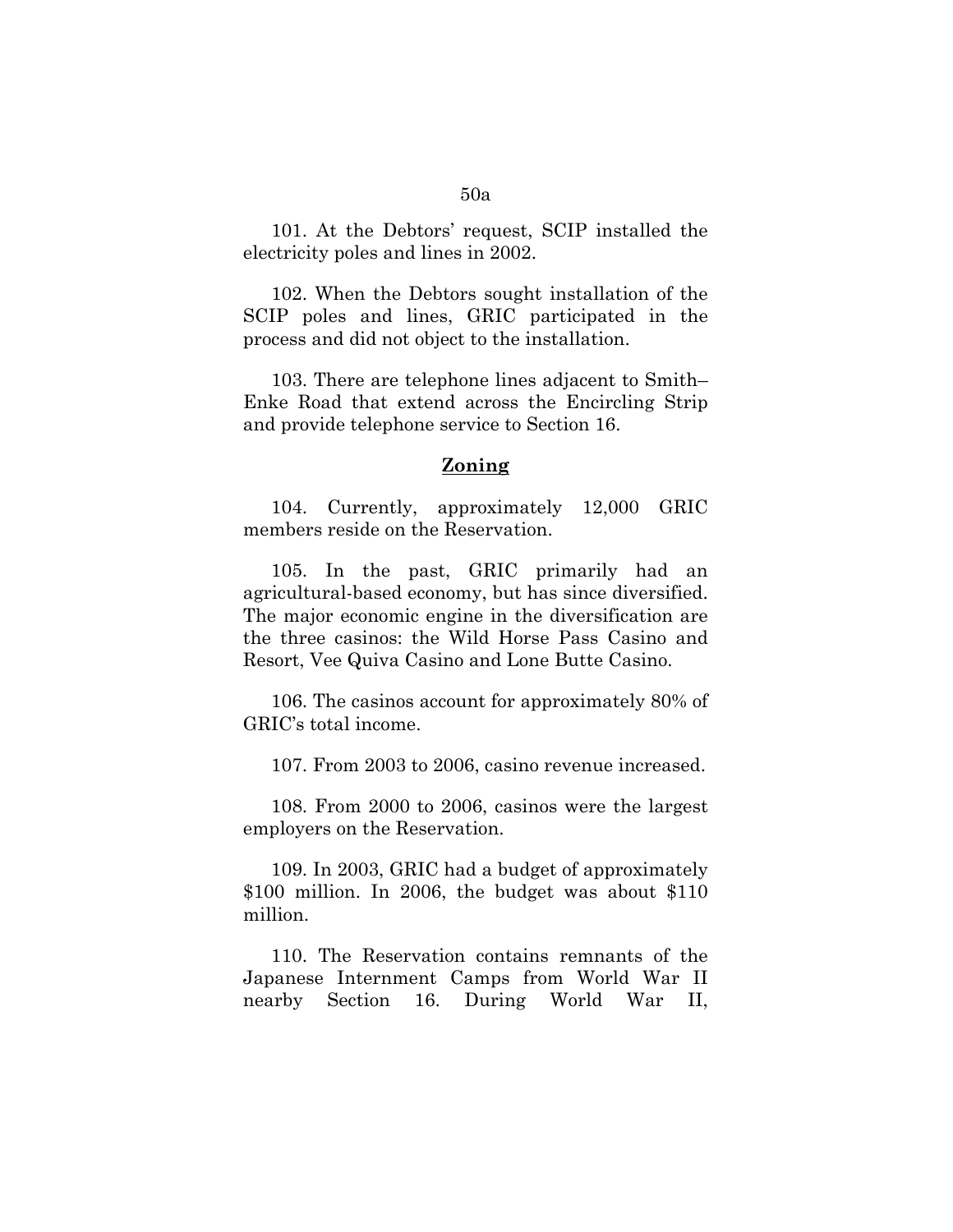101. At the Debtors' request, SCIP installed the electricity poles and lines in 2002.

102. When the Debtors sought installation of the SCIP poles and lines, GRIC participated in the process and did not object to the installation.

103. There are telephone lines adjacent to Smith–Enke Road that extend across the Encircling Strip and provide telephone service to Section 16.

## Zoning

104. Currently, approximately 12,000 GRIC members reside on the Reservation.

105. In the past, GRIC primarily had an agricultural-based economy, but has since diversified. The major economic engine in the diversification are the three casinos: the Wild Horse Pass Casino and Resort, Vee Quiva Casino and Lone Butte Casino.

106. The casinos account for approximately 80% of GRIC's total income.

107. From 2003 to 2006, casino revenue increased.

108. From 2000 to 2006, casinos were the largest employers on the Reservation.

109. In 2003, GRIC had a budget of approximately $100 million. In 2006, the budget was about $110 million.

110. The Reservation contains remnants of the Japanese Internment Camps from World War II nearby Section 16. During World War II,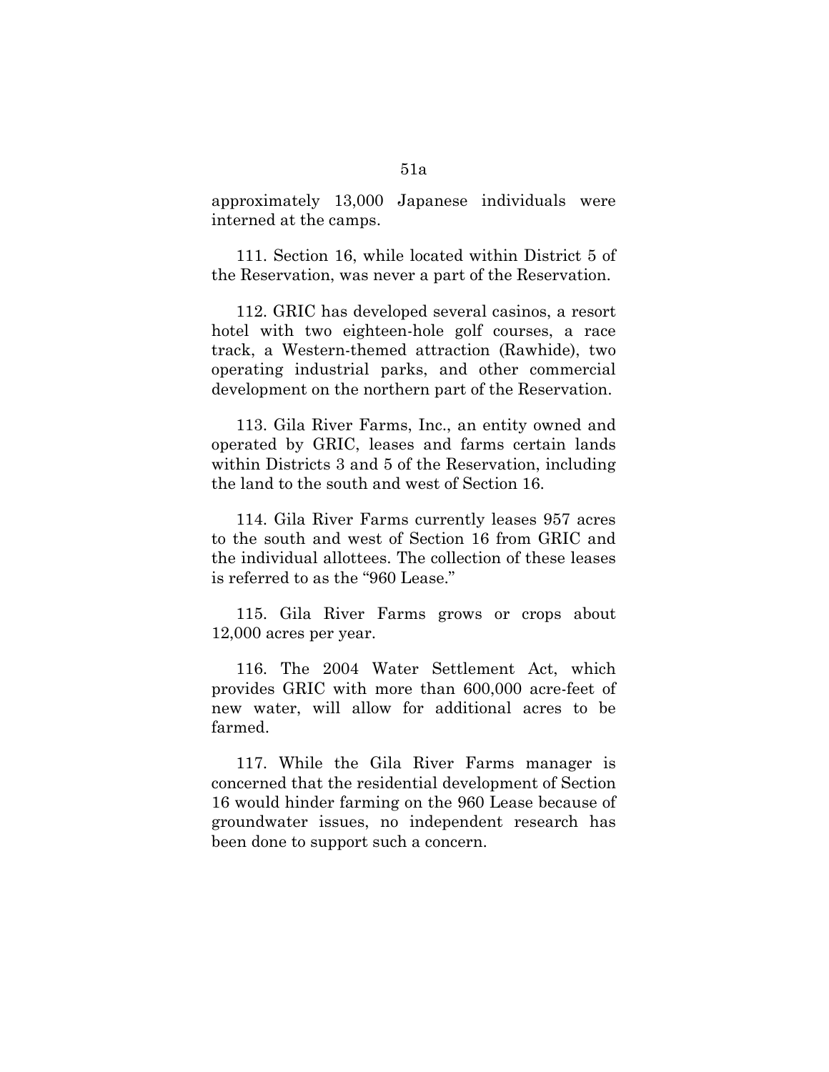approximately 13,000 Japanese individuals were interned at the camps.

111. Section 16, while located within District 5 of the Reservation, was never a part of the Reservation.

112. GRIC has developed several casinos, a resort hotel with two eighteen-hole golf courses, a race track, a Western-themed attraction (Rawhide), two operating industrial parks, and other commercial development on the northern part of the Reservation.

113. Gila River Farms, Inc., an entity owned and operated by GRIC, leases and farms certain lands within Districts 3 and 5 of the Reservation, including the land to the south and west of Section 16.

114. Gila River Farms currently leases 957 acres to the south and west of Section 16 from GRIC and the individual allottees. The collection of these leases is referred to as the "960 Lease."

115. Gila River Farms grows or crops about 12,000 acres per year.

116. The 2004 Water Settlement Act, which provides GRIC with more than 600,000 acre-feet of new water, will allow for additional acres to be farmed.

117. While the Gila River Farms manager is concerned that the residential development of Section 16 would hinder farming on the 960 Lease because of groundwater issues, no independent research has been done to support such a concern.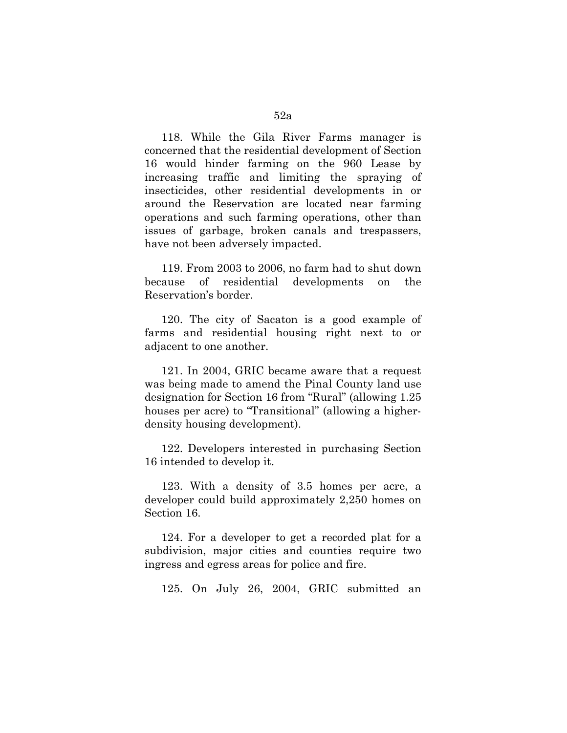118. While the Gila River Farms manager is concerned that the residential development of Section 16 would hinder farming on the 960 Lease by increasing traffic and limiting the spraying of insecticides, other residential developments in or around the Reservation are located near farming operations and such farming operations, other than issues of garbage, broken canals and trespassers, have not been adversely impacted.

119. From 2003 to 2006, no farm had to shut down because of residential developments on the Reservation's border.

120. The city of Sacaton is a good example of farms and residential housing right next to or adjacent to one another.

121. In 2004, GRIC became aware that a request was being made to amend the Pinal County land use designation for Section 16 from "Rural" (allowing 1.25 houses per acre) to "Transitional" (allowing a higher-density housing development).

122. Developers interested in purchasing Section 16 intended to develop it.

123. With a density of 3.5 homes per acre, a developer could build approximately 2,250 homes on Section 16.

124. For a developer to get a recorded plat for a subdivision, major cities and counties require two ingress and egress areas for police and fire.

125. On July 26, 2004, GRIC submitted an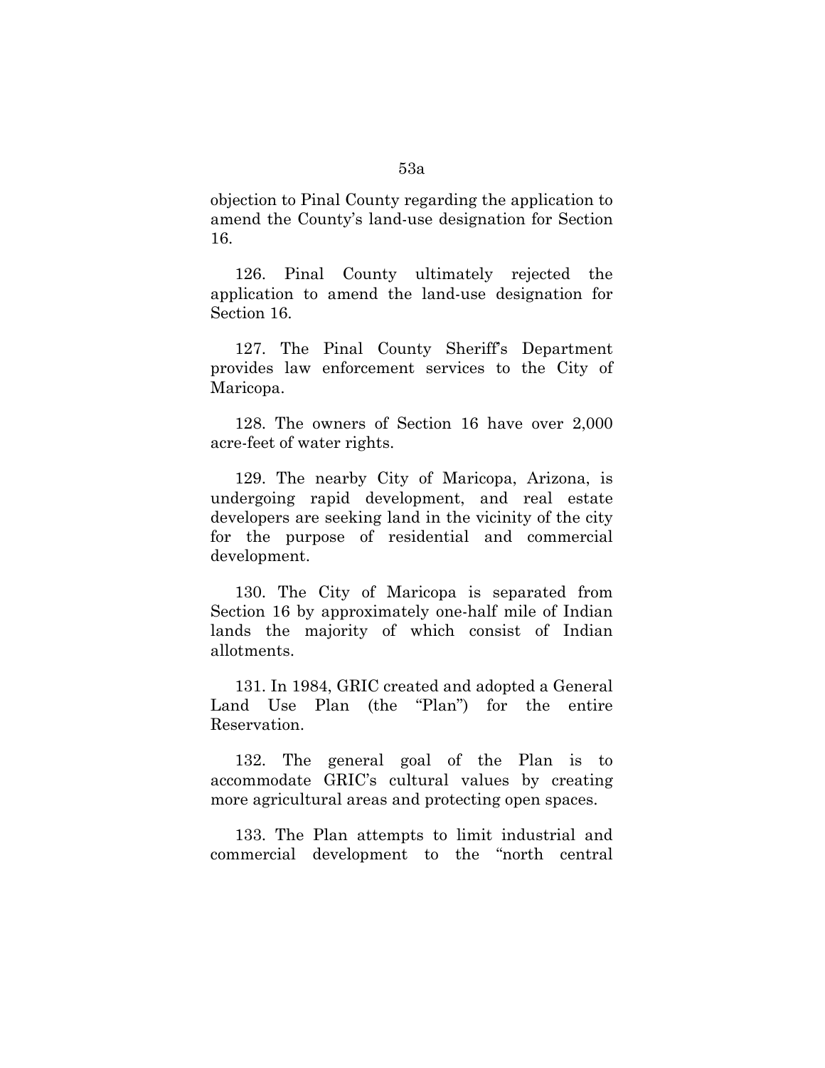objection to Pinal County regarding the application to amend the County's land-use designation for Section 16.

126. Pinal County ultimately rejected the application to amend the land-use designation for Section 16.

127. The Pinal County Sheriff's Department provides law enforcement services to the City of Maricopa.

128. The owners of Section 16 have over 2,000 acre-feet of water rights.

129. The nearby City of Maricopa, Arizona, is undergoing rapid development, and real estate developers are seeking land in the vicinity of the city for the purpose of residential and commercial development.

130. The City of Maricopa is separated from Section 16 by approximately one-half mile of Indian lands the majority of which consist of Indian allotments.

131. In 1984, GRIC created and adopted a General Land Use Plan (the "Plan") for the entire Reservation.

132. The general goal of the Plan is to accommodate GRIC's cultural values by creating more agricultural areas and protecting open spaces.

133. The Plan attempts to limit industrial and commercial development to the "north central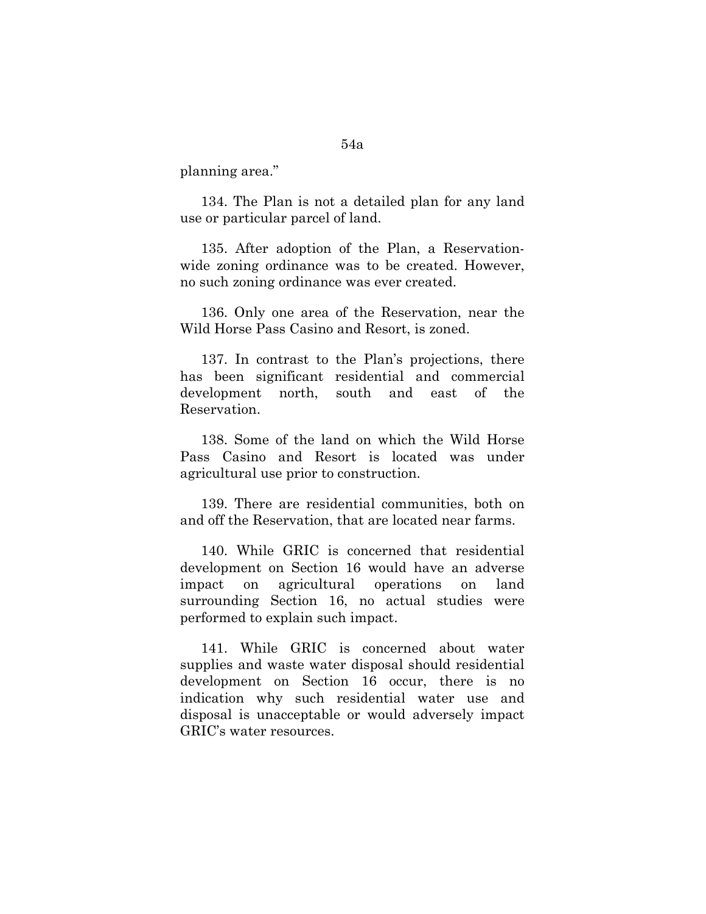planning area."

134. The Plan is not a detailed plan for any land use or particular parcel of land.

135. After adoption of the Plan, a Reservation-wide zoning ordinance was to be created. However, no such zoning ordinance was ever created.

136. Only one area of the Reservation, near the Wild Horse Pass Casino and Resort, is zoned.

137. In contrast to the Plan's projections, there has been significant residential and commercial development north, south and east of the Reservation.

138. Some of the land on which the Wild Horse Pass Casino and Resort is located was under agricultural use prior to construction.

139. There are residential communities, both on and off the Reservation, that are located near farms.

140. While GRIC is concerned that residential development on Section 16 would have an adverse impact on agricultural operations on land surrounding Section 16, no actual studies were performed to explain such impact.

141. While GRIC is concerned about water supplies and waste water disposal should residential development on Section 16 occur, there is no indication why such residential water use and disposal is unacceptable or would adversely impact GRIC's water resources.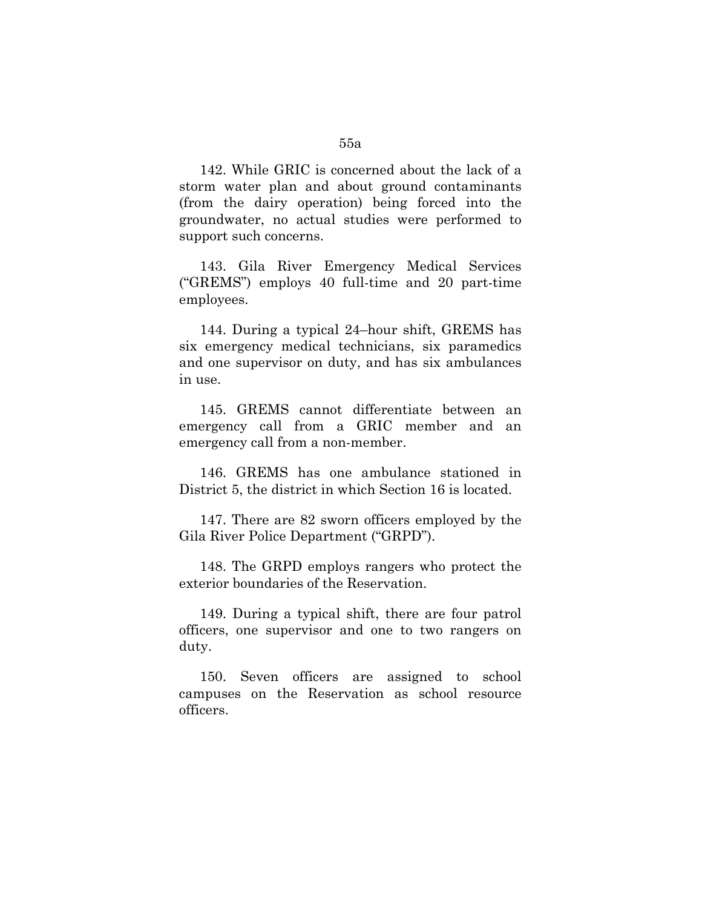142. While GRIC is concerned about the lack of a storm water plan and about ground contaminants (from the dairy operation) being forced into the groundwater, no actual studies were performed to support such concerns.

143. Gila River Emergency Medical Services ("GREMS") employs 40 full-time and 20 part-time employees.

144. During a typical 24–hour shift, GREMS has six emergency medical technicians, six paramedics and one supervisor on duty, and has six ambulances in use.

145. GREMS cannot differentiate between an emergency call from a GRIC member and an emergency call from a non-member.

146. GREMS has one ambulance stationed in District 5, the district in which Section 16 is located.

147. There are 82 sworn officers employed by the Gila River Police Department ("GRPD").

148. The GRPD employs rangers who protect the exterior boundaries of the Reservation.

149. During a typical shift, there are four patrol officers, one supervisor and one to two rangers on duty.

150. Seven officers are assigned to school campuses on the Reservation as school resource officers.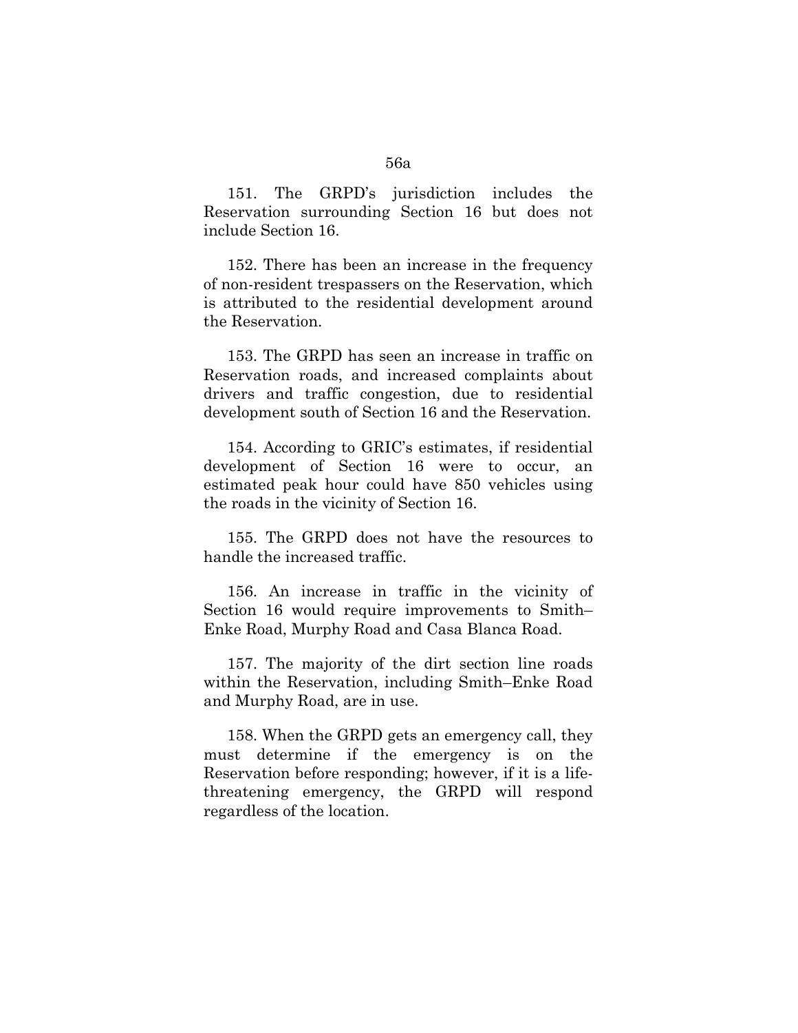151. The GRPD's jurisdiction includes the Reservation surrounding Section 16 but does not include Section 16.

152. There has been an increase in the frequency of non-resident trespassers on the Reservation, which is attributed to the residential development around the Reservation.

153. The GRPD has seen an increase in traffic on Reservation roads, and increased complaints about drivers and traffic congestion, due to residential development south of Section 16 and the Reservation.

154. According to GRIC's estimates, if residential development of Section 16 were to occur, an estimated peak hour could have 850 vehicles using the roads in the vicinity of Section 16.

155. The GRPD does not have the resources to handle the increased traffic.

156. An increase in traffic in the vicinity of Section 16 would require improvements to Smith–Enke Road, Murphy Road and Casa Blanca Road.

157. The majority of the dirt section line roads within the Reservation, including Smith–Enke Road and Murphy Road, are in use.

158. When the GRPD gets an emergency call, they must determine if the emergency is on the Reservation before responding; however, if it is a life-threatening emergency, the GRPD will respond regardless of the location.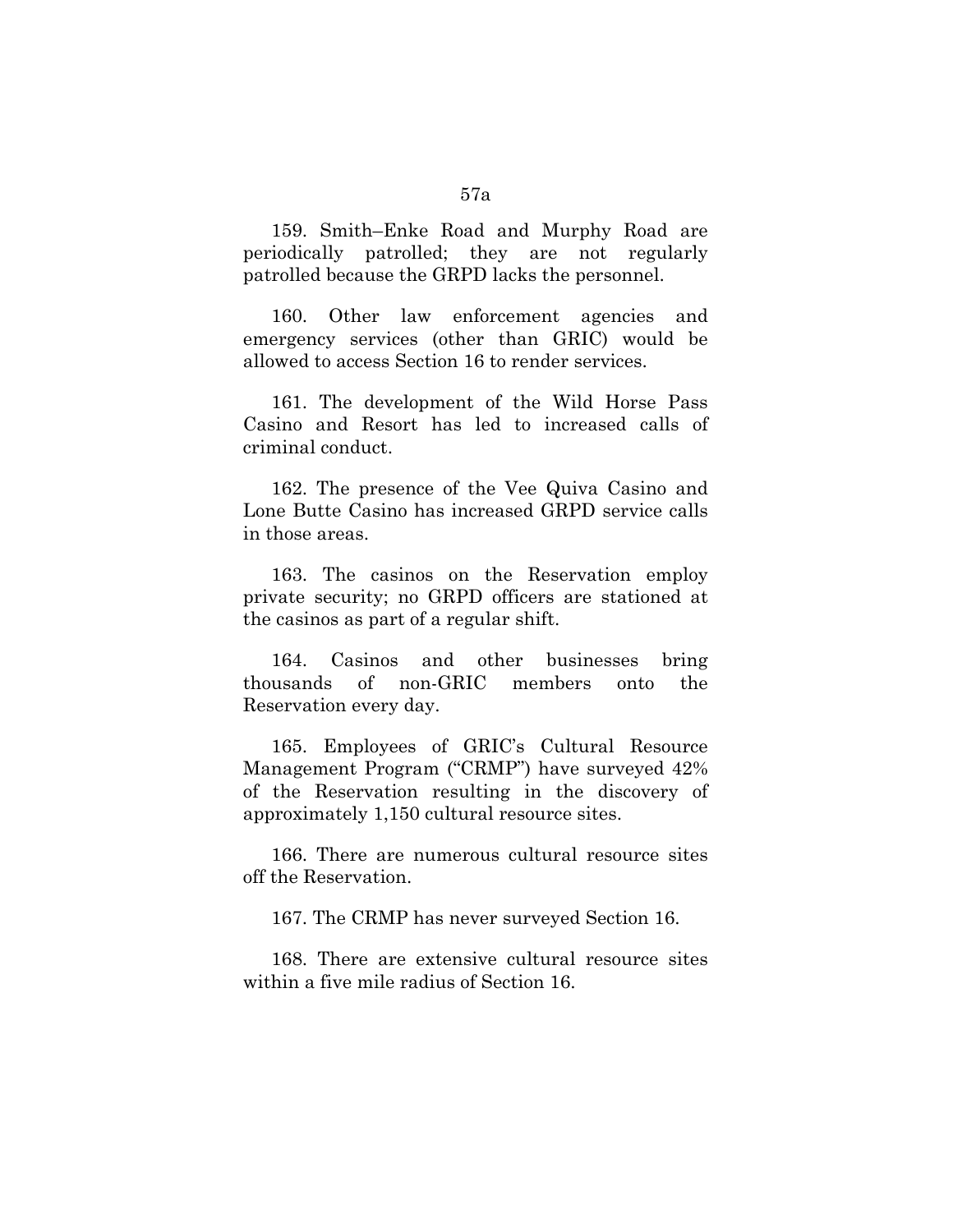159. Smith–Enke Road and Murphy Road are periodically patrolled; they are not regularly patrolled because the GRPD lacks the personnel.

160. Other law enforcement agencies and emergency services (other than GRIC) would be allowed to access Section 16 to render services.

161. The development of the Wild Horse Pass Casino and Resort has led to increased calls of criminal conduct.

162. The presence of the Vee Quiva Casino and Lone Butte Casino has increased GRPD service calls in those areas.

163. The casinos on the Reservation employ private security; no GRPD officers are stationed at the casinos as part of a regular shift.

164. Casinos and other businesses bring thousands of non-GRIC members onto the Reservation every day.

165. Employees of GRIC's Cultural Resource Management Program ("CRMP") have surveyed 42% of the Reservation resulting in the discovery of approximately 1,150 cultural resource sites.

166. There are numerous cultural resource sites off the Reservation.

167. The CRMP has never surveyed Section 16.

168. There are extensive cultural resource sites within a five mile radius of Section 16.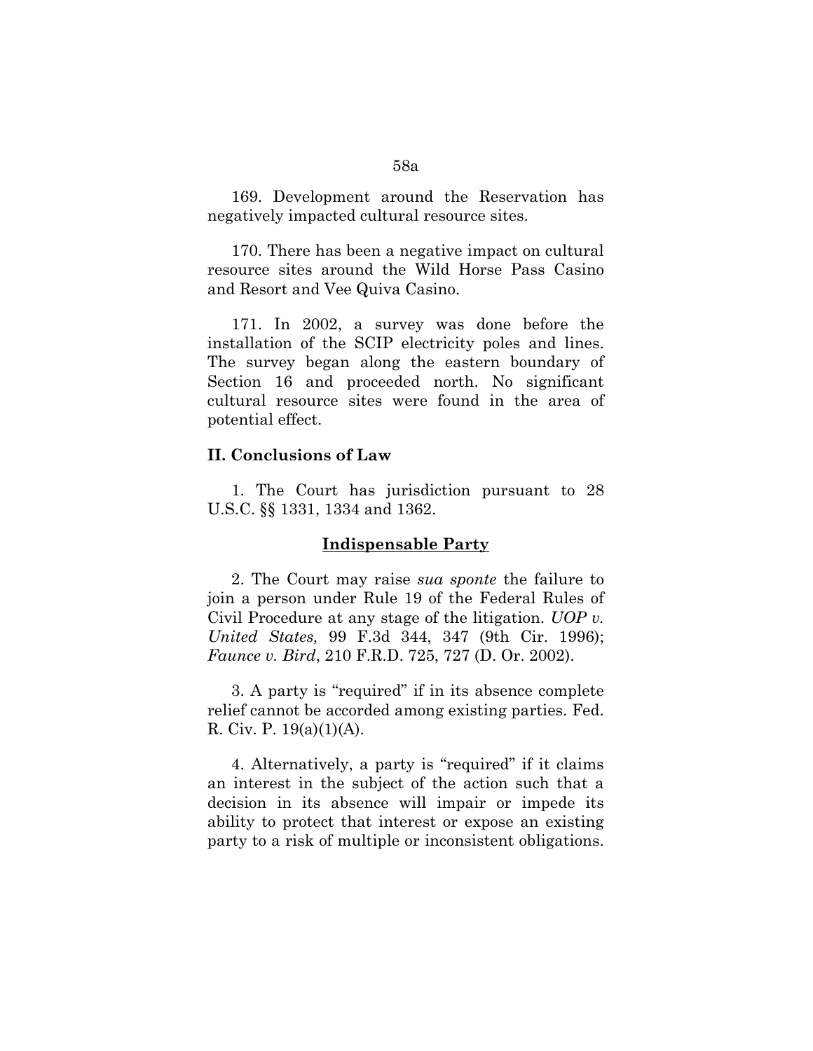169. Development around the Reservation has negatively impacted cultural resource sites.

170. There has been a negative impact on cultural resource sites around the Wild Horse Pass Casino and Resort and Vee Quiva Casino.

171. In 2002, a survey was done before the installation of the SCIP electricity poles and lines. The survey began along the eastern boundary of Section 16 and proceeded north. No significant cultural resource sites were found in the area of potential effect.

## II. Conclusions of Law

1. The Court has jurisdiction pursuant to 28 U.S.C. §§ 1331, 1334 and 1362.

### Indispensable Party

2. The Court may raise *sua sponte* the failure to join a person under Rule 19 of the Federal Rules of Civil Procedure at any stage of the litigation. *UOP v. United States,* 99 F.3d 344, 347 (9th Cir. 1996); *Faunce v. Bird*, 210 F.R.D. 725, 727 (D. Or. 2002).

3. A party is "required" if in its absence complete relief cannot be accorded among existing parties. Fed. R. Civ. P. 19(a)(1)(A).

4. Alternatively, a party is "required" if it claims an interest in the subject of the action such that a decision in its absence will impair or impede its ability to protect that interest or expose an existing party to a risk of multiple or inconsistent obligations.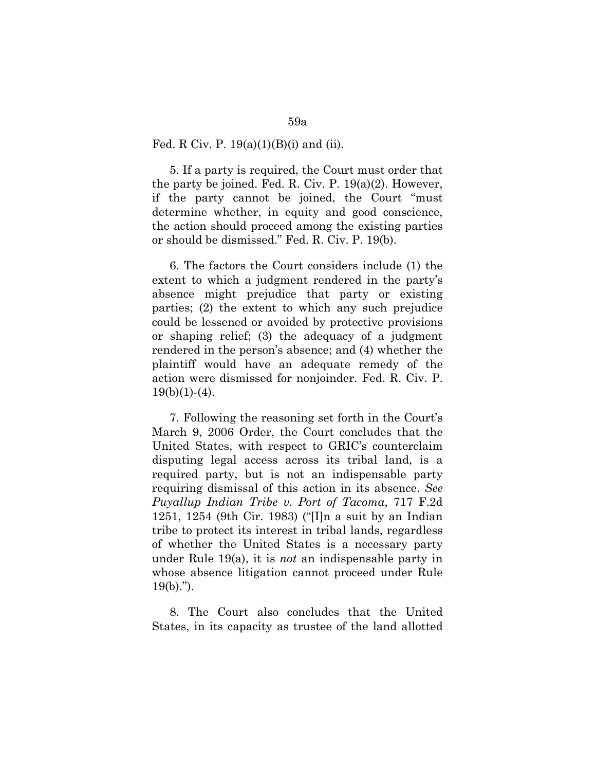Fed. R Civ. P. 19(a)(1)(B)(i) and (ii).

5. If a party is required, the Court must order that the party be joined. Fed. R. Civ. P. 19(a)(2). However, if the party cannot be joined, the Court "must determine whether, in equity and good conscience, the action should proceed among the existing parties or should be dismissed." Fed. R. Civ. P. 19(b).

6. The factors the Court considers include (1) the extent to which a judgment rendered in the party's absence might prejudice that party or existing parties; (2) the extent to which any such prejudice could be lessened or avoided by protective provisions or shaping relief; (3) the adequacy of a judgment rendered in the person's absence; and (4) whether the plaintiff would have an adequate remedy of the action were dismissed for nonjoinder. Fed. R. Civ. P. 19(b)(1)-(4).

7. Following the reasoning set forth in the Court's March 9, 2006 Order, the Court concludes that the United States, with respect to GRIC's counterclaim disputing legal access across its tribal land, is a required party, but is not an indispensable party requiring dismissal of this action in its absence. *See Puyallup Indian Tribe v. Port of Tacoma*, 717 F.2d 1251, 1254 (9th Cir. 1983) ("[I]n a suit by an Indian tribe to protect its interest in tribal lands, regardless of whether the United States is a necessary party under Rule 19(a), it is *not* an indispensable party in whose absence litigation cannot proceed under Rule 19(b).").

8. The Court also concludes that the United States, in its capacity as trustee of the land allotted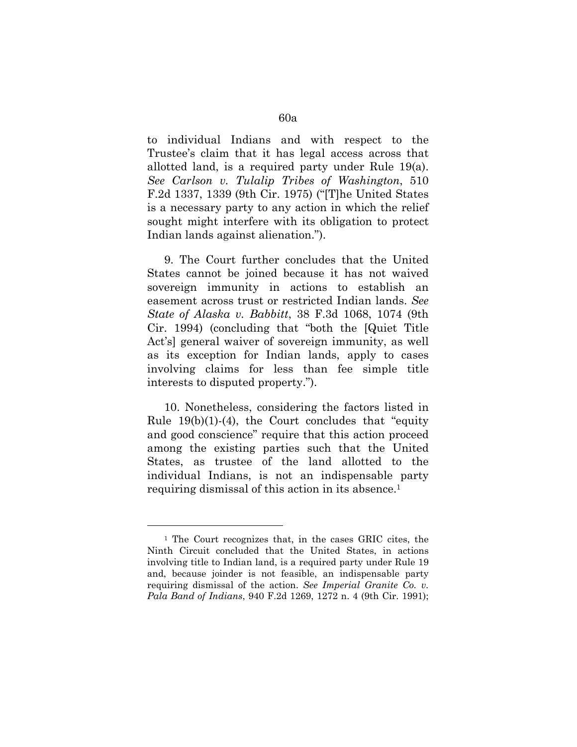to individual Indians and with respect to the Trustee's claim that it has legal access across that allotted land, is a required party under Rule 19(a). *See Carlson v. Tulalip Tribes of Washington*, 510 F.2d 1337, 1339 (9th Cir. 1975) ("[T]he United States is a necessary party to any action in which the relief sought might interfere with its obligation to protect Indian lands against alienation.").

9. The Court further concludes that the United States cannot be joined because it has not waived sovereign immunity in actions to establish an easement across trust or restricted Indian lands. *See State of Alaska v. Babbitt*, 38 F.3d 1068, 1074 (9th Cir. 1994) (concluding that "both the [Quiet Title Act's] general waiver of sovereign immunity, as well as its exception for Indian lands, apply to cases involving claims for less than fee simple title interests to disputed property.").

10. Nonetheless, considering the factors listed in Rule 19(b)(1)-(4), the Court concludes that "equity and good conscience" require that this action proceed among the existing parties such that the United States, as trustee of the land allotted to the individual Indians, is not an indispensable party requiring dismissal of this action in its absence.[1]

---

[1] The Court recognizes that, in the cases GRIC cites, the Ninth Circuit concluded that the United States, in actions involving title to Indian land, is a required party under Rule 19 and, because joinder is not feasible, an indispensable party requiring dismissal of the action. *See Imperial Granite Co. v. Pala Band of Indians*, 940 F.2d 1269, 1272 n. 4 (9th Cir. 1991);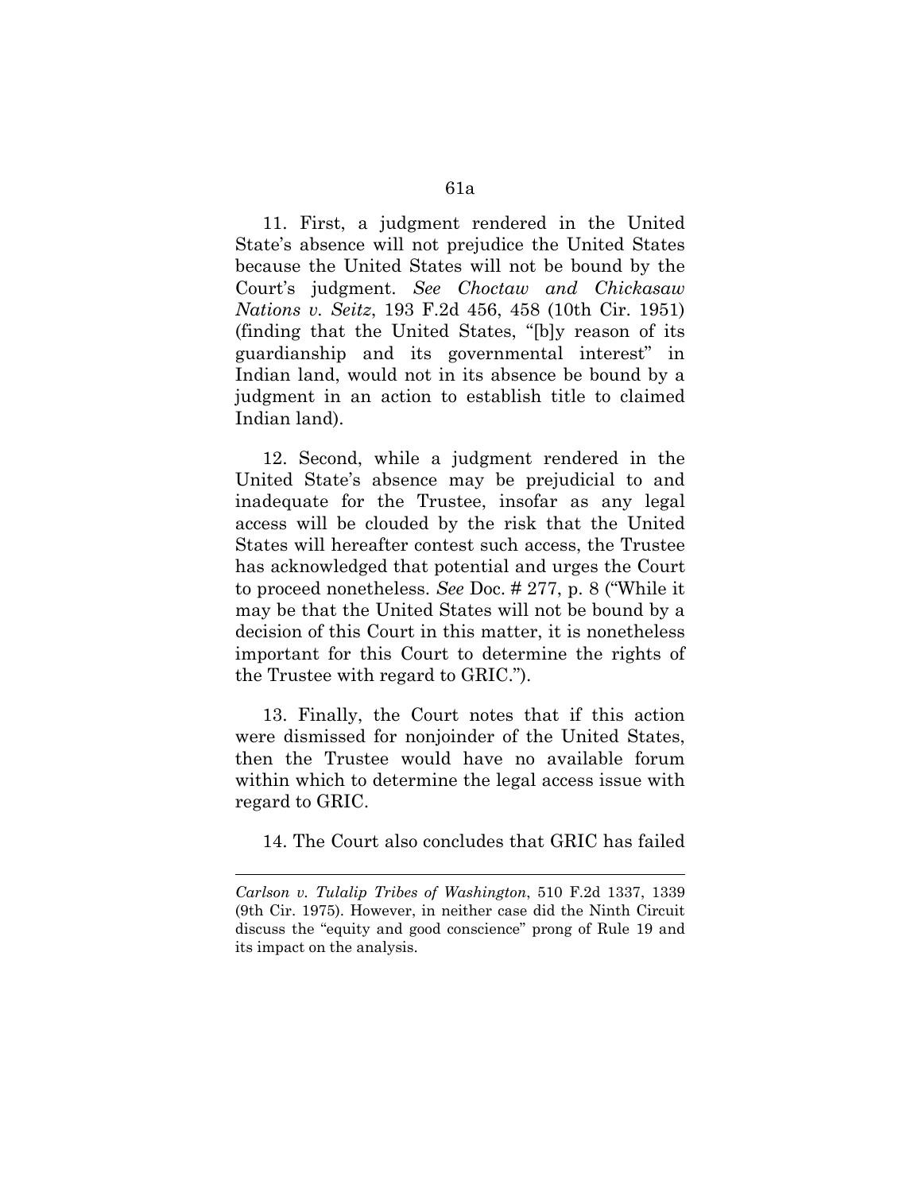11. First, a judgment rendered in the United State's absence will not prejudice the United States because the United States will not be bound by the Court's judgment. *See Choctaw and Chickasaw Nations v. Seitz*, 193 F.2d 456, 458 (10th Cir. 1951) (finding that the United States, "[b]y reason of its guardianship and its governmental interest" in Indian land, would not in its absence be bound by a judgment in an action to establish title to claimed Indian land).

12. Second, while a judgment rendered in the United State's absence may be prejudicial to and inadequate for the Trustee, insofar as any legal access will be clouded by the risk that the United States will hereafter contest such access, the Trustee has acknowledged that potential and urges the Court to proceed nonetheless. *See* Doc. # 277, p. 8 ("While it may be that the United States will not be bound by a decision of this Court in this matter, it is nonetheless important for this Court to determine the rights of the Trustee with regard to GRIC.").

13. Finally, the Court notes that if this action were dismissed for nonjoinder of the United States, then the Trustee would have no available forum within which to determine the legal access issue with regard to GRIC.

14. The Court also concludes that GRIC has failed

---

*Carlson v. Tulalip Tribes of Washington*, 510 F.2d 1337, 1339 (9th Cir. 1975). However, in neither case did the Ninth Circuit discuss the "equity and good conscience" prong of Rule 19 and its impact on the analysis.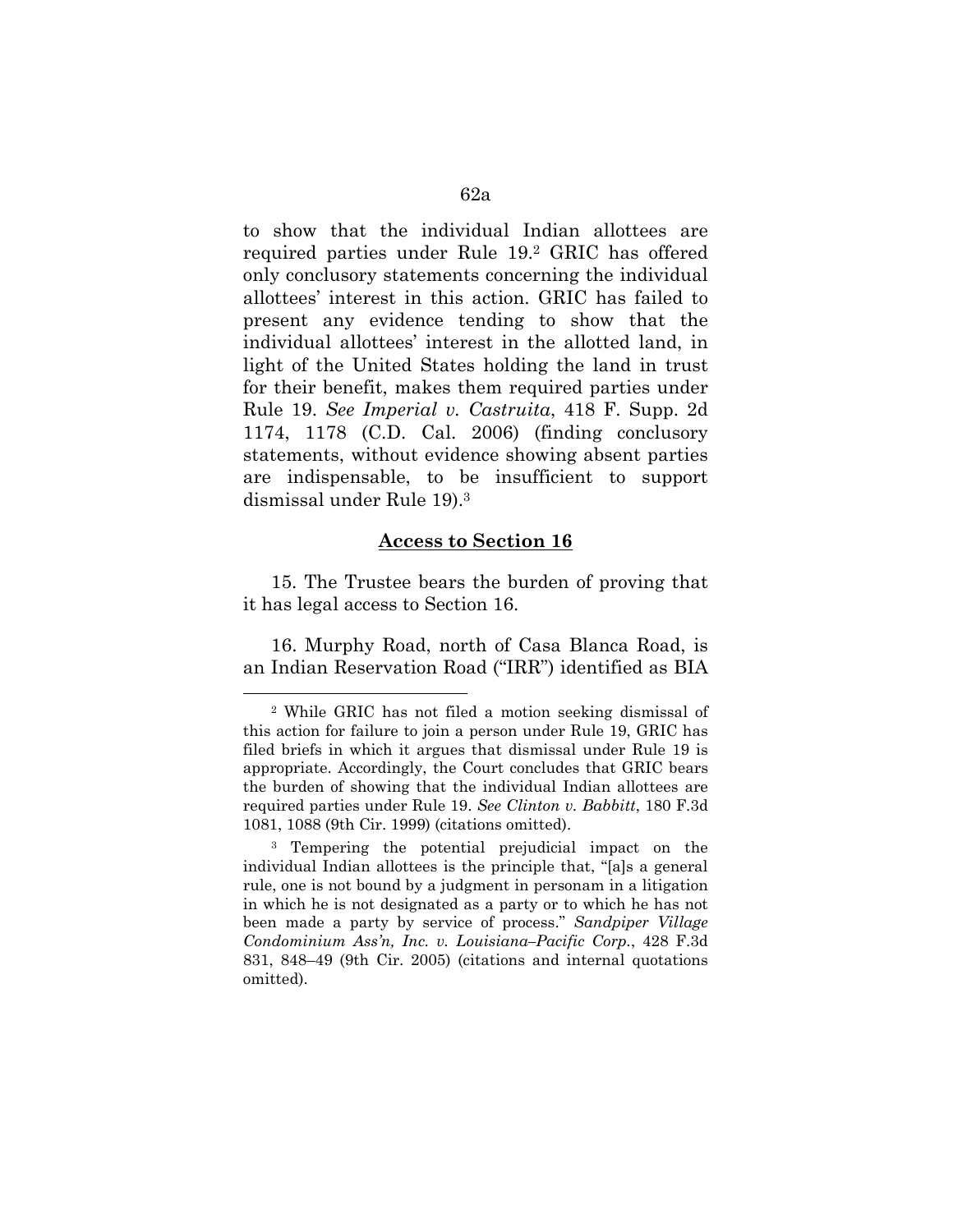to show that the individual Indian allottees are required parties under Rule 19.[2] GRIC has offered only conclusory statements concerning the individual allottees' interest in this action. GRIC has failed to present any evidence tending to show that the individual allottees' interest in the allotted land, in light of the United States holding the land in trust for their benefit, makes them required parties under Rule 19. *See Imperial v. Castruita*, 418 F. Supp. 2d 1174, 1178 (C.D. Cal. 2006) (finding conclusory statements, without evidence showing absent parties are indispensable, to be insufficient to support dismissal under Rule 19).[3]

**Access to Section 16**

15. The Trustee bears the burden of proving that it has legal access to Section 16.

16. Murphy Road, north of Casa Blanca Road, is an Indian Reservation Road ("IRR") identified as BIA

[2] While GRIC has not filed a motion seeking dismissal of this action for failure to join a person under Rule 19, GRIC has filed briefs in which it argues that dismissal under Rule 19 is appropriate. Accordingly, the Court concludes that GRIC bears the burden of showing that the individual Indian allottees are required parties under Rule 19. *See Clinton v. Babbitt*, 180 F.3d 1081, 1088 (9th Cir. 1999) (citations omitted).

[3] Tempering the potential prejudicial impact on the individual Indian allottees is the principle that, "[a]s a general rule, one is not bound by a judgment in personam in a litigation in which he is not designated as a party or to which he has not been made a party by service of process." *Sandpiper Village Condominium Ass'n, Inc. v. Louisiana–Pacific Corp.*, 428 F.3d 831, 848–49 (9th Cir. 2005) (citations and internal quotations omitted).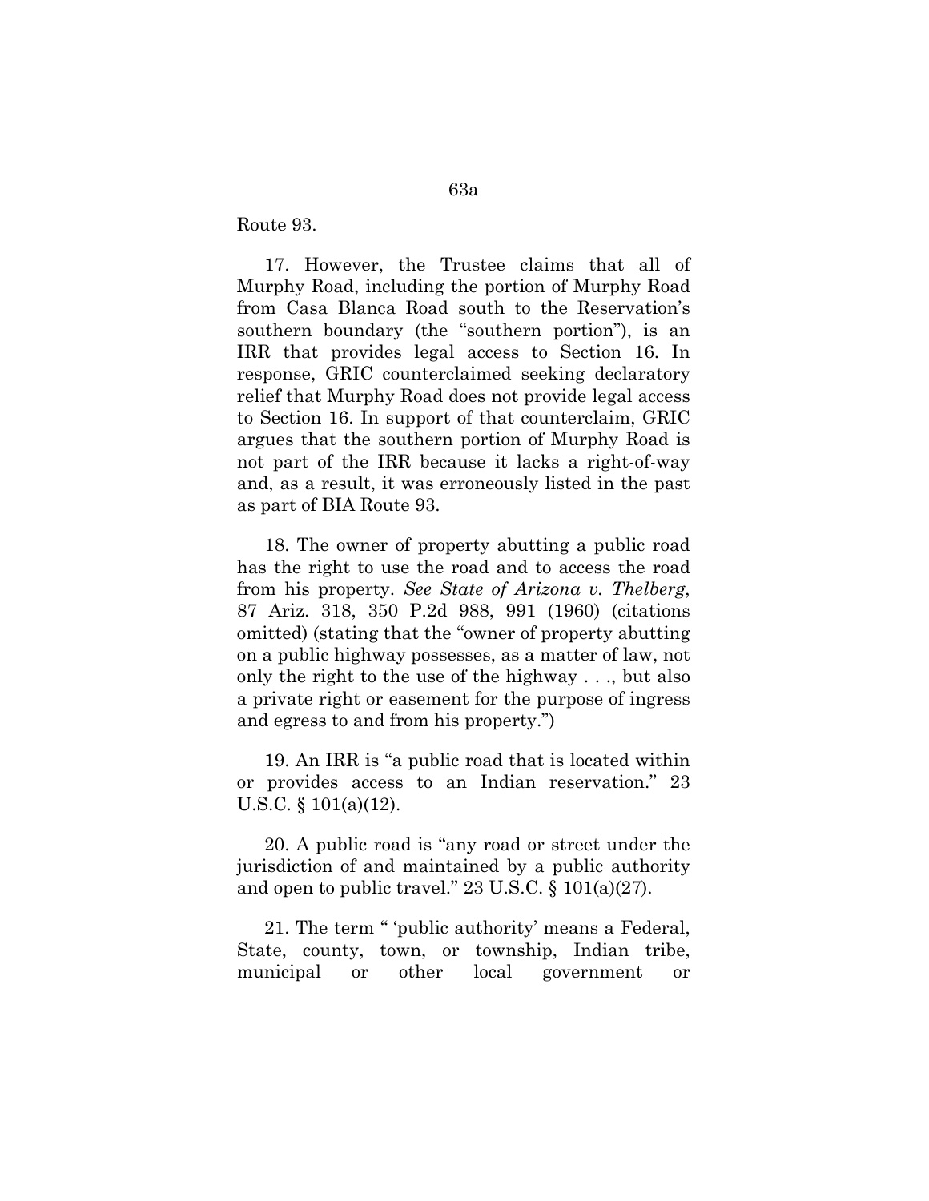Route 93.

17. However, the Trustee claims that all of Murphy Road, including the portion of Murphy Road from Casa Blanca Road south to the Reservation's southern boundary (the "southern portion"), is an IRR that provides legal access to Section 16. In response, GRIC counterclaimed seeking declaratory relief that Murphy Road does not provide legal access to Section 16. In support of that counterclaim, GRIC argues that the southern portion of Murphy Road is not part of the IRR because it lacks a right-of-way and, as a result, it was erroneously listed in the past as part of BIA Route 93.

18. The owner of property abutting a public road has the right to use the road and to access the road from his property. *See State of Arizona v. Thelberg*, 87 Ariz. 318, 350 P.2d 988, 991 (1960) (citations omitted) (stating that the "owner of property abutting on a public highway possesses, as a matter of law, not only the right to the use of the highway . . ., but also a private right or easement for the purpose of ingress and egress to and from his property.")

19. An IRR is "a public road that is located within or provides access to an Indian reservation." 23 U.S.C. § 101(a)(12).

20. A public road is "any road or street under the jurisdiction of and maintained by a public authority and open to public travel." 23 U.S.C. § 101(a)(27).

21. The term " 'public authority' means a Federal, State, county, town, or township, Indian tribe, municipal or other local government or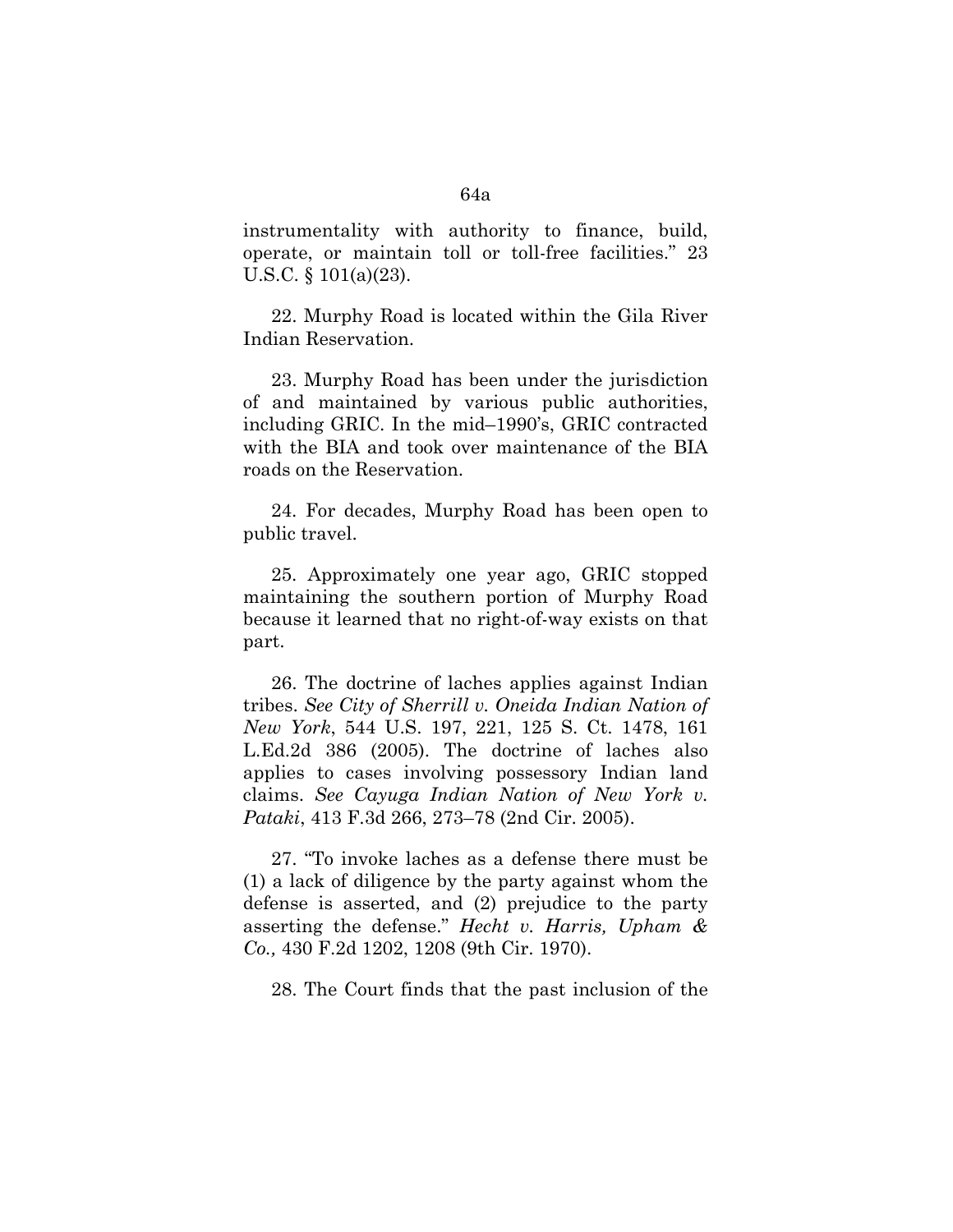instrumentality with authority to finance, build, operate, or maintain toll or toll-free facilities." 23 U.S.C. § 101(a)(23).

22. Murphy Road is located within the Gila River Indian Reservation.

23. Murphy Road has been under the jurisdiction of and maintained by various public authorities, including GRIC. In the mid–1990's, GRIC contracted with the BIA and took over maintenance of the BIA roads on the Reservation.

24. For decades, Murphy Road has been open to public travel.

25. Approximately one year ago, GRIC stopped maintaining the southern portion of Murphy Road because it learned that no right-of-way exists on that part.

26. The doctrine of laches applies against Indian tribes. *See City of Sherrill v. Oneida Indian Nation of New York*, 544 U.S. 197, 221, 125 S. Ct. 1478, 161 L.Ed.2d 386 (2005). The doctrine of laches also applies to cases involving possessory Indian land claims. *See Cayuga Indian Nation of New York v. Pataki*, 413 F.3d 266, 273–78 (2nd Cir. 2005).

27. "To invoke laches as a defense there must be (1) a lack of diligence by the party against whom the defense is asserted, and (2) prejudice to the party asserting the defense." *Hecht v. Harris, Upham & Co.,* 430 F.2d 1202, 1208 (9th Cir. 1970).

28. The Court finds that the past inclusion of the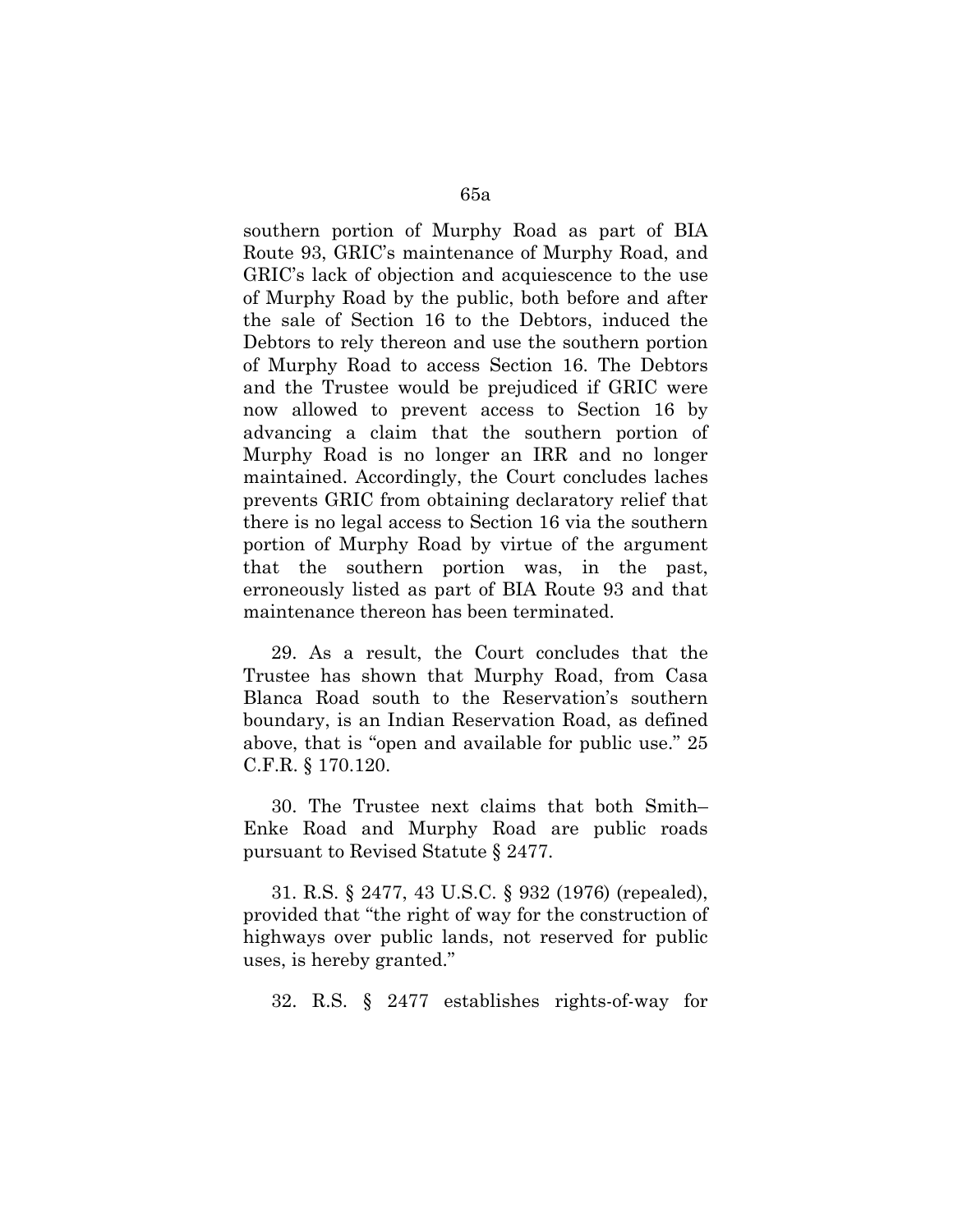southern portion of Murphy Road as part of BIA Route 93, GRIC's maintenance of Murphy Road, and GRIC's lack of objection and acquiescence to the use of Murphy Road by the public, both before and after the sale of Section 16 to the Debtors, induced the Debtors to rely thereon and use the southern portion of Murphy Road to access Section 16. The Debtors and the Trustee would be prejudiced if GRIC were now allowed to prevent access to Section 16 by advancing a claim that the southern portion of Murphy Road is no longer an IRR and no longer maintained. Accordingly, the Court concludes laches prevents GRIC from obtaining declaratory relief that there is no legal access to Section 16 via the southern portion of Murphy Road by virtue of the argument that the southern portion was, in the past, erroneously listed as part of BIA Route 93 and that maintenance thereon has been terminated.

29. As a result, the Court concludes that the Trustee has shown that Murphy Road, from Casa Blanca Road south to the Reservation's southern boundary, is an Indian Reservation Road, as defined above, that is "open and available for public use." 25 C.F.R. § 170.120.

30. The Trustee next claims that both Smith–Enke Road and Murphy Road are public roads pursuant to Revised Statute § 2477.

31. R.S. § 2477, 43 U.S.C. § 932 (1976) (repealed), provided that "the right of way for the construction of highways over public lands, not reserved for public uses, is hereby granted."

32. R.S. § 2477 establishes rights-of-way for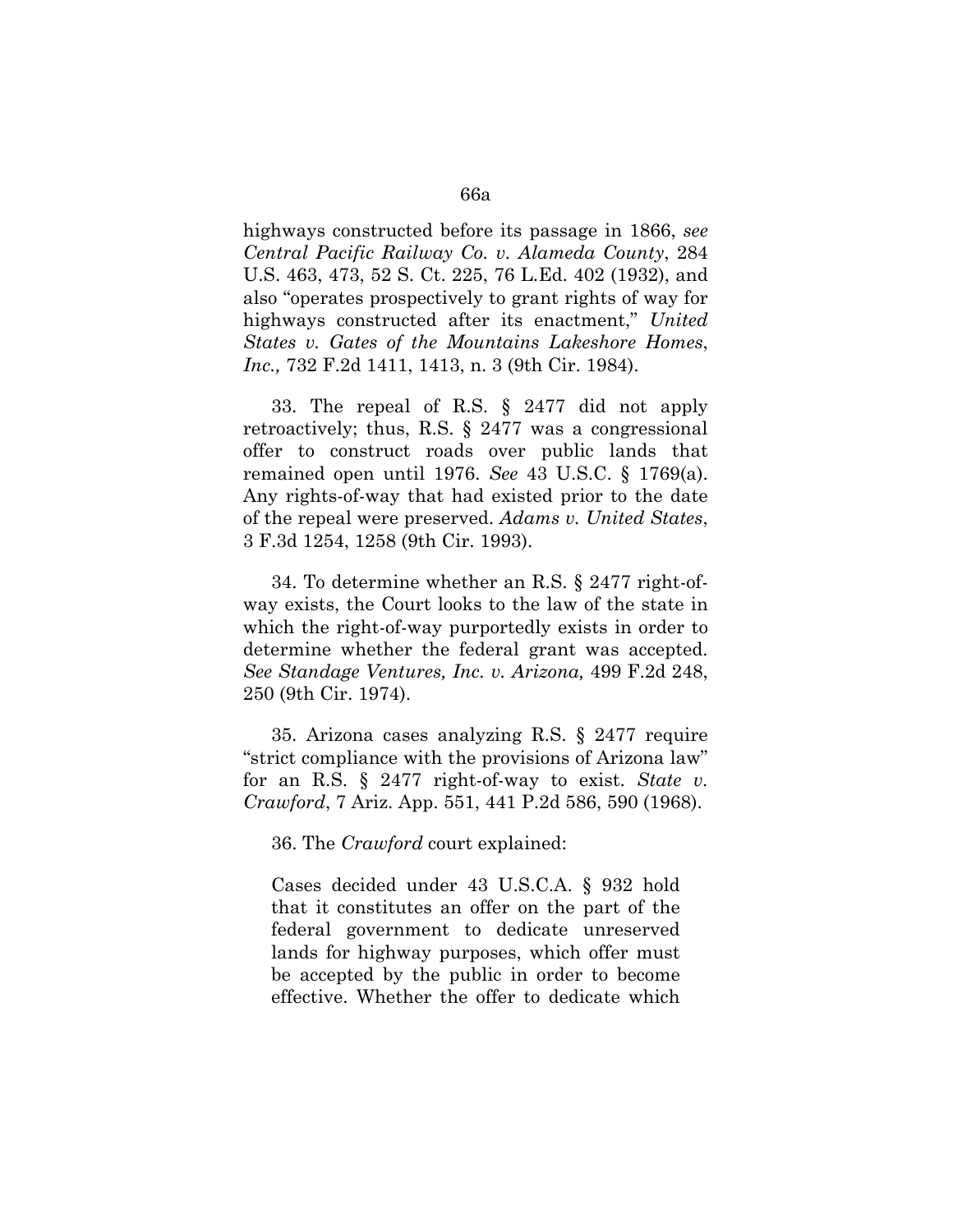highways constructed before its passage in 1866, *see Central Pacific Railway Co. v. Alameda County*, 284 U.S. 463, 473, 52 S. Ct. 225, 76 L.Ed. 402 (1932), and also "operates prospectively to grant rights of way for highways constructed after its enactment," *United States v. Gates of the Mountains Lakeshore Homes, Inc.,* 732 F.2d 1411, 1413, n. 3 (9th Cir. 1984).

33. The repeal of R.S. § 2477 did not apply retroactively; thus, R.S. § 2477 was a congressional offer to construct roads over public lands that remained open until 1976. *See* 43 U.S.C. § 1769(a). Any rights-of-way that had existed prior to the date of the repeal were preserved. *Adams v. United States*, 3 F.3d 1254, 1258 (9th Cir. 1993).

34. To determine whether an R.S. § 2477 right-of-way exists, the Court looks to the law of the state in which the right-of-way purportedly exists in order to determine whether the federal grant was accepted. *See Standage Ventures, Inc. v. Arizona,* 499 F.2d 248, 250 (9th Cir. 1974).

35. Arizona cases analyzing R.S. § 2477 require "strict compliance with the provisions of Arizona law" for an R.S. § 2477 right-of-way to exist. *State v. Crawford*, 7 Ariz. App. 551, 441 P.2d 586, 590 (1968).

36. The *Crawford* court explained:

> Cases decided under 43 U.S.C.A. § 932 hold that it constitutes an offer on the part of the federal government to dedicate unreserved lands for highway purposes, which offer must be accepted by the public in order to become effective. Whether the offer to dedicate which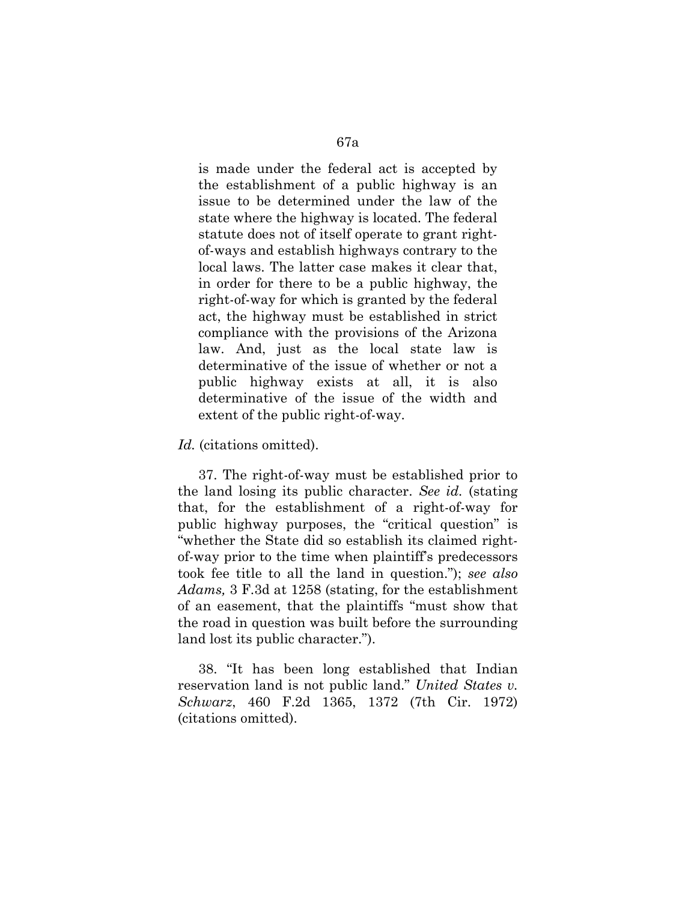> is made under the federal act is accepted by the establishment of a public highway is an issue to be determined under the law of the state where the highway is located. The federal statute does not of itself operate to grant right-of-ways and establish highways contrary to the local laws. The latter case makes it clear that, in order for there to be a public highway, the right-of-way for which is granted by the federal act, the highway must be established in strict compliance with the provisions of the Arizona law. And, just as the local state law is determinative of the issue of whether or not a public highway exists at all, it is also determinative of the issue of the width and extent of the public right-of-way.

*Id.* (citations omitted).

37. The right-of-way must be established prior to the land losing its public character. *See id.* (stating that, for the establishment of a right-of-way for public highway purposes, the "critical question" is "whether the State did so establish its claimed right-of-way prior to the time when plaintiff's predecessors took fee title to all the land in question."); *see also Adams,* 3 F.3d at 1258 (stating, for the establishment of an easement, that the plaintiffs "must show that the road in question was built before the surrounding land lost its public character.").

38. "It has been long established that Indian reservation land is not public land." *United States v. Schwarz*, 460 F.2d 1365, 1372 (7th Cir. 1972) (citations omitted).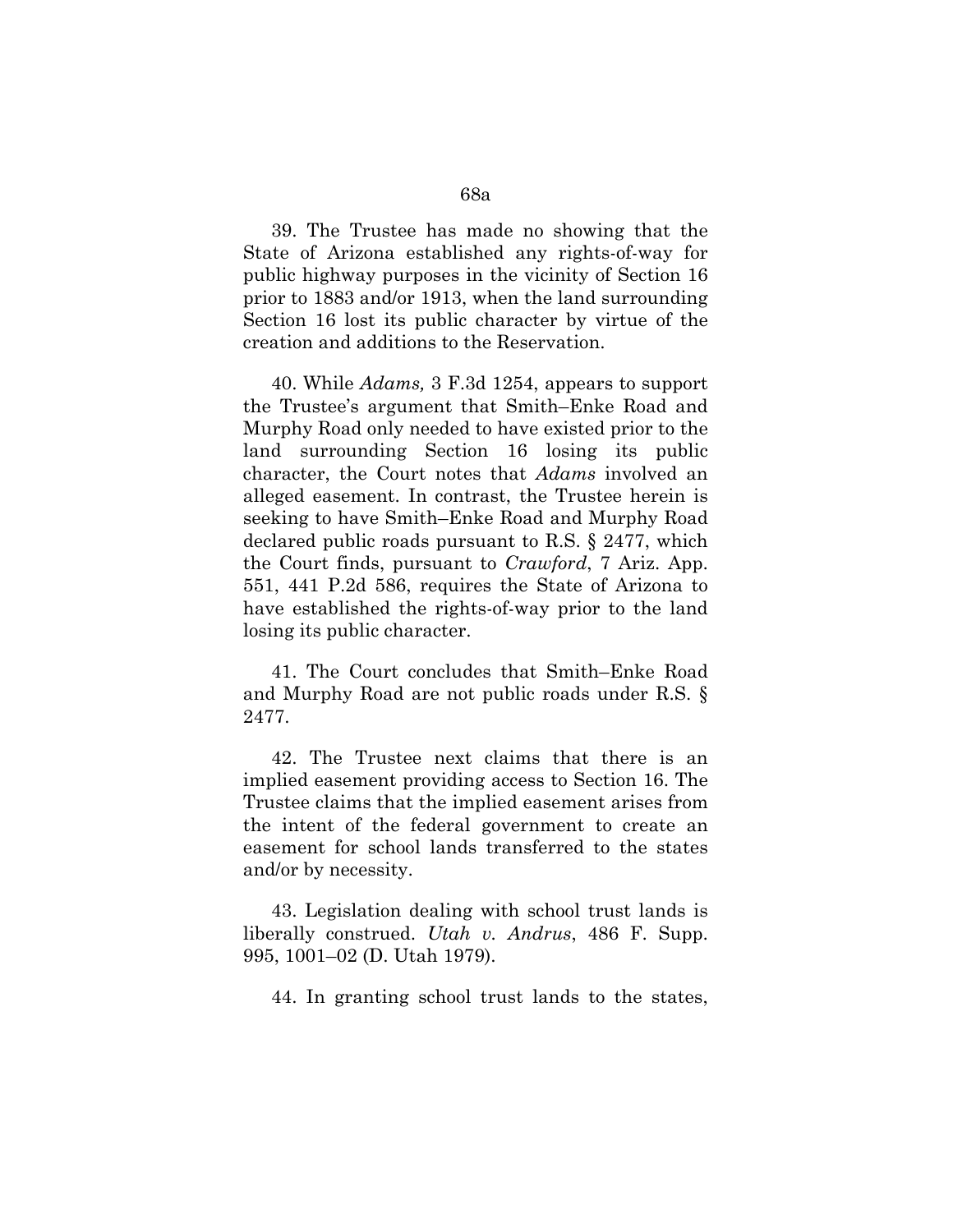39. The Trustee has made no showing that the State of Arizona established any rights-of-way for public highway purposes in the vicinity of Section 16 prior to 1883 and/or 1913, when the land surrounding Section 16 lost its public character by virtue of the creation and additions to the Reservation.

40. While *Adams,* 3 F.3d 1254, appears to support the Trustee's argument that Smith–Enke Road and Murphy Road only needed to have existed prior to the land surrounding Section 16 losing its public character, the Court notes that *Adams* involved an alleged easement. In contrast, the Trustee herein is seeking to have Smith–Enke Road and Murphy Road declared public roads pursuant to R.S. § 2477, which the Court finds, pursuant to *Crawford*, 7 Ariz. App. 551, 441 P.2d 586, requires the State of Arizona to have established the rights-of-way prior to the land losing its public character.

41. The Court concludes that Smith–Enke Road and Murphy Road are not public roads under R.S. § 2477.

42. The Trustee next claims that there is an implied easement providing access to Section 16. The Trustee claims that the implied easement arises from the intent of the federal government to create an easement for school lands transferred to the states and/or by necessity.

43. Legislation dealing with school trust lands is liberally construed. *Utah v. Andrus*, 486 F. Supp. 995, 1001–02 (D. Utah 1979).

44. In granting school trust lands to the states,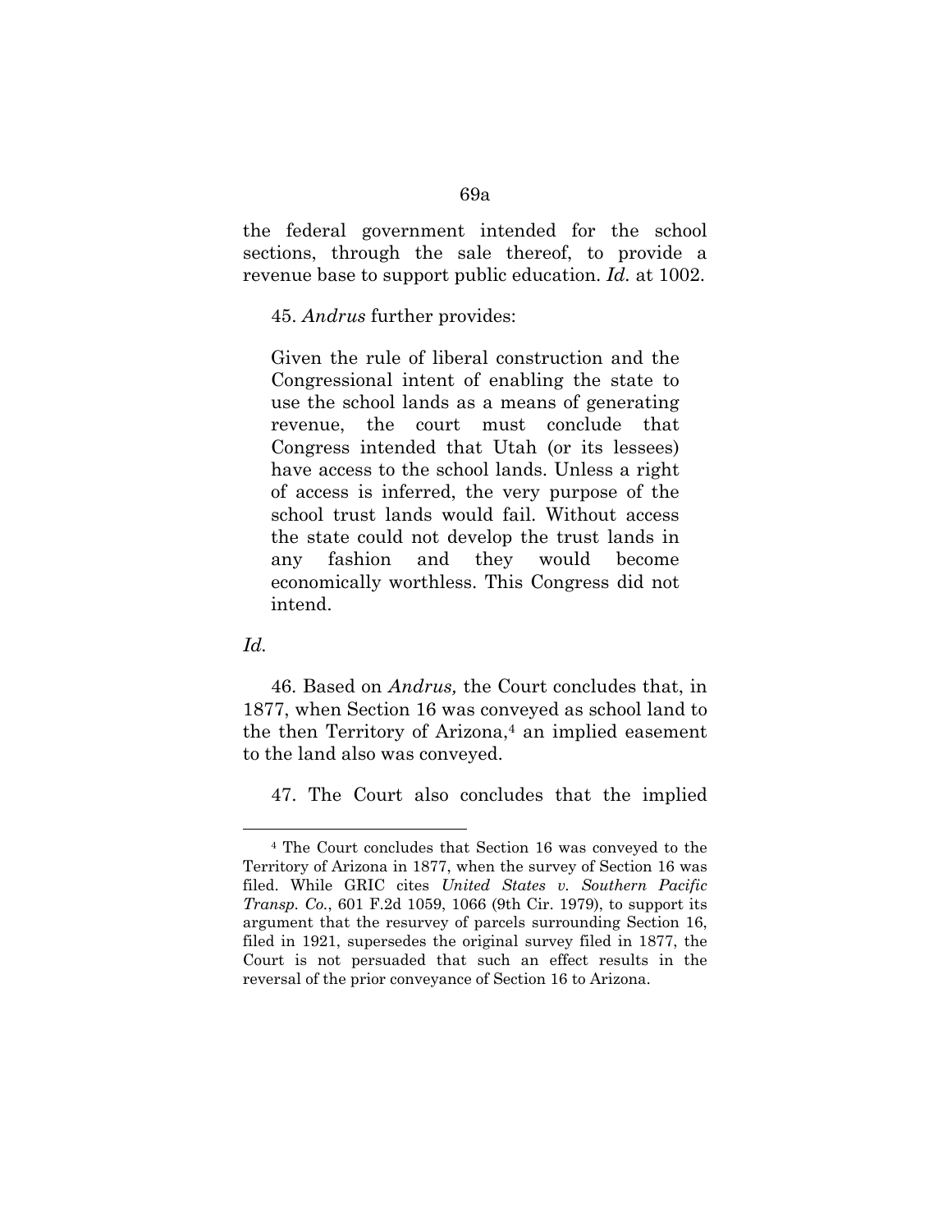the federal government intended for the school sections, through the sale thereof, to provide a revenue base to support public education. *Id.* at 1002.

45. *Andrus* further provides:

> Given the rule of liberal construction and the Congressional intent of enabling the state to use the school lands as a means of generating revenue, the court must conclude that Congress intended that Utah (or its lessees) have access to the school lands. Unless a right of access is inferred, the very purpose of the school trust lands would fail. Without access the state could not develop the trust lands in any fashion and they would become economically worthless. This Congress did not intend.

*Id.*

46. Based on *Andrus,* the Court concludes that, in 1877, when Section 16 was conveyed as school land to the then Territory of Arizona,[4] an implied easement to the land also was conveyed.

47. The Court also concludes that the implied

---

[4] The Court concludes that Section 16 was conveyed to the Territory of Arizona in 1877, when the survey of Section 16 was filed. While GRIC cites *United States v. Southern Pacific Transp. Co.*, 601 F.2d 1059, 1066 (9th Cir. 1979), to support its argument that the resurvey of parcels surrounding Section 16, filed in 1921, supersedes the original survey filed in 1877, the Court is not persuaded that such an effect results in the reversal of the prior conveyance of Section 16 to Arizona.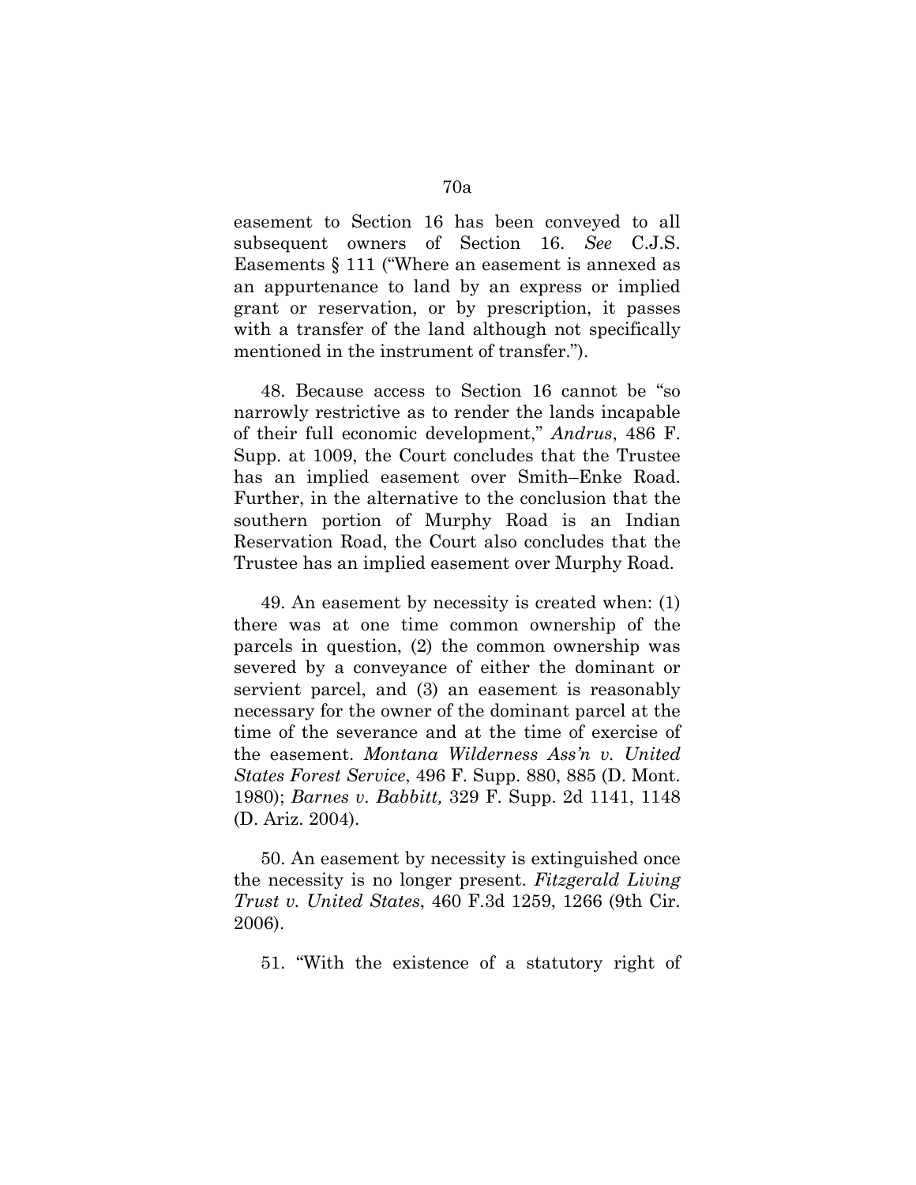easement to Section 16 has been conveyed to all subsequent owners of Section 16. *See* C.J.S. Easements § 111 ("Where an easement is annexed as an appurtenance to land by an express or implied grant or reservation, or by prescription, it passes with a transfer of the land although not specifically mentioned in the instrument of transfer.").

48. Because access to Section 16 cannot be "so narrowly restrictive as to render the lands incapable of their full economic development," *Andrus*, 486 F. Supp. at 1009, the Court concludes that the Trustee has an implied easement over Smith–Enke Road. Further, in the alternative to the conclusion that the southern portion of Murphy Road is an Indian Reservation Road, the Court also concludes that the Trustee has an implied easement over Murphy Road.

49. An easement by necessity is created when: (1) there was at one time common ownership of the parcels in question, (2) the common ownership was severed by a conveyance of either the dominant or servient parcel, and (3) an easement is reasonably necessary for the owner of the dominant parcel at the time of the severance and at the time of exercise of the easement. *Montana Wilderness Ass'n v. United States Forest Service*, 496 F. Supp. 880, 885 (D. Mont. 1980); *Barnes v. Babbitt,* 329 F. Supp. 2d 1141, 1148 (D. Ariz. 2004).

50. An easement by necessity is extinguished once the necessity is no longer present. *Fitzgerald Living Trust v. United States*, 460 F.3d 1259, 1266 (9th Cir. 2006).

51. "With the existence of a statutory right of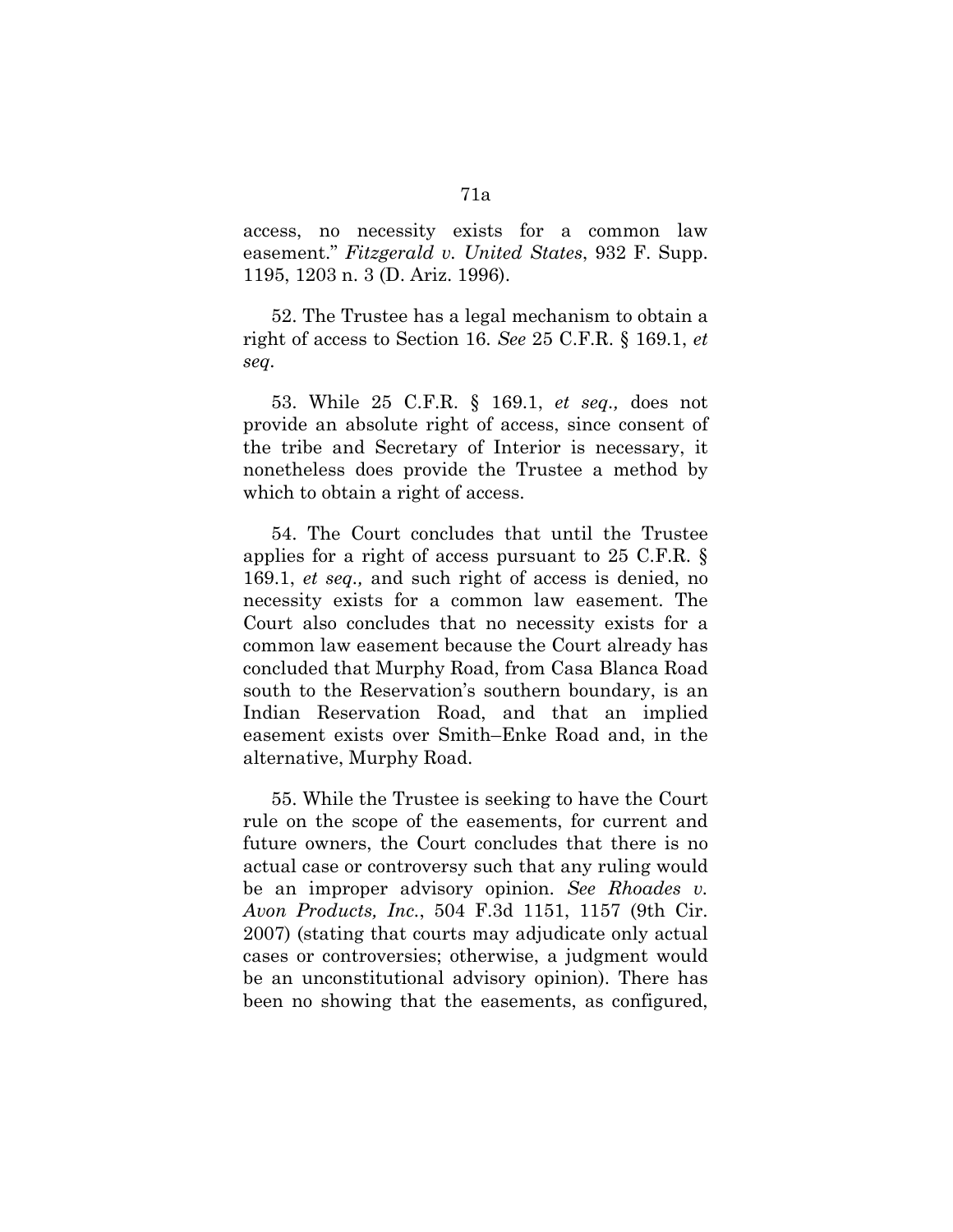access, no necessity exists for a common law easement." *Fitzgerald v. United States*, 932 F. Supp. 1195, 1203 n. 3 (D. Ariz. 1996).

52. The Trustee has a legal mechanism to obtain a right of access to Section 16. *See* 25 C.F.R. § 169.1, *et seq*.

53. While 25 C.F.R. § 169.1, *et seq.,* does not provide an absolute right of access, since consent of the tribe and Secretary of Interior is necessary, it nonetheless does provide the Trustee a method by which to obtain a right of access.

54. The Court concludes that until the Trustee applies for a right of access pursuant to 25 C.F.R. § 169.1, *et seq.,* and such right of access is denied, no necessity exists for a common law easement. The Court also concludes that no necessity exists for a common law easement because the Court already has concluded that Murphy Road, from Casa Blanca Road south to the Reservation's southern boundary, is an Indian Reservation Road, and that an implied easement exists over Smith–Enke Road and, in the alternative, Murphy Road.

55. While the Trustee is seeking to have the Court rule on the scope of the easements, for current and future owners, the Court concludes that there is no actual case or controversy such that any ruling would be an improper advisory opinion. *See Rhoades v. Avon Products, Inc.*, 504 F.3d 1151, 1157 (9th Cir. 2007) (stating that courts may adjudicate only actual cases or controversies; otherwise, a judgment would be an unconstitutional advisory opinion). There has been no showing that the easements, as configured,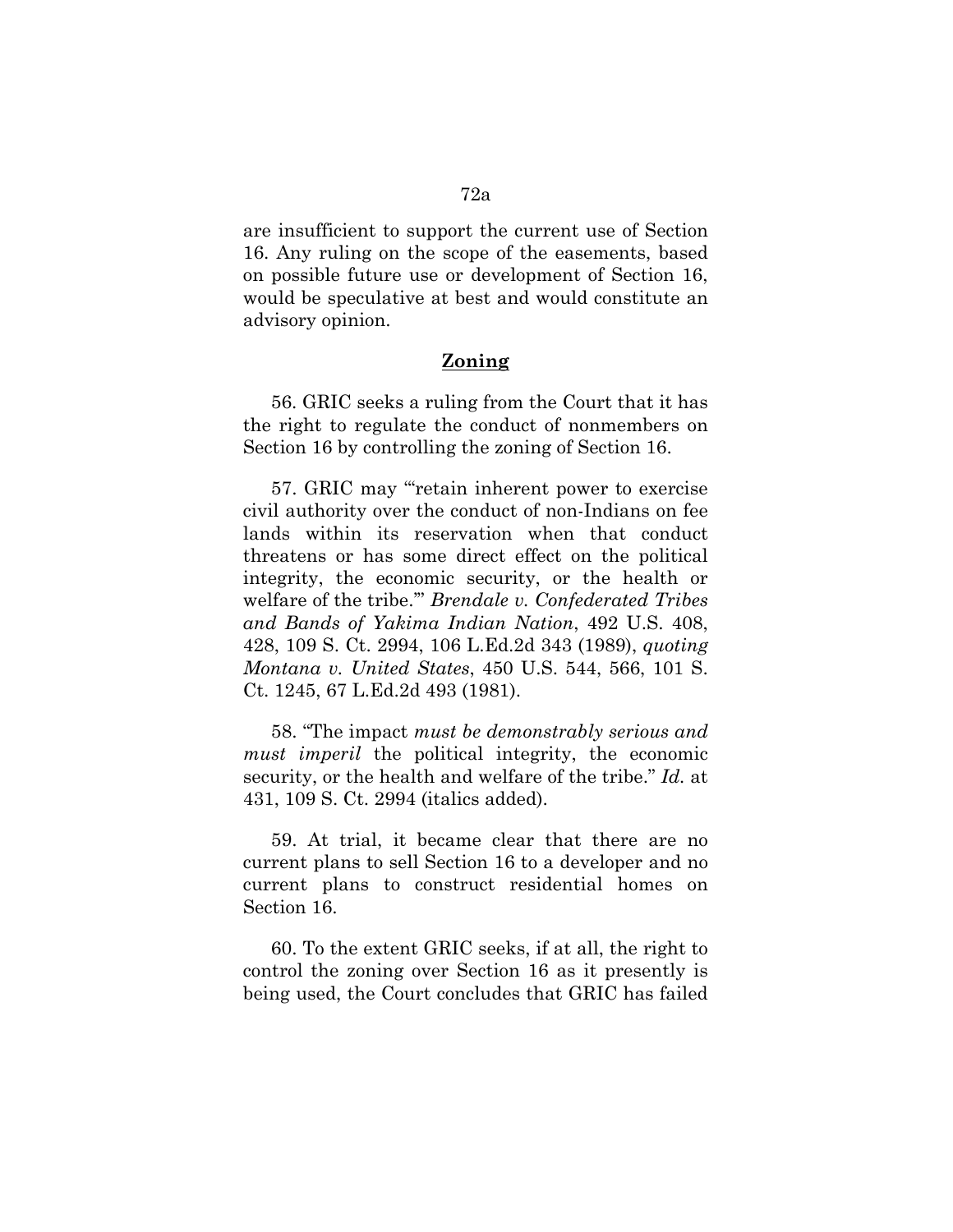are insufficient to support the current use of Section 16. Any ruling on the scope of the easements, based on possible future use or development of Section 16, would be speculative at best and would constitute an advisory opinion.

## **Zoning**

56. GRIC seeks a ruling from the Court that it has the right to regulate the conduct of nonmembers on Section 16 by controlling the zoning of Section 16.

57. GRIC may "'retain inherent power to exercise civil authority over the conduct of non-Indians on fee lands within its reservation when that conduct threatens or has some direct effect on the political integrity, the economic security, or the health or welfare of the tribe.'" *Brendale v. Confederated Tribes and Bands of Yakima Indian Nation*, 492 U.S. 408, 428, 109 S. Ct. 2994, 106 L.Ed.2d 343 (1989), *quoting Montana v. United States*, 450 U.S. 544, 566, 101 S. Ct. 1245, 67 L.Ed.2d 493 (1981).

58. "The impact *must be demonstrably serious and must imperil* the political integrity, the economic security, or the health and welfare of the tribe." *Id.* at 431, 109 S. Ct. 2994 (italics added).

59. At trial, it became clear that there are no current plans to sell Section 16 to a developer and no current plans to construct residential homes on Section 16.

60. To the extent GRIC seeks, if at all, the right to control the zoning over Section 16 as it presently is being used, the Court concludes that GRIC has failed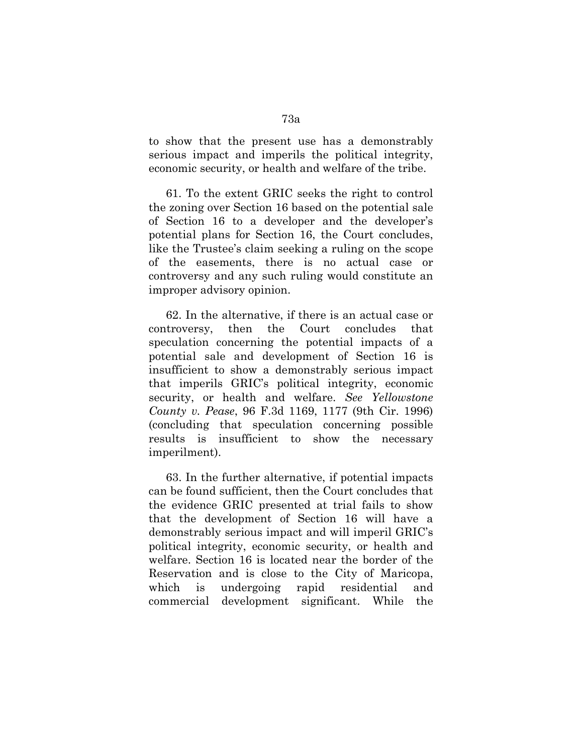to show that the present use has a demonstrably serious impact and imperils the political integrity, economic security, or health and welfare of the tribe.

61. To the extent GRIC seeks the right to control the zoning over Section 16 based on the potential sale of Section 16 to a developer and the developer's potential plans for Section 16, the Court concludes, like the Trustee's claim seeking a ruling on the scope of the easements, there is no actual case or controversy and any such ruling would constitute an improper advisory opinion.

62. In the alternative, if there is an actual case or controversy, then the Court concludes that speculation concerning the potential impacts of a potential sale and development of Section 16 is insufficient to show a demonstrably serious impact that imperils GRIC's political integrity, economic security, or health and welfare. *See Yellowstone County v. Pease*, 96 F.3d 1169, 1177 (9th Cir. 1996) (concluding that speculation concerning possible results is insufficient to show the necessary imperilment).

63. In the further alternative, if potential impacts can be found sufficient, then the Court concludes that the evidence GRIC presented at trial fails to show that the development of Section 16 will have a demonstrably serious impact and will imperil GRIC's political integrity, economic security, or health and welfare. Section 16 is located near the border of the Reservation and is close to the City of Maricopa, which is undergoing rapid residential and commercial development significant. While the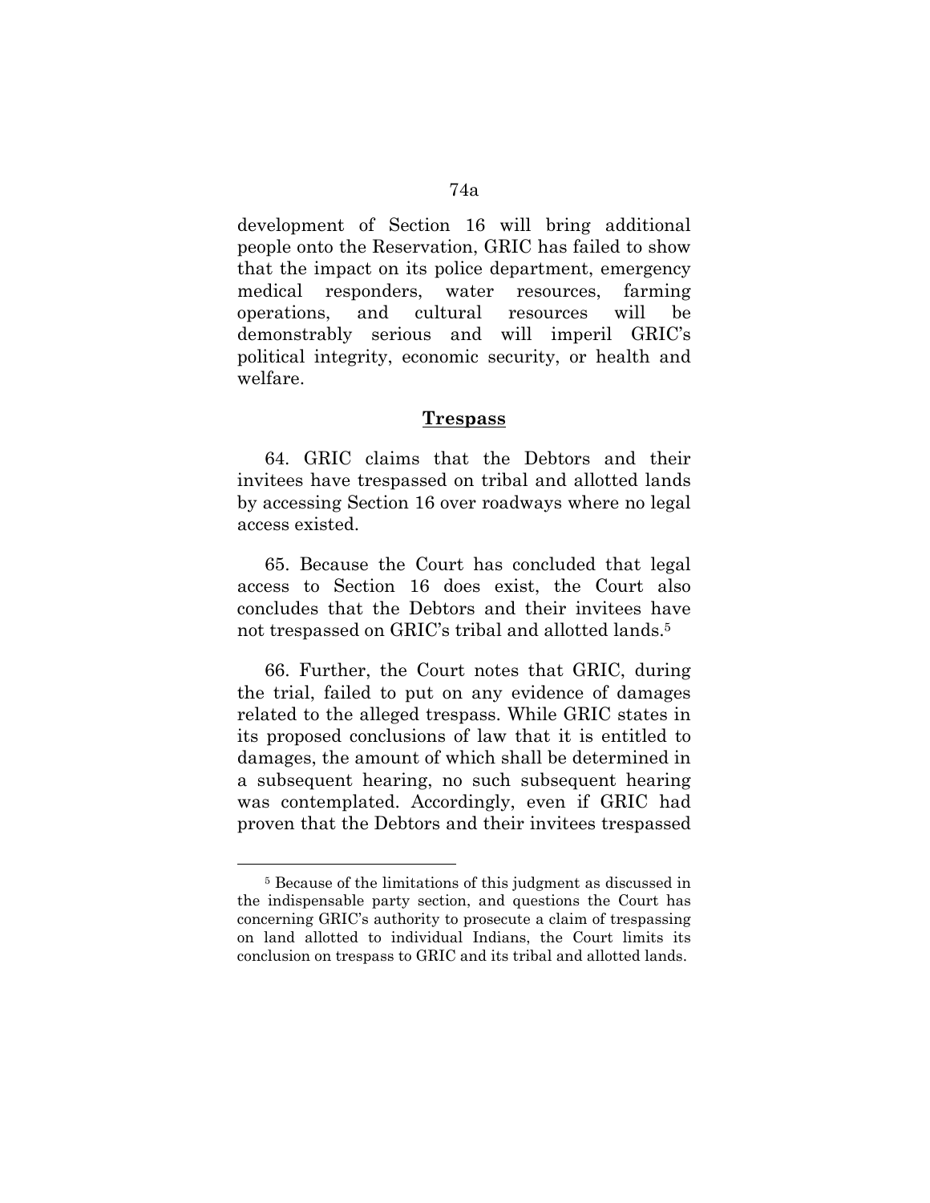development of Section 16 will bring additional people onto the Reservation, GRIC has failed to show that the impact on its police department, emergency medical responders, water resources, farming operations, and cultural resources will be demonstrably serious and will imperil GRIC's political integrity, economic security, or health and welfare.

## **Trespass**

64. GRIC claims that the Debtors and their invitees have trespassed on tribal and allotted lands by accessing Section 16 over roadways where no legal access existed.

65. Because the Court has concluded that legal access to Section 16 does exist, the Court also concludes that the Debtors and their invitees have not trespassed on GRIC's tribal and allotted lands.[5]

66. Further, the Court notes that GRIC, during the trial, failed to put on any evidence of damages related to the alleged trespass. While GRIC states in its proposed conclusions of law that it is entitled to damages, the amount of which shall be determined in a subsequent hearing, no such subsequent hearing was contemplated. Accordingly, even if GRIC had proven that the Debtors and their invitees trespassed

---

[5] Because of the limitations of this judgment as discussed in the indispensable party section, and questions the Court has concerning GRIC's authority to prosecute a claim of trespassing on land allotted to individual Indians, the Court limits its conclusion on trespass to GRIC and its tribal and allotted lands.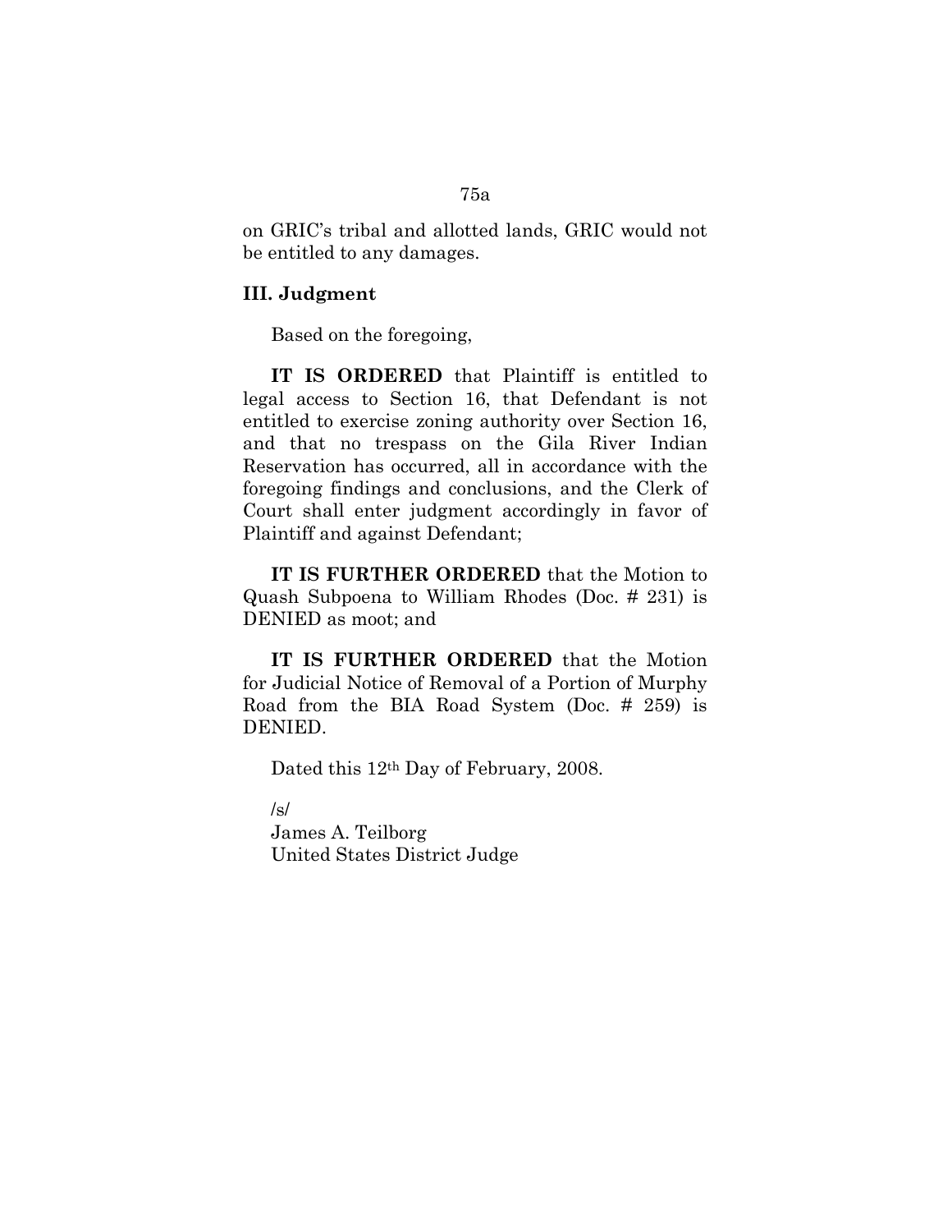on GRIC's tribal and allotted lands, GRIC would not be entitled to any damages.

### III. Judgment

Based on the foregoing,

**IT IS ORDERED** that Plaintiff is entitled to legal access to Section 16, that Defendant is not entitled to exercise zoning authority over Section 16, and that no trespass on the Gila River Indian Reservation has occurred, all in accordance with the foregoing findings and conclusions, and the Clerk of Court shall enter judgment accordingly in favor of Plaintiff and against Defendant;

**IT IS FURTHER ORDERED** that the Motion to Quash Subpoena to William Rhodes (Doc. # 231) is DENIED as moot; and

**IT IS FURTHER ORDERED** that the Motion for Judicial Notice of Removal of a Portion of Murphy Road from the BIA Road System (Doc. # 259) is DENIED.

Dated this 12th Day of February, 2008.

/s/
James A. Teilborg
United States District Judge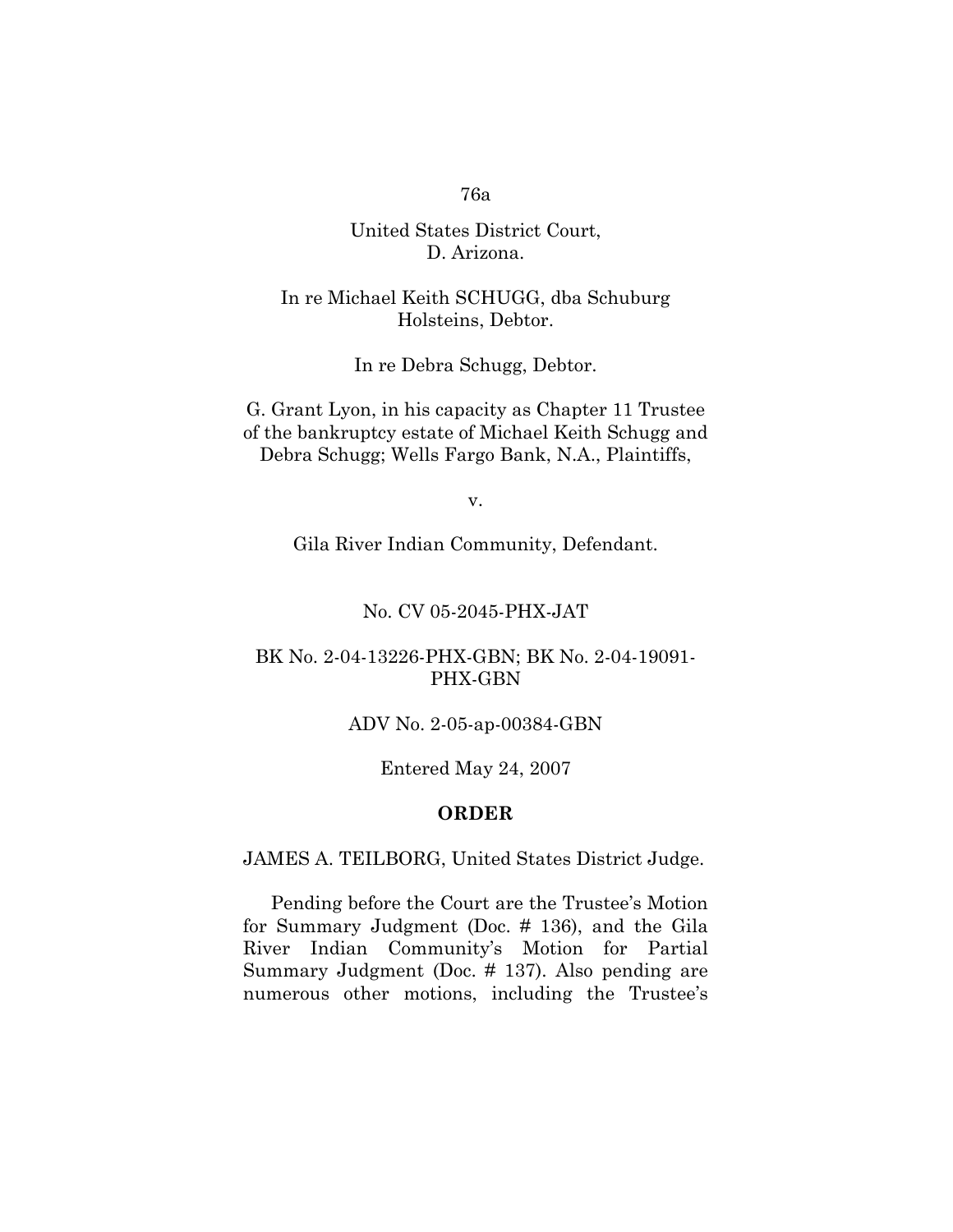United States District Court,
D. Arizona.

In re Michael Keith SCHUGG, dba Schuburg Holsteins, Debtor.

In re Debra Schugg, Debtor.

G. Grant Lyon, in his capacity as Chapter 11 Trustee of the bankruptcy estate of Michael Keith Schugg and Debra Schugg; Wells Fargo Bank, N.A., Plaintiffs,

v.

Gila River Indian Community, Defendant.

No. CV 05-2045-PHX-JAT

BK No. 2-04-13226-PHX-GBN; BK No. 2-04-19091-PHX-GBN

ADV No. 2-05-ap-00384-GBN

Entered May 24, 2007

**ORDER**

JAMES A. TEILBORG, United States District Judge.

Pending before the Court are the Trustee's Motion for Summary Judgment (Doc. # 136), and the Gila River Indian Community's Motion for Partial Summary Judgment (Doc. # 137). Also pending are numerous other motions, including the Trustee's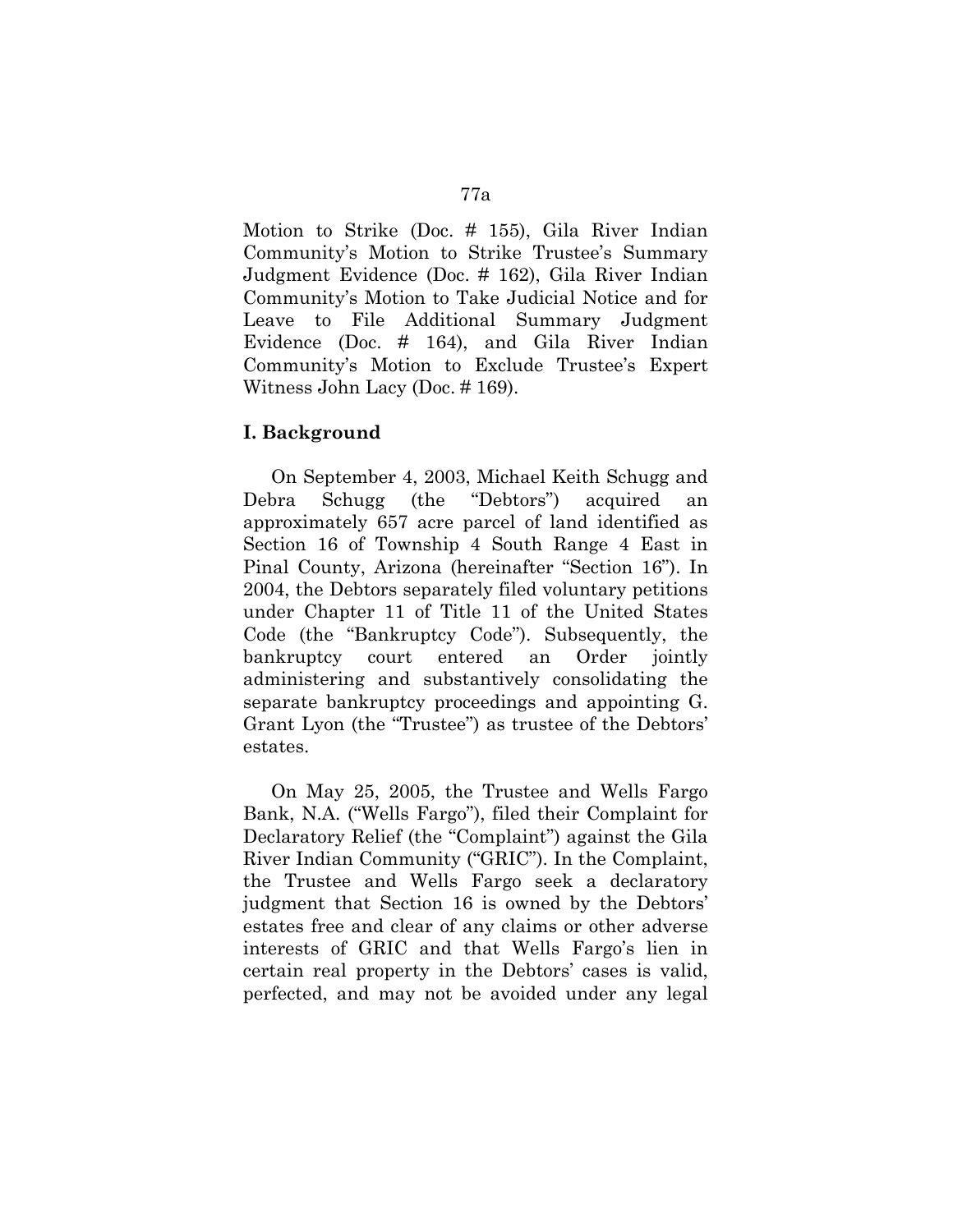Motion to Strike (Doc. # 155), Gila River Indian Community's Motion to Strike Trustee's Summary Judgment Evidence (Doc. # 162), Gila River Indian Community's Motion to Take Judicial Notice and for Leave to File Additional Summary Judgment Evidence (Doc. # 164), and Gila River Indian Community's Motion to Exclude Trustee's Expert Witness John Lacy (Doc. # 169).

## I. Background

On September 4, 2003, Michael Keith Schugg and Debra Schugg (the "Debtors") acquired an approximately 657 acre parcel of land identified as Section 16 of Township 4 South Range 4 East in Pinal County, Arizona (hereinafter "Section 16"). In 2004, the Debtors separately filed voluntary petitions under Chapter 11 of Title 11 of the United States Code (the "Bankruptcy Code"). Subsequently, the bankruptcy court entered an Order jointly administering and substantively consolidating the separate bankruptcy proceedings and appointing G. Grant Lyon (the "Trustee") as trustee of the Debtors' estates.

On May 25, 2005, the Trustee and Wells Fargo Bank, N.A. ("Wells Fargo"), filed their Complaint for Declaratory Relief (the "Complaint") against the Gila River Indian Community ("GRIC"). In the Complaint, the Trustee and Wells Fargo seek a declaratory judgment that Section 16 is owned by the Debtors' estates free and clear of any claims or other adverse interests of GRIC and that Wells Fargo's lien in certain real property in the Debtors' cases is valid, perfected, and may not be avoided under any legal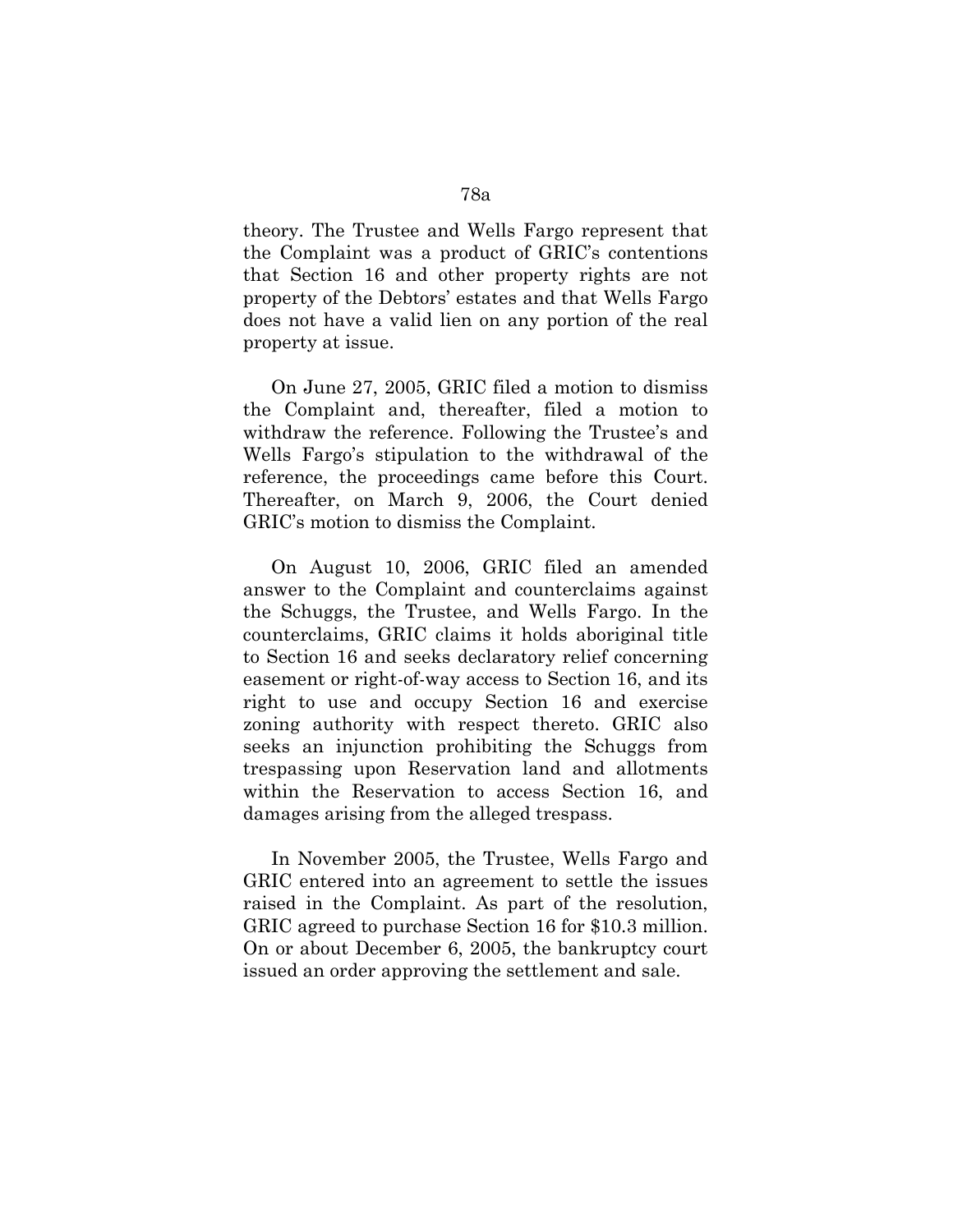theory. The Trustee and Wells Fargo represent that the Complaint was a product of GRIC's contentions that Section 16 and other property rights are not property of the Debtors' estates and that Wells Fargo does not have a valid lien on any portion of the real property at issue.

On June 27, 2005, GRIC filed a motion to dismiss the Complaint and, thereafter, filed a motion to withdraw the reference. Following the Trustee's and Wells Fargo's stipulation to the withdrawal of the reference, the proceedings came before this Court. Thereafter, on March 9, 2006, the Court denied GRIC's motion to dismiss the Complaint.

On August 10, 2006, GRIC filed an amended answer to the Complaint and counterclaims against the Schuggs, the Trustee, and Wells Fargo. In the counterclaims, GRIC claims it holds aboriginal title to Section 16 and seeks declaratory relief concerning easement or right-of-way access to Section 16, and its right to use and occupy Section 16 and exercise zoning authority with respect thereto. GRIC also seeks an injunction prohibiting the Schuggs from trespassing upon Reservation land and allotments within the Reservation to access Section 16, and damages arising from the alleged trespass.

In November 2005, the Trustee, Wells Fargo and GRIC entered into an agreement to settle the issues raised in the Complaint. As part of the resolution, GRIC agreed to purchase Section 16 for \$10.3 million. On or about December 6, 2005, the bankruptcy court issued an order approving the settlement and sale.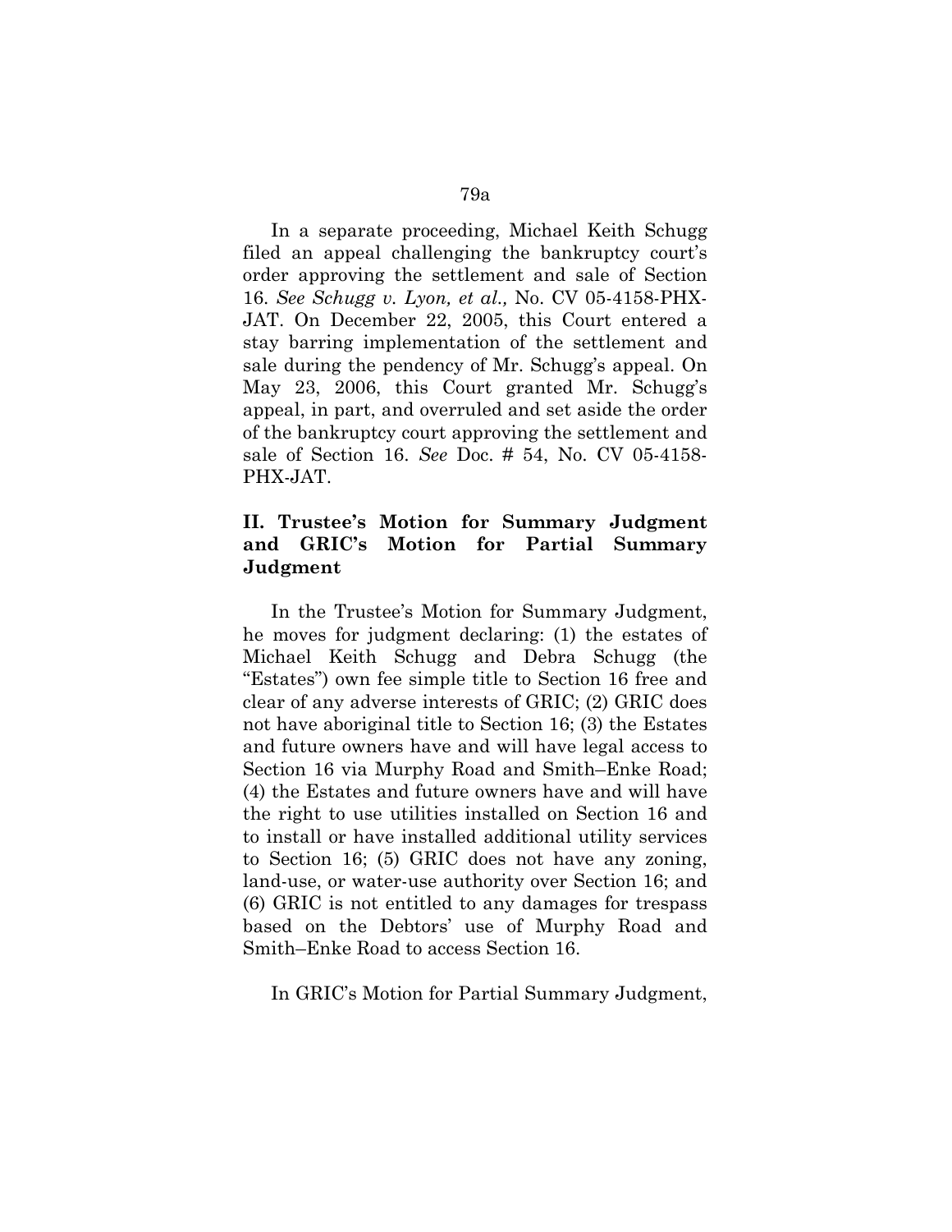In a separate proceeding, Michael Keith Schugg filed an appeal challenging the bankruptcy court's order approving the settlement and sale of Section 16. *See Schugg v. Lyon, et al.,* No. CV 05-4158-PHX-JAT. On December 22, 2005, this Court entered a stay barring implementation of the settlement and sale during the pendency of Mr. Schugg's appeal. On May 23, 2006, this Court granted Mr. Schugg's appeal, in part, and overruled and set aside the order of the bankruptcy court approving the settlement and sale of Section 16. *See* Doc. # 54, No. CV 05-4158-PHX-JAT.

## II. Trustee's Motion for Summary Judgment and GRIC's Motion for Partial Summary Judgment

In the Trustee's Motion for Summary Judgment, he moves for judgment declaring: (1) the estates of Michael Keith Schugg and Debra Schugg (the "Estates") own fee simple title to Section 16 free and clear of any adverse interests of GRIC; (2) GRIC does not have aboriginal title to Section 16; (3) the Estates and future owners have and will have legal access to Section 16 via Murphy Road and Smith–Enke Road; (4) the Estates and future owners have and will have the right to use utilities installed on Section 16 and to install or have installed additional utility services to Section 16; (5) GRIC does not have any zoning, land-use, or water-use authority over Section 16; and (6) GRIC is not entitled to any damages for trespass based on the Debtors' use of Murphy Road and Smith–Enke Road to access Section 16.

In GRIC's Motion for Partial Summary Judgment,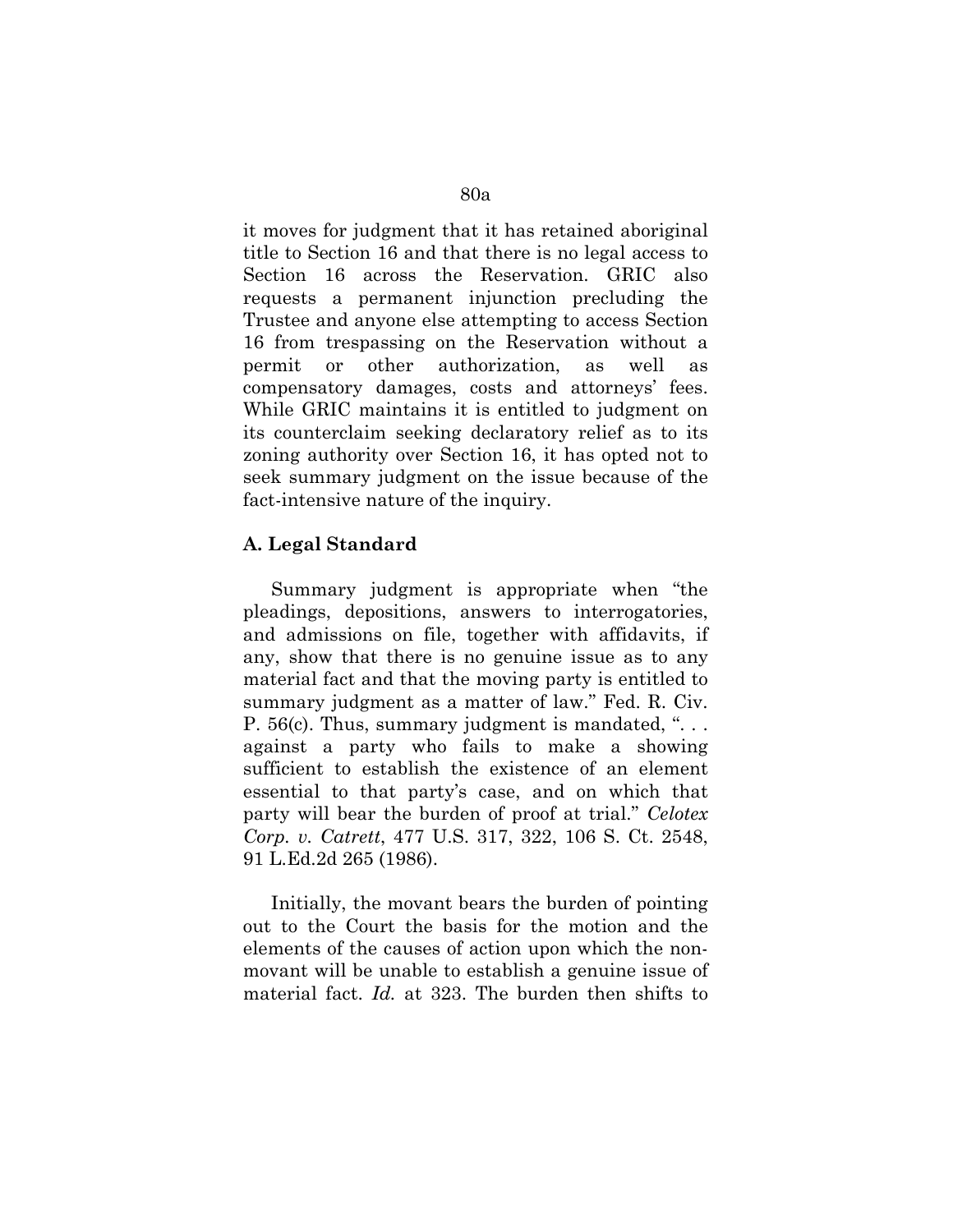it moves for judgment that it has retained aboriginal title to Section 16 and that there is no legal access to Section 16 across the Reservation. GRIC also requests a permanent injunction precluding the Trustee and anyone else attempting to access Section 16 from trespassing on the Reservation without a permit or other authorization, as well as compensatory damages, costs and attorneys' fees. While GRIC maintains it is entitled to judgment on its counterclaim seeking declaratory relief as to its zoning authority over Section 16, it has opted not to seek summary judgment on the issue because of the fact-intensive nature of the inquiry.

### A. Legal Standard

Summary judgment is appropriate when "the pleadings, depositions, answers to interrogatories, and admissions on file, together with affidavits, if any, show that there is no genuine issue as to any material fact and that the moving party is entitled to summary judgment as a matter of law." Fed. R. Civ. P. 56(c). Thus, summary judgment is mandated, ". . . against a party who fails to make a showing sufficient to establish the existence of an element essential to that party's case, and on which that party will bear the burden of proof at trial." *Celotex Corp. v. Catrett*, 477 U.S. 317, 322, 106 S. Ct. 2548, 91 L.Ed.2d 265 (1986).

Initially, the movant bears the burden of pointing out to the Court the basis for the motion and the elements of the causes of action upon which the non-movant will be unable to establish a genuine issue of material fact. *Id.* at 323. The burden then shifts to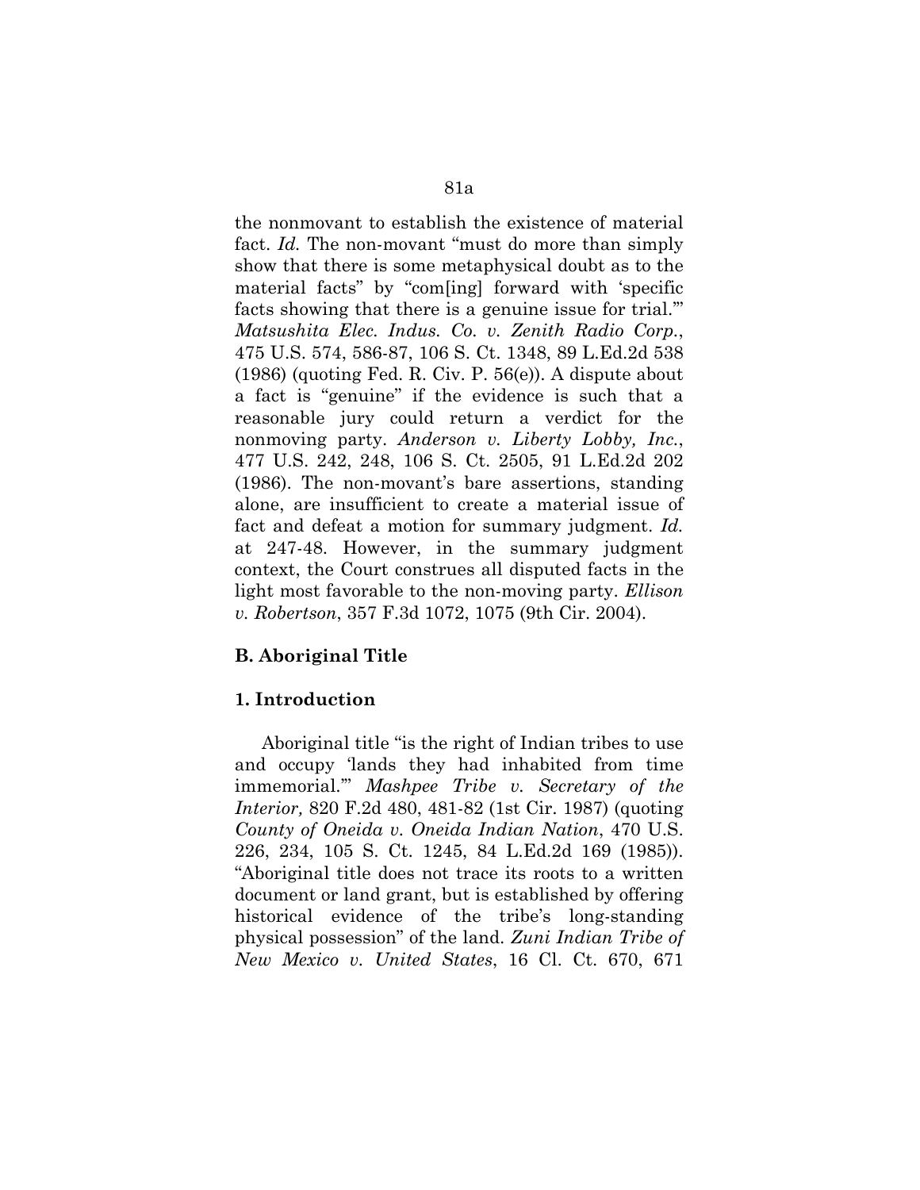the nonmovant to establish the existence of material fact. *Id.* The non-movant "must do more than simply show that there is some metaphysical doubt as to the material facts" by "com[ing] forward with 'specific facts showing that there is a genuine issue for trial.'" *Matsushita Elec. Indus. Co. v. Zenith Radio Corp.*, 475 U.S. 574, 586-87, 106 S. Ct. 1348, 89 L.Ed.2d 538 (1986) (quoting Fed. R. Civ. P. 56(e)). A dispute about a fact is "genuine" if the evidence is such that a reasonable jury could return a verdict for the nonmoving party. *Anderson v. Liberty Lobby, Inc.*, 477 U.S. 242, 248, 106 S. Ct. 2505, 91 L.Ed.2d 202 (1986). The non-movant's bare assertions, standing alone, are insufficient to create a material issue of fact and defeat a motion for summary judgment. *Id.* at 247-48. However, in the summary judgment context, the Court construes all disputed facts in the light most favorable to the non-moving party. *Ellison v. Robertson*, 357 F.3d 1072, 1075 (9th Cir. 2004).

### B. Aboriginal Title

#### 1. Introduction

Aboriginal title "is the right of Indian tribes to use and occupy 'lands they had inhabited from time immemorial.'" *Mashpee Tribe v. Secretary of the Interior,* 820 F.2d 480, 481-82 (1st Cir. 1987) (quoting *County of Oneida v. Oneida Indian Nation*, 470 U.S. 226, 234, 105 S. Ct. 1245, 84 L.Ed.2d 169 (1985)). "Aboriginal title does not trace its roots to a written document or land grant, but is established by offering historical evidence of the tribe's long-standing physical possession" of the land. *Zuni Indian Tribe of New Mexico v. United States*, 16 Cl. Ct. 670, 671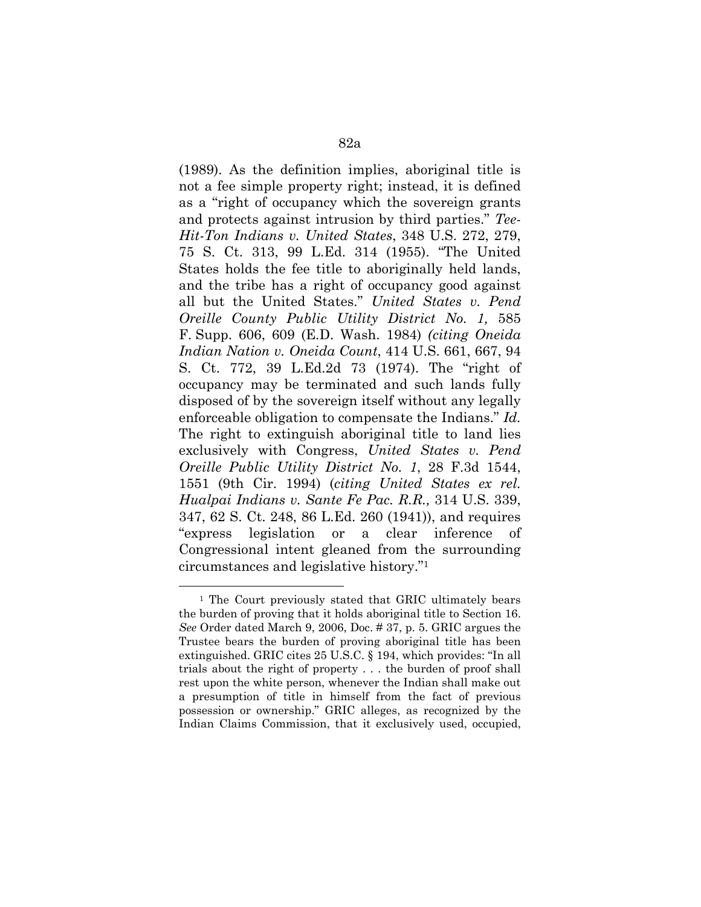(1989). As the definition implies, aboriginal title is not a fee simple property right; instead, it is defined as a "right of occupancy which the sovereign grants and protects against intrusion by third parties." *Tee-Hit-Ton Indians v. United States*, 348 U.S. 272, 279, 75 S. Ct. 313, 99 L.Ed. 314 (1955). "The United States holds the fee title to aboriginally held lands, and the tribe has a right of occupancy good against all but the United States." *United States v. Pend Oreille County Public Utility District No. 1,* 585 F. Supp. 606, 609 (E.D. Wash. 1984) *(citing Oneida Indian Nation v. Oneida Count*, 414 U.S. 661, 667, 94 S. Ct. 772, 39 L.Ed.2d 73 (1974). The "right of occupancy may be terminated and such lands fully disposed of by the sovereign itself without any legally enforceable obligation to compensate the Indians." *Id.* The right to extinguish aboriginal title to land lies exclusively with Congress, *United States v. Pend Oreille Public Utility District No. 1*, 28 F.3d 1544, 1551 (9th Cir. 1994) (*citing United States ex rel. Hualpai Indians v. Sante Fe Pac. R.R.,* 314 U.S. 339, 347, 62 S. Ct. 248, 86 L.Ed. 260 (1941)), and requires "express legislation or a clear inference of Congressional intent gleaned from the surrounding circumstances and legislative history."[1]

---

[1] The Court previously stated that GRIC ultimately bears the burden of proving that it holds aboriginal title to Section 16. *See* Order dated March 9, 2006, Doc. # 37, p. 5. GRIC argues the Trustee bears the burden of proving aboriginal title has been extinguished. GRIC cites 25 U.S.C. § 194, which provides: "In all trials about the right of property . . . the burden of proof shall rest upon the white person, whenever the Indian shall make out a presumption of title in himself from the fact of previous possession or ownership." GRIC alleges, as recognized by the Indian Claims Commission, that it exclusively used, occupied,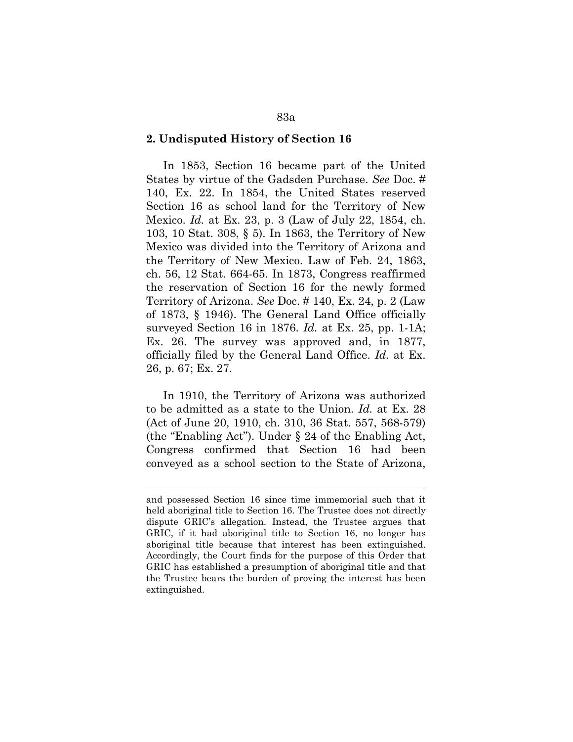## 2. Undisputed History of Section 16

In 1853, Section 16 became part of the United States by virtue of the Gadsden Purchase. *See* Doc. # 140, Ex. 22. In 1854, the United States reserved Section 16 as school land for the Territory of New Mexico. *Id.* at Ex. 23, p. 3 (Law of July 22, 1854, ch. 103, 10 Stat. 308, § 5). In 1863, the Territory of New Mexico was divided into the Territory of Arizona and the Territory of New Mexico. Law of Feb. 24, 1863, ch. 56, 12 Stat. 664-65. In 1873, Congress reaffirmed the reservation of Section 16 for the newly formed Territory of Arizona. *See* Doc. # 140, Ex. 24, p. 2 (Law of 1873, § 1946). The General Land Office officially surveyed Section 16 in 1876. *Id.* at Ex. 25, pp. 1-1A; Ex. 26. The survey was approved and, in 1877, officially filed by the General Land Office. *Id.* at Ex. 26, p. 67; Ex. 27.

In 1910, the Territory of Arizona was authorized to be admitted as a state to the Union. *Id.* at Ex. 28 (Act of June 20, 1910, ch. 310, 36 Stat. 557, 568-579) (the "Enabling Act"). Under § 24 of the Enabling Act, Congress confirmed that Section 16 had been conveyed as a school section to the State of Arizona,

---

and possessed Section 16 since time immemorial such that it held aboriginal title to Section 16. The Trustee does not directly dispute GRIC's allegation. Instead, the Trustee argues that GRIC, if it had aboriginal title to Section 16, no longer has aboriginal title because that interest has been extinguished. Accordingly, the Court finds for the purpose of this Order that GRIC has established a presumption of aboriginal title and that the Trustee bears the burden of proving the interest has been extinguished.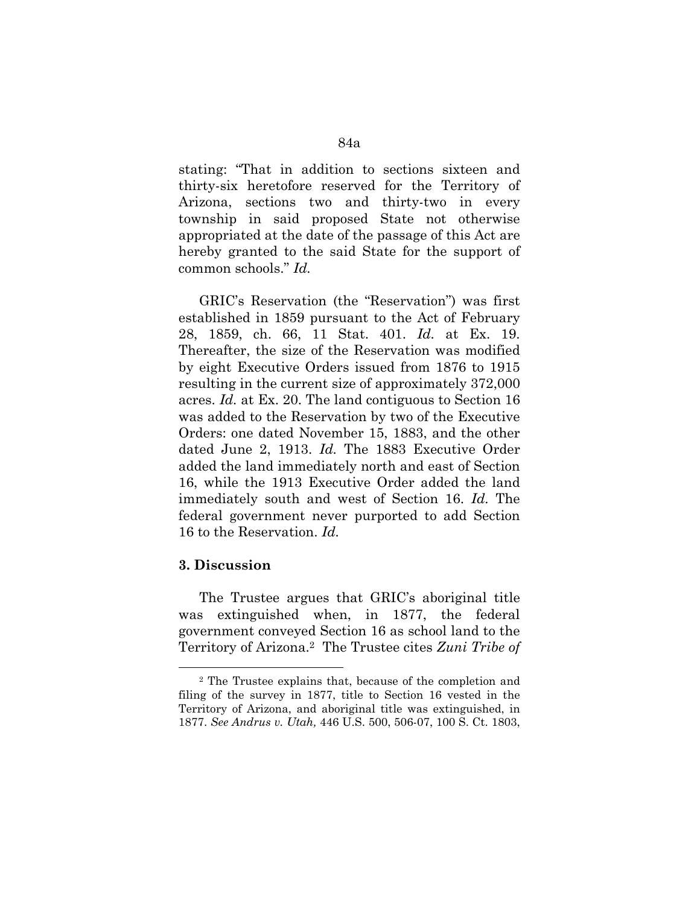stating: "That in addition to sections sixteen and thirty-six heretofore reserved for the Territory of Arizona, sections two and thirty-two in every township in said proposed State not otherwise appropriated at the date of the passage of this Act are hereby granted to the said State for the support of common schools." *Id.*

GRIC's Reservation (the "Reservation") was first established in 1859 pursuant to the Act of February 28, 1859, ch. 66, 11 Stat. 401. *Id.* at Ex. 19. Thereafter, the size of the Reservation was modified by eight Executive Orders issued from 1876 to 1915 resulting in the current size of approximately 372,000 acres. *Id.* at Ex. 20. The land contiguous to Section 16 was added to the Reservation by two of the Executive Orders: one dated November 15, 1883, and the other dated June 2, 1913. *Id.* The 1883 Executive Order added the land immediately north and east of Section 16, while the 1913 Executive Order added the land immediately south and west of Section 16. *Id.* The federal government never purported to add Section 16 to the Reservation. *Id.*

### 3. Discussion

The Trustee argues that GRIC's aboriginal title was extinguished when, in 1877, the federal government conveyed Section 16 as school land to the Territory of Arizona.[2] The Trustee cites *Zuni Tribe of*

[2] The Trustee explains that, because of the completion and filing of the survey in 1877, title to Section 16 vested in the Territory of Arizona, and aboriginal title was extinguished, in 1877. *See Andrus v. Utah,* 446 U.S. 500, 506-07, 100 S. Ct. 1803,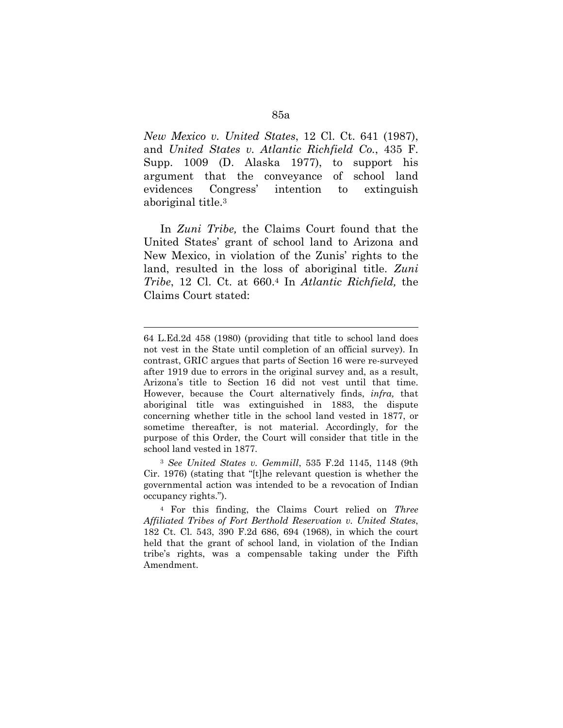*New Mexico v. United States*, 12 Cl. Ct. 641 (1987), and *United States v. Atlantic Richfield Co.*, 435 F. Supp. 1009 (D. Alaska 1977), to support his argument that the conveyance of school land evidences Congress' intention to extinguish aboriginal title.[3]

In *Zuni Tribe,* the Claims Court found that the United States' grant of school land to Arizona and New Mexico, in violation of the Zunis' rights to the land, resulted in the loss of aboriginal title. *Zuni Tribe*, 12 Cl. Ct. at 660.[4] In *Atlantic Richfield,* the Claims Court stated:

---

64 L.Ed.2d 458 (1980) (providing that title to school land does not vest in the State until completion of an official survey). In contrast, GRIC argues that parts of Section 16 were re-surveyed after 1919 due to errors in the original survey and, as a result, Arizona's title to Section 16 did not vest until that time. However, because the Court alternatively finds, *infra,* that aboriginal title was extinguished in 1883, the dispute concerning whether title in the school land vested in 1877, or sometime thereafter, is not material. Accordingly, for the purpose of this Order, the Court will consider that title in the school land vested in 1877.

[3] *See United States v. Gemmill*, 535 F.2d 1145, 1148 (9th Cir. 1976) (stating that "[t]he relevant question is whether the governmental action was intended to be a revocation of Indian occupancy rights.").

[4] For this finding, the Claims Court relied on *Three Affiliated Tribes of Fort Berthold Reservation v. United States*, 182 Ct. Cl. 543, 390 F.2d 686, 694 (1968), in which the court held that the grant of school land, in violation of the Indian tribe's rights, was a compensable taking under the Fifth Amendment.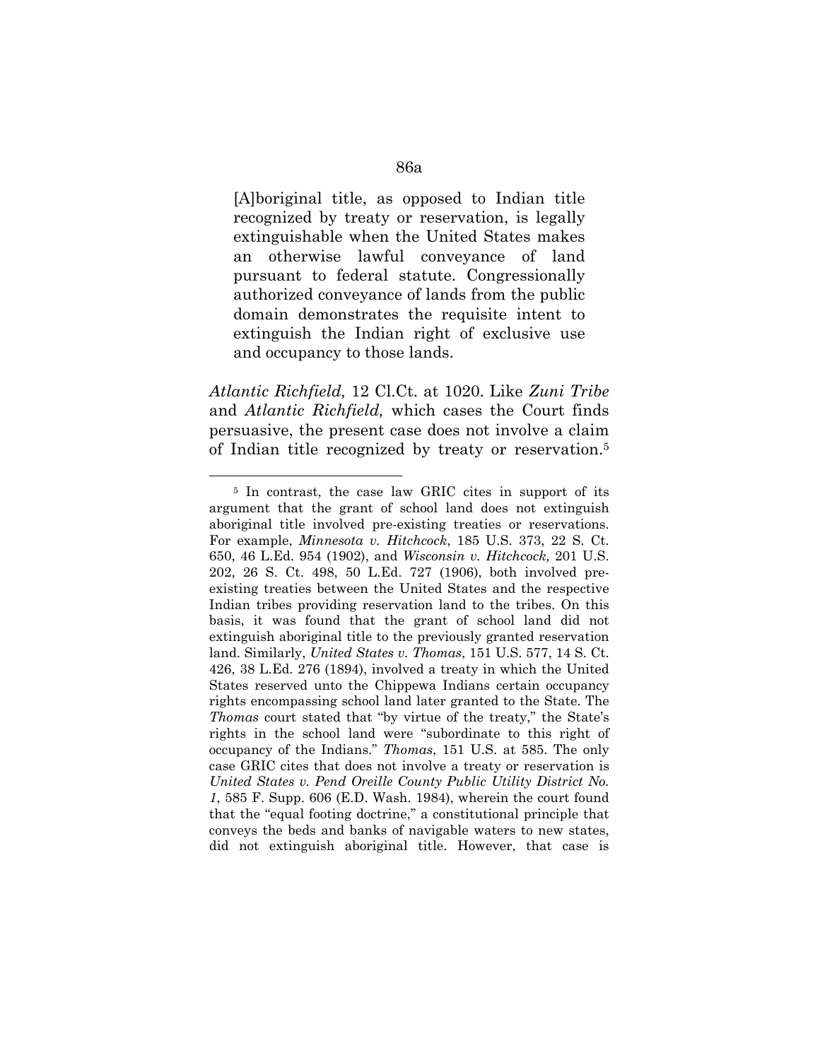> [A]boriginal title, as opposed to Indian title recognized by treaty or reservation, is legally extinguishable when the United States makes an otherwise lawful conveyance of land pursuant to federal statute. Congressionally authorized conveyance of lands from the public domain demonstrates the requisite intent to extinguish the Indian right of exclusive use and occupancy to those lands.

*Atlantic Richfield,* 12 Cl.Ct. at 1020. Like *Zuni Tribe* and *Atlantic Richfield,* which cases the Court finds persuasive, the present case does not involve a claim of Indian title recognized by treaty or reservation.[5]

---

[5] In contrast, the case law GRIC cites in support of its argument that the grant of school land does not extinguish aboriginal title involved pre-existing treaties or reservations. For example, *Minnesota v. Hitchcock*, 185 U.S. 373, 22 S. Ct. 650, 46 L.Ed. 954 (1902), and *Wisconsin v. Hitchcock,* 201 U.S. 202, 26 S. Ct. 498, 50 L.Ed. 727 (1906), both involved pre-existing treaties between the United States and the respective Indian tribes providing reservation land to the tribes. On this basis, it was found that the grant of school land did not extinguish aboriginal title to the previously granted reservation land. Similarly, *United States v. Thomas*, 151 U.S. 577, 14 S. Ct. 426, 38 L.Ed. 276 (1894), involved a treaty in which the United States reserved unto the Chippewa Indians certain occupancy rights encompassing school land later granted to the State. The *Thomas* court stated that "by virtue of the treaty," the State's rights in the school land were "subordinate to this right of occupancy of the Indians." *Thomas*, 151 U.S. at 585. The only case GRIC cites that does not involve a treaty or reservation is *United States v. Pend Oreille County Public Utility District No. 1*, 585 F. Supp. 606 (E.D. Wash. 1984), wherein the court found that the "equal footing doctrine," a constitutional principle that conveys the beds and banks of navigable waters to new states, did not extinguish aboriginal title. However, that case is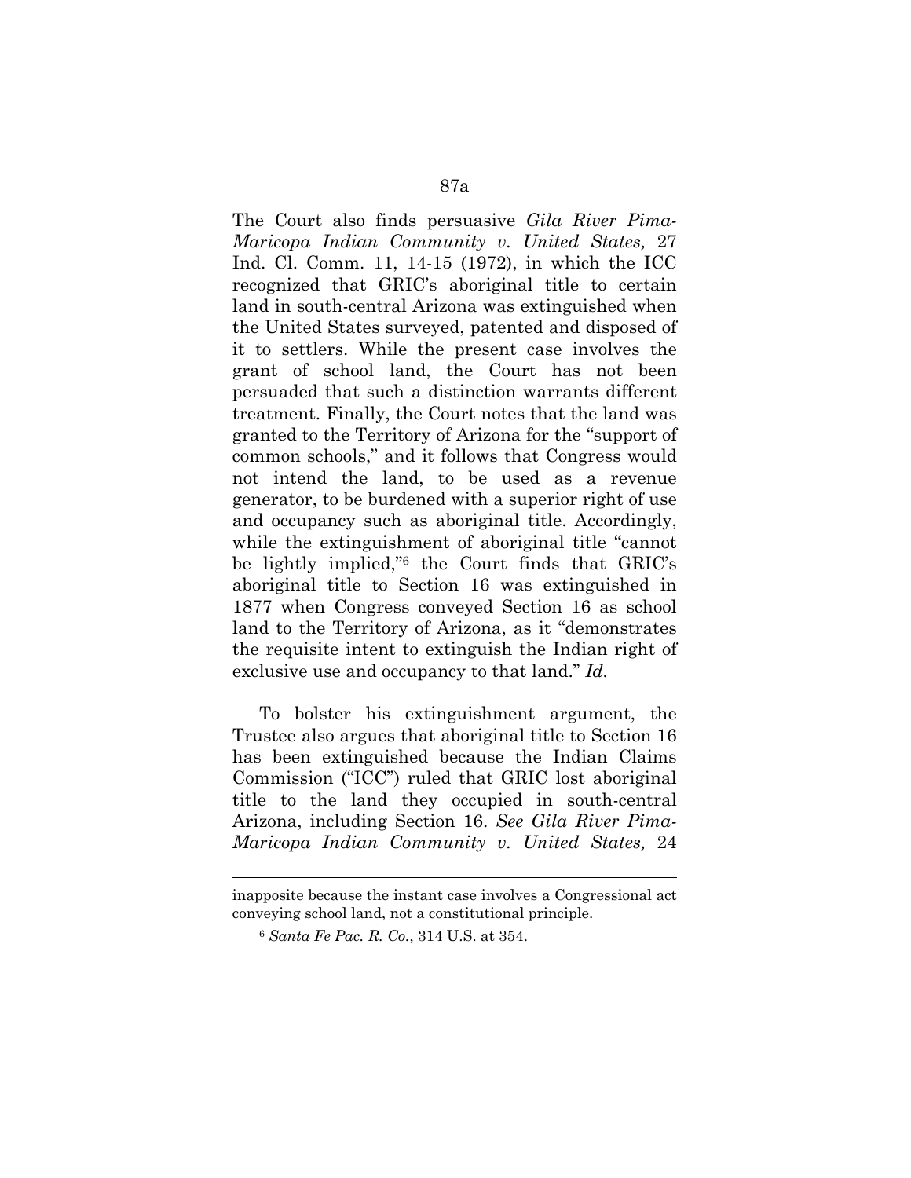The Court also finds persuasive *Gila River Pima-Maricopa Indian Community v. United States,* 27 Ind. Cl. Comm. 11, 14-15 (1972), in which the ICC recognized that GRIC's aboriginal title to certain land in south-central Arizona was extinguished when the United States surveyed, patented and disposed of it to settlers. While the present case involves the grant of school land, the Court has not been persuaded that such a distinction warrants different treatment. Finally, the Court notes that the land was granted to the Territory of Arizona for the "support of common schools," and it follows that Congress would not intend the land, to be used as a revenue generator, to be burdened with a superior right of use and occupancy such as aboriginal title. Accordingly, while the extinguishment of aboriginal title "cannot be lightly implied,"[6] the Court finds that GRIC's aboriginal title to Section 16 was extinguished in 1877 when Congress conveyed Section 16 as school land to the Territory of Arizona, as it "demonstrates the requisite intent to extinguish the Indian right of exclusive use and occupancy to that land." *Id.*

To bolster his extinguishment argument, the Trustee also argues that aboriginal title to Section 16 has been extinguished because the Indian Claims Commission ("ICC") ruled that GRIC lost aboriginal title to the land they occupied in south-central Arizona, including Section 16. *See Gila River Pima-Maricopa Indian Community v. United States,* 24

---

inapposite because the instant case involves a Congressional act conveying school land, not a constitutional principle.

[6] *Santa Fe Pac. R. Co.*, 314 U.S. at 354.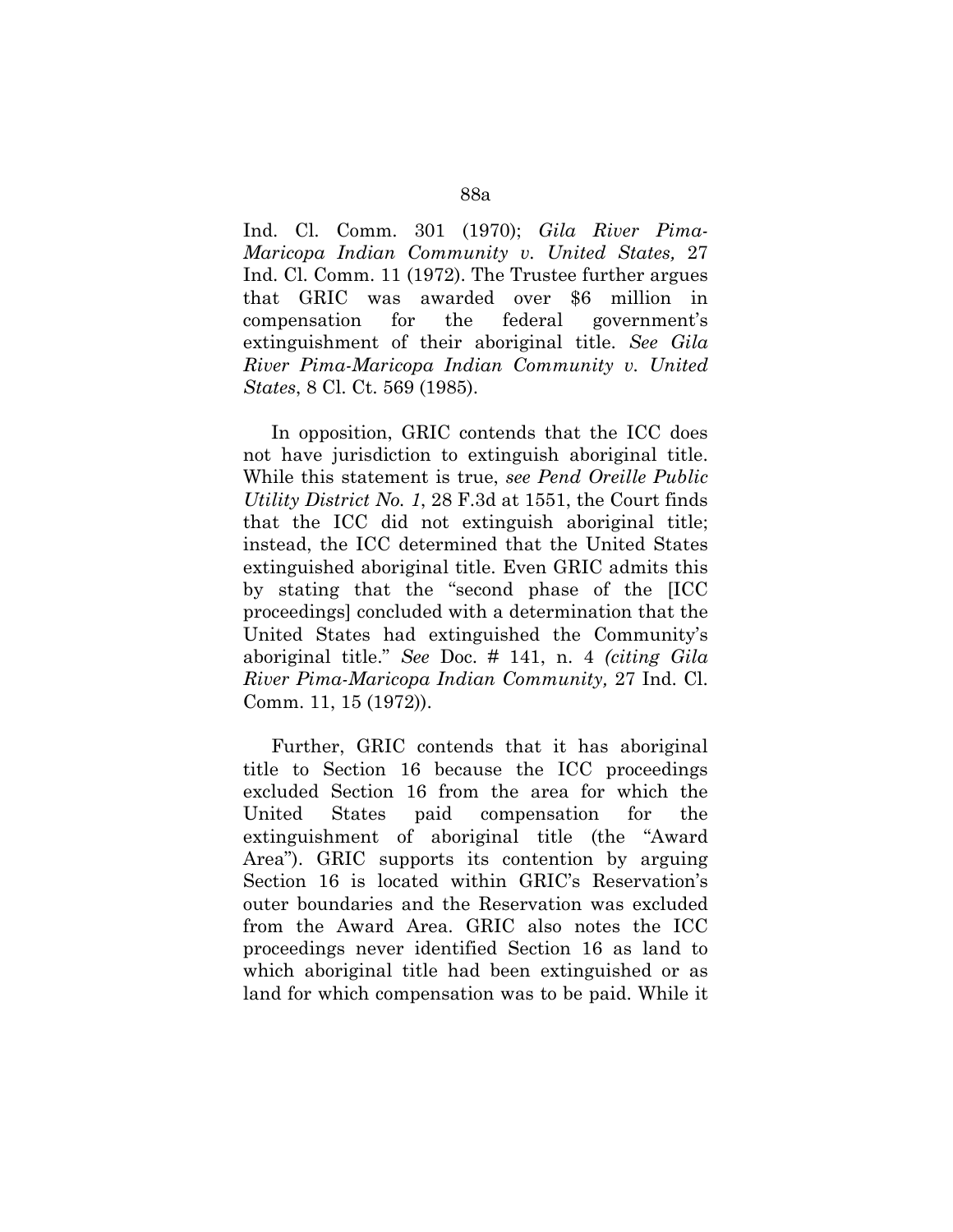Ind. Cl. Comm. 301 (1970); *Gila River Pima-Maricopa Indian Community v. United States,* 27 Ind. Cl. Comm. 11 (1972). The Trustee further argues that GRIC was awarded over $6 million in compensation for the federal government's extinguishment of their aboriginal title. *See Gila River Pima-Maricopa Indian Community v. United States*, 8 Cl. Ct. 569 (1985).

In opposition, GRIC contends that the ICC does not have jurisdiction to extinguish aboriginal title. While this statement is true, *see Pend Oreille Public Utility District No. 1*, 28 F.3d at 1551, the Court finds that the ICC did not extinguish aboriginal title; instead, the ICC determined that the United States extinguished aboriginal title. Even GRIC admits this by stating that the "second phase of the [ICC proceedings] concluded with a determination that the United States had extinguished the Community's aboriginal title." *See* Doc. # 141, n. 4 *(citing Gila River Pima-Maricopa Indian Community,* 27 Ind. Cl. Comm. 11, 15 (1972)).

Further, GRIC contends that it has aboriginal title to Section 16 because the ICC proceedings excluded Section 16 from the area for which the United States paid compensation for the extinguishment of aboriginal title (the "Award Area"). GRIC supports its contention by arguing Section 16 is located within GRIC's Reservation's outer boundaries and the Reservation was excluded from the Award Area. GRIC also notes the ICC proceedings never identified Section 16 as land to which aboriginal title had been extinguished or as land for which compensation was to be paid. While it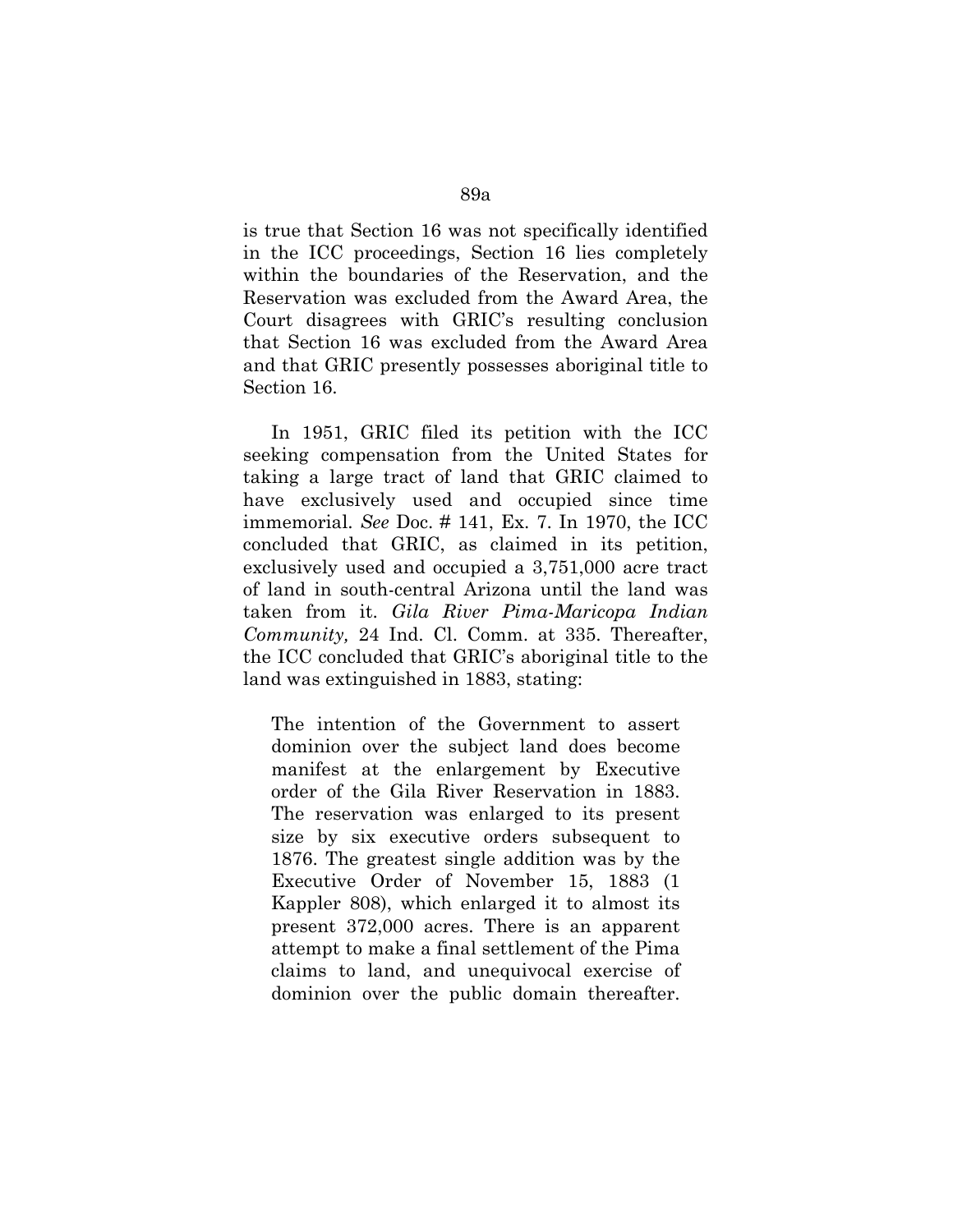is true that Section 16 was not specifically identified in the ICC proceedings, Section 16 lies completely within the boundaries of the Reservation, and the Reservation was excluded from the Award Area, the Court disagrees with GRIC's resulting conclusion that Section 16 was excluded from the Award Area and that GRIC presently possesses aboriginal title to Section 16.

In 1951, GRIC filed its petition with the ICC seeking compensation from the United States for taking a large tract of land that GRIC claimed to have exclusively used and occupied since time immemorial. *See* Doc. # 141, Ex. 7. In 1970, the ICC concluded that GRIC, as claimed in its petition, exclusively used and occupied a 3,751,000 acre tract of land in south-central Arizona until the land was taken from it. *Gila River Pima-Maricopa Indian Community,* 24 Ind. Cl. Comm. at 335. Thereafter, the ICC concluded that GRIC's aboriginal title to the land was extinguished in 1883, stating:

> The intention of the Government to assert dominion over the subject land does become manifest at the enlargement by Executive order of the Gila River Reservation in 1883. The reservation was enlarged to its present size by six executive orders subsequent to 1876. The greatest single addition was by the Executive Order of November 15, 1883 (1 Kappler 808), which enlarged it to almost its present 372,000 acres. There is an apparent attempt to make a final settlement of the Pima claims to land, and unequivocal exercise of dominion over the public domain thereafter.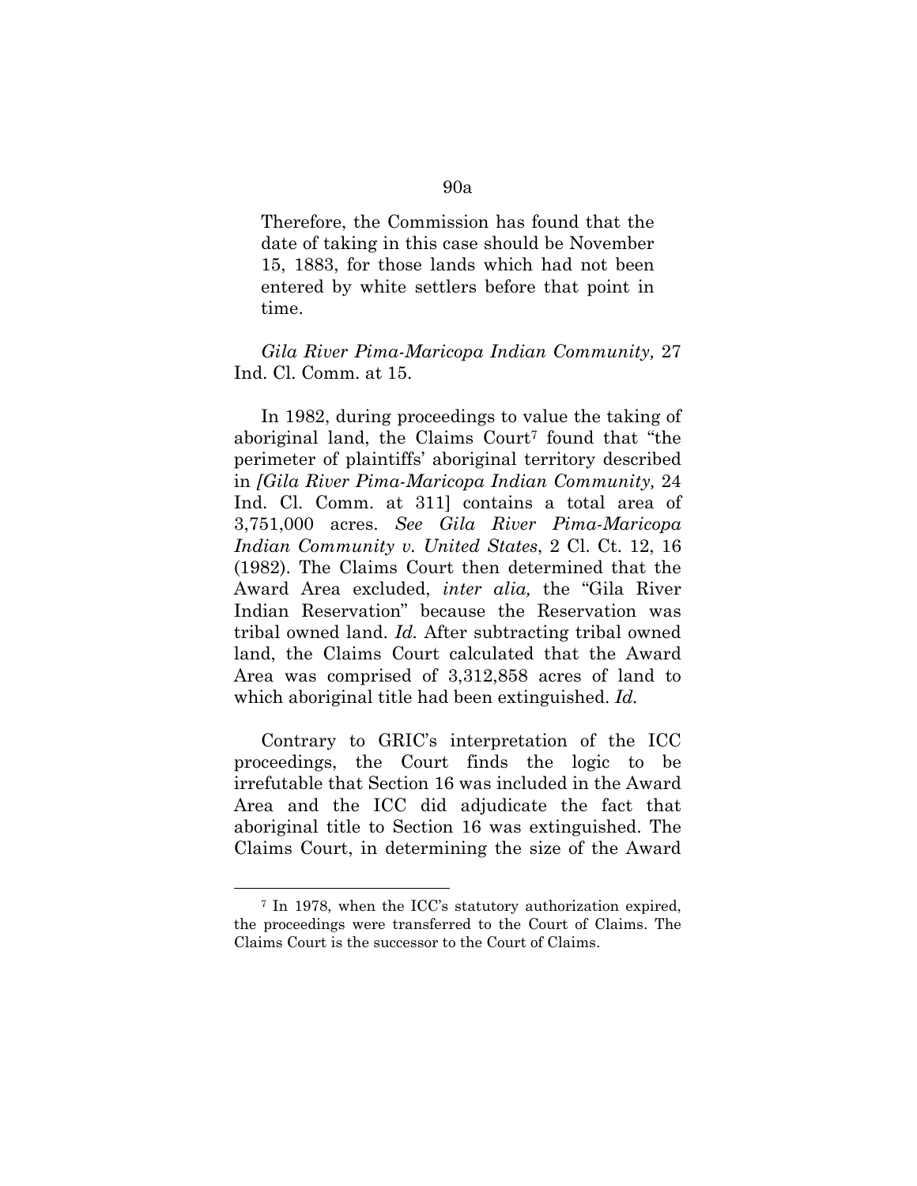Therefore, the Commission has found that the date of taking in this case should be November 15, 1883, for those lands which had not been entered by white settlers before that point in time.

*Gila River Pima-Maricopa Indian Community,* 27 Ind. Cl. Comm. at 15.

In 1982, during proceedings to value the taking of aboriginal land, the Claims Court[7] found that "the perimeter of plaintiffs' aboriginal territory described in *[Gila River Pima-Maricopa Indian Community,* 24 Ind. Cl. Comm. at 311] contains a total area of 3,751,000 acres. *See Gila River Pima-Maricopa Indian Community v. United States*, 2 Cl. Ct. 12, 16 (1982). The Claims Court then determined that the Award Area excluded, *inter alia,* the "Gila River Indian Reservation" because the Reservation was tribal owned land. *Id.* After subtracting tribal owned land, the Claims Court calculated that the Award Area was comprised of 3,312,858 acres of land to which aboriginal title had been extinguished. *Id.*

Contrary to GRIC's interpretation of the ICC proceedings, the Court finds the logic to be irrefutable that Section 16 was included in the Award Area and the ICC did adjudicate the fact that aboriginal title to Section 16 was extinguished. The Claims Court, in determining the size of the Award

---

[7] In 1978, when the ICC's statutory authorization expired, the proceedings were transferred to the Court of Claims. The Claims Court is the successor to the Court of Claims.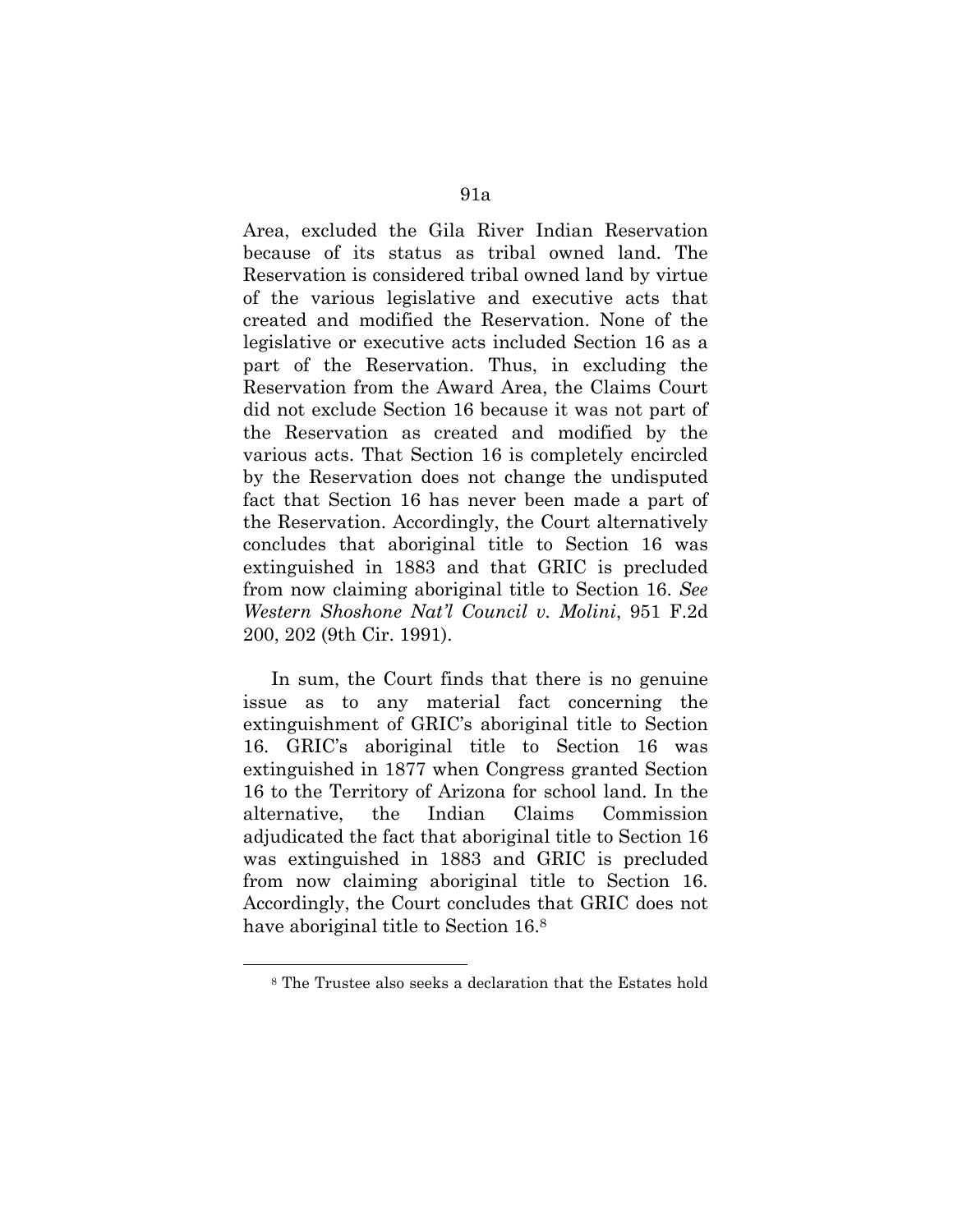Area, excluded the Gila River Indian Reservation because of its status as tribal owned land. The Reservation is considered tribal owned land by virtue of the various legislative and executive acts that created and modified the Reservation. None of the legislative or executive acts included Section 16 as a part of the Reservation. Thus, in excluding the Reservation from the Award Area, the Claims Court did not exclude Section 16 because it was not part of the Reservation as created and modified by the various acts. That Section 16 is completely encircled by the Reservation does not change the undisputed fact that Section 16 has never been made a part of the Reservation. Accordingly, the Court alternatively concludes that aboriginal title to Section 16 was extinguished in 1883 and that GRIC is precluded from now claiming aboriginal title to Section 16. *See Western Shoshone Nat'l Council v. Molini*, 951 F.2d 200, 202 (9th Cir. 1991).

In sum, the Court finds that there is no genuine issue as to any material fact concerning the extinguishment of GRIC's aboriginal title to Section 16. GRIC's aboriginal title to Section 16 was extinguished in 1877 when Congress granted Section 16 to the Territory of Arizona for school land. In the alternative, the Indian Claims Commission adjudicated the fact that aboriginal title to Section 16 was extinguished in 1883 and GRIC is precluded from now claiming aboriginal title to Section 16. Accordingly, the Court concludes that GRIC does not have aboriginal title to Section 16.[8]

[8] The Trustee also seeks a declaration that the Estates hold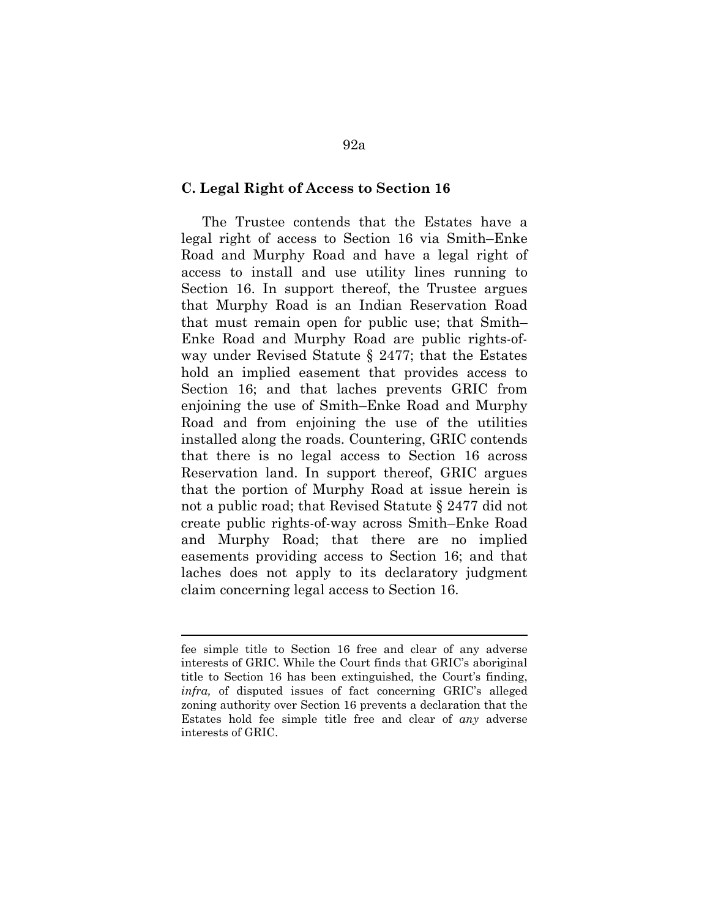### C. Legal Right of Access to Section 16

The Trustee contends that the Estates have a legal right of access to Section 16 via Smith–Enke Road and Murphy Road and have a legal right of access to install and use utility lines running to Section 16. In support thereof, the Trustee argues that Murphy Road is an Indian Reservation Road that must remain open for public use; that Smith–Enke Road and Murphy Road are public rights-of-way under Revised Statute § 2477; that the Estates hold an implied easement that provides access to Section 16; and that laches prevents GRIC from enjoining the use of Smith–Enke Road and Murphy Road and from enjoining the use of the utilities installed along the roads. Countering, GRIC contends that there is no legal access to Section 16 across Reservation land. In support thereof, GRIC argues that the portion of Murphy Road at issue herein is not a public road; that Revised Statute § 2477 did not create public rights-of-way across Smith–Enke Road and Murphy Road; that there are no implied easements providing access to Section 16; and that laches does not apply to its declaratory judgment claim concerning legal access to Section 16.

---

fee simple title to Section 16 free and clear of any adverse interests of GRIC. While the Court finds that GRIC's aboriginal title to Section 16 has been extinguished, the Court's finding, *infra,* of disputed issues of fact concerning GRIC's alleged zoning authority over Section 16 prevents a declaration that the Estates hold fee simple title free and clear of *any* adverse interests of GRIC.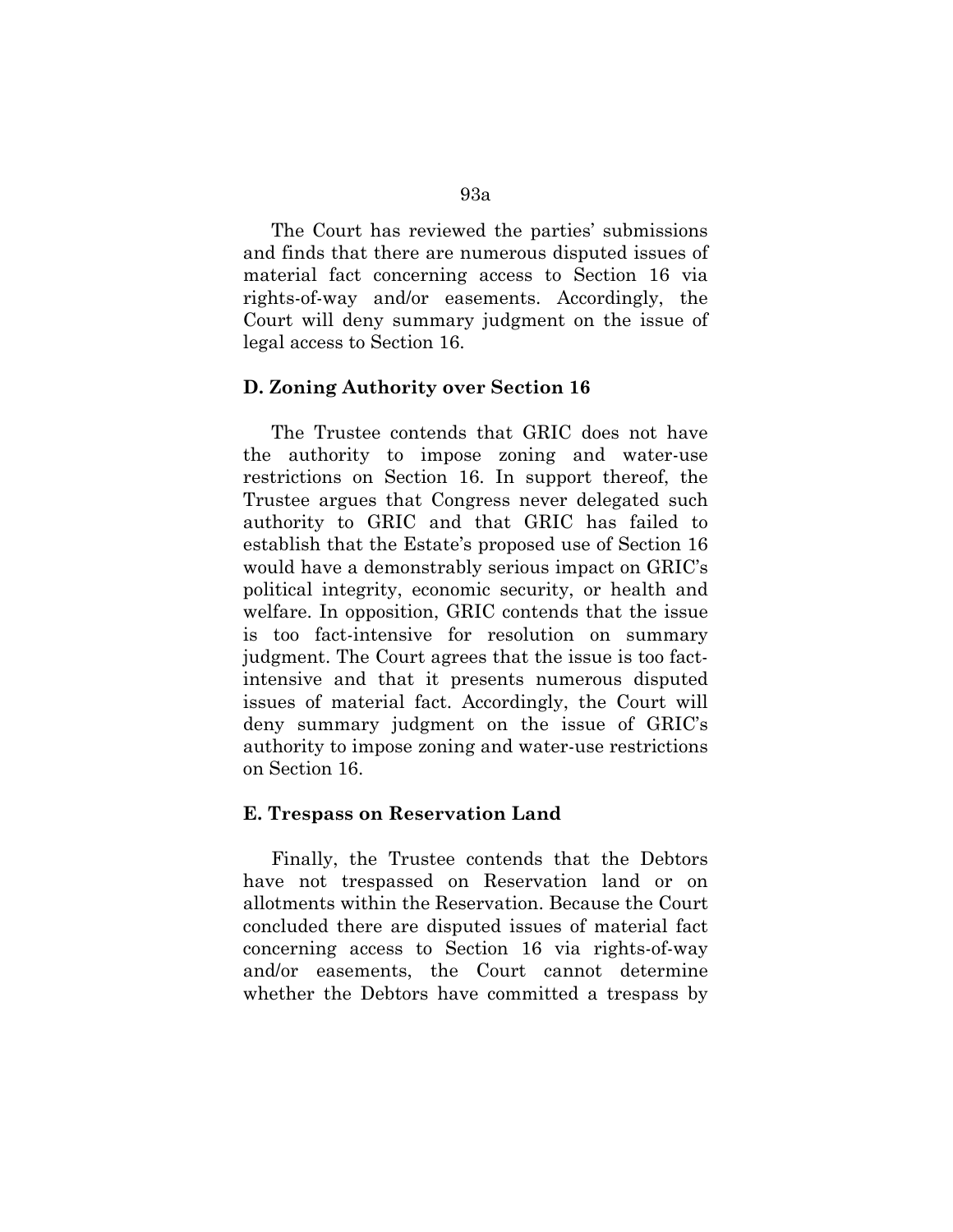The Court has reviewed the parties' submissions and finds that there are numerous disputed issues of material fact concerning access to Section 16 via rights-of-way and/or easements. Accordingly, the Court will deny summary judgment on the issue of legal access to Section 16.

### D. Zoning Authority over Section 16

The Trustee contends that GRIC does not have the authority to impose zoning and water-use restrictions on Section 16. In support thereof, the Trustee argues that Congress never delegated such authority to GRIC and that GRIC has failed to establish that the Estate's proposed use of Section 16 would have a demonstrably serious impact on GRIC's political integrity, economic security, or health and welfare. In opposition, GRIC contends that the issue is too fact-intensive for resolution on summary judgment. The Court agrees that the issue is too fact-intensive and that it presents numerous disputed issues of material fact. Accordingly, the Court will deny summary judgment on the issue of GRIC's authority to impose zoning and water-use restrictions on Section 16.

### E. Trespass on Reservation Land

Finally, the Trustee contends that the Debtors have not trespassed on Reservation land or on allotments within the Reservation. Because the Court concluded there are disputed issues of material fact concerning access to Section 16 via rights-of-way and/or easements, the Court cannot determine whether the Debtors have committed a trespass by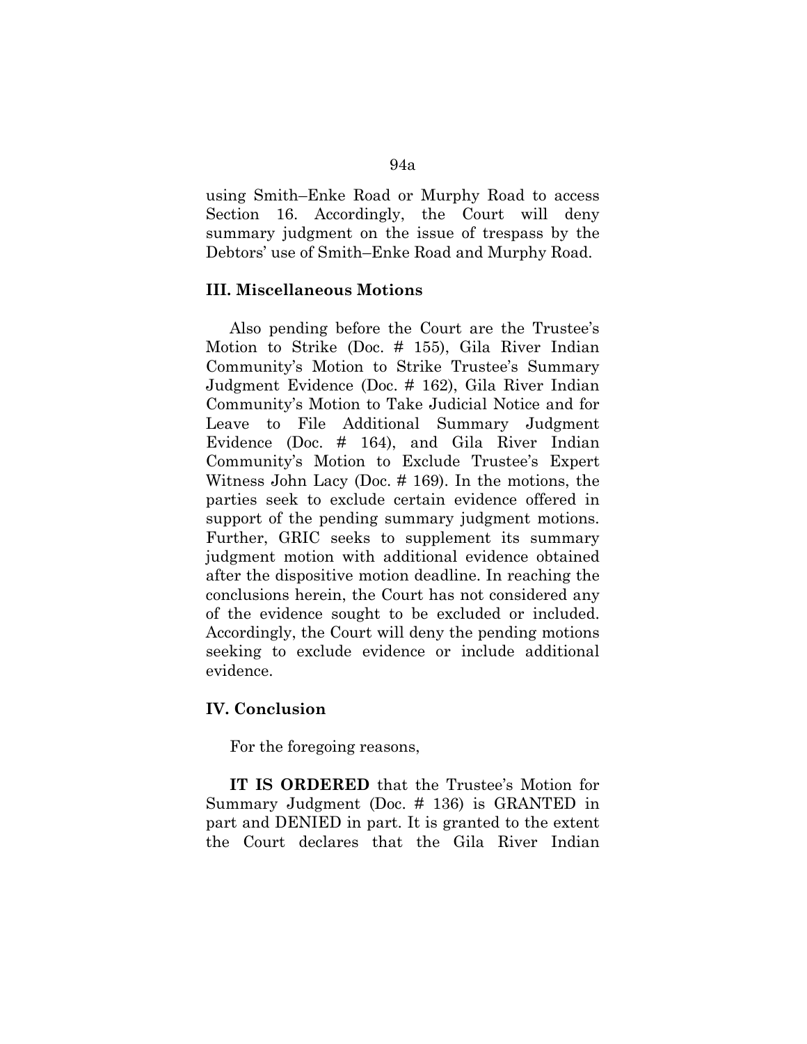using Smith–Enke Road or Murphy Road to access Section 16. Accordingly, the Court will deny summary judgment on the issue of trespass by the Debtors' use of Smith–Enke Road and Murphy Road.

### III. Miscellaneous Motions

Also pending before the Court are the Trustee's Motion to Strike (Doc. # 155), Gila River Indian Community's Motion to Strike Trustee's Summary Judgment Evidence (Doc. # 162), Gila River Indian Community's Motion to Take Judicial Notice and for Leave to File Additional Summary Judgment Evidence (Doc. # 164), and Gila River Indian Community's Motion to Exclude Trustee's Expert Witness John Lacy (Doc. # 169). In the motions, the parties seek to exclude certain evidence offered in support of the pending summary judgment motions. Further, GRIC seeks to supplement its summary judgment motion with additional evidence obtained after the dispositive motion deadline. In reaching the conclusions herein, the Court has not considered any of the evidence sought to be excluded or included. Accordingly, the Court will deny the pending motions seeking to exclude evidence or include additional evidence.

### IV. Conclusion

For the foregoing reasons,

**IT IS ORDERED** that the Trustee's Motion for Summary Judgment (Doc. # 136) is GRANTED in part and DENIED in part. It is granted to the extent the Court declares that the Gila River Indian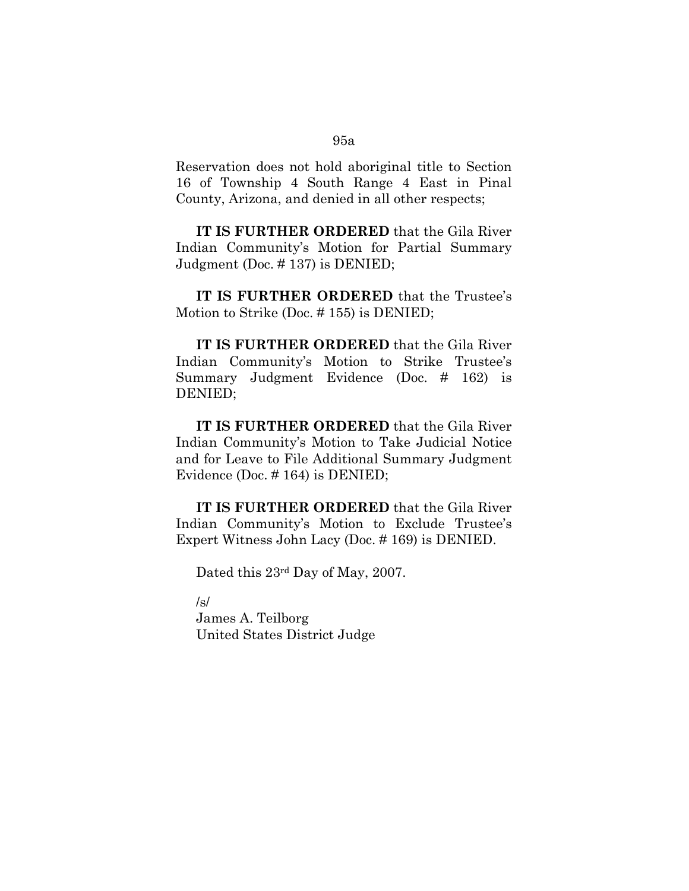Reservation does not hold aboriginal title to Section 16 of Township 4 South Range 4 East in Pinal County, Arizona, and denied in all other respects;

**IT IS FURTHER ORDERED** that the Gila River Indian Community's Motion for Partial Summary Judgment (Doc. # 137) is DENIED;

**IT IS FURTHER ORDERED** that the Trustee's Motion to Strike (Doc. # 155) is DENIED;

**IT IS FURTHER ORDERED** that the Gila River Indian Community's Motion to Strike Trustee's Summary Judgment Evidence (Doc. # 162) is DENIED;

**IT IS FURTHER ORDERED** that the Gila River Indian Community's Motion to Take Judicial Notice and for Leave to File Additional Summary Judgment Evidence (Doc. # 164) is DENIED;

**IT IS FURTHER ORDERED** that the Gila River Indian Community's Motion to Exclude Trustee's Expert Witness John Lacy (Doc. # 169) is DENIED.

Dated this 23rd Day of May, 2007.

/s/
James A. Teilborg
United States District Judge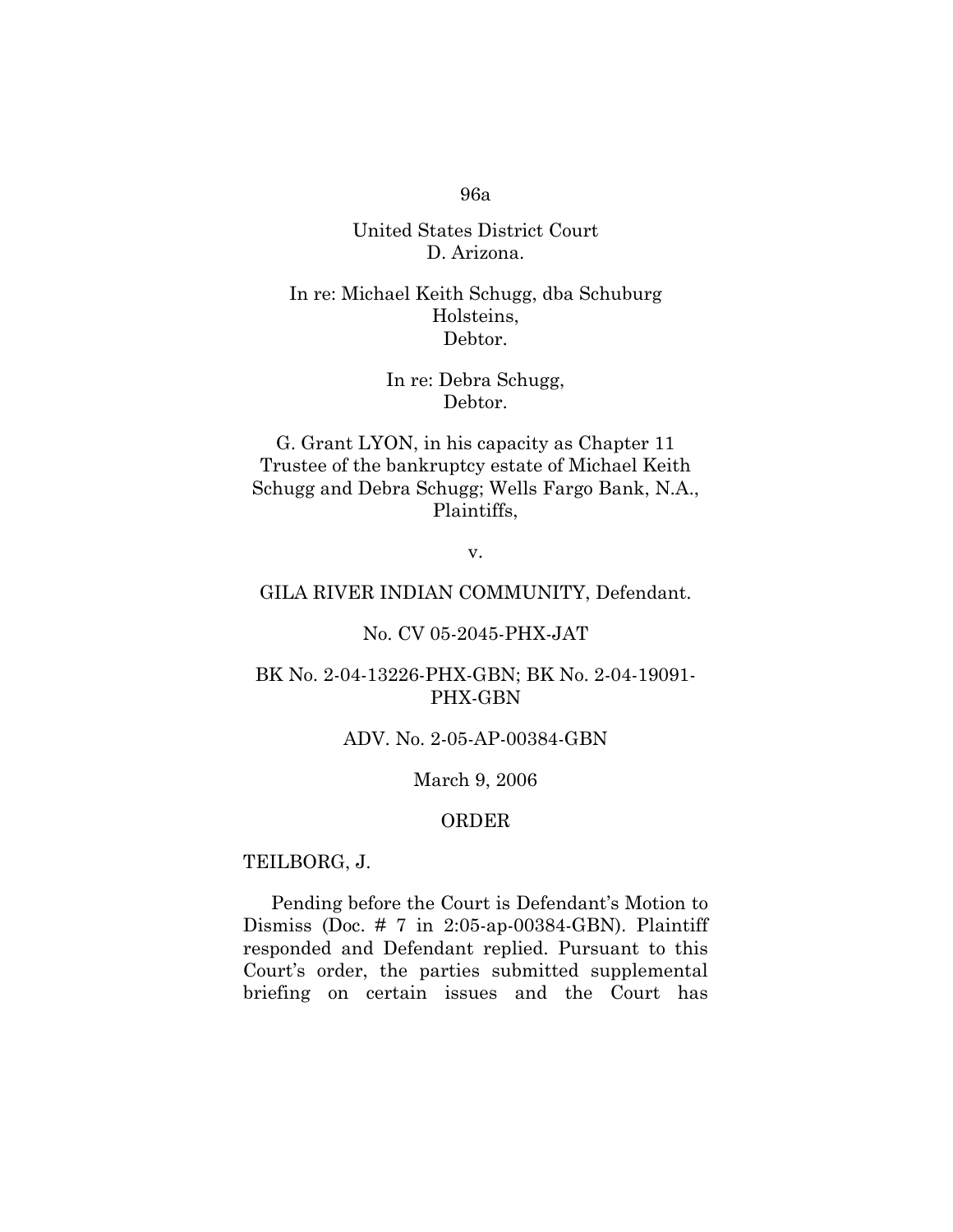United States District Court
D. Arizona.

In re: Michael Keith Schugg, dba Schuburg Holsteins,
Debtor.

In re: Debra Schugg,
Debtor.

G. Grant LYON, in his capacity as Chapter 11 Trustee of the bankruptcy estate of Michael Keith Schugg and Debra Schugg; Wells Fargo Bank, N.A.,
Plaintiffs,

v.

GILA RIVER INDIAN COMMUNITY, Defendant.

No. CV 05-2045-PHX-JAT

BK No. 2-04-13226-PHX-GBN; BK No. 2-04-19091-PHX-GBN

ADV. No. 2-05-AP-00384-GBN

March 9, 2006

ORDER

TEILBORG, J.

Pending before the Court is Defendant's Motion to Dismiss (Doc. # 7 in 2:05-ap-00384-GBN). Plaintiff responded and Defendant replied. Pursuant to this Court's order, the parties submitted supplemental briefing on certain issues and the Court has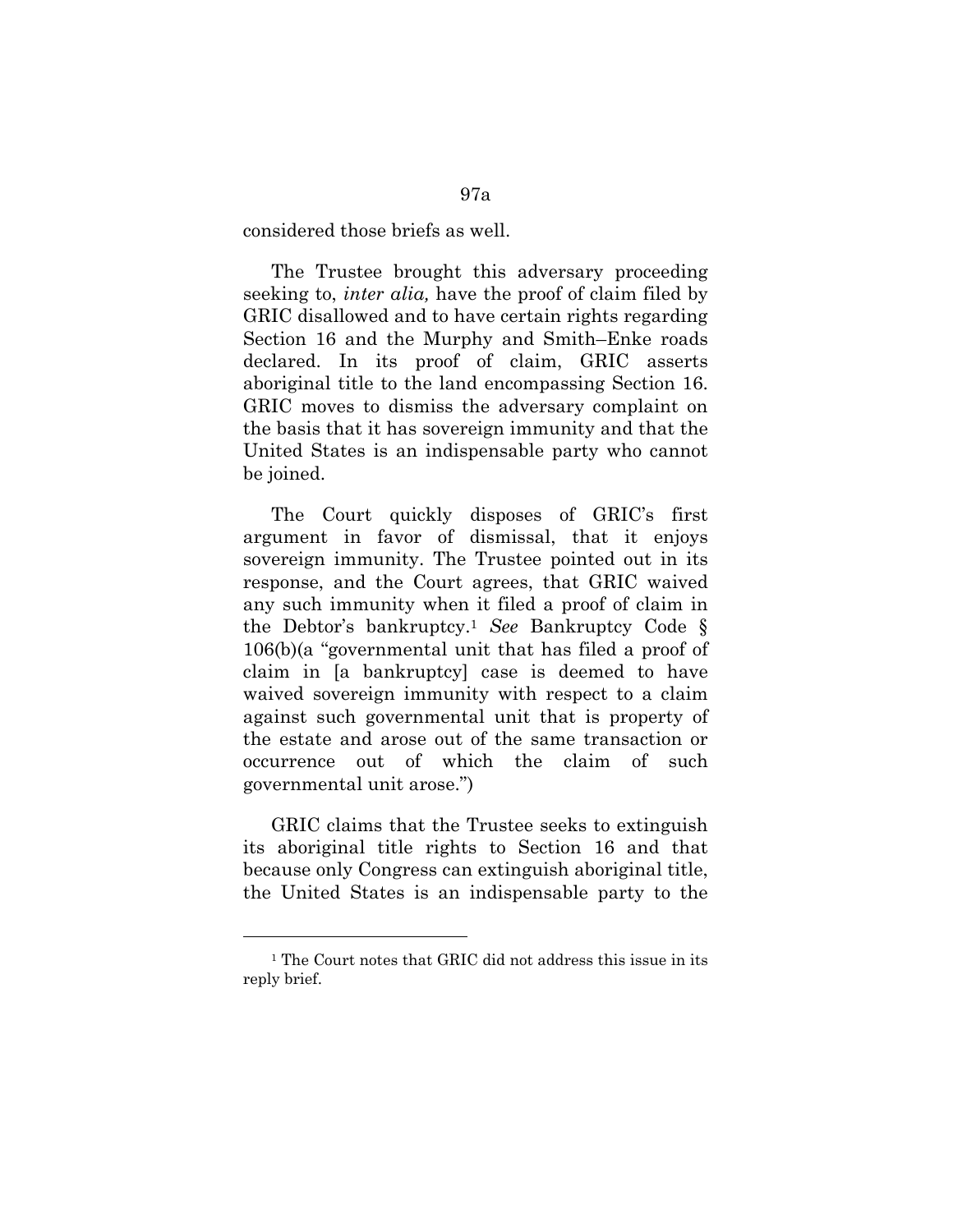considered those briefs as well.

The Trustee brought this adversary proceeding seeking to, *inter alia,* have the proof of claim filed by GRIC disallowed and to have certain rights regarding Section 16 and the Murphy and Smith–Enke roads declared. In its proof of claim, GRIC asserts aboriginal title to the land encompassing Section 16. GRIC moves to dismiss the adversary complaint on the basis that it has sovereign immunity and that the United States is an indispensable party who cannot be joined.

The Court quickly disposes of GRIC's first argument in favor of dismissal, that it enjoys sovereign immunity. The Trustee pointed out in its response, and the Court agrees, that GRIC waived any such immunity when it filed a proof of claim in the Debtor's bankruptcy.[1] *See* Bankruptcy Code § 106(b)(a "governmental unit that has filed a proof of claim in [a bankruptcy] case is deemed to have waived sovereign immunity with respect to a claim against such governmental unit that is property of the estate and arose out of the same transaction or occurrence out of which the claim of such governmental unit arose.")

GRIC claims that the Trustee seeks to extinguish its aboriginal title rights to Section 16 and that because only Congress can extinguish aboriginal title, the United States is an indispensable party to the

---

[1] The Court notes that GRIC did not address this issue in its reply brief.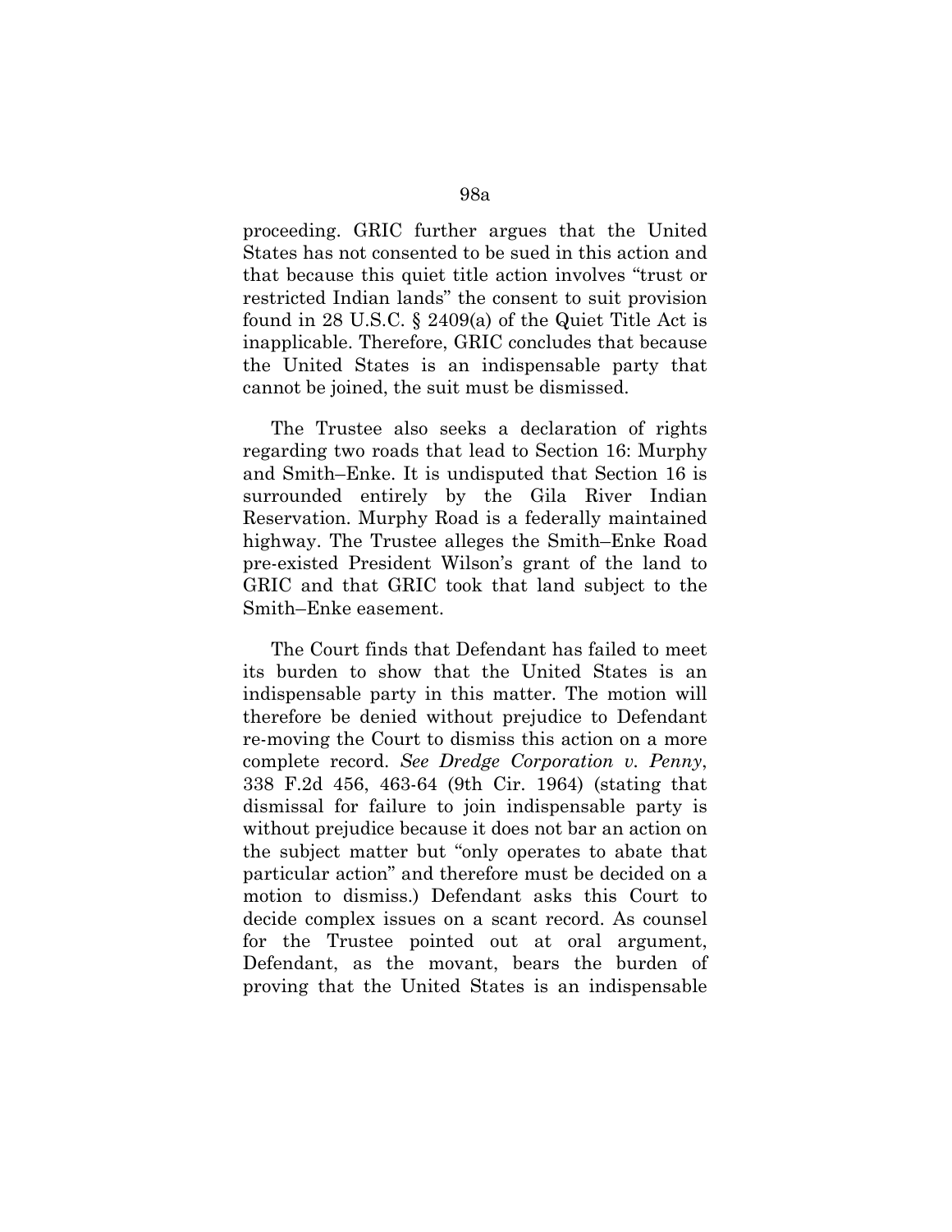proceeding. GRIC further argues that the United States has not consented to be sued in this action and that because this quiet title action involves "trust or restricted Indian lands" the consent to suit provision found in 28 U.S.C. § 2409(a) of the Quiet Title Act is inapplicable. Therefore, GRIC concludes that because the United States is an indispensable party that cannot be joined, the suit must be dismissed.

The Trustee also seeks a declaration of rights regarding two roads that lead to Section 16: Murphy and Smith–Enke. It is undisputed that Section 16 is surrounded entirely by the Gila River Indian Reservation. Murphy Road is a federally maintained highway. The Trustee alleges the Smith–Enke Road pre-existed President Wilson's grant of the land to GRIC and that GRIC took that land subject to the Smith–Enke easement.

The Court finds that Defendant has failed to meet its burden to show that the United States is an indispensable party in this matter. The motion will therefore be denied without prejudice to Defendant re-moving the Court to dismiss this action on a more complete record. *See Dredge Corporation v. Penny*, 338 F.2d 456, 463-64 (9th Cir. 1964) (stating that dismissal for failure to join indispensable party is without prejudice because it does not bar an action on the subject matter but "only operates to abate that particular action" and therefore must be decided on a motion to dismiss.) Defendant asks this Court to decide complex issues on a scant record. As counsel for the Trustee pointed out at oral argument, Defendant, as the movant, bears the burden of proving that the United States is an indispensable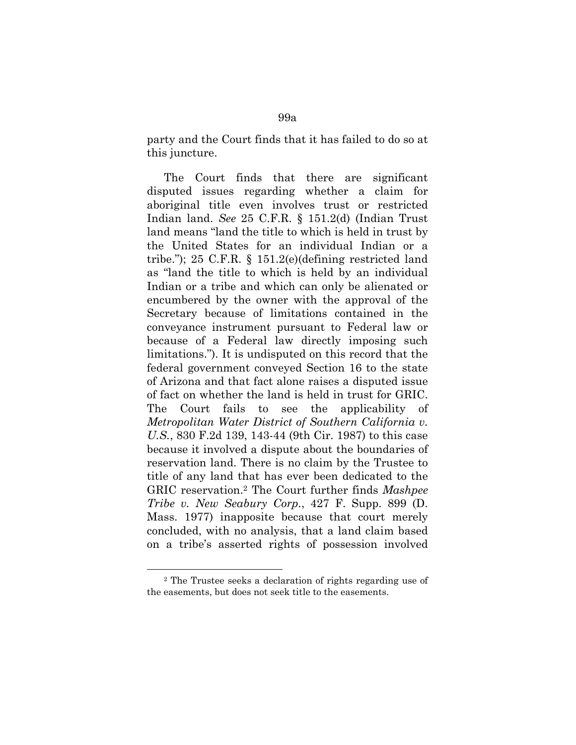party and the Court finds that it has failed to do so at this juncture.

The Court finds that there are significant disputed issues regarding whether a claim for aboriginal title even involves trust or restricted Indian land. *See* 25 C.F.R. § 151.2(d) (Indian Trust land means "land the title to which is held in trust by the United States for an individual Indian or a tribe."); 25 C.F.R. § 151.2(e)(defining restricted land as "land the title to which is held by an individual Indian or a tribe and which can only be alienated or encumbered by the owner with the approval of the Secretary because of limitations contained in the conveyance instrument pursuant to Federal law or because of a Federal law directly imposing such limitations."). It is undisputed on this record that the federal government conveyed Section 16 to the state of Arizona and that fact alone raises a disputed issue of fact on whether the land is held in trust for GRIC. The Court fails to see the applicability of *Metropolitan Water District of Southern California v. U.S.*, 830 F.2d 139, 143-44 (9th Cir. 1987) to this case because it involved a dispute about the boundaries of reservation land. There is no claim by the Trustee to title of any land that has ever been dedicated to the GRIC reservation.[2] The Court further finds *Mashpee Tribe v. New Seabury Corp.*, 427 F. Supp. 899 (D. Mass. 1977) inapposite because that court merely concluded, with no analysis, that a land claim based on a tribe's asserted rights of possession involved

[2] The Trustee seeks a declaration of rights regarding use of the easements, but does not seek title to the easements.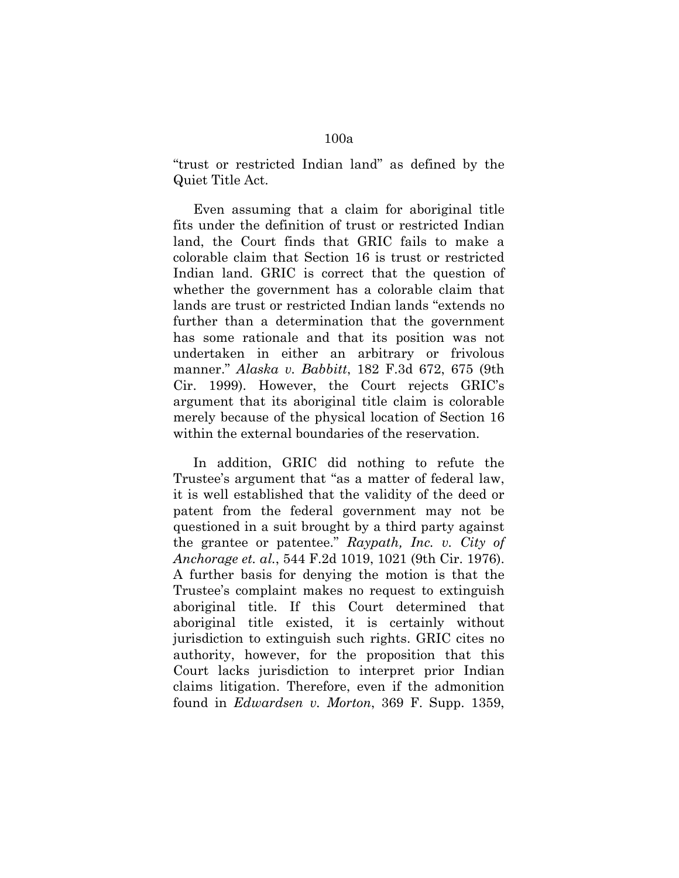"trust or restricted Indian land" as defined by the Quiet Title Act.

Even assuming that a claim for aboriginal title fits under the definition of trust or restricted Indian land, the Court finds that GRIC fails to make a colorable claim that Section 16 is trust or restricted Indian land. GRIC is correct that the question of whether the government has a colorable claim that lands are trust or restricted Indian lands "extends no further than a determination that the government has some rationale and that its position was not undertaken in either an arbitrary or frivolous manner." *Alaska v. Babbitt*, 182 F.3d 672, 675 (9th Cir. 1999). However, the Court rejects GRIC's argument that its aboriginal title claim is colorable merely because of the physical location of Section 16 within the external boundaries of the reservation.

In addition, GRIC did nothing to refute the Trustee's argument that "as a matter of federal law, it is well established that the validity of the deed or patent from the federal government may not be questioned in a suit brought by a third party against the grantee or patentee." *Raypath, Inc. v. City of Anchorage et. al.*, 544 F.2d 1019, 1021 (9th Cir. 1976). A further basis for denying the motion is that the Trustee's complaint makes no request to extinguish aboriginal title. If this Court determined that aboriginal title existed, it is certainly without jurisdiction to extinguish such rights. GRIC cites no authority, however, for the proposition that this Court lacks jurisdiction to interpret prior Indian claims litigation. Therefore, even if the admonition found in *Edwardsen v. Morton*, 369 F. Supp. 1359,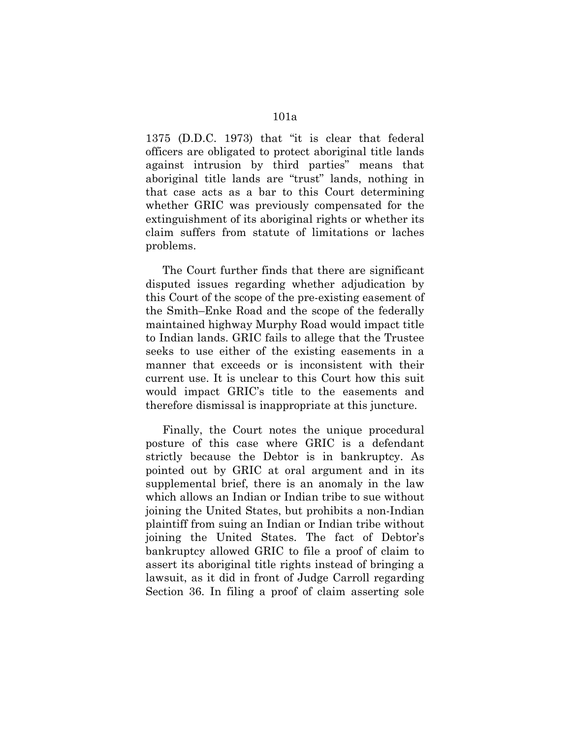1375 (D.D.C. 1973) that "it is clear that federal officers are obligated to protect aboriginal title lands against intrusion by third parties" means that aboriginal title lands are "trust" lands, nothing in that case acts as a bar to this Court determining whether GRIC was previously compensated for the extinguishment of its aboriginal rights or whether its claim suffers from statute of limitations or laches problems.

The Court further finds that there are significant disputed issues regarding whether adjudication by this Court of the scope of the pre-existing easement of the Smith–Enke Road and the scope of the federally maintained highway Murphy Road would impact title to Indian lands. GRIC fails to allege that the Trustee seeks to use either of the existing easements in a manner that exceeds or is inconsistent with their current use. It is unclear to this Court how this suit would impact GRIC's title to the easements and therefore dismissal is inappropriate at this juncture.

Finally, the Court notes the unique procedural posture of this case where GRIC is a defendant strictly because the Debtor is in bankruptcy. As pointed out by GRIC at oral argument and in its supplemental brief, there is an anomaly in the law which allows an Indian or Indian tribe to sue without joining the United States, but prohibits a non-Indian plaintiff from suing an Indian or Indian tribe without joining the United States. The fact of Debtor's bankruptcy allowed GRIC to file a proof of claim to assert its aboriginal title rights instead of bringing a lawsuit, as it did in front of Judge Carroll regarding Section 36. In filing a proof of claim asserting sole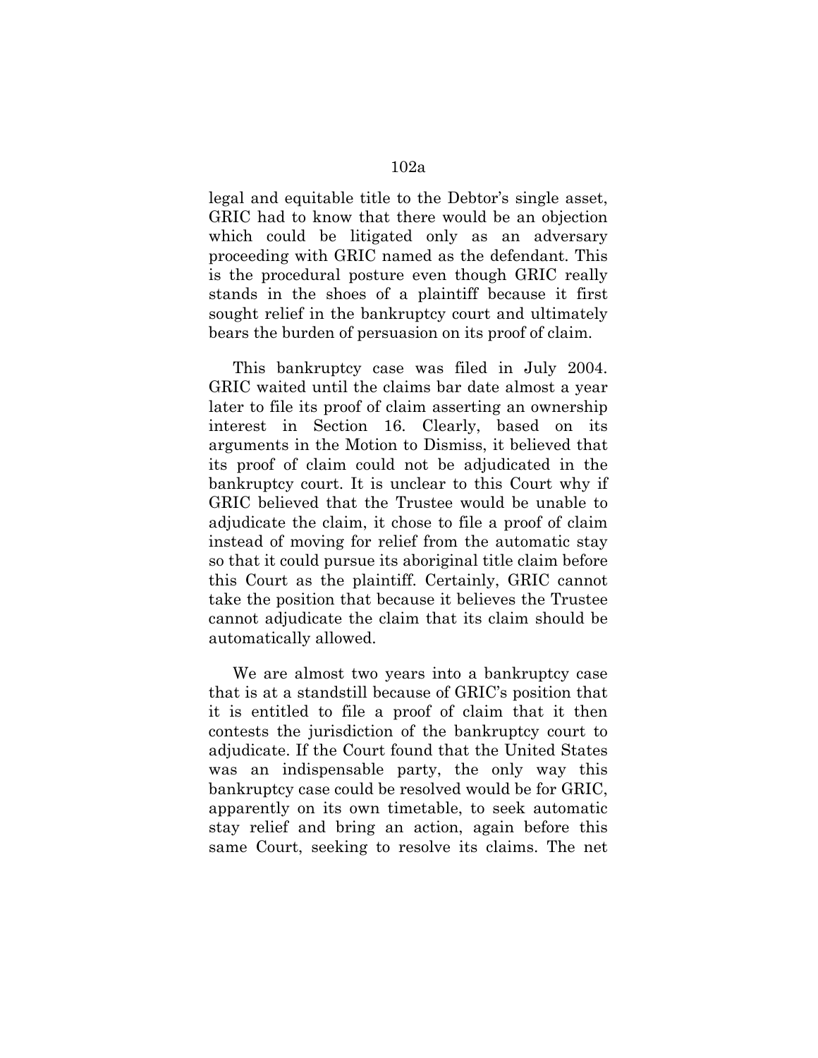legal and equitable title to the Debtor's single asset, GRIC had to know that there would be an objection which could be litigated only as an adversary proceeding with GRIC named as the defendant. This is the procedural posture even though GRIC really stands in the shoes of a plaintiff because it first sought relief in the bankruptcy court and ultimately bears the burden of persuasion on its proof of claim.

This bankruptcy case was filed in July 2004. GRIC waited until the claims bar date almost a year later to file its proof of claim asserting an ownership interest in Section 16. Clearly, based on its arguments in the Motion to Dismiss, it believed that its proof of claim could not be adjudicated in the bankruptcy court. It is unclear to this Court why if GRIC believed that the Trustee would be unable to adjudicate the claim, it chose to file a proof of claim instead of moving for relief from the automatic stay so that it could pursue its aboriginal title claim before this Court as the plaintiff. Certainly, GRIC cannot take the position that because it believes the Trustee cannot adjudicate the claim that its claim should be automatically allowed.

We are almost two years into a bankruptcy case that is at a standstill because of GRIC's position that it is entitled to file a proof of claim that it then contests the jurisdiction of the bankruptcy court to adjudicate. If the Court found that the United States was an indispensable party, the only way this bankruptcy case could be resolved would be for GRIC, apparently on its own timetable, to seek automatic stay relief and bring an action, again before this same Court, seeking to resolve its claims. The net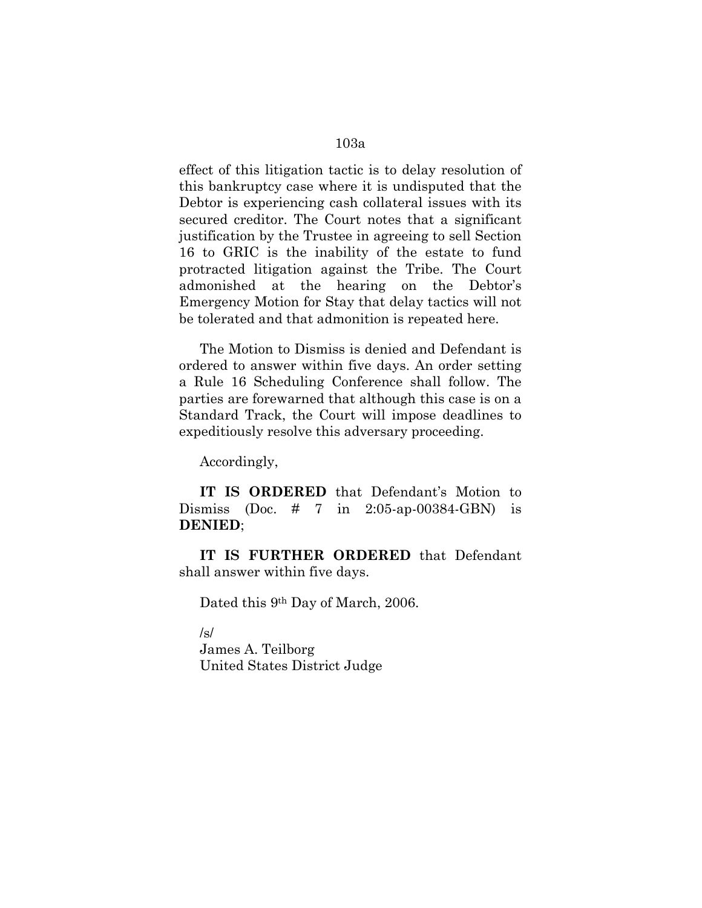effect of this litigation tactic is to delay resolution of this bankruptcy case where it is undisputed that the Debtor is experiencing cash collateral issues with its secured creditor. The Court notes that a significant justification by the Trustee in agreeing to sell Section 16 to GRIC is the inability of the estate to fund protracted litigation against the Tribe. The Court admonished at the hearing on the Debtor's Emergency Motion for Stay that delay tactics will not be tolerated and that admonition is repeated here.

The Motion to Dismiss is denied and Defendant is ordered to answer within five days. An order setting a Rule 16 Scheduling Conference shall follow. The parties are forewarned that although this case is on a Standard Track, the Court will impose deadlines to expeditiously resolve this adversary proceeding.

Accordingly,

**IT IS ORDERED** that Defendant's Motion to Dismiss (Doc. # 7 in 2:05-ap-00384-GBN) is **DENIED**;

**IT IS FURTHER ORDERED** that Defendant shall answer within five days.

Dated this 9th Day of March, 2006.

/s/
James A. Teilborg
United States District Judge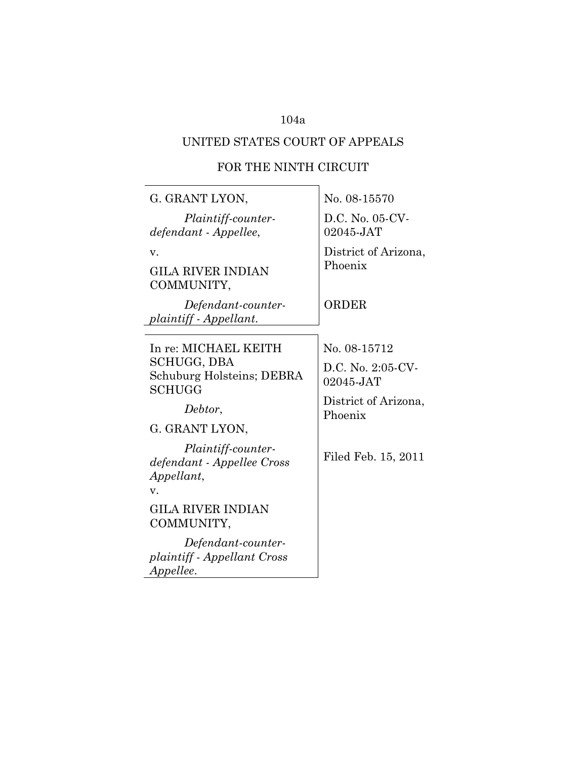UNITED STATES COURT OF APPEALS

FOR THE NINTH CIRCUIT

| | |
|---|---|
| G. GRANT LYON,<br><br>*Plaintiff-counter-defendant - Appellee*,<br><br>v.<br><br>GILA RIVER INDIAN COMMUNITY,<br><br>*Defendant-counter-plaintiff - Appellant*. | No. 08-15570<br><br>D.C. No. 05-CV-02045-JAT<br><br>District of Arizona, Phoenix<br><br>ORDER |
| In re: MICHAEL KEITH SCHUGG, DBA Schuburg Holsteins; DEBRA SCHUGG<br><br>*Debtor*,<br><br>G. GRANT LYON,<br><br>*Plaintiff-counter-defendant - Appellee Cross Appellant*,<br><br>v.<br><br>GILA RIVER INDIAN COMMUNITY,<br><br>*Defendant-counter-plaintiff - Appellant Cross Appellee*. | No. 08-15712<br><br>D.C. No. 2:05-CV-02045-JAT<br><br>District of Arizona, Phoenix<br><br>Filed Feb. 15, 2011 |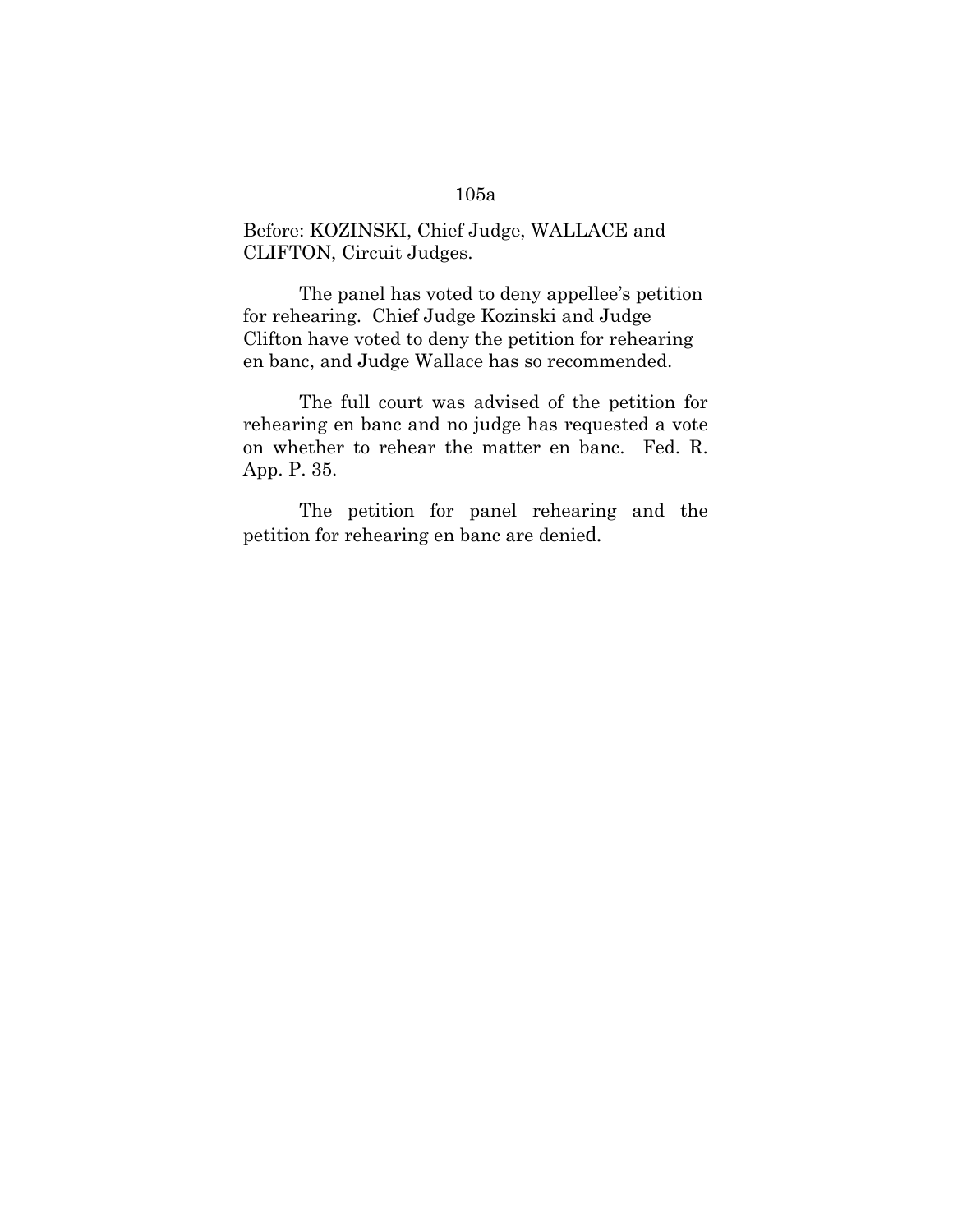Before: KOZINSKI, Chief Judge, WALLACE and CLIFTON, Circuit Judges.

The panel has voted to deny appellee's petition for rehearing. Chief Judge Kozinski and Judge Clifton have voted to deny the petition for rehearing en banc, and Judge Wallace has so recommended.

The full court was advised of the petition for rehearing en banc and no judge has requested a vote on whether to rehear the matter en banc. Fed. R. App. P. 35.

The petition for panel rehearing and the petition for rehearing en banc are denied.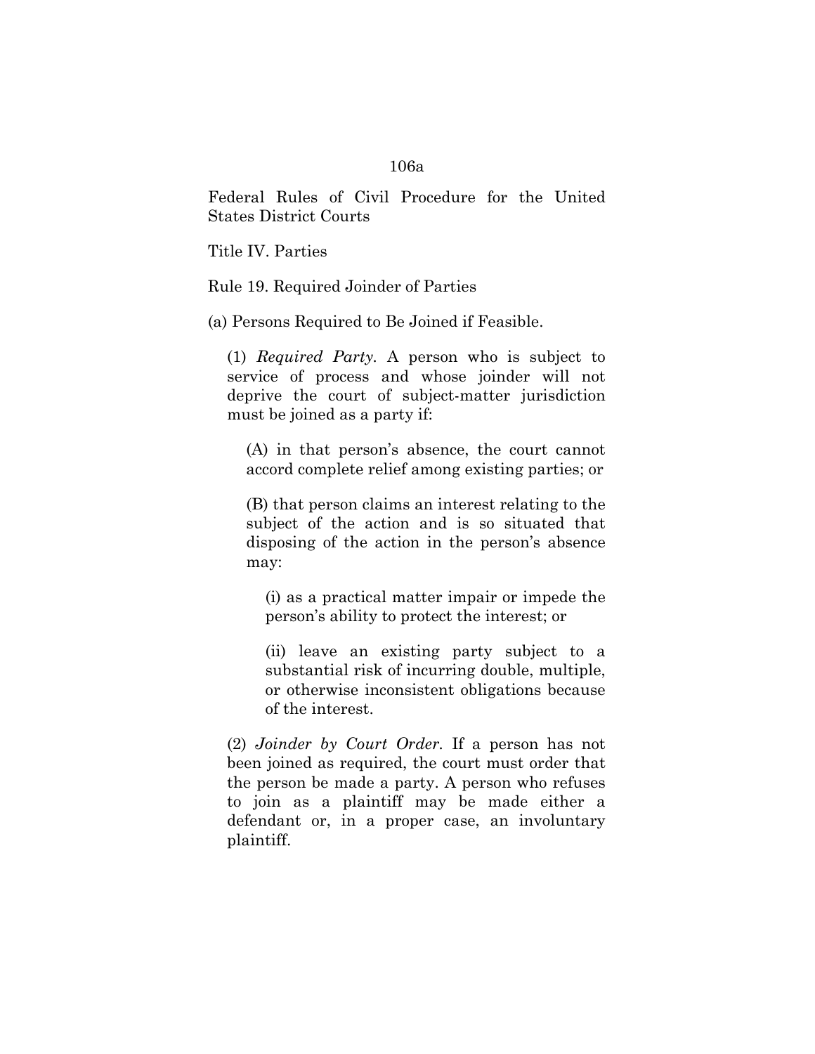Federal Rules of Civil Procedure for the United States District Courts

Title IV. Parties

Rule 19. Required Joinder of Parties

(a) Persons Required to Be Joined if Feasible.

(1) *Required Party.* A person who is subject to service of process and whose joinder will not deprive the court of subject-matter jurisdiction must be joined as a party if:

(A) in that person's absence, the court cannot accord complete relief among existing parties; or

(B) that person claims an interest relating to the subject of the action and is so situated that disposing of the action in the person's absence may:

(i) as a practical matter impair or impede the person's ability to protect the interest; or

(ii) leave an existing party subject to a substantial risk of incurring double, multiple, or otherwise inconsistent obligations because of the interest.

(2) *Joinder by Court Order.* If a person has not been joined as required, the court must order that the person be made a party. A person who refuses to join as a plaintiff may be made either a defendant or, in a proper case, an involuntary plaintiff.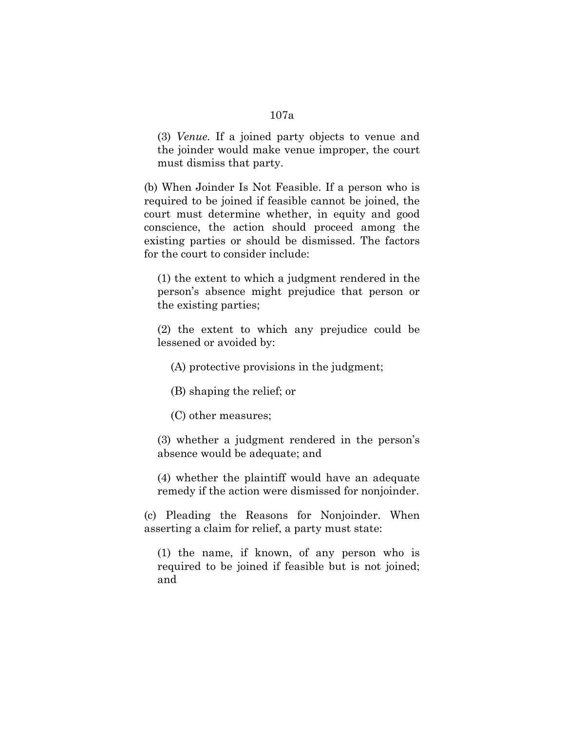(3) *Venue.* If a joined party objects to venue and the joinder would make venue improper, the court must dismiss that party.

(b) When Joinder Is Not Feasible. If a person who is required to be joined if feasible cannot be joined, the court must determine whether, in equity and good conscience, the action should proceed among the existing parties or should be dismissed. The factors for the court to consider include:

(1) the extent to which a judgment rendered in the person's absence might prejudice that person or the existing parties;

(2) the extent to which any prejudice could be lessened or avoided by:

(A) protective provisions in the judgment;

(B) shaping the relief; or

(C) other measures;

(3) whether a judgment rendered in the person's absence would be adequate; and

(4) whether the plaintiff would have an adequate remedy if the action were dismissed for nonjoinder.

(c) Pleading the Reasons for Nonjoinder. When asserting a claim for relief, a party must state:

(1) the name, if known, of any person who is required to be joined if feasible but is not joined; and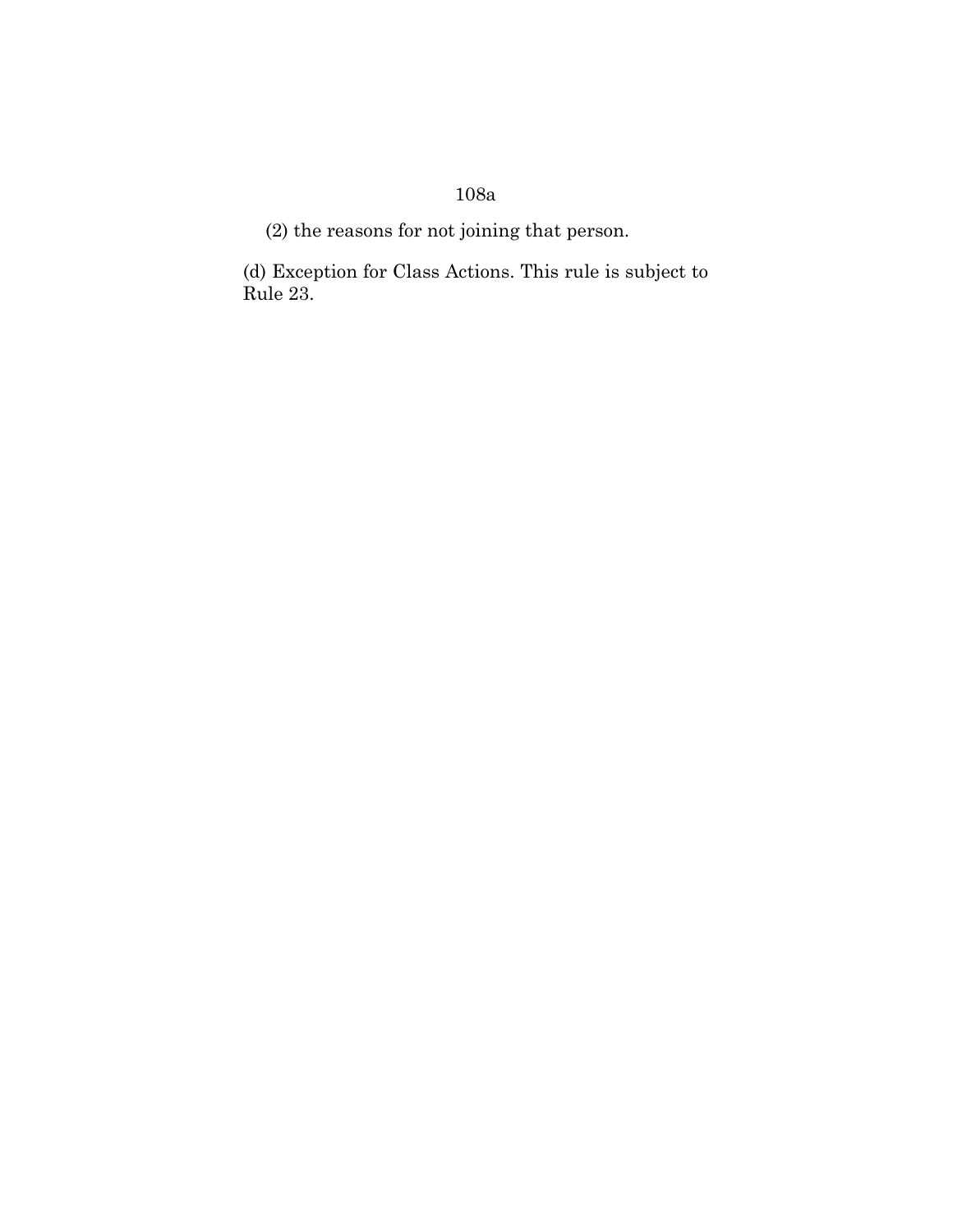(2) the reasons for not joining that person.

(d) Exception for Class Actions. This rule is subject to Rule 23.